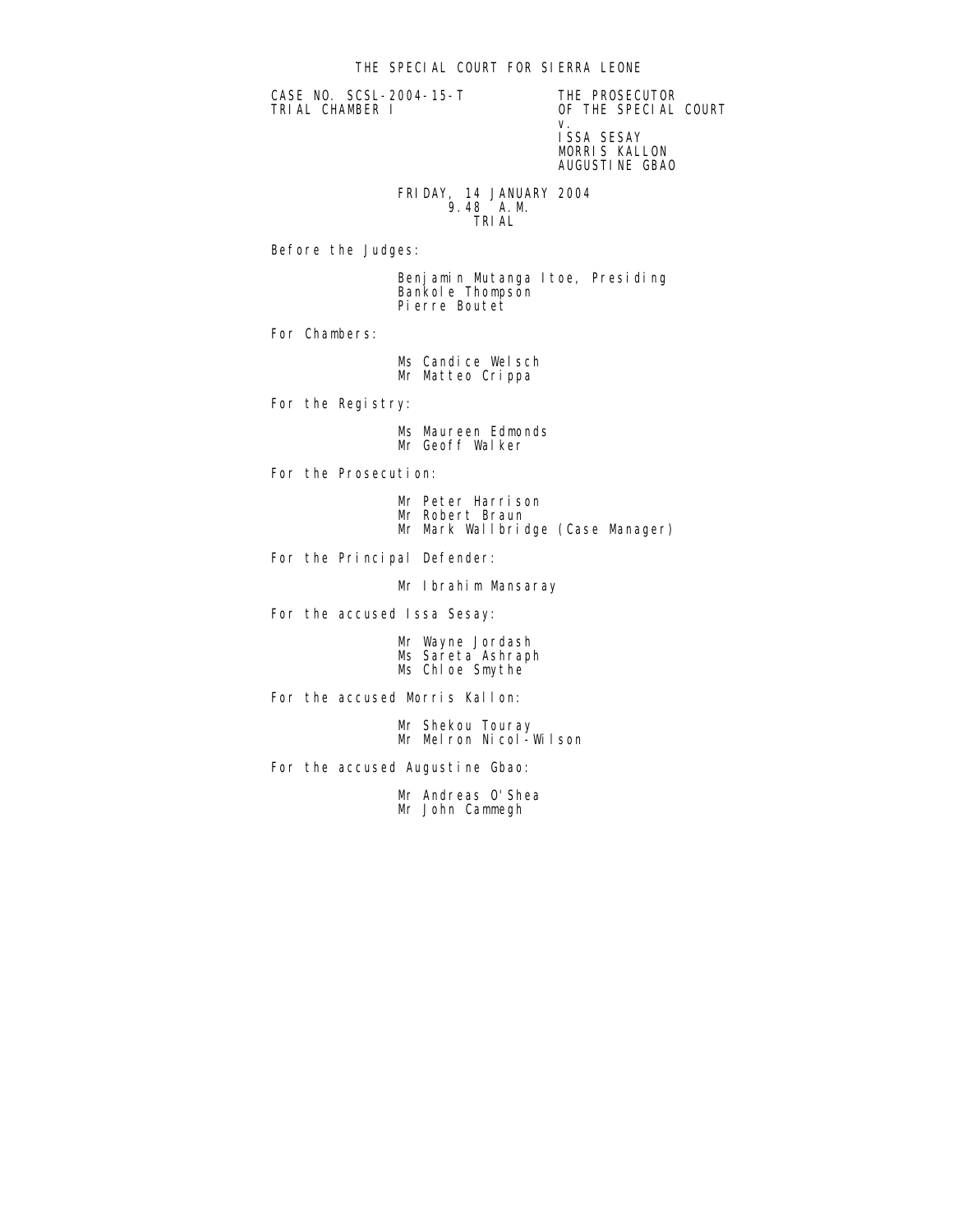THE SPECIAL COURT FOR SIERRA LEONE

CASE NO. SCSL-2004-15-T
TRIAL CHAMBER I

THE PROSECUTOR
OF THE SPECIAL COURT
v.
ISSA SESAY
MORRIS KALLON
AUGUSTINE GBAO

FRIDAY, 14 JANUARY 2004
9.48 A.M.
TRIAL

Before the Judges:

Benjamin Mutanga Itoe, Presiding
Bankole Thompson
Pierre Boutet

For Chambers:

Ms Candice Welsch
Mr Matteo Crippa

For the Registry:

Ms Maureen Edmonds
Mr Geoff Walker

For the Prosecution:

Mr Peter Harrison
Mr Robert Braun
Mr Mark Wallbridge (Case Manager)

For the Principal Defender:

Mr Ibrahim Mansaray

For the accused Issa Sesay:

Mr Wayne Jordash
Ms Sareta Ashraph
Ms Chloe Smythe

For the accused Morris Kallon:

Mr Shekou Touray
Mr Melron Nicol-Wilson

For the accused Augustine Gbao:

Mr Andreas O'Shea
Mr John Cammegh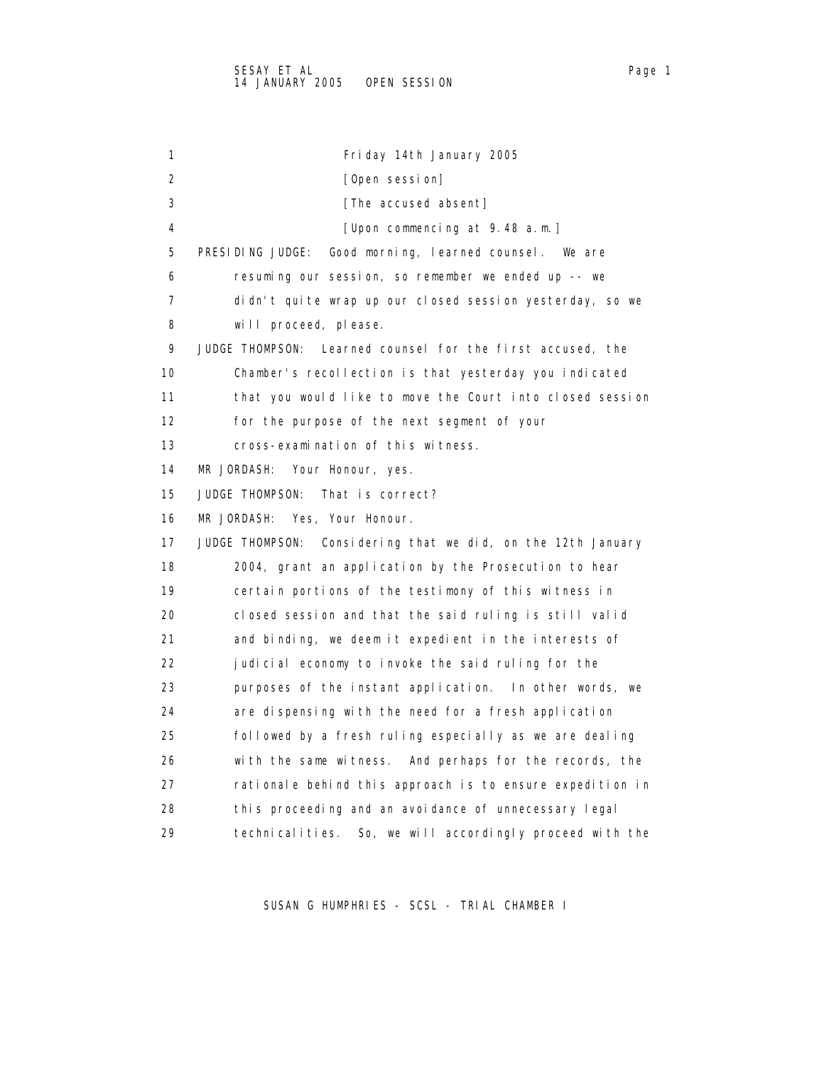Friday 14th January 2005

[Open session]

[The accused absent]

[Upon commencing at 9.48 a.m.]

PRESIDING JUDGE: Good morning, learned counsel. We are resuming our session, so remember we ended up -- we didn't quite wrap up our closed session yesterday, so we will proceed, please.

JUDGE THOMPSON: Learned counsel for the first accused, the Chamber's recollection is that yesterday you indicated that you would like to move the Court into closed session for the purpose of the next segment of your cross-examination of this witness.

MR JORDASH: Your Honour, yes.

JUDGE THOMPSON: That is correct?

MR JORDASH: Yes, Your Honour.

JUDGE THOMPSON: Considering that we did, on the 12th January 2004, grant an application by the Prosecution to hear certain portions of the testimony of this witness in closed session and that the said ruling is still valid and binding, we deem it expedient in the interests of judicial economy to invoke the said ruling for the purposes of the instant application. In other words, we are dispensing with the need for a fresh application followed by a fresh ruling especially as we are dealing with the same witness. And perhaps for the records, the rationale behind this approach is to ensure expedition in this proceeding and an avoidance of unnecessary legal technicalities. So, we will accordingly proceed with the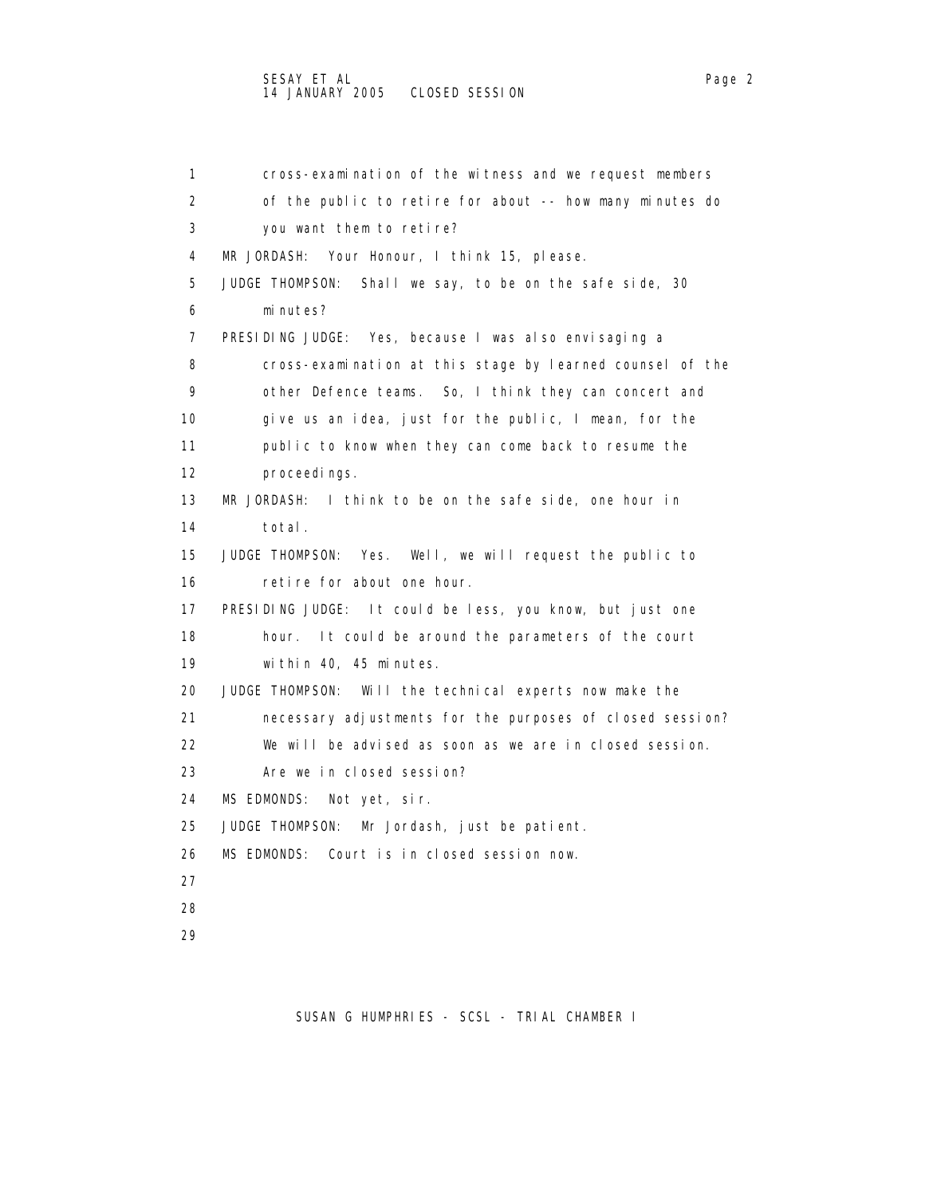cross-examination of the witness and we request members of the public to retire for about -- how many minutes do you want them to retire?

MR JORDASH: Your Honour, I think 15, please.

JUDGE THOMPSON: Shall we say, to be on the safe side, 30 minutes?

PRESIDING JUDGE: Yes, because I was also envisaging a cross-examination at this stage by learned counsel of the other Defence teams. So, I think they can concert and give us an idea, just for the public, I mean, for the public to know when they can come back to resume the proceedings.

MR JORDASH: I think to be on the safe side, one hour in total.

JUDGE THOMPSON: Yes. Well, we will request the public to retire for about one hour.

PRESIDING JUDGE: It could be less, you know, but just one hour. It could be around the parameters of the court within 40, 45 minutes.

JUDGE THOMPSON: Will the technical experts now make the necessary adjustments for the purposes of closed session? We will be advised as soon as we are in closed session. Are we in closed session?

MS EDMONDS: Not yet, sir.

JUDGE THOMPSON: Mr Jordash, just be patient.

MS EDMONDS: Court is in closed session now.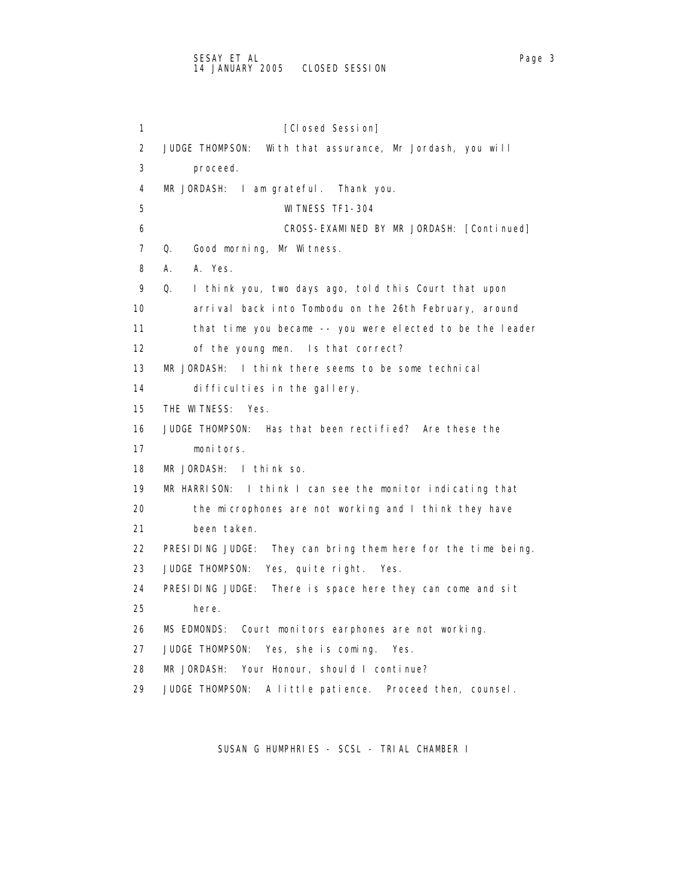1 [Closed Session]

2 JUDGE THOMPSON: With that assurance, Mr Jordash, you will

3 proceed.

4 MR JORDASH: I am grateful. Thank you.

5 WITNESS TF1-304

6 CROSS-EXAMINED BY MR JORDASH: [Continued]

7 Q. Good morning, Mr Witness.

8 A. A. Yes.

9 Q. I think you, two days ago, told this Court that upon

10 arrival back into Tombodu on the 26th February, around

11 that time you became -- you were elected to be the leader

12 of the young men. Is that correct?

13 MR JORDASH: I think there seems to be some technical

14 difficulties in the gallery.

15 THE WITNESS: Yes.

16 JUDGE THOMPSON: Has that been rectified? Are these the

17 monitors.

18 MR JORDASH: I think so.

19 MR HARRISON: I think I can see the monitor indicating that

20 the microphones are not working and I think they have

21 been taken.

22 PRESIDING JUDGE: They can bring them here for the time being.

23 JUDGE THOMPSON: Yes, quite right. Yes.

24 PRESIDING JUDGE: There is space here they can come and sit

25 here.

26 MS EDMONDS: Court monitors earphones are not working.

27 JUDGE THOMPSON: Yes, she is coming. Yes.

28 MR JORDASH: Your Honour, should I continue?

29 JUDGE THOMPSON: A little patience. Proceed then, counsel.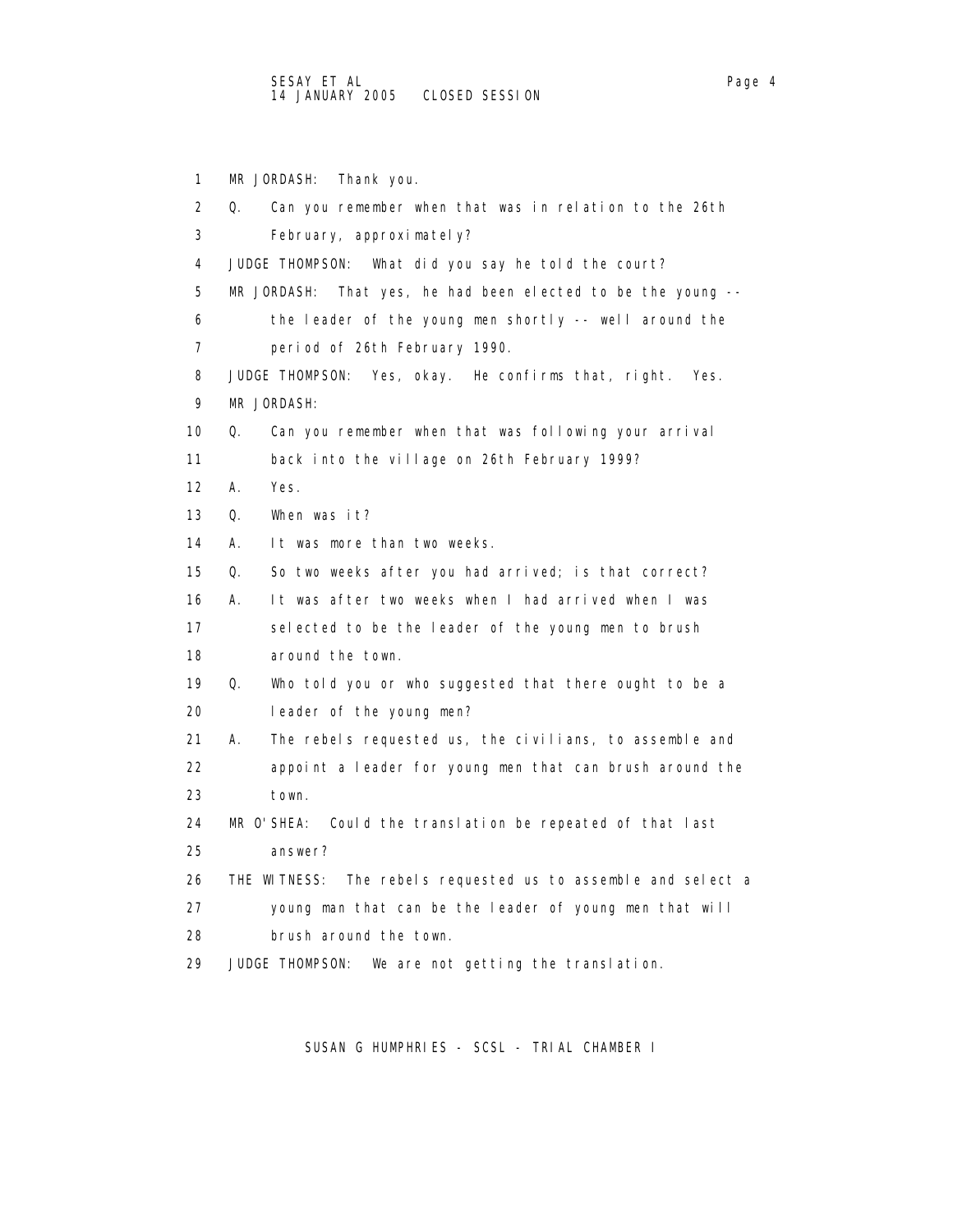1 MR JORDASH: Thank you.

2 Q. Can you remember when that was in relation to the 26th

3 February, approximately?

4 JUDGE THOMPSON: What did you say he told the court?

5 MR JORDASH: That yes, he had been elected to be the young --

6 the leader of the young men shortly -- well around the

7 period of 26th February 1990.

8 JUDGE THOMPSON: Yes, okay. He confirms that, right. Yes.

9 MR JORDASH:

10 Q. Can you remember when that was following your arrival

11 back into the village on 26th February 1999?

12 A. Yes.

13 Q. When was it?

14 A. It was more than two weeks.

15 Q. So two weeks after you had arrived; is that correct?

16 A. It was after two weeks when I had arrived when I was

17 selected to be the leader of the young men to brush

18 around the town.

19 Q. Who told you or who suggested that there ought to be a

20 leader of the young men?

21 A. The rebels requested us, the civilians, to assemble and

22 appoint a leader for young men that can brush around the

23 town.

24 MR O'SHEA: Could the translation be repeated of that last

25 answer?

26 THE WITNESS: The rebels requested us to assemble and select a

27 young man that can be the leader of young men that will

28 brush around the town.

29 JUDGE THOMPSON: We are not getting the translation.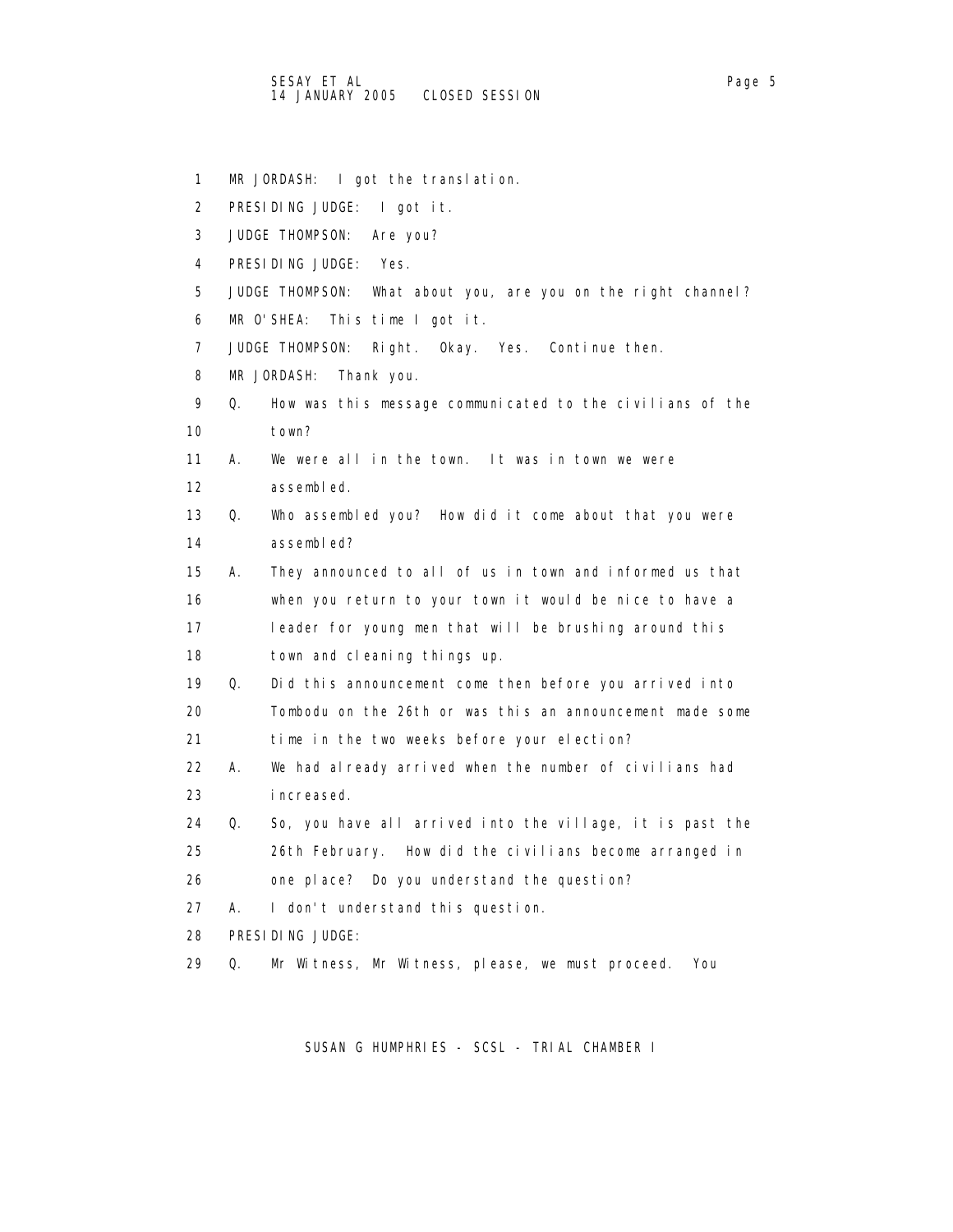1 MR JORDASH: I got the translation.

2 PRESIDING JUDGE: I got it.

3 JUDGE THOMPSON: Are you?

4 PRESIDING JUDGE: Yes.

5 JUDGE THOMPSON: What about you, are you on the right channel?

6 MR O'SHEA: This time I got it.

7 JUDGE THOMPSON: Right. Okay. Yes. Continue then.

8 MR JORDASH: Thank you.

9 Q. How was this message communicated to the civilians of the
10 town?

11 A. We were all in the town. It was in town we were
12 assembled.

13 Q. Who assembled you? How did it come about that you were
14 assembled?

15 A. They announced to all of us in town and informed us that
16 when you return to your town it would be nice to have a
17 leader for young men that will be brushing around this
18 town and cleaning things up.

19 Q. Did this announcement come then before you arrived into
20 Tombodu on the 26th or was this an announcement made some
21 time in the two weeks before your election?

22 A. We had already arrived when the number of civilians had
23 increased.

24 Q. So, you have all arrived into the village, it is past the
25 26th February. How did the civilians become arranged in
26 one place? Do you understand the question?

27 A. I don't understand this question.

28 PRESIDING JUDGE:

29 Q. Mr Witness, Mr Witness, please, we must proceed. You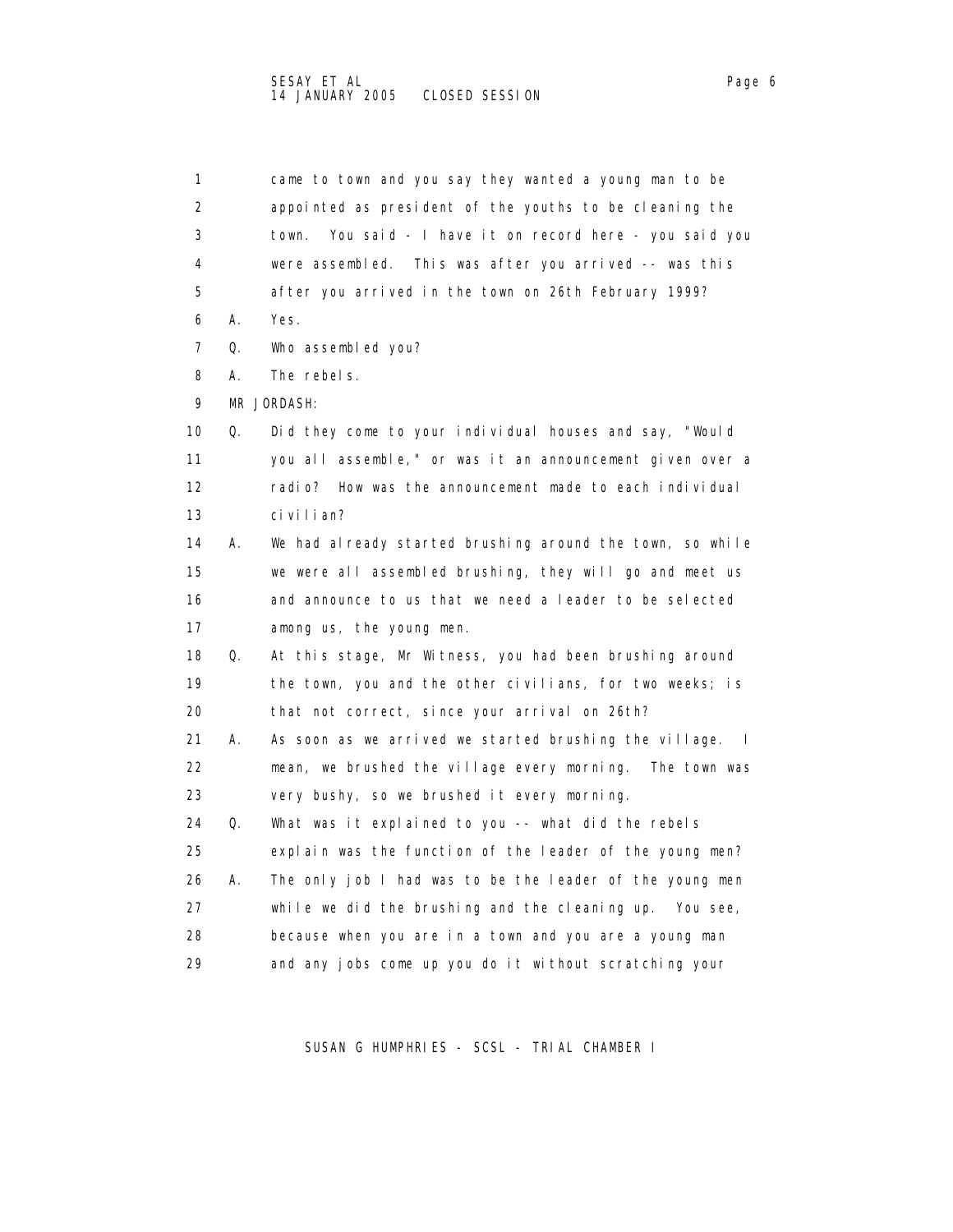came to town and you say they wanted a young man to be appointed as president of the youths to be cleaning the town. You said - I have it on record here - you said you were assembled. This was after you arrived -- was this after you arrived in the town on 26th February 1999?

A. Yes.

Q. Who assembled you?

A. The rebels.

MR JORDASH:

Q. Did they come to your individual houses and say, "Would you all assemble," or was it an announcement given over a radio? How was the announcement made to each individual civilian?

A. We had already started brushing around the town, so while we were all assembled brushing, they will go and meet us and announce to us that we need a leader to be selected among us, the young men.

Q. At this stage, Mr Witness, you had been brushing around the town, you and the other civilians, for two weeks; is that not correct, since your arrival on 26th?

A. As soon as we arrived we started brushing the village. I mean, we brushed the village every morning. The town was very bushy, so we brushed it every morning.

Q. What was it explained to you -- what did the rebels explain was the function of the leader of the young men?

A. The only job I had was to be the leader of the young men while we did the brushing and the cleaning up. You see, because when you are in a town and you are a young man and any jobs come up you do it without scratching your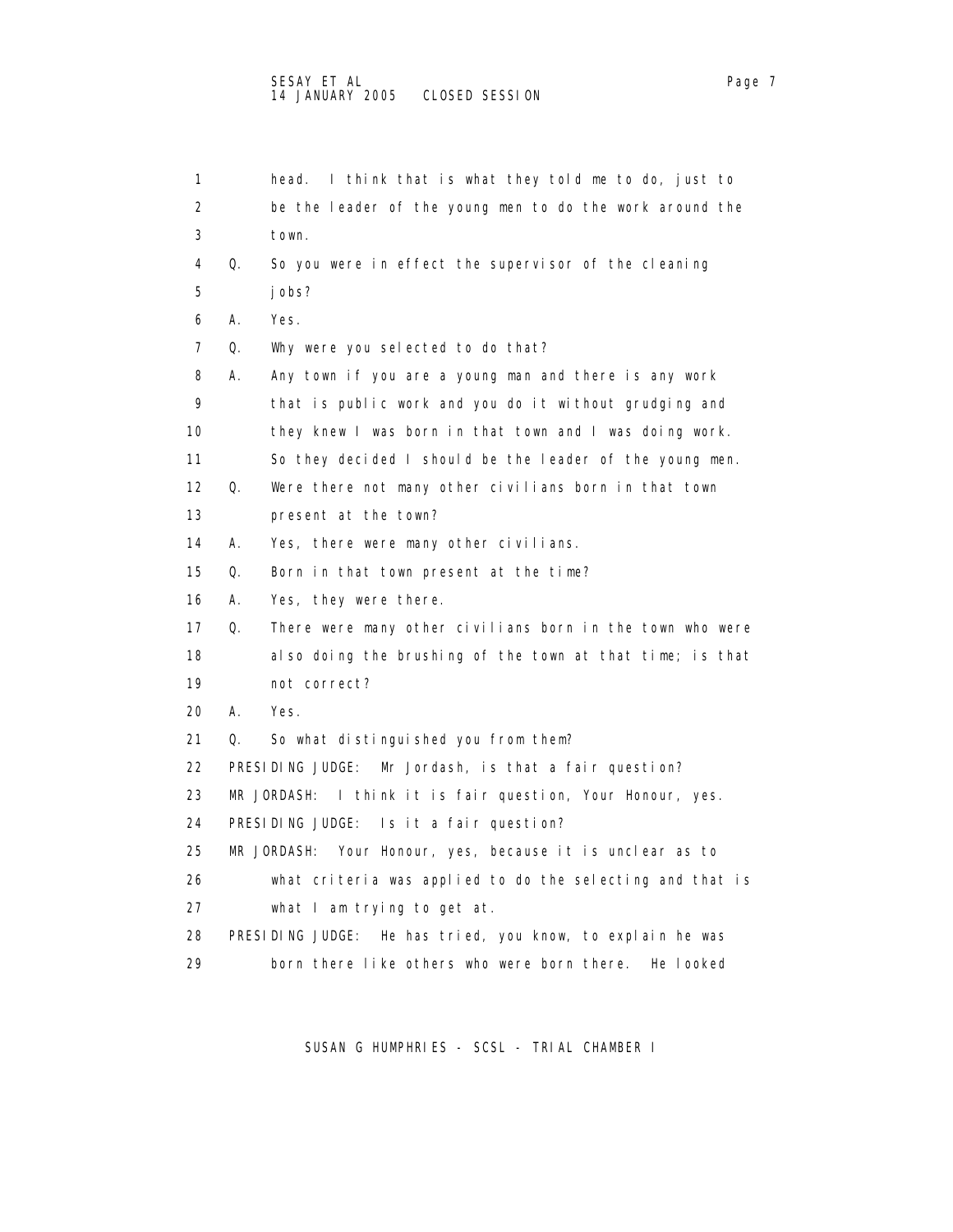1 head. I think that is what they told me to do, just to
2 be the leader of the young men to do the work around the
3 town.

4 Q. So you were in effect the supervisor of the cleaning
5 jobs?

6 A. Yes.

7 Q. Why were you selected to do that?

8 A. Any town if you are a young man and there is any work
9 that is public work and you do it without grudging and
10 they knew I was born in that town and I was doing work.
11 So they decided I should be the leader of the young men.

12 Q. Were there not many other civilians born in that town
13 present at the town?

14 A. Yes, there were many other civilians.

15 Q. Born in that town present at the time?

16 A. Yes, they were there.

17 Q. There were many other civilians born in the town who were
18 also doing the brushing of the town at that time; is that
19 not correct?

20 A. Yes.

21 Q. So what distinguished you from them?

22 PRESIDING JUDGE: Mr Jordash, is that a fair question?

23 MR JORDASH: I think it is fair question, Your Honour, yes.

24 PRESIDING JUDGE: Is it a fair question?

25 MR JORDASH: Your Honour, yes, because it is unclear as to
26 what criteria was applied to do the selecting and that is
27 what I am trying to get at.

28 PRESIDING JUDGE: He has tried, you know, to explain he was
29 born there like others who were born there. He looked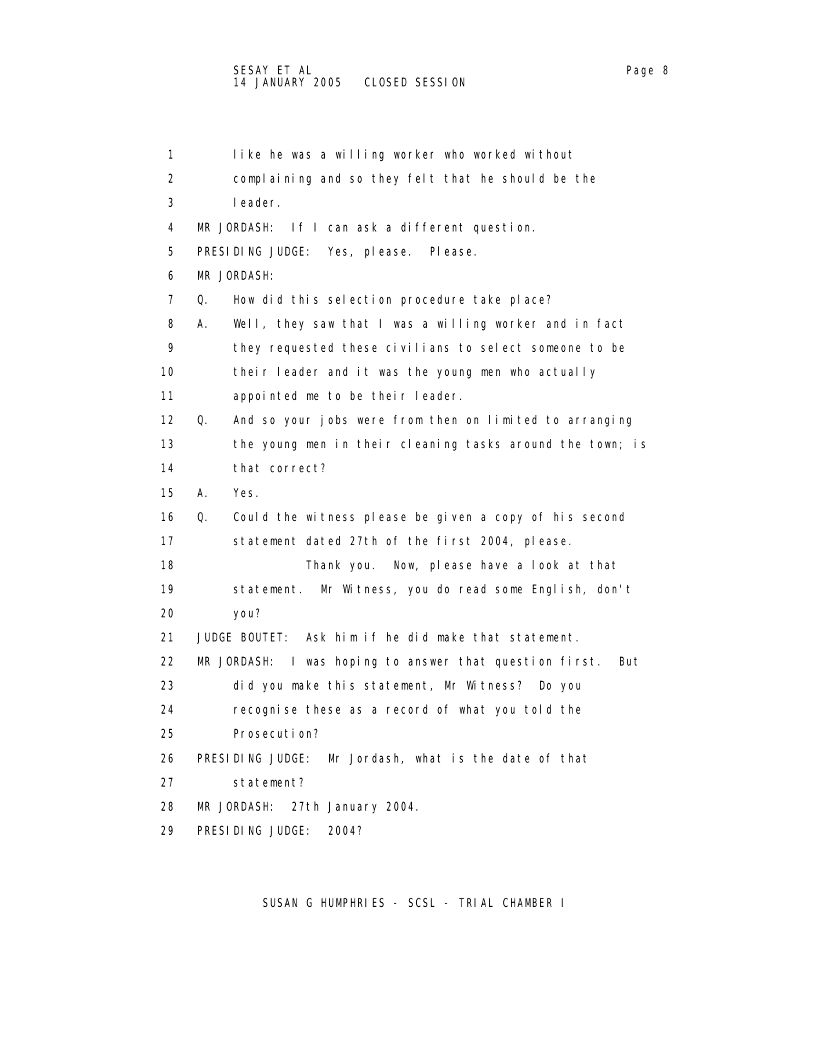1 like he was a willing worker who worked without

2 complaining and so they felt that he should be the

3 leader.

4 MR JORDASH: If I can ask a different question.

5 PRESIDING JUDGE: Yes, please. Please.

6 MR JORDASH:

7 Q. How did this selection procedure take place?

8 A. Well, they saw that I was a willing worker and in fact

9 they requested these civilians to select someone to be

10 their leader and it was the young men who actually

11 appointed me to be their leader.

12 Q. And so your jobs were from then on limited to arranging

13 the young men in their cleaning tasks around the town; is

14 that correct?

15 A. Yes.

16 Q. Could the witness please be given a copy of his second

17 statement dated 27th of the first 2004, please.

18 Thank you. Now, please have a look at that

19 statement. Mr Witness, you do read some English, don't

20 you?

21 JUDGE BOUTET: Ask him if he did make that statement.

22 MR JORDASH: I was hoping to answer that question first. But

23 did you make this statement, Mr Witness? Do you

24 recognise these as a record of what you told the

25 Prosecution?

26 PRESIDING JUDGE: Mr Jordash, what is the date of that

27 statement?

28 MR JORDASH: 27th January 2004.

29 PRESIDING JUDGE: 2004?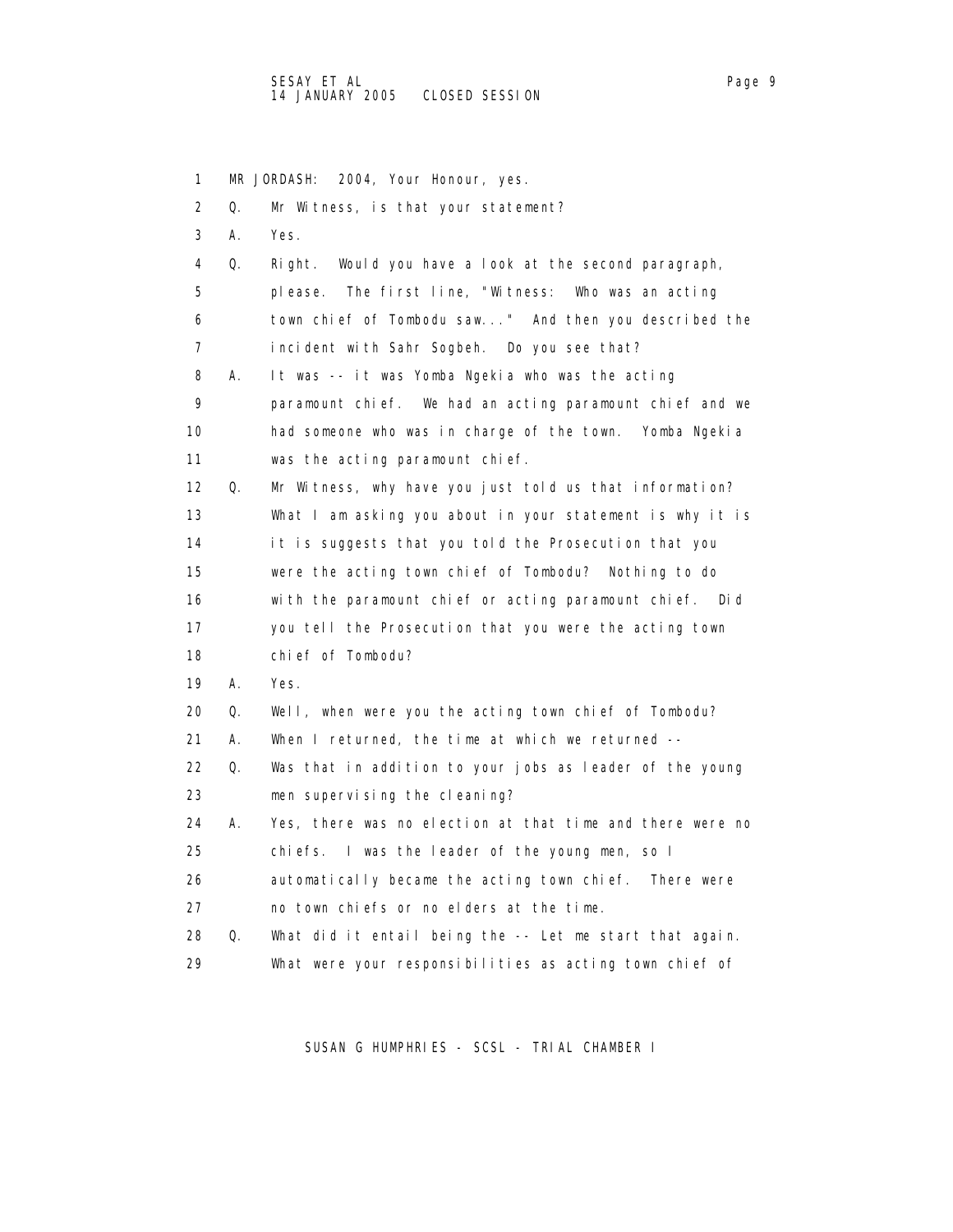1 MR JORDASH: 2004, Your Honour, yes.

2 Q. Mr Witness, is that your statement?

3 A. Yes.

4 Q. Right. Would you have a look at the second paragraph,

5 please. The first line, "Witness: Who was an acting

6 town chief of Tombodu saw..." And then you described the

7 incident with Sahr Sogbeh. Do you see that?

8 A. It was -- it was Yomba Ngekia who was the acting

9 paramount chief. We had an acting paramount chief and we

10 had someone who was in charge of the town. Yomba Ngekia

11 was the acting paramount chief.

12 Q. Mr Witness, why have you just told us that information?

13 What I am asking you about in your statement is why it is

14 it is suggests that you told the Prosecution that you

15 were the acting town chief of Tombodu? Nothing to do

16 with the paramount chief or acting paramount chief. Did

17 you tell the Prosecution that you were the acting town

18 chief of Tombodu?

19 A. Yes.

20 Q. Well, when were you the acting town chief of Tombodu?

21 A. When I returned, the time at which we returned --

22 Q. Was that in addition to your jobs as leader of the young

23 men supervising the cleaning?

24 A. Yes, there was no election at that time and there were no

25 chiefs. I was the leader of the young men, so I

26 automatically became the acting town chief. There were

27 no town chiefs or no elders at the time.

28 Q. What did it entail being the -- Let me start that again.

29 What were your responsibilities as acting town chief of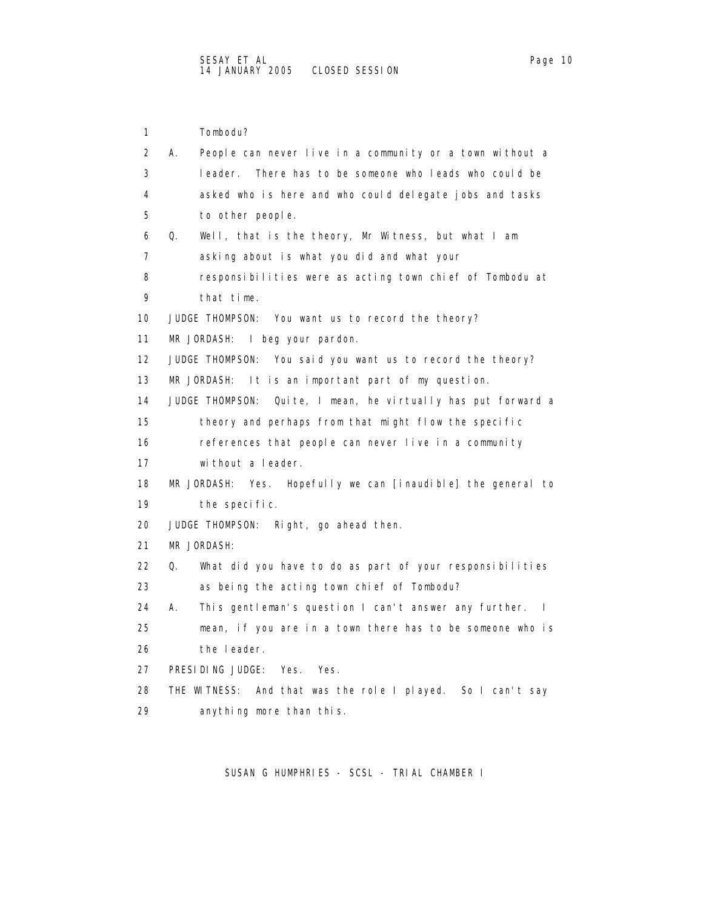1 Tombodu?

2 A. People can never live in a community or a town without a

3 leader. There has to be someone who leads who could be

4 asked who is here and who could delegate jobs and tasks

5 to other people.

6 Q. Well, that is the theory, Mr Witness, but what I am

7 asking about is what you did and what your

8 responsibilities were as acting town chief of Tombodu at

9 that time.

10 JUDGE THOMPSON: You want us to record the theory?

11 MR JORDASH: I beg your pardon.

12 JUDGE THOMPSON: You said you want us to record the theory?

13 MR JORDASH: It is an important part of my question.

14 JUDGE THOMPSON: Quite, I mean, he virtually has put forward a

15 theory and perhaps from that might flow the specific

16 references that people can never live in a community

17 without a leader.

18 MR JORDASH: Yes. Hopefully we can [inaudible] the general to

19 the specific.

20 JUDGE THOMPSON: Right, go ahead then.

21 MR JORDASH:

22 Q. What did you have to do as part of your responsibilities

23 as being the acting town chief of Tombodu?

24 A. This gentleman's question I can't answer any further. I

25 mean, if you are in a town there has to be someone who is

26 the leader.

27 PRESIDING JUDGE: Yes. Yes.

28 THE WITNESS: And that was the role I played. So I can't say

29 anything more than this.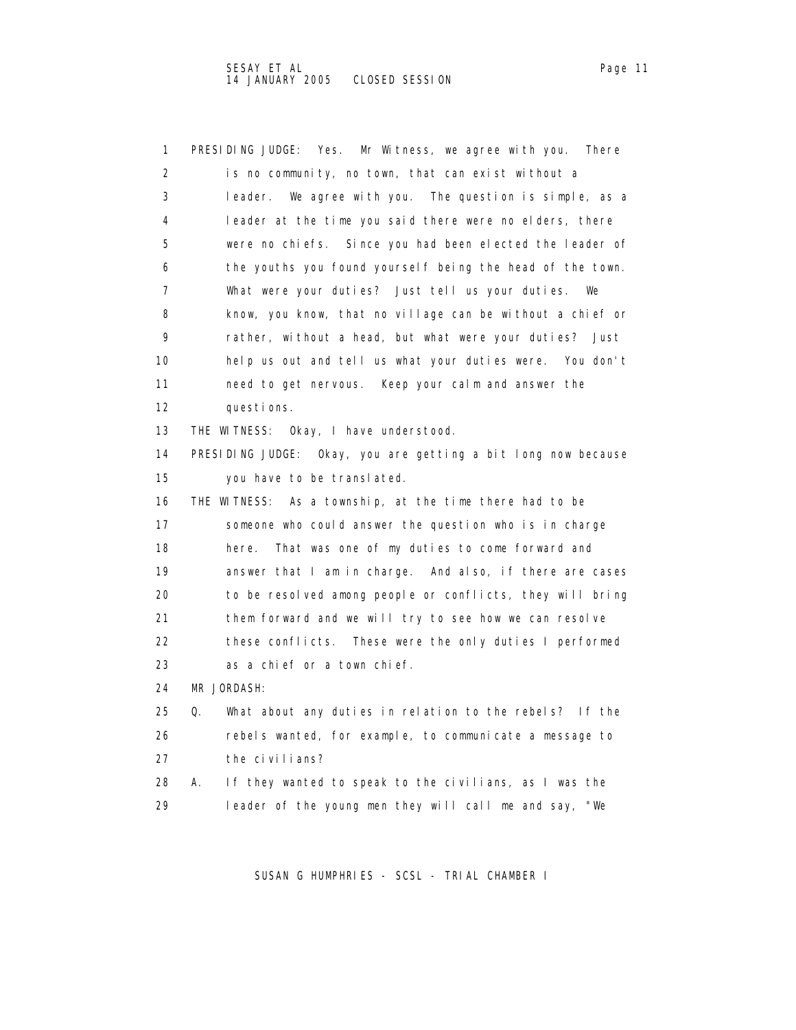PRESIDING JUDGE: Yes. Mr Witness, we agree with you. There is no community, no town, that can exist without a leader. We agree with you. The question is simple, as a leader at the time you said there were no elders, there were no chiefs. Since you had been elected the leader of the youths you found yourself being the head of the town. What were your duties? Just tell us your duties. We know, you know, that no village can be without a chief or rather, without a head, but what were your duties? Just help us out and tell us what your duties were. You don't need to get nervous. Keep your calm and answer the questions.

THE WITNESS: Okay, I have understood.

PRESIDING JUDGE: Okay, you are getting a bit long now because you have to be translated.

THE WITNESS: As a township, at the time there had to be someone who could answer the question who is in charge here. That was one of my duties to come forward and answer that I am in charge. And also, if there are cases to be resolved among people or conflicts, they will bring them forward and we will try to see how we can resolve these conflicts. These were the only duties I performed as a chief or a town chief.

MR JORDASH:

Q. What about any duties in relation to the rebels? If the rebels wanted, for example, to communicate a message to the civilians?

A. If they wanted to speak to the civilians, as I was the leader of the young men they will call me and say, "We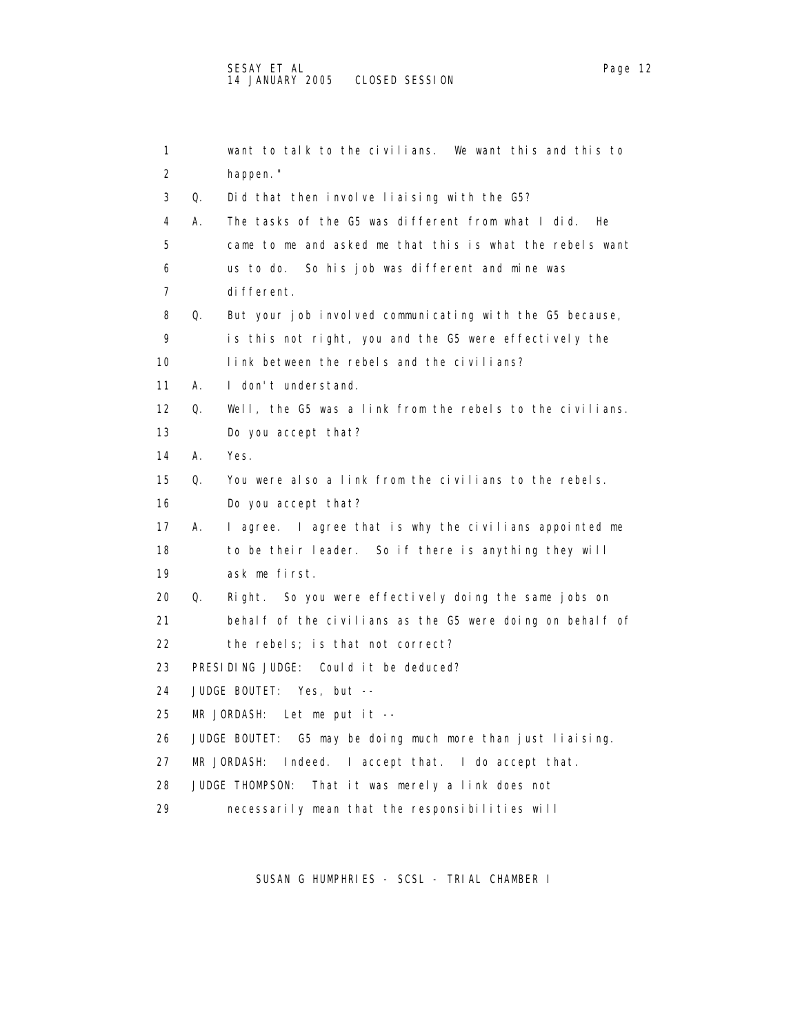1 want to talk to the civilians. We want this and this to
2 happen."
3 Q. Did that then involve liaising with the G5?
4 A. The tasks of the G5 was different from what I did. He
5 came to me and asked me that this is what the rebels want
6 us to do. So his job was different and mine was
7 different.
8 Q. But your job involved communicating with the G5 because,
9 is this not right, you and the G5 were effectively the
10 link between the rebels and the civilians?
11 A. I don't understand.
12 Q. Well, the G5 was a link from the rebels to the civilians.
13 Do you accept that?
14 A. Yes.
15 Q. You were also a link from the civilians to the rebels.
16 Do you accept that?
17 A. I agree. I agree that is why the civilians appointed me
18 to be their leader. So if there is anything they will
19 ask me first.
20 Q. Right. So you were effectively doing the same jobs on
21 behalf of the civilians as the G5 were doing on behalf of
22 the rebels; is that not correct?
23 PRESIDING JUDGE: Could it be deduced?
24 JUDGE BOUTET: Yes, but --
25 MR JORDASH: Let me put it --
26 JUDGE BOUTET: G5 may be doing much more than just liaising.
27 MR JORDASH: Indeed. I accept that. I do accept that.
28 JUDGE THOMPSON: That it was merely a link does not
29 necessarily mean that the responsibilities will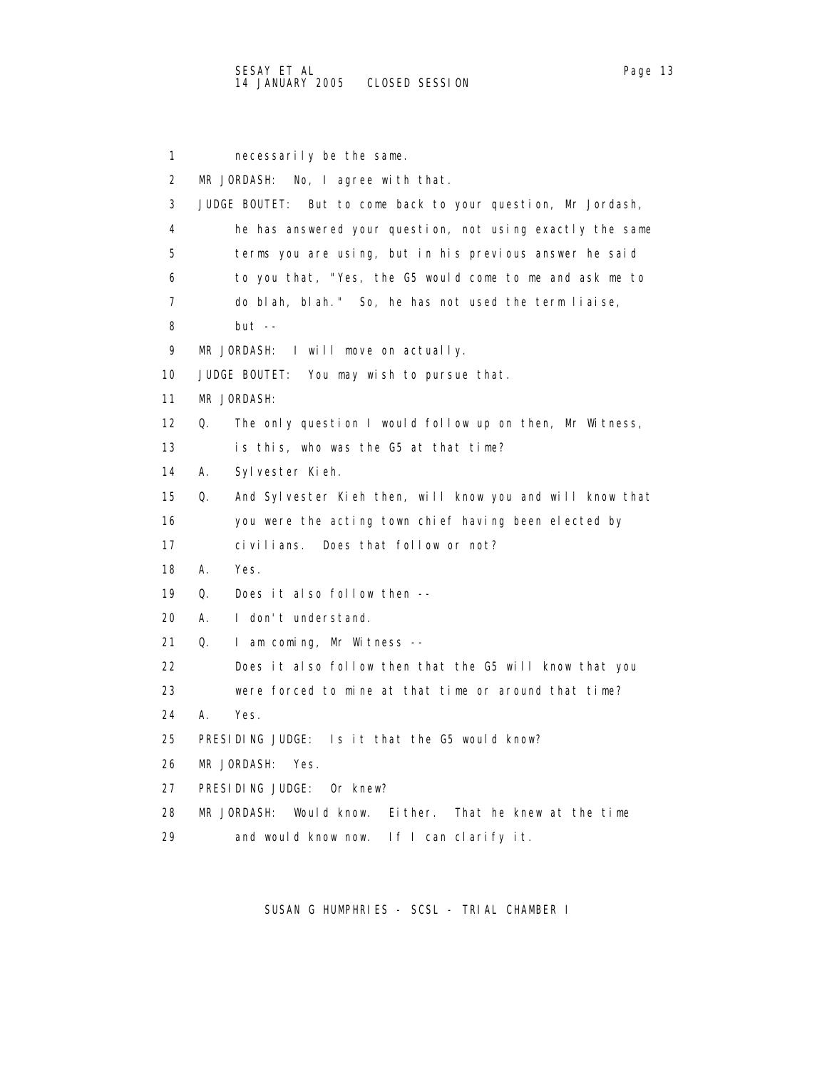1 necessarily be the same.

2 MR JORDASH: No, I agree with that.

3 JUDGE BOUTET: But to come back to your question, Mr Jordash,

4 he has answered your question, not using exactly the same

5 terms you are using, but in his previous answer he said

6 to you that, "Yes, the G5 would come to me and ask me to

7 do blah, blah." So, he has not used the term liaise,

8 but --

9 MR JORDASH: I will move on actually.

10 JUDGE BOUTET: You may wish to pursue that.

11 MR JORDASH:

12 Q. The only question I would follow up on then, Mr Witness,

13 is this, who was the G5 at that time?

14 A. Sylvester Kieh.

15 Q. And Sylvester Kieh then, will know you and will know that

16 you were the acting town chief having been elected by

17 civilians. Does that follow or not?

18 A. Yes.

19 Q. Does it also follow then --

20 A. I don't understand.

21 Q. I am coming, Mr Witness --

22 Does it also follow then that the G5 will know that you

23 were forced to mine at that time or around that time?

24 A. Yes.

25 PRESIDING JUDGE: Is it that the G5 would know?

26 MR JORDASH: Yes.

27 PRESIDING JUDGE: Or knew?

28 MR JORDASH: Would know. Either. That he knew at the time

29 and would know now. If I can clarify it.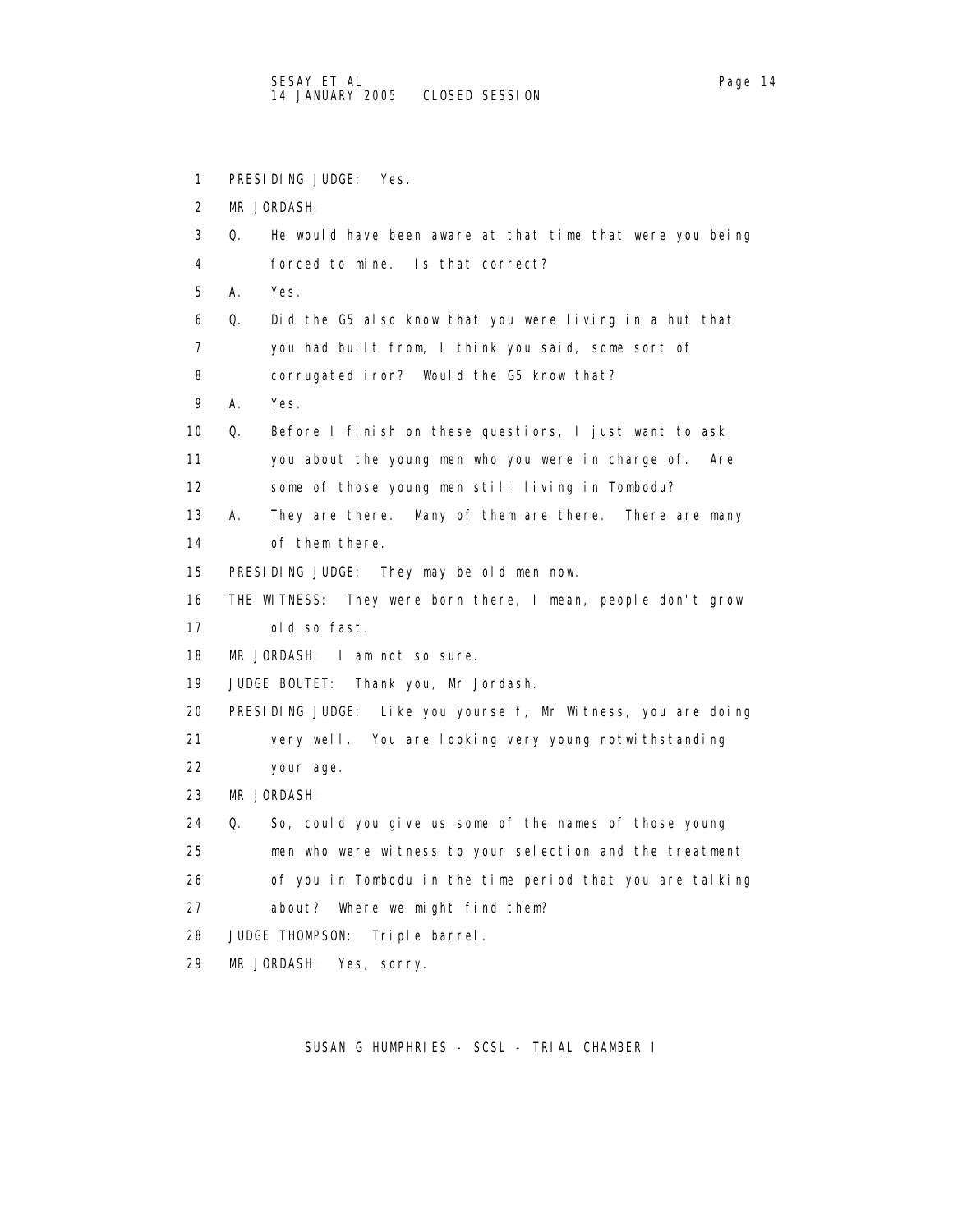1 PRESIDING JUDGE: Yes.

2 MR JORDASH:

3 Q. He would have been aware at that time that were you being

4 forced to mine. Is that correct?

5 A. Yes.

6 Q. Did the G5 also know that you were living in a hut that

7 you had built from, I think you said, some sort of

8 corrugated iron? Would the G5 know that?

9 A. Yes.

10 Q. Before I finish on these questions, I just want to ask

11 you about the young men who you were in charge of. Are

12 some of those young men still living in Tombodu?

13 A. They are there. Many of them are there. There are many

14 of them there.

15 PRESIDING JUDGE: They may be old men now.

16 THE WITNESS: They were born there, I mean, people don't grow

17 old so fast.

18 MR JORDASH: I am not so sure.

19 JUDGE BOUTET: Thank you, Mr Jordash.

20 PRESIDING JUDGE: Like you yourself, Mr Witness, you are doing

21 very well. You are looking very young notwithstanding

22 your age.

23 MR JORDASH:

24 Q. So, could you give us some of the names of those young

25 men who were witness to your selection and the treatment

26 of you in Tombodu in the time period that you are talking

27 about? Where we might find them?

28 JUDGE THOMPSON: Triple barrel.

29 MR JORDASH: Yes, sorry.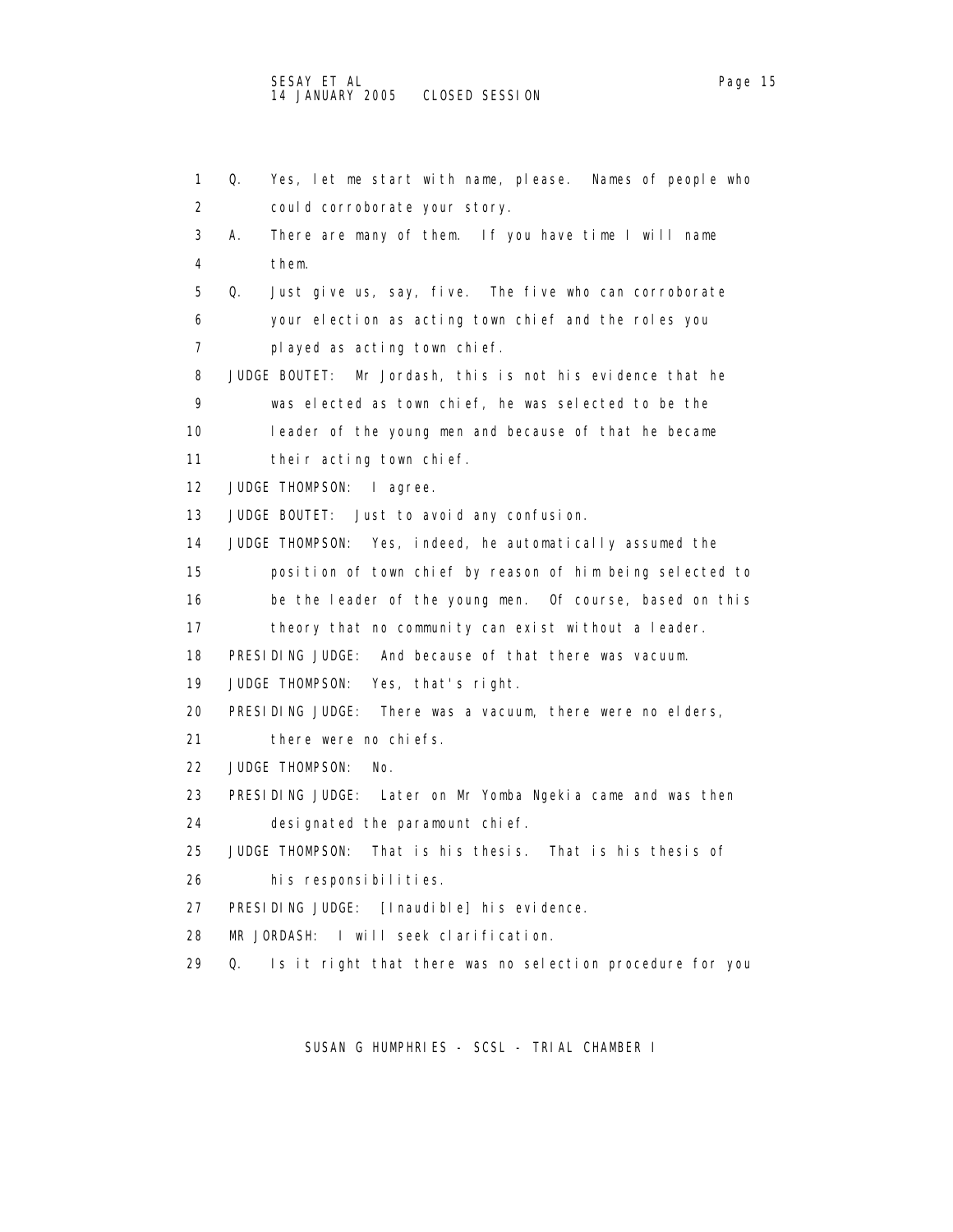1 Q. Yes, let me start with name, please. Names of people who
2 could corroborate your story.
3 A. There are many of them. If you have time I will name
4 them.
5 Q. Just give us, say, five. The five who can corroborate
6 your election as acting town chief and the roles you
7 played as acting town chief.
8 JUDGE BOUTET: Mr Jordash, this is not his evidence that he
9 was elected as town chief, he was selected to be the
10 leader of the young men and because of that he became
11 their acting town chief.
12 JUDGE THOMPSON: I agree.
13 JUDGE BOUTET: Just to avoid any confusion.
14 JUDGE THOMPSON: Yes, indeed, he automatically assumed the
15 position of town chief by reason of him being selected to
16 be the leader of the young men. Of course, based on this
17 theory that no community can exist without a leader.
18 PRESIDING JUDGE: And because of that there was vacuum.
19 JUDGE THOMPSON: Yes, that's right.
20 PRESIDING JUDGE: There was a vacuum, there were no elders,
21 there were no chiefs.
22 JUDGE THOMPSON: No.
23 PRESIDING JUDGE: Later on Mr Yomba Ngekia came and was then
24 designated the paramount chief.
25 JUDGE THOMPSON: That is his thesis. That is his thesis of
26 his responsibilities.
27 PRESIDING JUDGE: [Inaudible] his evidence.
28 MR JORDASH: I will seek clarification.
29 Q. Is it right that there was no selection procedure for you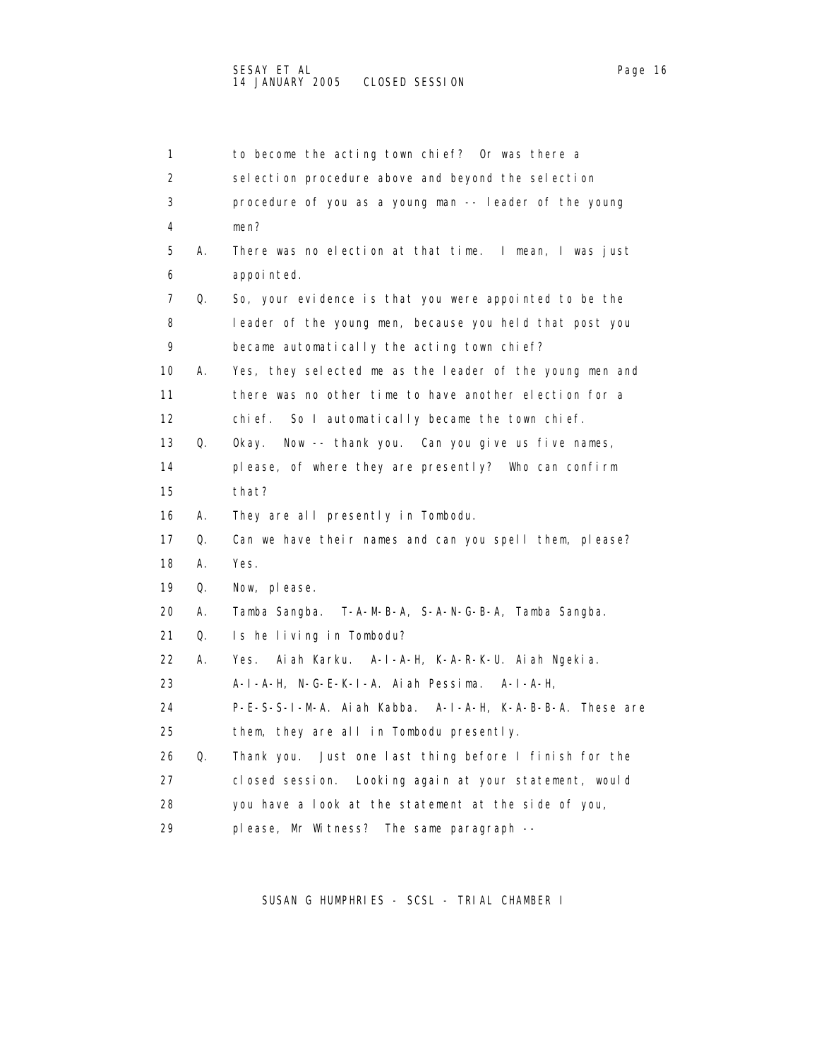to become the acting town chief? Or was there a selection procedure above and beyond the selection procedure of you as a young man -- leader of the young men?

A. There was no election at that time. I mean, I was just appointed.

Q. So, your evidence is that you were appointed to be the leader of the young men, because you held that post you became automatically the acting town chief?

A. Yes, they selected me as the leader of the young men and there was no other time to have another election for a chief. So I automatically became the town chief.

Q. Okay. Now -- thank you. Can you give us five names, please, of where they are presently? Who can confirm that?

A. They are all presently in Tombodu.

Q. Can we have their names and can you spell them, please?

A. Yes.

Q. Now, please.

A. Tamba Sangba. T-A-M-B-A, S-A-N-G-B-A, Tamba Sangba.

Q. Is he living in Tombodu?

A. Yes. Aiah Karku. A-I-A-H, K-A-R-K-U. Aiah Ngekia. A-I-A-H, N-G-E-K-I-A. Aiah Pessima. A-I-A-H, P-E-S-S-I-M-A. Aiah Kabba. A-I-A-H, K-A-B-B-A. These are them, they are all in Tombodu presently.

Q. Thank you. Just one last thing before I finish for the closed session. Looking again at your statement, would you have a look at the statement at the side of you, please, Mr Witness? The same paragraph --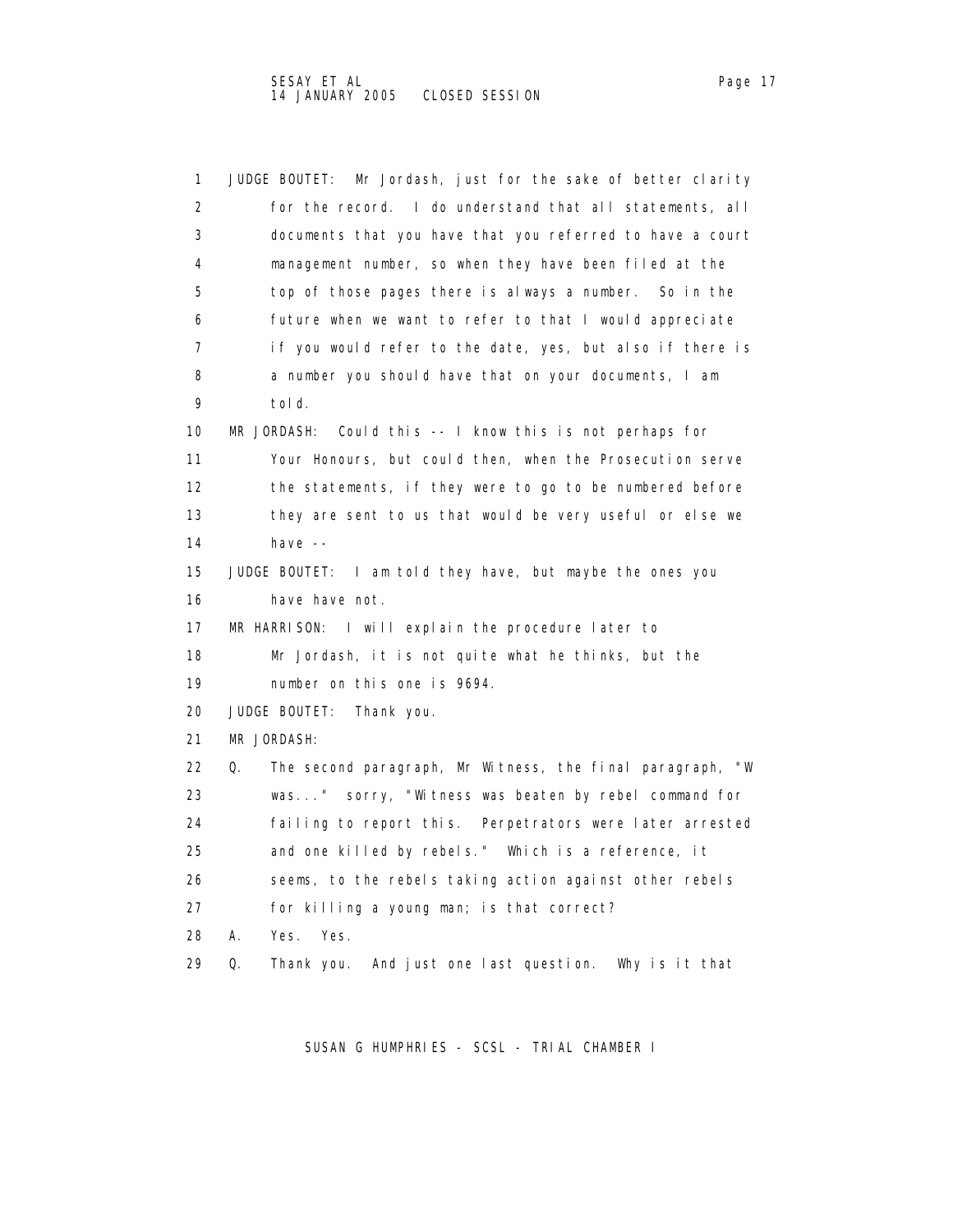JUDGE BOUTET: Mr Jordash, just for the sake of better clarity for the record. I do understand that all statements, all documents that you have that you referred to have a court management number, so when they have been filed at the top of those pages there is always a number. So in the future when we want to refer to that I would appreciate if you would refer to the date, yes, but also if there is a number you should have that on your documents, I am told.

MR JORDASH: Could this -- I know this is not perhaps for Your Honours, but could then, when the Prosecution serve the statements, if they were to go to be numbered before they are sent to us that would be very useful or else we have --

JUDGE BOUTET: I am told they have, but maybe the ones you have have not.

MR HARRISON: I will explain the procedure later to Mr Jordash, it is not quite what he thinks, but the number on this one is 9694.

JUDGE BOUTET: Thank you.

MR JORDASH:

Q. The second paragraph, Mr Witness, the final paragraph, "W was..." sorry, "Witness was beaten by rebel command for failing to report this. Perpetrators were later arrested and one killed by rebels." Which is a reference, it seems, to the rebels taking action against other rebels for killing a young man; is that correct?

A. Yes. Yes.

Q. Thank you. And just one last question. Why is it that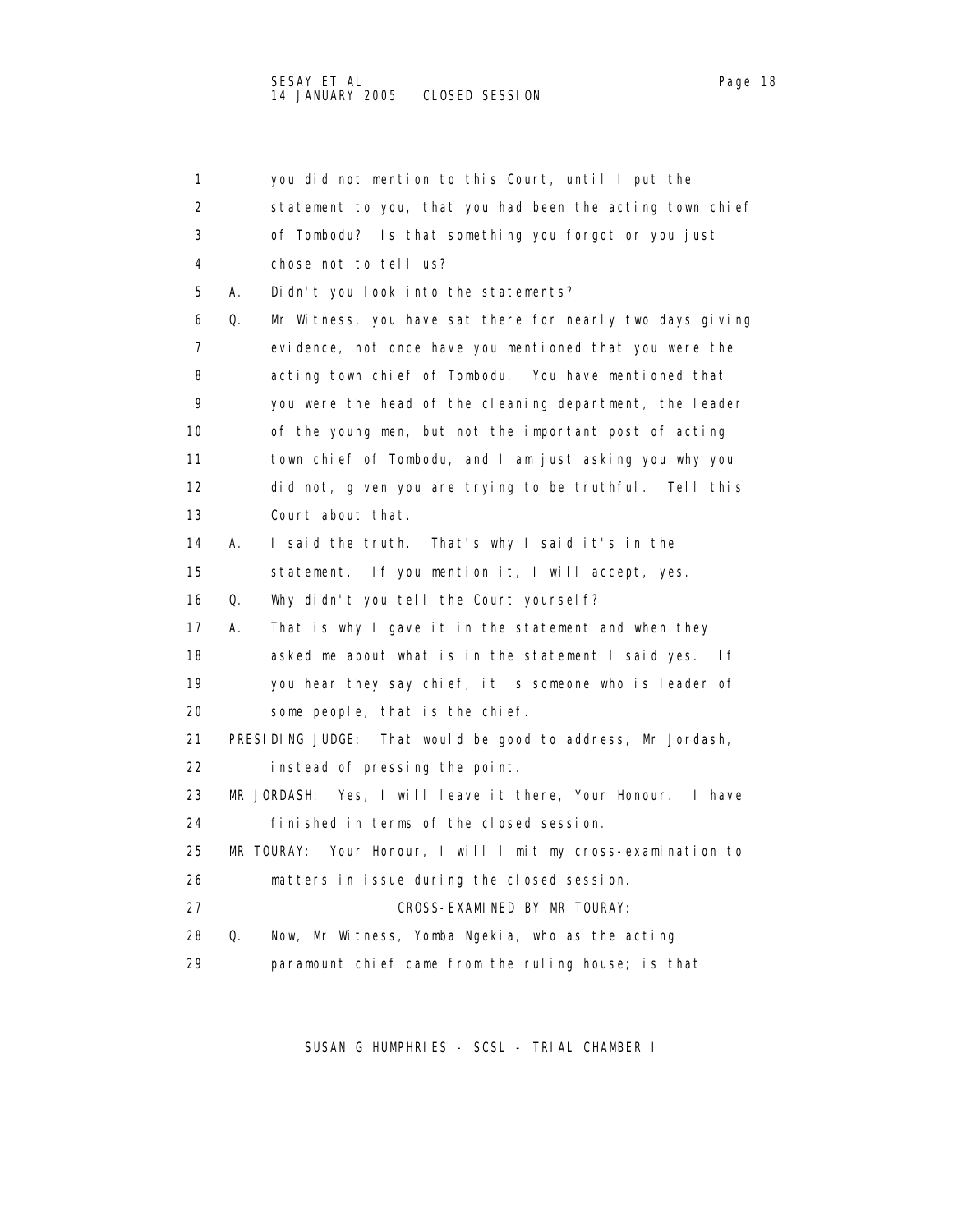1 you did not mention to this Court, until I put the
2 statement to you, that you had been the acting town chief
3 of Tombodu? Is that something you forgot or you just
4 chose not to tell us?

5 A. Didn't you look into the statements?

6 Q. Mr Witness, you have sat there for nearly two days giving
7 evidence, not once have you mentioned that you were the
8 acting town chief of Tombodu. You have mentioned that
9 you were the head of the cleaning department, the leader
10 of the young men, but not the important post of acting
11 town chief of Tombodu, and I am just asking you why you
12 did not, given you are trying to be truthful. Tell this
13 Court about that.

14 A. I said the truth. That's why I said it's in the
15 statement. If you mention it, I will accept, yes.

16 Q. Why didn't you tell the Court yourself?

17 A. That is why I gave it in the statement and when they
18 asked me about what is in the statement I said yes. If
19 you hear they say chief, it is someone who is leader of
20 some people, that is the chief.

21 PRESIDING JUDGE: That would be good to address, Mr Jordash,
22 instead of pressing the point.

23 MR JORDASH: Yes, I will leave it there, Your Honour. I have
24 finished in terms of the closed session.

25 MR TOURAY: Your Honour, I will limit my cross-examination to
26 matters in issue during the closed session.

27 CROSS-EXAMINED BY MR TOURAY:

28 Q. Now, Mr Witness, Yomba Ngekia, who as the acting
29 paramount chief came from the ruling house; is that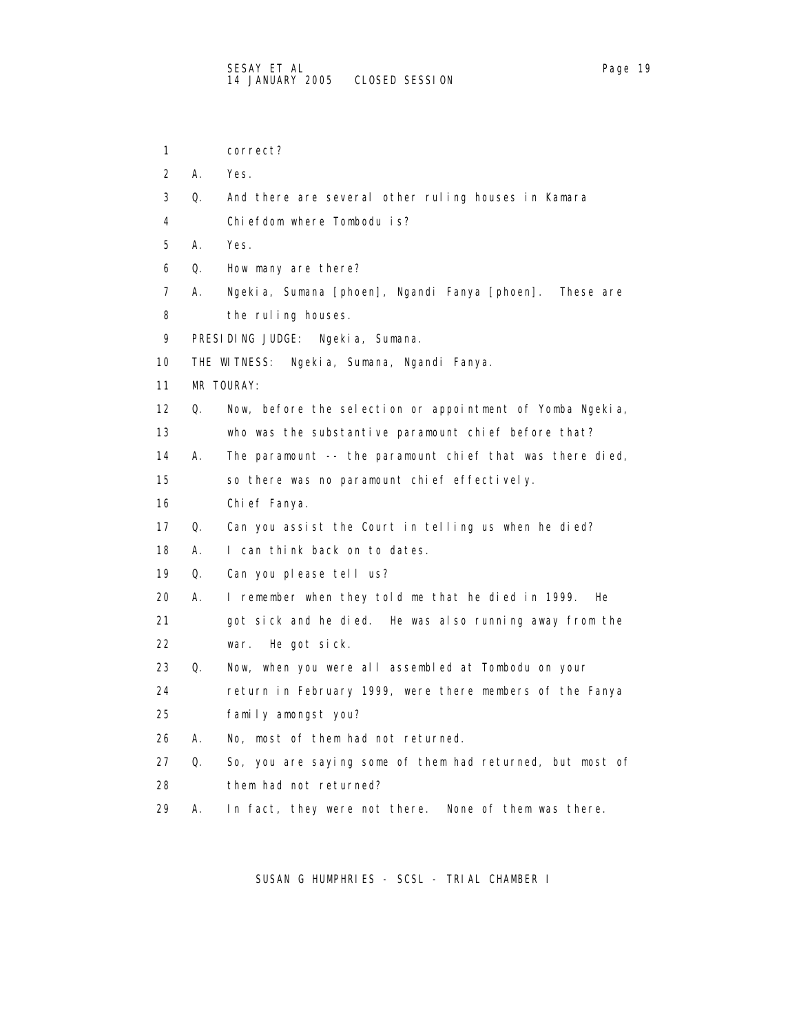1 correct?

2 A. Yes.

3 Q. And there are several other ruling houses in Kamara

4 Chiefdom where Tombodu is?

5 A. Yes.

6 Q. How many are there?

7 A. Ngekia, Sumana [phoen], Ngandi Fanya [phoen]. These are

8 the ruling houses.

9 PRESIDING JUDGE: Ngekia, Sumana.

10 THE WITNESS: Ngekia, Sumana, Ngandi Fanya.

11 MR TOURAY:

12 Q. Now, before the selection or appointment of Yomba Ngekia,

13 who was the substantive paramount chief before that?

14 A. The paramount -- the paramount chief that was there died,

15 so there was no paramount chief effectively.

16 Chief Fanya.

17 Q. Can you assist the Court in telling us when he died?

18 A. I can think back on to dates.

19 Q. Can you please tell us?

20 A. I remember when they told me that he died in 1999. He

21 got sick and he died. He was also running away from the

22 war. He got sick.

23 Q. Now, when you were all assembled at Tombodu on your

24 return in February 1999, were there members of the Fanya

25 family amongst you?

26 A. No, most of them had not returned.

27 Q. So, you are saying some of them had returned, but most of

28 them had not returned?

29 A. In fact, they were not there. None of them was there.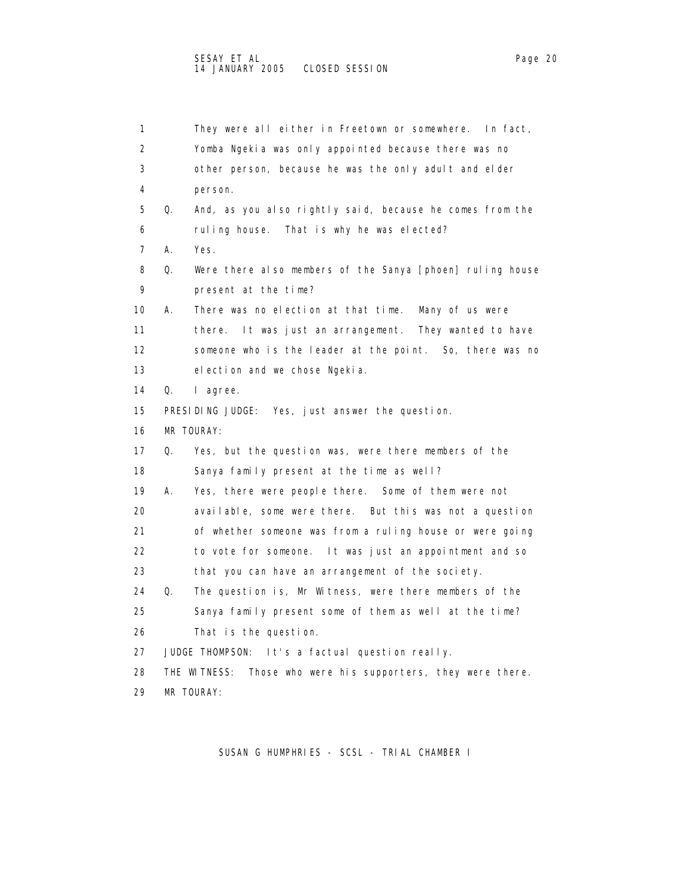1 They were all either in Freetown or somewhere. In fact,
2 Yomba Ngekia was only appointed because there was no
3 other person, because he was the only adult and elder
4 person.

5 Q. And, as you also rightly said, because he comes from the
6 ruling house. That is why he was elected?

7 A. Yes.

8 Q. Were there also members of the Sanya [phoen] ruling house
9 present at the time?

10 A. There was no election at that time. Many of us were
11 there. It was just an arrangement. They wanted to have
12 someone who is the leader at the point. So, there was no
13 election and we chose Ngekia.

14 Q. I agree.

15 PRESIDING JUDGE: Yes, just answer the question.

16 MR TOURAY:

17 Q. Yes, but the question was, were there members of the
18 Sanya family present at the time as well?

19 A. Yes, there were people there. Some of them were not
20 available, some were there. But this was not a question
21 of whether someone was from a ruling house or were going
22 to vote for someone. It was just an appointment and so
23 that you can have an arrangement of the society.

24 Q. The question is, Mr Witness, were there members of the
25 Sanya family present some of them as well at the time?
26 That is the question.

27 JUDGE THOMPSON: It's a factual question really.

28 THE WITNESS: Those who were his supporters, they were there.

29 MR TOURAY: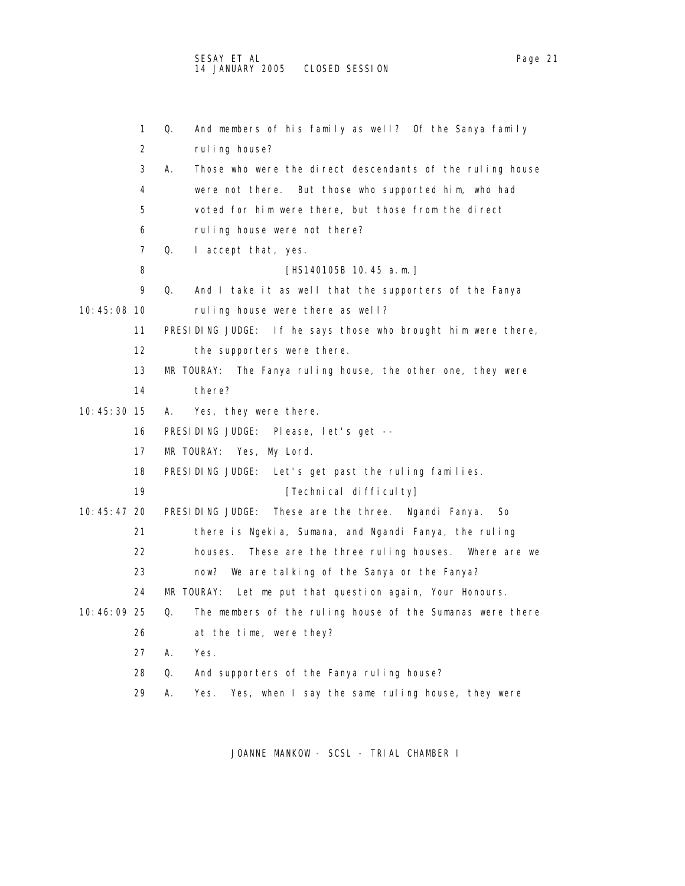1 Q. And members of his family as well? Of the Sanya family ruling house?

3 A. Those who were the direct descendants of the ruling house were not there. But those who supported him, who had voted for him were there, but those from the direct ruling house were not there?

7 Q. I accept that, yes.

8 [HS140105B 10.45 a.m.]

9 Q. And I take it as well that the supporters of the Fanya

10:45:08 10 ruling house were there as well?

11 PRESIDING JUDGE: If he says those who brought him were there, the supporters were there.

13 MR TOURAY: The Fanya ruling house, the other one, they were there?

10:45:30 15 A. Yes, they were there.

16 PRESIDING JUDGE: Please, let's get --

17 MR TOURAY: Yes, My Lord.

18 PRESIDING JUDGE: Let's get past the ruling families.

19 [Technical difficulty]

10:45:47 20 PRESIDING JUDGE: These are the three. Ngandi Fanya. So there is Ngekia, Sumana, and Ngandi Fanya, the ruling houses. These are the three ruling houses. Where are we now? We are talking of the Sanya or the Fanya?

24 MR TOURAY: Let me put that question again, Your Honours.

10:46:09 25 Q. The members of the ruling house of the Sumanas were there at the time, were they?

27 A. Yes.

28 Q. And supporters of the Fanya ruling house?

29 A. Yes. Yes, when I say the same ruling house, they were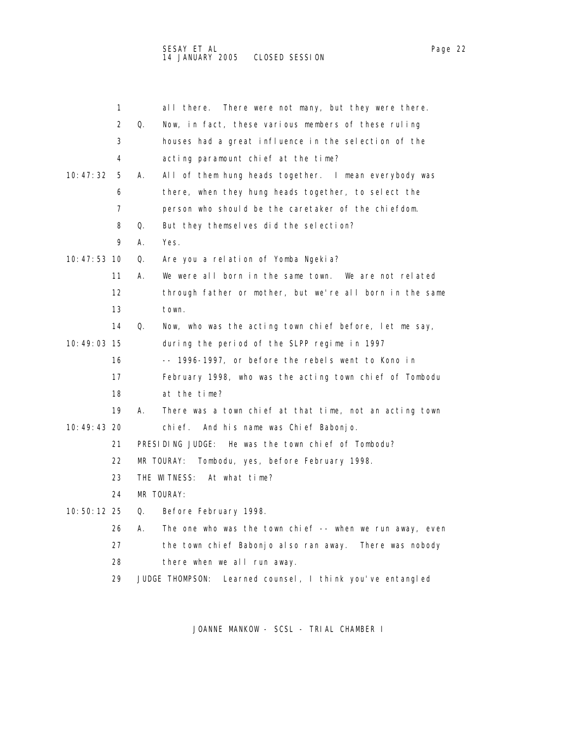1 all there. There were not many, but they were there.

2 Q. Now, in fact, these various members of these ruling

3 houses had a great influence in the selection of the

4 acting paramount chief at the time?

10:47:32 5 A. All of them hung heads together. I mean everybody was

6 there, when they hung heads together, to select the

7 person who should be the caretaker of the chiefdom.

8 Q. But they themselves did the selection?

9 A. Yes.

10:47:53 10 Q. Are you a relation of Yomba Ngekia?

11 A. We were all born in the same town. We are not related

12 through father or mother, but we're all born in the same

13 town.

14 Q. Now, who was the acting town chief before, let me say,

10:49:03 15 during the period of the SLPP regime in 1997

16 -- 1996-1997, or before the rebels went to Kono in

17 February 1998, who was the acting town chief of Tombodu

18 at the time?

19 A. There was a town chief at that time, not an acting town

10:49:43 20 chief. And his name was Chief Babonjo.

21 PRESIDING JUDGE: He was the town chief of Tombodu?

22 MR TOURAY: Tombodu, yes, before February 1998.

23 THE WITNESS: At what time?

24 MR TOURAY:

10:50:12 25 Q. Before February 1998.

26 A. The one who was the town chief -- when we run away, even

27 the town chief Babonjo also ran away. There was nobody

28 there when we all run away.

29 JUDGE THOMPSON: Learned counsel, I think you've entangled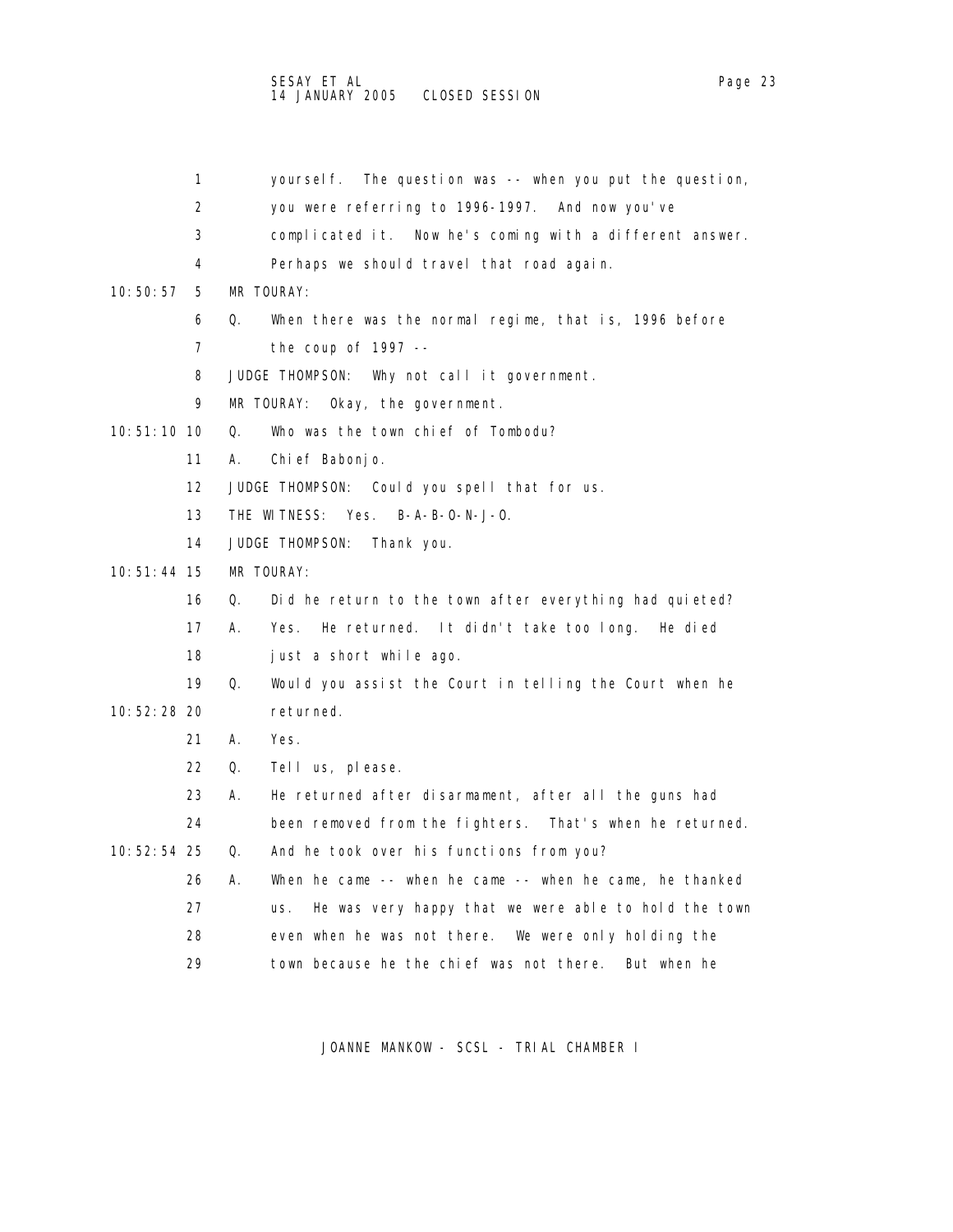yourself. The question was -- when you put the question, you were referring to 1996-1997. And now you've complicated it. Now he's coming with a different answer. Perhaps we should travel that road again.

MR TOURAY:

Q. When there was the normal regime, that is, 1996 before the coup of 1997 --

JUDGE THOMPSON: Why not call it government.

MR TOURAY: Okay, the government.

Q. Who was the town chief of Tombodu?

A. Chief Babonjo.

JUDGE THOMPSON: Could you spell that for us.

THE WITNESS: Yes. B-A-B-O-N-J-O.

JUDGE THOMPSON: Thank you.

MR TOURAY:

Q. Did he return to the town after everything had quieted?

A. Yes. He returned. It didn't take too long. He died just a short while ago.

Q. Would you assist the Court in telling the Court when he returned.

A. Yes.

Q. Tell us, please.

A. He returned after disarmament, after all the guns had been removed from the fighters. That's when he returned.

Q. And he took over his functions from you?

A. When he came -- when he came -- when he came, he thanked us. He was very happy that we were able to hold the town even when he was not there. We were only holding the town because he the chief was not there. But when he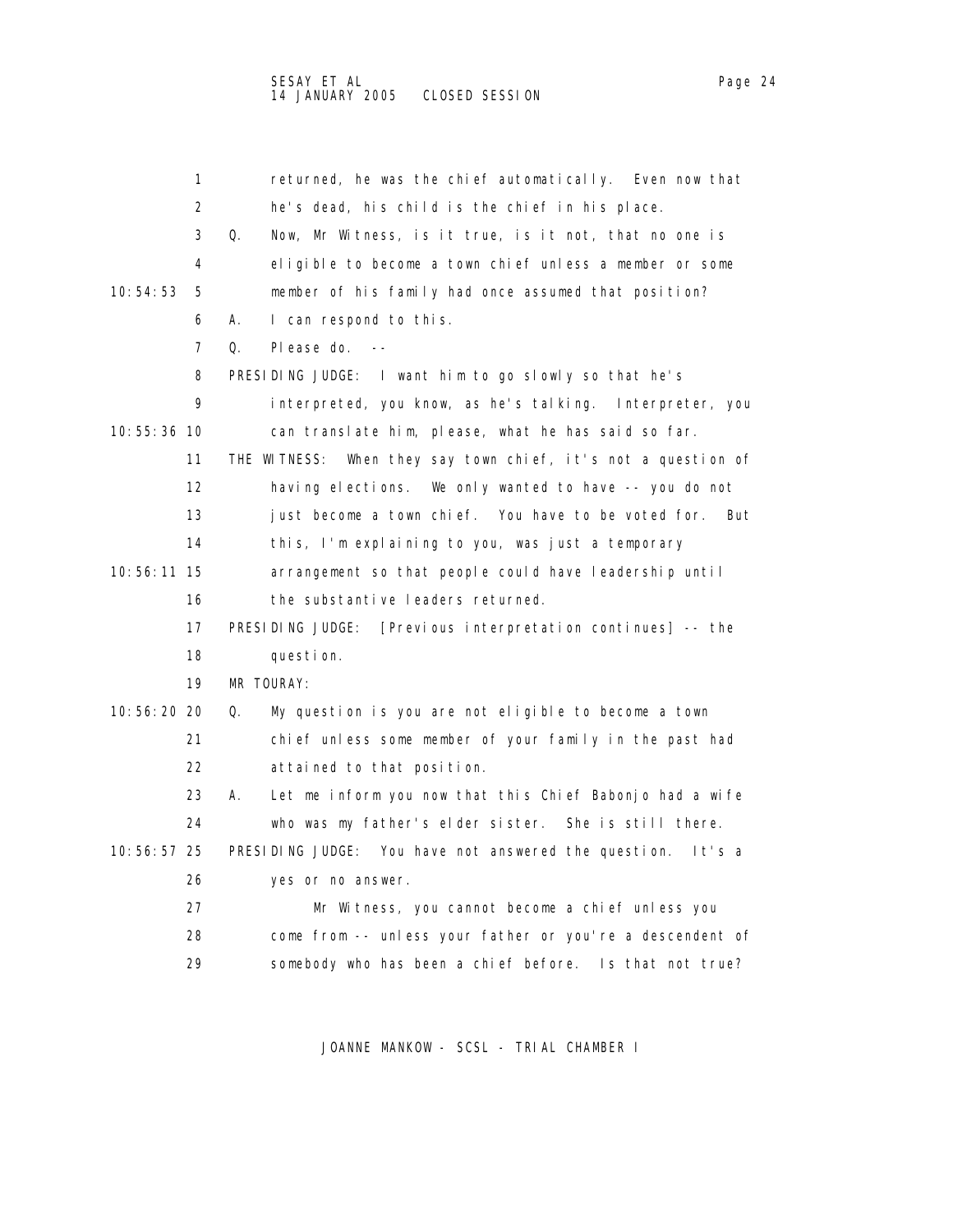returned, he was the chief automatically. Even now that he's dead, his child is the chief in his place.

Q. Now, Mr Witness, is it true, is it not, that no one is eligible to become a town chief unless a member or some member of his family had once assumed that position?

A. I can respond to this.

Q. Please do. --

PRESIDING JUDGE: I want him to go slowly so that he's interpreted, you know, as he's talking. Interpreter, you can translate him, please, what he has said so far.

THE WITNESS: When they say town chief, it's not a question of having elections. We only wanted to have -- you do not just become a town chief. You have to be voted for. But this, I'm explaining to you, was just a temporary arrangement so that people could have leadership until the substantive leaders returned.

PRESIDING JUDGE: [Previous interpretation continues] -- the question.

MR TOURAY:

Q. My question is you are not eligible to become a town chief unless some member of your family in the past had attained to that position.

A. Let me inform you now that this Chief Babonjo had a wife who was my father's elder sister. She is still there.

PRESIDING JUDGE: You have not answered the question. It's a yes or no answer.

Mr Witness, you cannot become a chief unless you come from -- unless your father or you're a descendent of somebody who has been a chief before. Is that not true?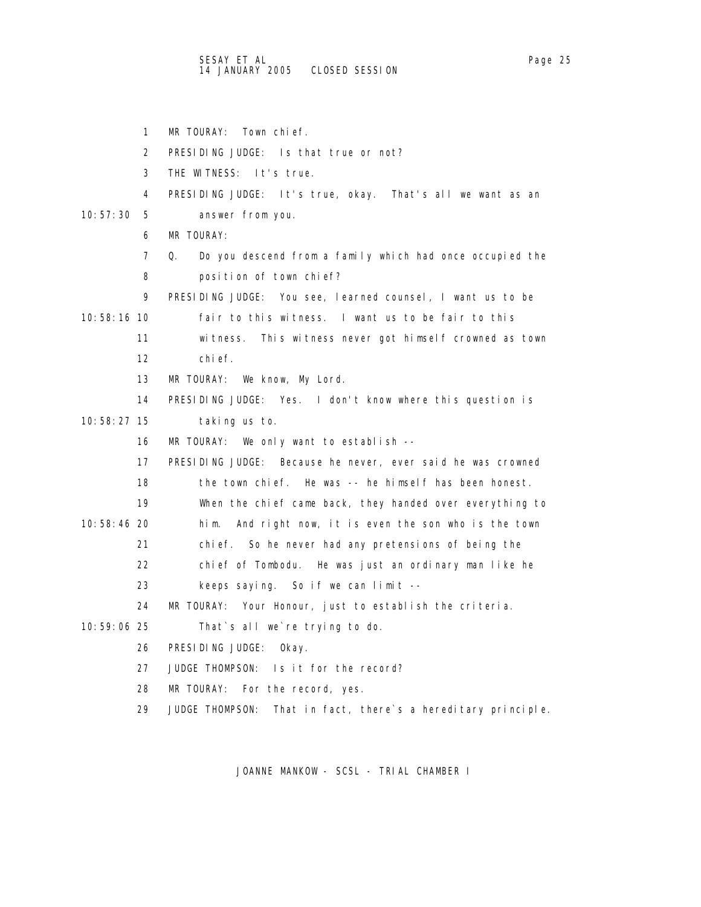MR TOURAY: Town chief.

PRESIDING JUDGE: Is that true or not?

THE WITNESS: It's true.

PRESIDING JUDGE: It's true, okay. That's all we want as an answer from you.

MR TOURAY:

Q. Do you descend from a family which had once occupied the position of town chief?

PRESIDING JUDGE: You see, learned counsel, I want us to be fair to this witness. I want us to be fair to this witness. This witness never got himself crowned as town chief.

MR TOURAY: We know, My Lord.

PRESIDING JUDGE: Yes. I don't know where this question is taking us to.

MR TOURAY: We only want to establish --

PRESIDING JUDGE: Because he never, ever said he was crowned the town chief. He was -- he himself has been honest. When the chief came back, they handed over everything to him. And right now, it is even the son who is the town chief. So he never had any pretensions of being the chief of Tombodu. He was just an ordinary man like he keeps saying. So if we can limit --

MR TOURAY: Your Honour, just to establish the criteria. That`s all we`re trying to do.

PRESIDING JUDGE: Okay.

JUDGE THOMPSON: Is it for the record?

MR TOURAY: For the record, yes.

JUDGE THOMPSON: That in fact, there`s a hereditary principle.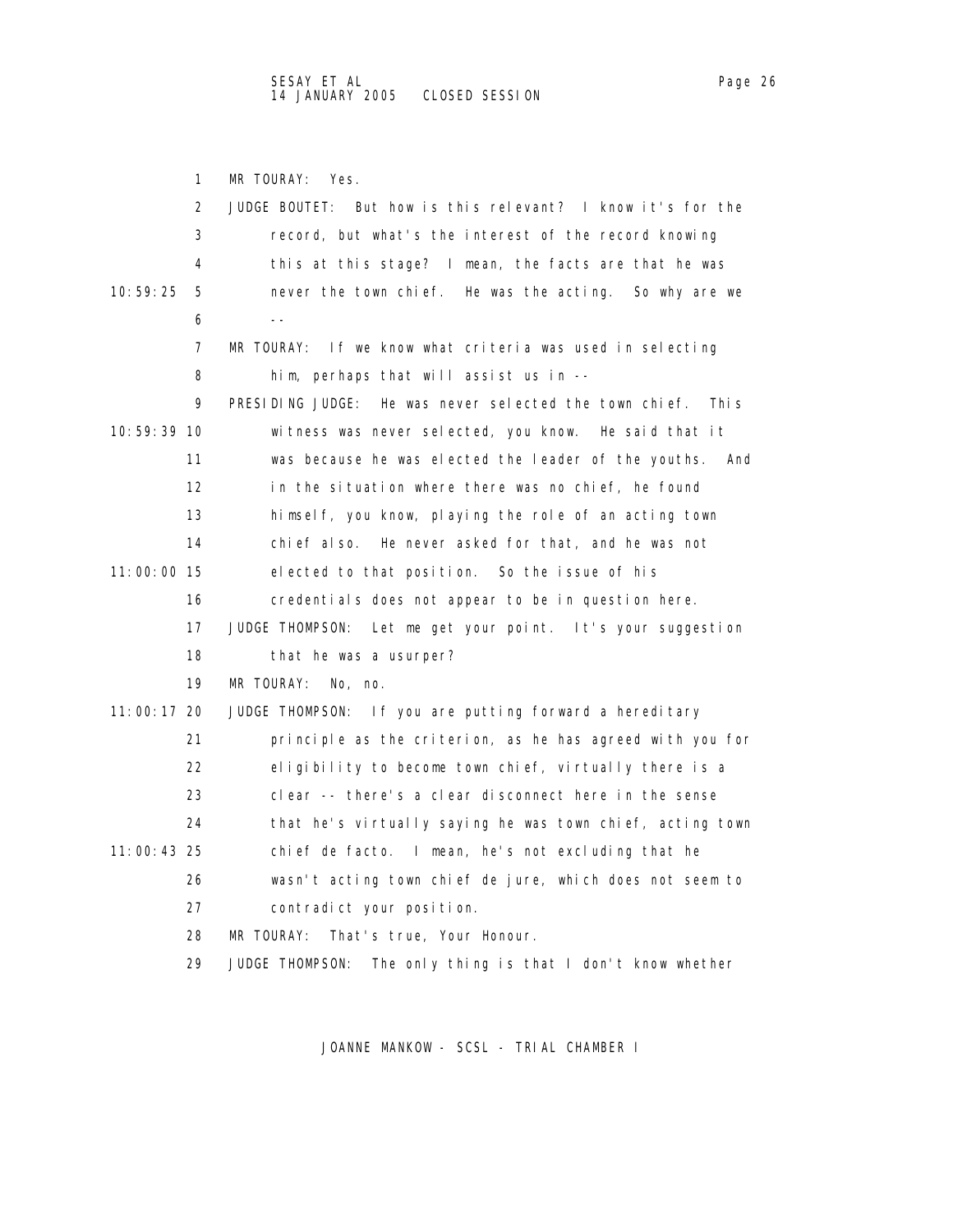MR TOURAY: Yes.

JUDGE BOUTET: But how is this relevant? I know it's for the record, but what's the interest of the record knowing this at this stage? I mean, the facts are that he was never the town chief. He was the acting. So why are we --

MR TOURAY: If we know what criteria was used in selecting him, perhaps that will assist us in --

PRESIDING JUDGE: He was never selected the town chief. This witness was never selected, you know. He said that it was because he was elected the leader of the youths. And in the situation where there was no chief, he found himself, you know, playing the role of an acting town chief also. He never asked for that, and he was not elected to that position. So the issue of his credentials does not appear to be in question here.

JUDGE THOMPSON: Let me get your point. It's your suggestion that he was a usurper?

MR TOURAY: No, no.

JUDGE THOMPSON: If you are putting forward a hereditary principle as the criterion, as he has agreed with you for eligibility to become town chief, virtually there is a clear -- there's a clear disconnect here in the sense that he's virtually saying he was town chief, acting town chief de facto. I mean, he's not excluding that he wasn't acting town chief de jure, which does not seem to contradict your position.

MR TOURAY: That's true, Your Honour.

JUDGE THOMPSON: The only thing is that I don't know whether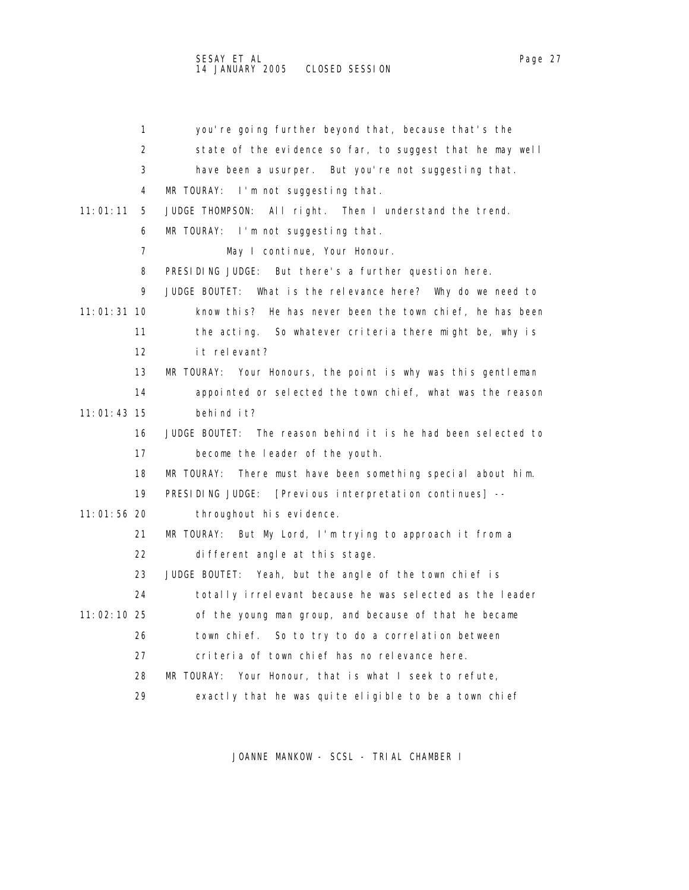you're going further beyond that, because that's the state of the evidence so far, to suggest that he may well have been a usurper. But you're not suggesting that.

MR TOURAY: I'm not suggesting that.

JUDGE THOMPSON: All right. Then I understand the trend.

MR TOURAY: I'm not suggesting that.

May I continue, Your Honour.

PRESIDING JUDGE: But there's a further question here.

JUDGE BOUTET: What is the relevance here? Why do we need to know this? He has never been the town chief, he has been the acting. So whatever criteria there might be, why is it relevant?

MR TOURAY: Your Honours, the point is why was this gentleman appointed or selected the town chief, what was the reason behind it?

JUDGE BOUTET: The reason behind it is he had been selected to become the leader of the youth.

MR TOURAY: There must have been something special about him.

PRESIDING JUDGE: [Previous interpretation continues] -- throughout his evidence.

MR TOURAY: But My Lord, I'm trying to approach it from a different angle at this stage.

JUDGE BOUTET: Yeah, but the angle of the town chief is totally irrelevant because he was selected as the leader of the young man group, and because of that he became town chief. So to try to do a correlation between criteria of town chief has no relevance here.

MR TOURAY: Your Honour, that is what I seek to refute, exactly that he was quite eligible to be a town chief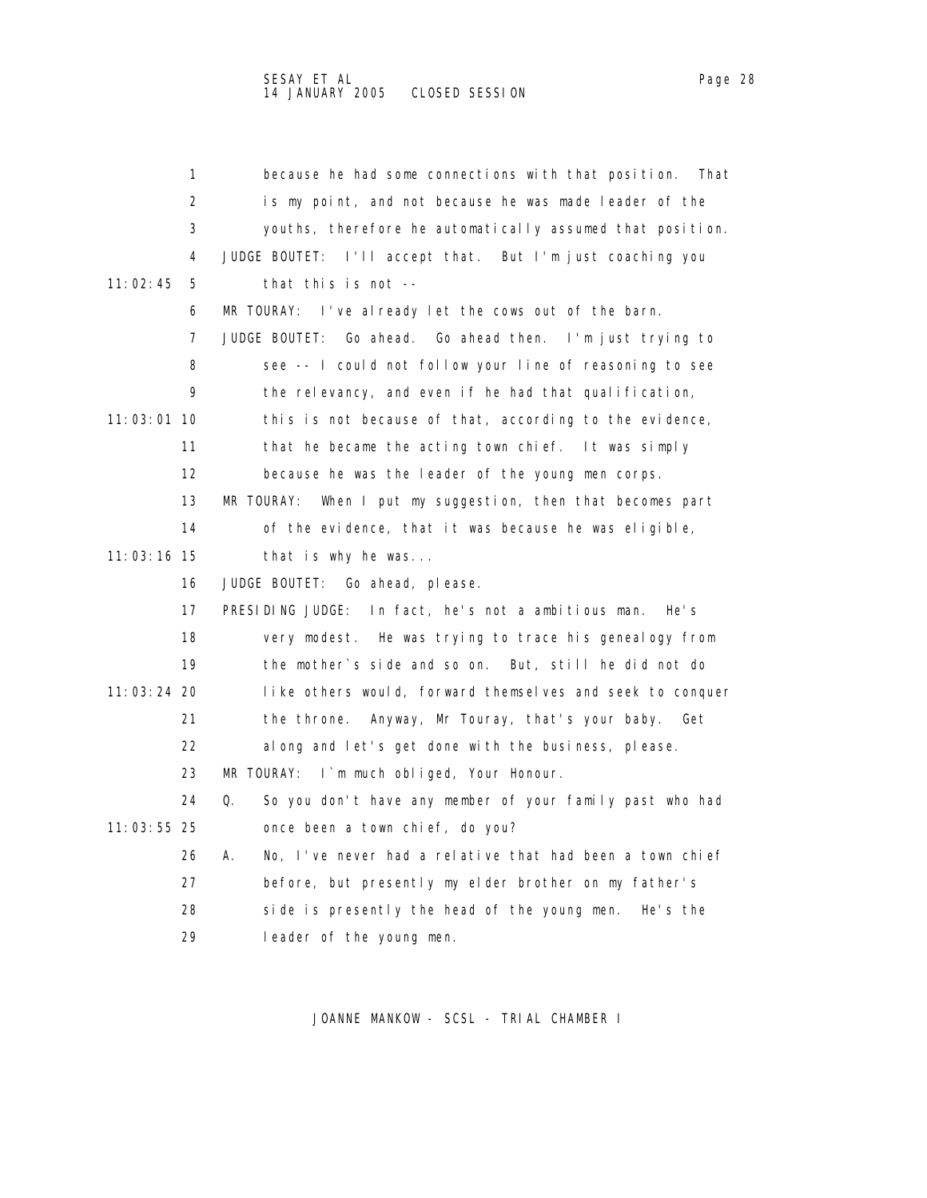because he had some connections with that position. That is my point, and not because he was made leader of the youths, therefore he automatically assumed that position.

JUDGE BOUTET: I'll accept that. But I'm just coaching you that this is not --

MR TOURAY: I've already let the cows out of the barn.

JUDGE BOUTET: Go ahead. Go ahead then. I'm just trying to see -- I could not follow your line of reasoning to see the relevancy, and even if he had that qualification, this is not because of that, according to the evidence, that he became the acting town chief. It was simply because he was the leader of the young men corps.

MR TOURAY: When I put my suggestion, then that becomes part of the evidence, that it was because he was eligible, that is why he was...

JUDGE BOUTET: Go ahead, please.

PRESIDING JUDGE: In fact, he's not a ambitious man. He's very modest. He was trying to trace his genealogy from the mother`s side and so on. But, still he did not do like others would, forward themselves and seek to conquer the throne. Anyway, Mr Touray, that's your baby. Get along and let's get done with the business, please.

MR TOURAY: I`m much obliged, Your Honour.

Q. So you don't have any member of your family past who had once been a town chief, do you?

A. No, I've never had a relative that had been a town chief before, but presently my elder brother on my father's side is presently the head of the young men. He's the leader of the young men.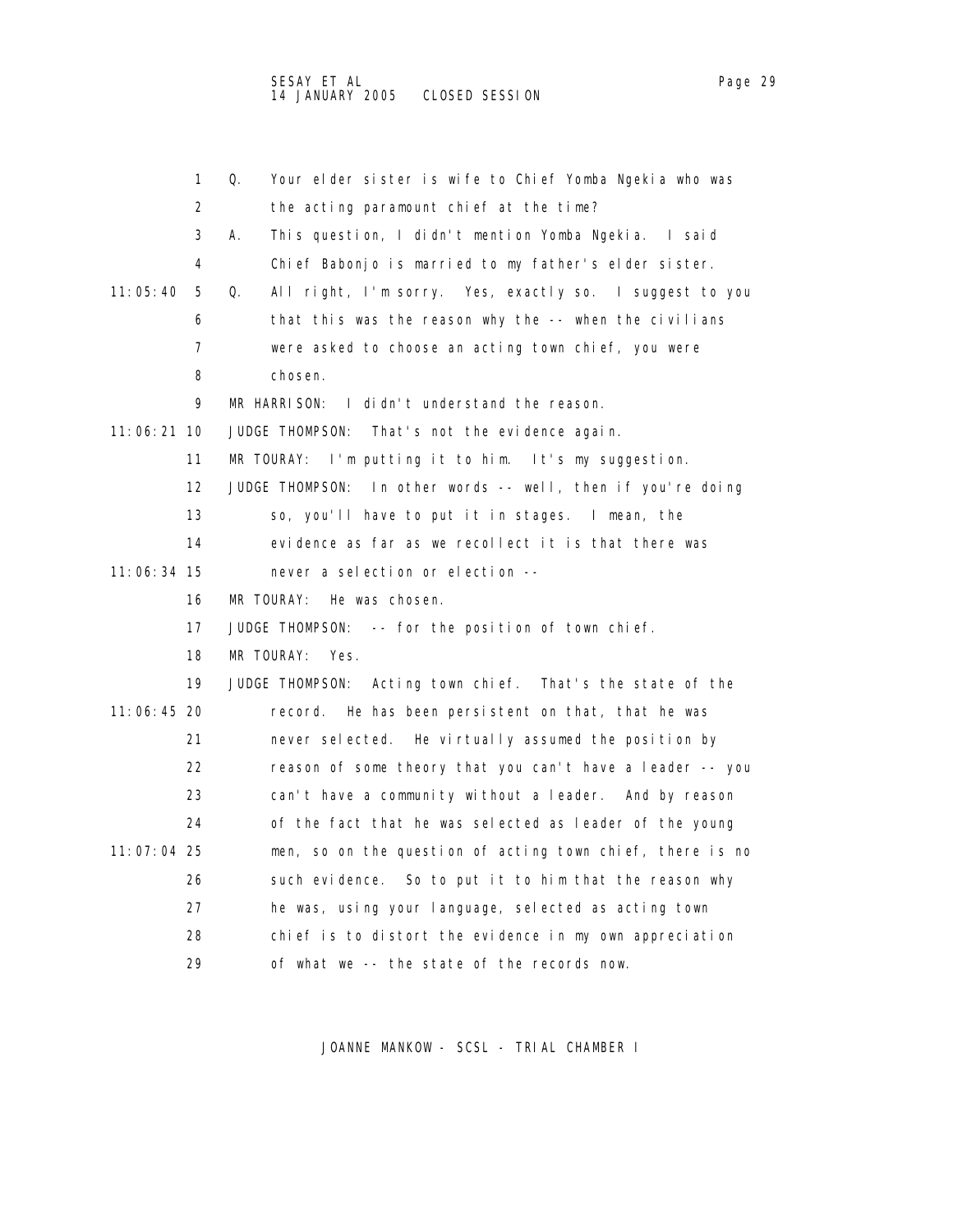1 Q. Your elder sister is wife to Chief Yomba Ngekia who was
2 the acting paramount chief at the time?
3 A. This question, I didn't mention Yomba Ngekia. I said
4 Chief Babonjo is married to my father's elder sister.
11:05:40 5 Q. All right, I'm sorry. Yes, exactly so. I suggest to you
6 that this was the reason why the -- when the civilians
7 were asked to choose an acting town chief, you were
8 chosen.
9 MR HARRISON: I didn't understand the reason.
11:06:21 10 JUDGE THOMPSON: That's not the evidence again.
11 MR TOURAY: I'm putting it to him. It's my suggestion.
12 JUDGE THOMPSON: In other words -- well, then if you're doing
13 so, you'll have to put it in stages. I mean, the
14 evidence as far as we recollect it is that there was
11:06:34 15 never a selection or election --
16 MR TOURAY: He was chosen.
17 JUDGE THOMPSON: -- for the position of town chief.
18 MR TOURAY: Yes.
19 JUDGE THOMPSON: Acting town chief. That's the state of the
11:06:45 20 record. He has been persistent on that, that he was
21 never selected. He virtually assumed the position by
22 reason of some theory that you can't have a leader -- you
23 can't have a community without a leader. And by reason
24 of the fact that he was selected as leader of the young
11:07:04 25 men, so on the question of acting town chief, there is no
26 such evidence. So to put it to him that the reason why
27 he was, using your language, selected as acting town
28 chief is to distort the evidence in my own appreciation
29 of what we -- the state of the records now.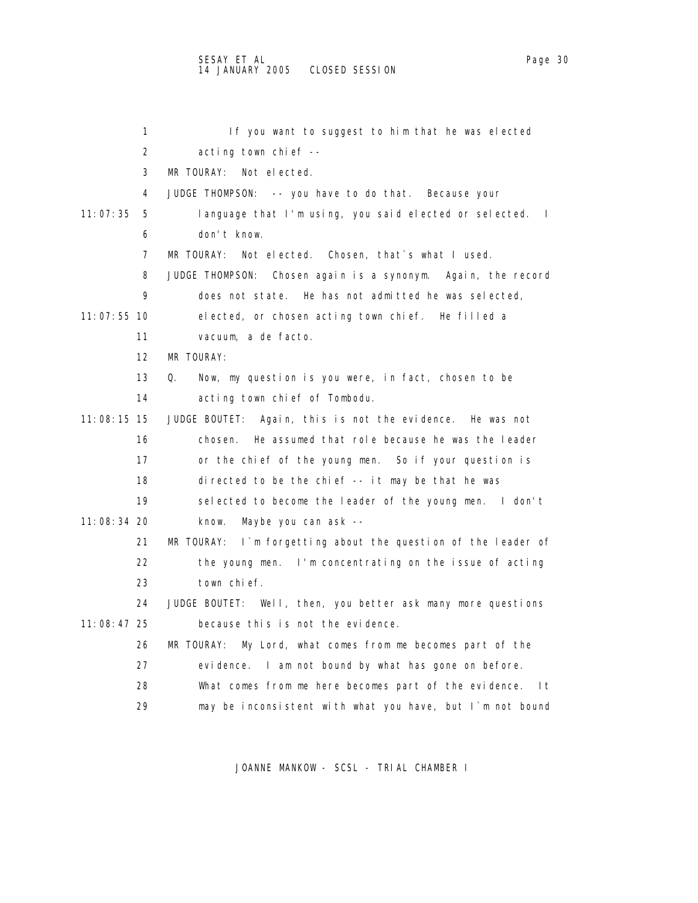If you want to suggest to him that he was elected acting town chief --

MR TOURAY: Not elected.

JUDGE THOMPSON: -- you have to do that. Because your language that I'm using, you said elected or selected. I don't know.

MR TOURAY: Not elected. Chosen, that`s what I used.

JUDGE THOMPSON: Chosen again is a synonym. Again, the record does not state. He has not admitted he was selected, elected, or chosen acting town chief. He filled a vacuum, a de facto.

MR TOURAY:

Q. Now, my question is you were, in fact, chosen to be acting town chief of Tombodu.

JUDGE BOUTET: Again, this is not the evidence. He was not chosen. He assumed that role because he was the leader or the chief of the young men. So if your question is directed to be the chief -- it may be that he was selected to become the leader of the young men. I don't know. Maybe you can ask --

MR TOURAY: I`m forgetting about the question of the leader of the young men. I'm concentrating on the issue of acting town chief.

JUDGE BOUTET: Well, then, you better ask many more questions because this is not the evidence.

MR TOURAY: My Lord, what comes from me becomes part of the evidence. I am not bound by what has gone on before. What comes from me here becomes part of the evidence. It may be inconsistent with what you have, but I`m not bound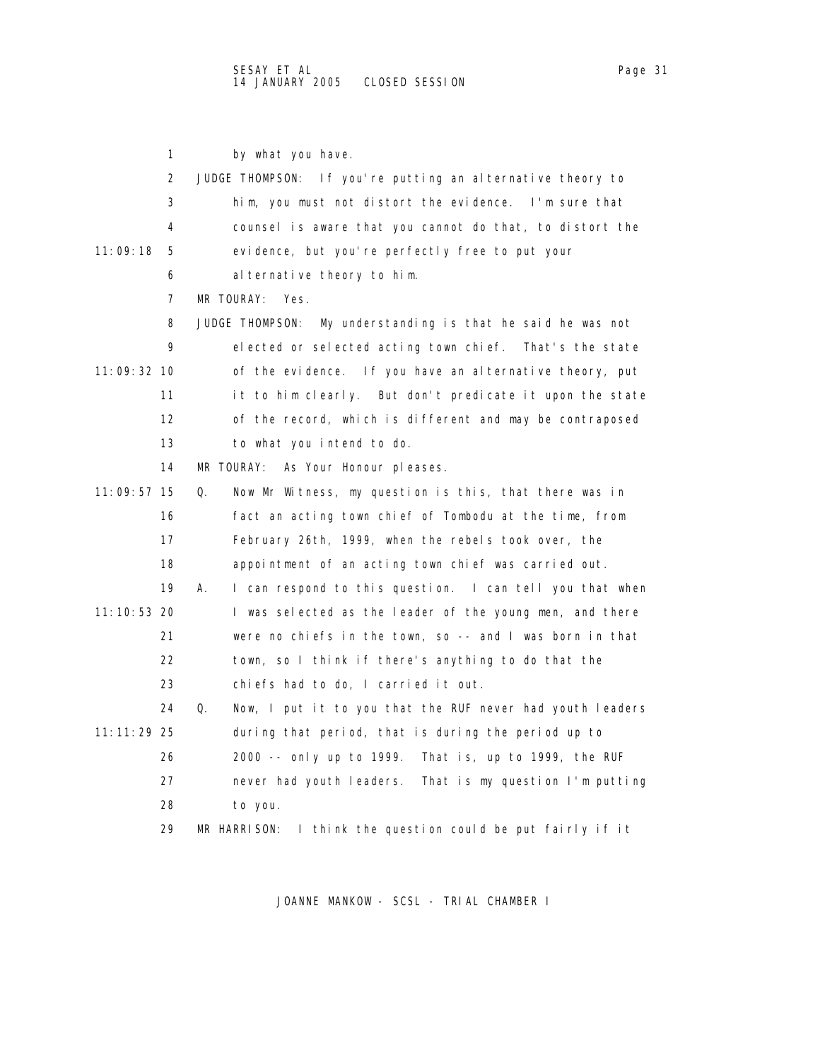by what you have.

JUDGE THOMPSON: If you're putting an alternative theory to him, you must not distort the evidence. I'm sure that counsel is aware that you cannot do that, to distort the evidence, but you're perfectly free to put your alternative theory to him.

MR TOURAY: Yes.

JUDGE THOMPSON: My understanding is that he said he was not elected or selected acting town chief. That's the state of the evidence. If you have an alternative theory, put it to him clearly. But don't predicate it upon the state of the record, which is different and may be contraposed to what you intend to do.

MR TOURAY: As Your Honour pleases.

Q. Now Mr Witness, my question is this, that there was in fact an acting town chief of Tombodu at the time, from February 26th, 1999, when the rebels took over, the appointment of an acting town chief was carried out.

A. I can respond to this question. I can tell you that when I was selected as the leader of the young men, and there were no chiefs in the town, so -- and I was born in that town, so I think if there's anything to do that the chiefs had to do, I carried it out.

Q. Now, I put it to you that the RUF never had youth leaders during that period, that is during the period up to 2000 -- only up to 1999. That is, up to 1999, the RUF never had youth leaders. That is my question I'm putting to you.

MR HARRISON: I think the question could be put fairly if it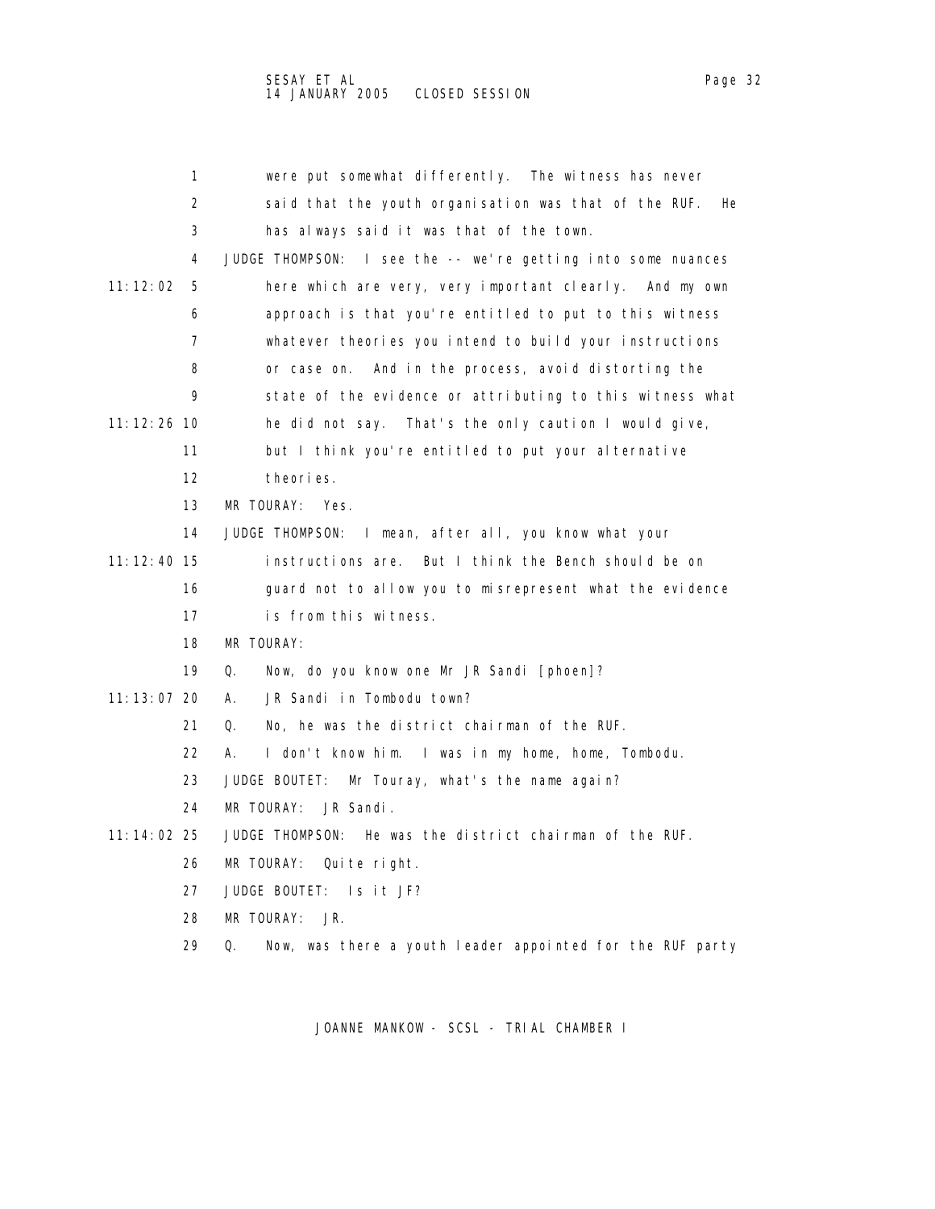were put somewhat differently. The witness has never said that the youth organisation was that of the RUF. He has always said it was that of the town.

JUDGE THOMPSON: I see the -- we're getting into some nuances here which are very, very important clearly. And my own approach is that you're entitled to put to this witness whatever theories you intend to build your instructions or case on. And in the process, avoid distorting the state of the evidence or attributing to this witness what he did not say. That's the only caution I would give, but I think you're entitled to put your alternative theories.

MR TOURAY: Yes.

JUDGE THOMPSON: I mean, after all, you know what your instructions are. But I think the Bench should be on guard not to allow you to misrepresent what the evidence is from this witness.

MR TOURAY:

Q. Now, do you know one Mr JR Sandi [phoen]?

A. JR Sandi in Tombodu town?

Q. No, he was the district chairman of the RUF.

A. I don't know him. I was in my home, home, Tombodu.

JUDGE BOUTET: Mr Touray, what's the name again?

MR TOURAY: JR Sandi.

JUDGE THOMPSON: He was the district chairman of the RUF.

MR TOURAY: Quite right.

JUDGE BOUTET: Is it JF?

MR TOURAY: JR.

Q. Now, was there a youth leader appointed for the RUF party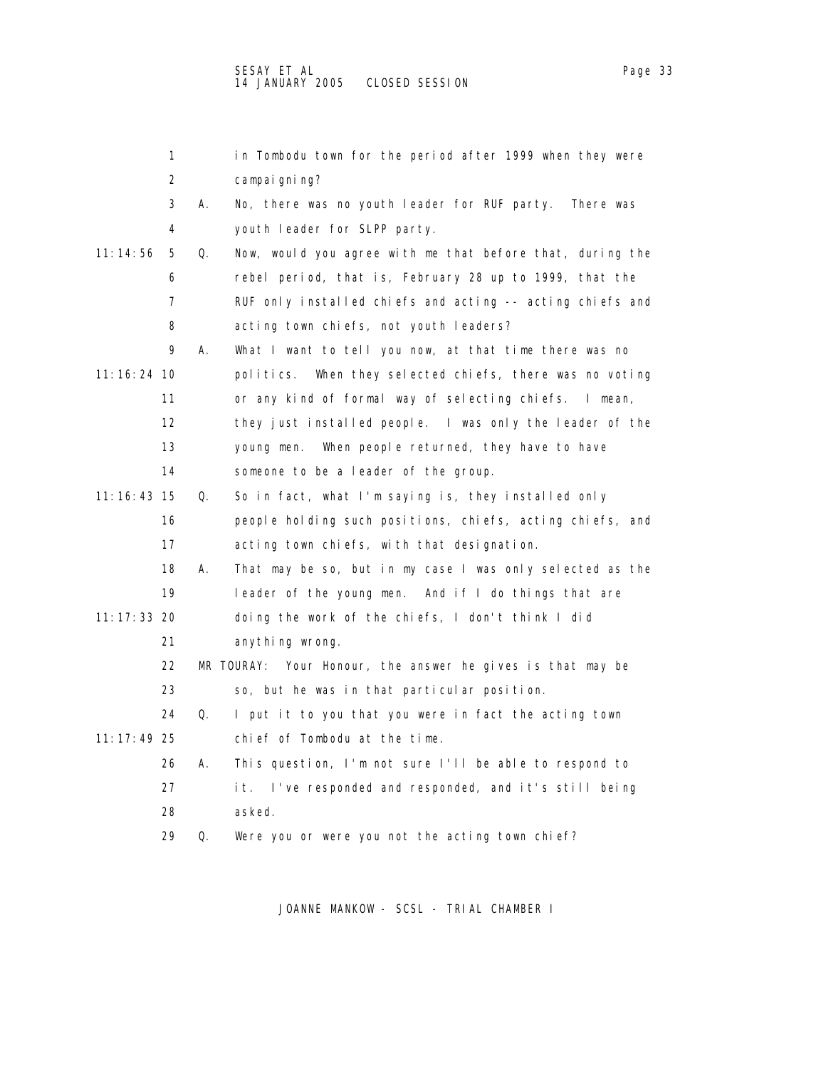in Tombodu town for the period after 1999 when they were campaigning?

A. No, there was no youth leader for RUF party. There was youth leader for SLPP party.

Q. Now, would you agree with me that before that, during the rebel period, that is, February 28 up to 1999, that the RUF only installed chiefs and acting -- acting chiefs and acting town chiefs, not youth leaders?

A. What I want to tell you now, at that time there was no politics. When they selected chiefs, there was no voting or any kind of formal way of selecting chiefs. I mean, they just installed people. I was only the leader of the young men. When people returned, they have to have someone to be a leader of the group.

Q. So in fact, what I'm saying is, they installed only people holding such positions, chiefs, acting chiefs, and acting town chiefs, with that designation.

A. That may be so, but in my case I was only selected as the leader of the young men. And if I do things that are doing the work of the chiefs, I don't think I did anything wrong.

MR TOURAY: Your Honour, the answer he gives is that may be so, but he was in that particular position.

Q. I put it to you that you were in fact the acting town chief of Tombodu at the time.

A. This question, I'm not sure I'll be able to respond to it. I've responded and responded, and it's still being asked.

Q. Were you or were you not the acting town chief?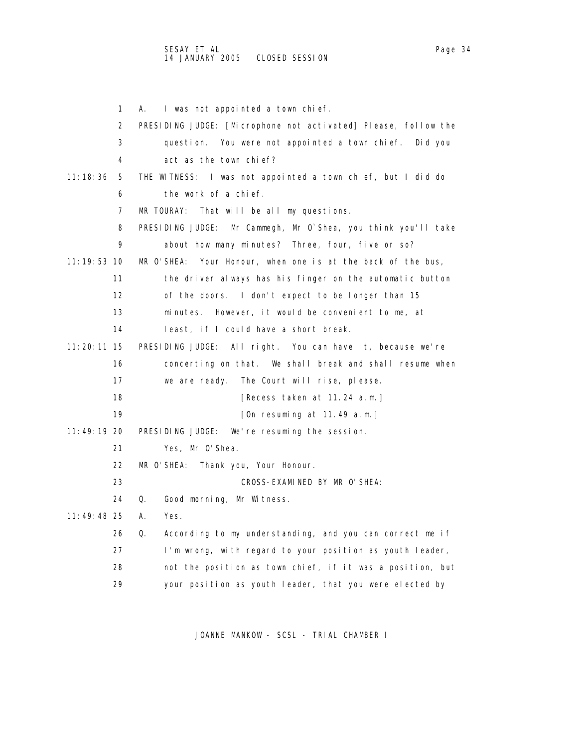1 A. I was not appointed a town chief.

2 PRESIDING JUDGE: [Microphone not activated] Please, follow the

3 question. You were not appointed a town chief. Did you

4 act as the town chief?

11:18:36 5 THE WITNESS: I was not appointed a town chief, but I did do

6 the work of a chief.

7 MR TOURAY: That will be all my questions.

8 PRESIDING JUDGE: Mr Cammegh, Mr O`Shea, you think you'll take

9 about how many minutes? Three, four, five or so?

11:19:53 10 MR O'SHEA: Your Honour, when one is at the back of the bus,

11 the driver always has his finger on the automatic button

12 of the doors. I don't expect to be longer than 15

13 minutes. However, it would be convenient to me, at

14 least, if I could have a short break.

11:20:11 15 PRESIDING JUDGE: All right. You can have it, because we're

16 concerting on that. We shall break and shall resume when

17 we are ready. The Court will rise, please.

18 [Recess taken at 11.24 a.m.]

19 [On resuming at 11.49 a.m.]

11:49:19 20 PRESIDING JUDGE: We're resuming the session.

21 Yes, Mr O'Shea.

22 MR O'SHEA: Thank you, Your Honour.

23 CROSS-EXAMINED BY MR O'SHEA:

24 Q. Good morning, Mr Witness.

11:49:48 25 A. Yes.

26 Q. According to my understanding, and you can correct me if

27 I'm wrong, with regard to your position as youth leader,

28 not the position as town chief, if it was a position, but

29 your position as youth leader, that you were elected by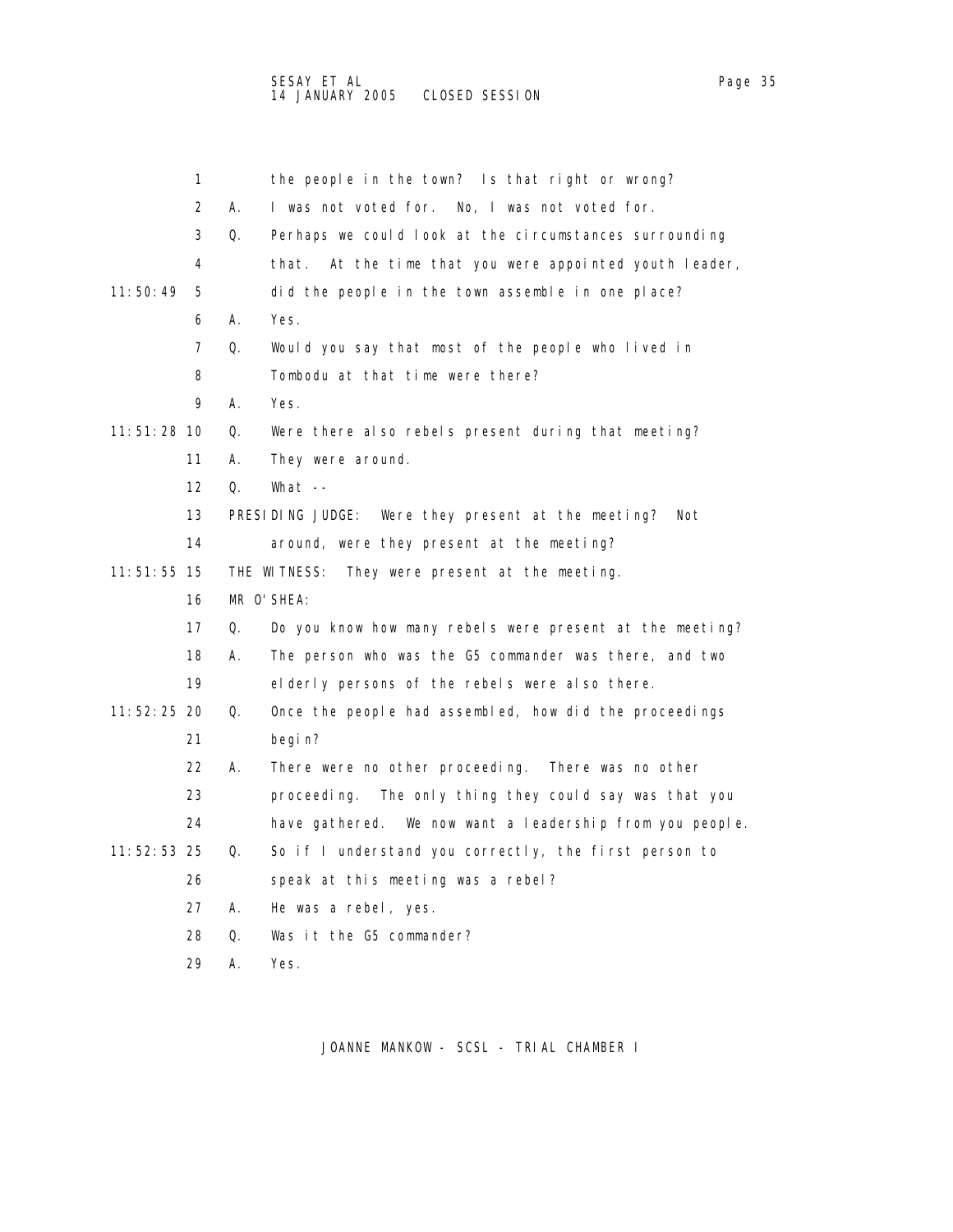1 the people in the town? Is that right or wrong?

2 A. I was not voted for. No, I was not voted for.

3 Q. Perhaps we could look at the circumstances surrounding

4 that. At the time that you were appointed youth leader,

11:50:49 5 did the people in the town assemble in one place?

6 A. Yes.

7 Q. Would you say that most of the people who lived in

8 Tombodu at that time were there?

9 A. Yes.

11:51:28 10 Q. Were there also rebels present during that meeting?

11 A. They were around.

12 Q. What --

13 PRESIDING JUDGE: Were they present at the meeting? Not

14 around, were they present at the meeting?

11:51:55 15 THE WITNESS: They were present at the meeting.

16 MR O'SHEA:

17 Q. Do you know how many rebels were present at the meeting?

18 A. The person who was the G5 commander was there, and two

19 elderly persons of the rebels were also there.

11:52:25 20 Q. Once the people had assembled, how did the proceedings

21 begin?

22 A. There were no other proceeding. There was no other

23 proceeding. The only thing they could say was that you

24 have gathered. We now want a leadership from you people.

11:52:53 25 Q. So if I understand you correctly, the first person to

26 speak at this meeting was a rebel?

27 A. He was a rebel, yes.

28 Q. Was it the G5 commander?

29 A. Yes.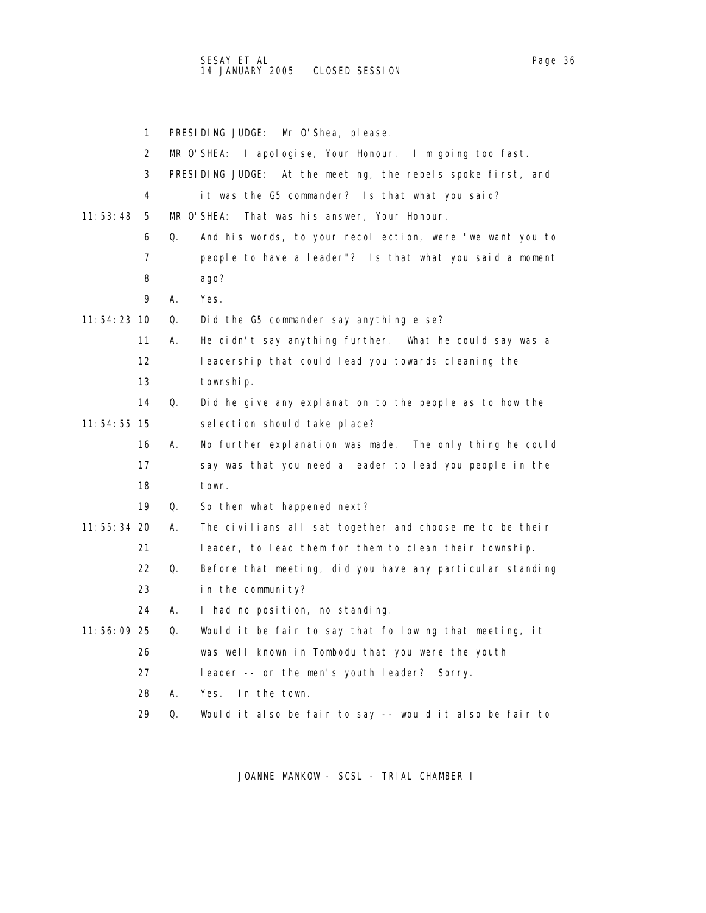1 PRESIDING JUDGE: Mr O'Shea, please.

2 MR O'SHEA: I apologise, Your Honour. I'm going too fast.

3 PRESIDING JUDGE: At the meeting, the rebels spoke first, and

4 it was the G5 commander? Is that what you said?

11:53:48 5 MR O'SHEA: That was his answer, Your Honour.

6 Q. And his words, to your recollection, were "we want you to

7 people to have a leader"? Is that what you said a moment

8 ago?

9 A. Yes.

11:54:23 10 Q. Did the G5 commander say anything else?

11 A. He didn't say anything further. What he could say was a

12 leadership that could lead you towards cleaning the

13 township.

14 Q. Did he give any explanation to the people as to how the

11:54:55 15 selection should take place?

16 A. No further explanation was made. The only thing he could

17 say was that you need a leader to lead you people in the

18 town.

19 Q. So then what happened next?

11:55:34 20 A. The civilians all sat together and choose me to be their

21 leader, to lead them for them to clean their township.

22 Q. Before that meeting, did you have any particular standing

23 in the community?

24 A. I had no position, no standing.

11:56:09 25 Q. Would it be fair to say that following that meeting, it

26 was well known in Tombodu that you were the youth

27 leader -- or the men's youth leader? Sorry.

28 A. Yes. In the town.

29 Q. Would it also be fair to say -- would it also be fair to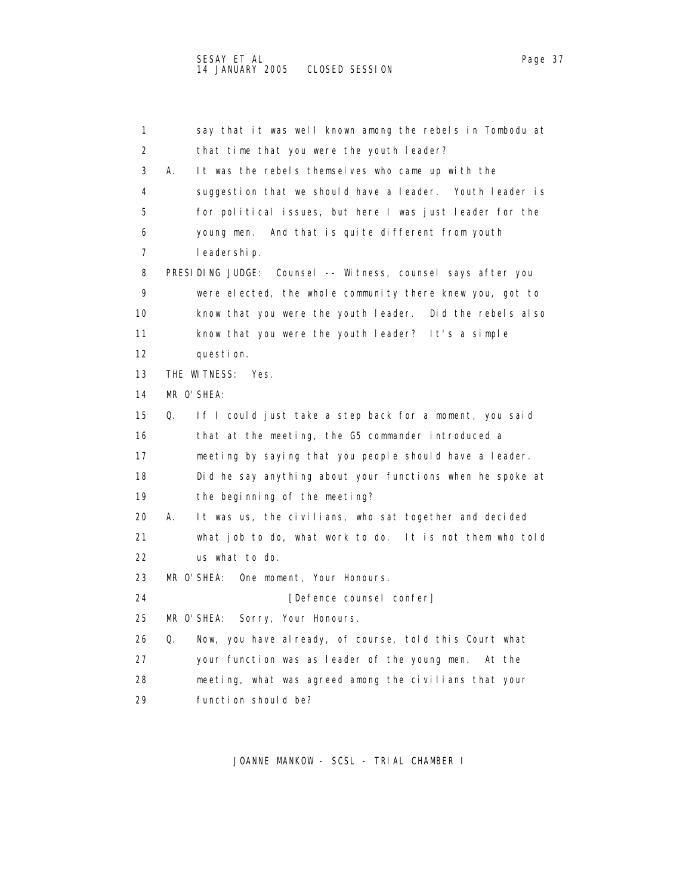1 say that it was well known among the rebels in Tombodu at
2 that time that you were the youth leader?
3 A. It was the rebels themselves who came up with the
4 suggestion that we should have a leader. Youth leader is
5 for political issues, but here I was just leader for the
6 young men. And that is quite different from youth
7 leadership.
8 PRESIDING JUDGE: Counsel -- Witness, counsel says after you
9 were elected, the whole community there knew you, got to
10 know that you were the youth leader. Did the rebels also
11 know that you were the youth leader? It's a simple
12 question.
13 THE WITNESS: Yes.
14 MR O'SHEA:
15 Q. If I could just take a step back for a moment, you said
16 that at the meeting, the G5 commander introduced a
17 meeting by saying that you people should have a leader.
18 Did he say anything about your functions when he spoke at
19 the beginning of the meeting?
20 A. It was us, the civilians, who sat together and decided
21 what job to do, what work to do. It is not them who told
22 us what to do.
23 MR O'SHEA: One moment, Your Honours.
24 [Defence counsel confer]
25 MR O'SHEA: Sorry, Your Honours.
26 Q. Now, you have already, of course, told this Court what
27 your function was as leader of the young men. At the
28 meeting, what was agreed among the civilians that your
29 function should be?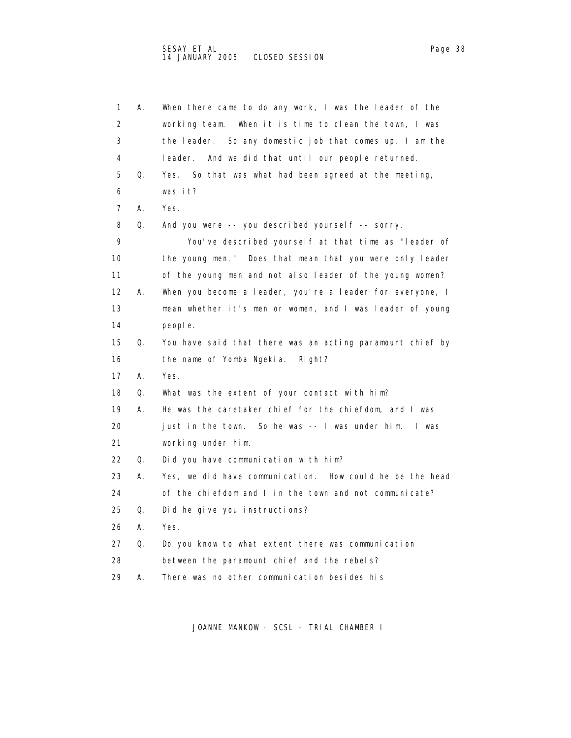1 A. When there came to do any work, I was the leader of the working team. When it is time to clean the town, I was the leader. So any domestic job that comes up, I am the leader. And we did that until our people returned.

5 Q. Yes. So that was what had been agreed at the meeting, was it?

7 A. Yes.

8 Q. And you were -- you described yourself -- sorry.

9 You've described yourself at that time as "leader of the young men." Does that mean that you were only leader of the young men and not also leader of the young women?

12 A. When you become a leader, you're a leader for everyone, I mean whether it's men or women, and I was leader of young people.

15 Q. You have said that there was an acting paramount chief by the name of Yomba Ngekia. Right?

17 A. Yes.

18 Q. What was the extent of your contact with him?

19 A. He was the caretaker chief for the chiefdom, and I was just in the town. So he was -- I was under him. I was working under him.

22 Q. Did you have communication with him?

23 A. Yes, we did have communication. How could he be the head of the chiefdom and I in the town and not communicate?

25 Q. Did he give you instructions?

26 A. Yes.

27 Q. Do you know to what extent there was communication between the paramount chief and the rebels?

29 A. There was no other communication besides his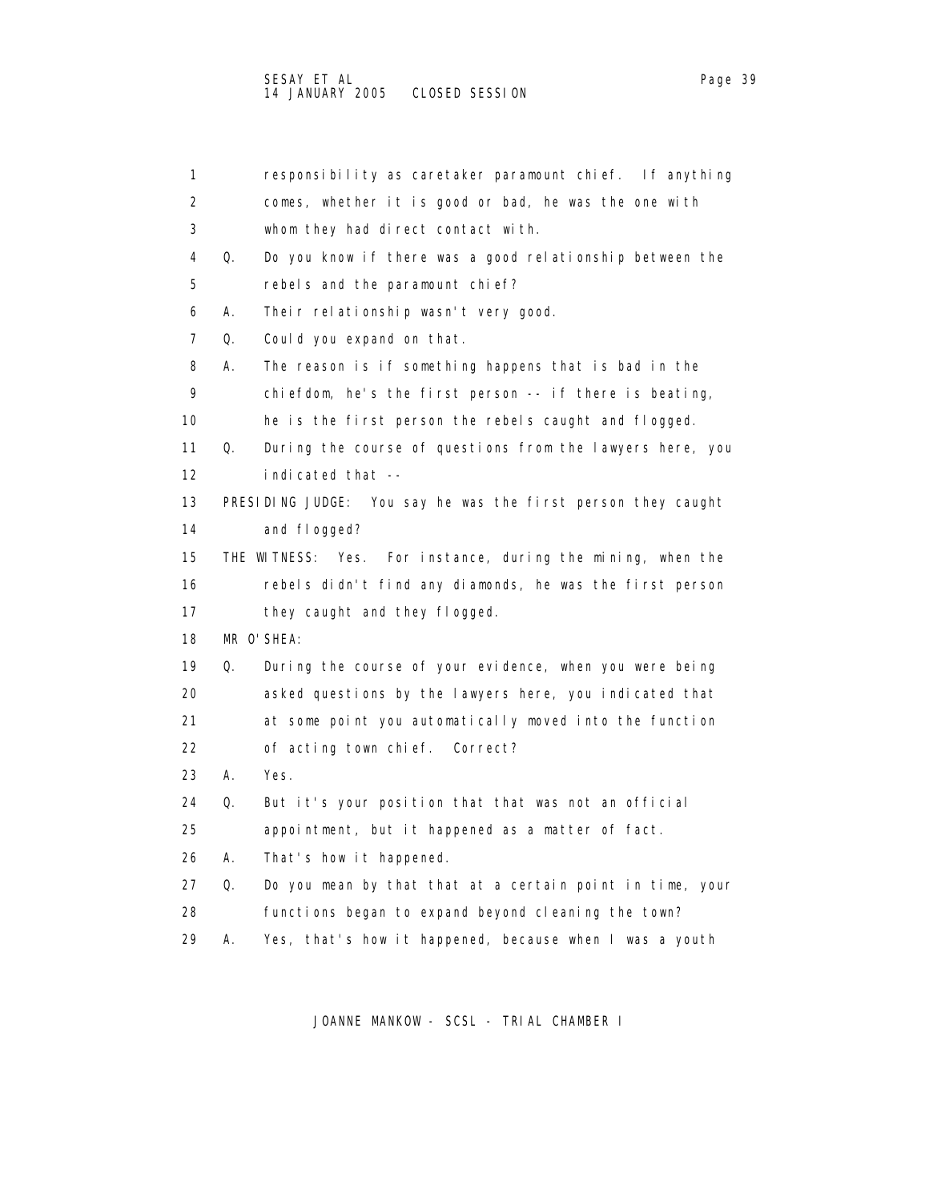responsibility as caretaker paramount chief. If anything comes, whether it is good or bad, he was the one with whom they had direct contact with.

Q. Do you know if there was a good relationship between the rebels and the paramount chief?

A. Their relationship wasn't very good.

Q. Could you expand on that.

A. The reason is if something happens that is bad in the chiefdom, he's the first person -- if there is beating, he is the first person the rebels caught and flogged.

Q. During the course of questions from the lawyers here, you indicated that --

PRESIDING JUDGE: You say he was the first person they caught and flogged?

THE WITNESS: Yes. For instance, during the mining, when the rebels didn't find any diamonds, he was the first person they caught and they flogged.

MR O'SHEA:

Q. During the course of your evidence, when you were being asked questions by the lawyers here, you indicated that at some point you automatically moved into the function of acting town chief. Correct?

A. Yes.

Q. But it's your position that that was not an official appointment, but it happened as a matter of fact.

A. That's how it happened.

Q. Do you mean by that that at a certain point in time, your functions began to expand beyond cleaning the town?

A. Yes, that's how it happened, because when I was a youth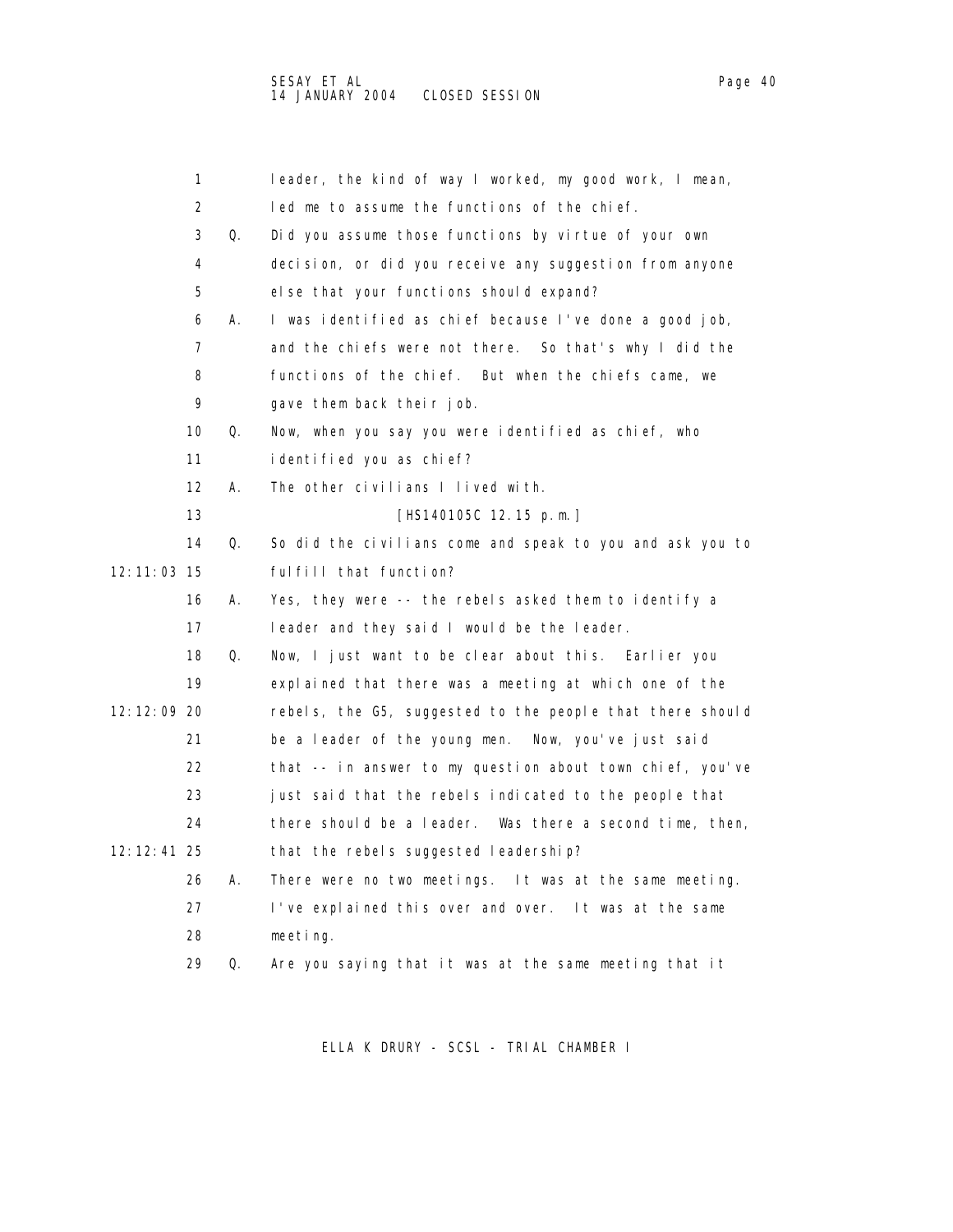1 leader, the kind of way I worked, my good work, I mean,
2 led me to assume the functions of the chief.
3 Q. Did you assume those functions by virtue of your own
4 decision, or did you receive any suggestion from anyone
5 else that your functions should expand?
6 A. I was identified as chief because I've done a good job,
7 and the chiefs were not there. So that's why I did the
8 functions of the chief. But when the chiefs came, we
9 gave them back their job.
10 Q. Now, when you say you were identified as chief, who
11 identified you as chief?
12 A. The other civilians I lived with.
13 [HS140105C 12.15 p.m.]
14 Q. So did the civilians come and speak to you and ask you to
12:11:03 15 fulfill that function?
16 A. Yes, they were -- the rebels asked them to identify a
17 leader and they said I would be the leader.
18 Q. Now, I just want to be clear about this. Earlier you
19 explained that there was a meeting at which one of the
12:12:09 20 rebels, the G5, suggested to the people that there should
21 be a leader of the young men. Now, you've just said
22 that -- in answer to my question about town chief, you've
23 just said that the rebels indicated to the people that
24 there should be a leader. Was there a second time, then,
12:12:41 25 that the rebels suggested leadership?
26 A. There were no two meetings. It was at the same meeting.
27 I've explained this over and over. It was at the same
28 meeting.
29 Q. Are you saying that it was at the same meeting that it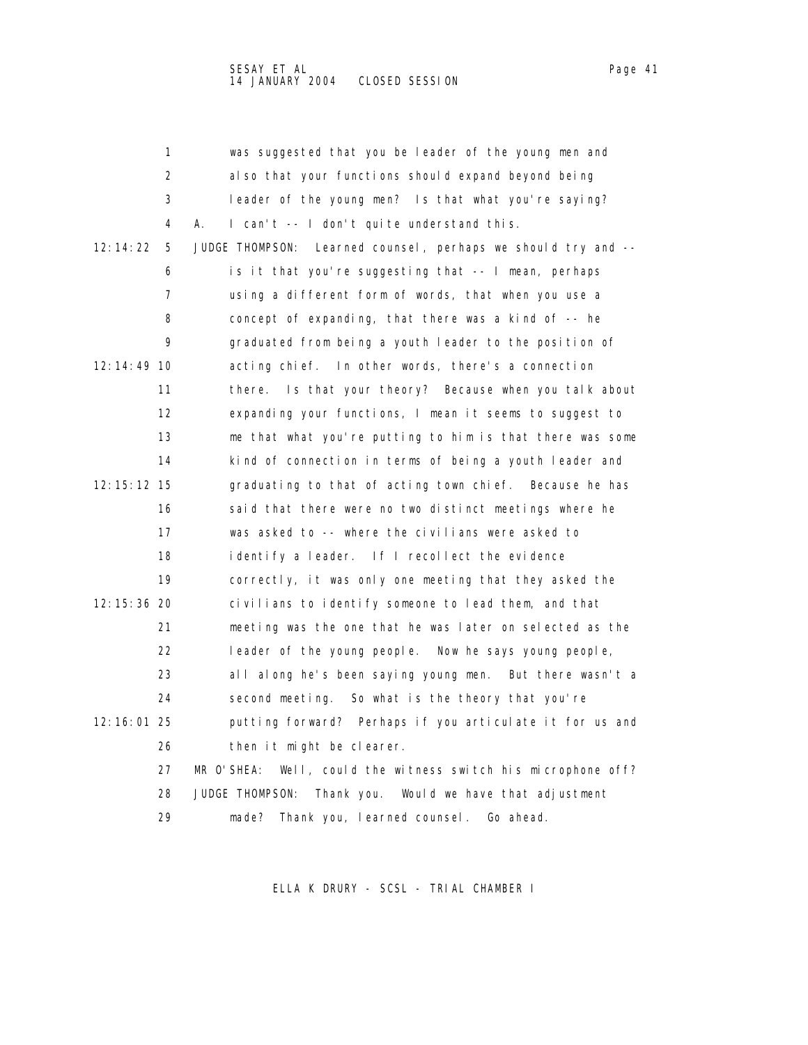was suggested that you be leader of the young men and also that your functions should expand beyond being leader of the young men? Is that what you're saying?

A. I can't -- I don't quite understand this.

JUDGE THOMPSON: Learned counsel, perhaps we should try and -- is it that you're suggesting that -- I mean, perhaps using a different form of words, that when you use a concept of expanding, that there was a kind of -- he graduated from being a youth leader to the position of acting chief. In other words, there's a connection there. Is that your theory? Because when you talk about expanding your functions, I mean it seems to suggest to me that what you're putting to him is that there was some kind of connection in terms of being a youth leader and graduating to that of acting town chief. Because he has said that there were no two distinct meetings where he was asked to -- where the civilians were asked to identify a leader. If I recollect the evidence correctly, it was only one meeting that they asked the civilians to identify someone to lead them, and that meeting was the one that he was later on selected as the leader of the young people. Now he says young people, all along he's been saying young men. But there wasn't a second meeting. So what is the theory that you're putting forward? Perhaps if you articulate it for us and then it might be clearer.

MR O'SHEA: Well, could the witness switch his microphone off?

JUDGE THOMPSON: Thank you. Would we have that adjustment made? Thank you, learned counsel. Go ahead.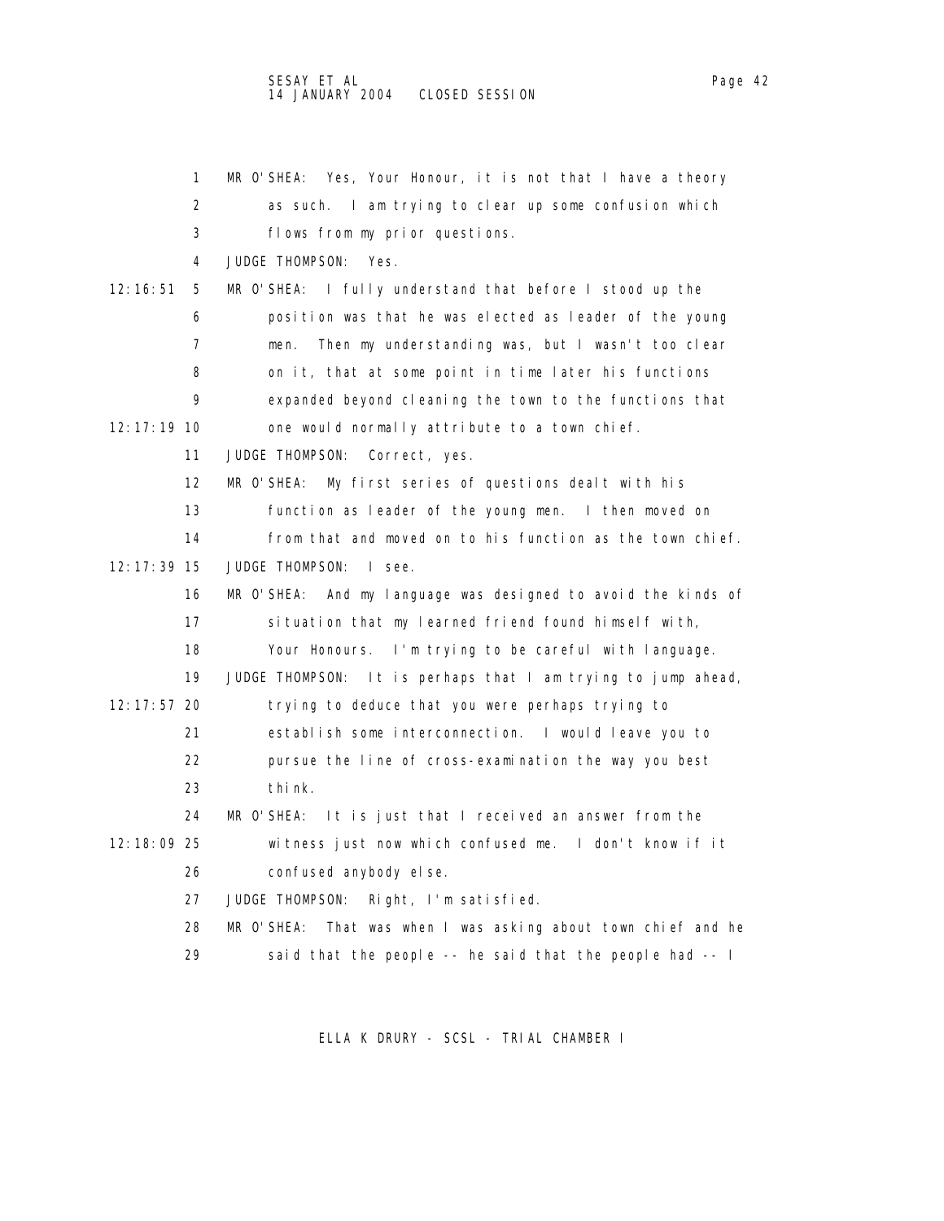MR O'SHEA: Yes, Your Honour, it is not that I have a theory as such. I am trying to clear up some confusion which flows from my prior questions.

JUDGE THOMPSON: Yes.

12:16:51 MR O'SHEA: I fully understand that before I stood up the position was that he was elected as leader of the young men. Then my understanding was, but I wasn't too clear on it, that at some point in time later his functions expanded beyond cleaning the town to the functions that 12:17:19 one would normally attribute to a town chief.

JUDGE THOMPSON: Correct, yes.

MR O'SHEA: My first series of questions dealt with his function as leader of the young men. I then moved on from that and moved on to his function as the town chief.

12:17:39 JUDGE THOMPSON: I see.

MR O'SHEA: And my language was designed to avoid the kinds of situation that my learned friend found himself with, Your Honours. I'm trying to be careful with language.

JUDGE THOMPSON: It is perhaps that I am trying to jump ahead, 12:17:57 trying to deduce that you were perhaps trying to establish some interconnection. I would leave you to pursue the line of cross-examination the way you best think.

MR O'SHEA: It is just that I received an answer from the 12:18:09 witness just now which confused me. I don't know if it confused anybody else.

JUDGE THOMPSON: Right, I'm satisfied.

MR O'SHEA: That was when I was asking about town chief and he said that the people -- he said that the people had -- I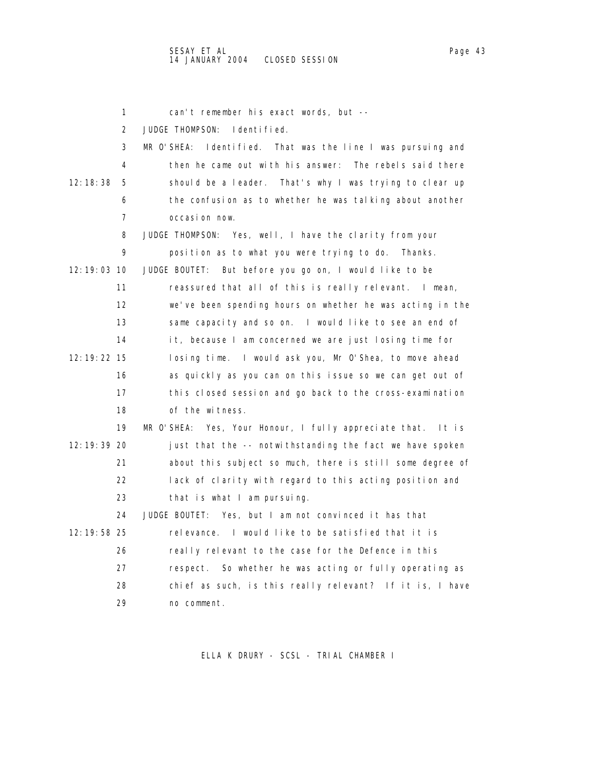can't remember his exact words, but --

JUDGE THOMPSON: Identified.

MR O'SHEA: Identified. That was the line I was pursuing and then he came out with his answer: The rebels said there should be a leader. That's why I was trying to clear up the confusion as to whether he was talking about another occasion now.

JUDGE THOMPSON: Yes, well, I have the clarity from your position as to what you were trying to do. Thanks.

JUDGE BOUTET: But before you go on, I would like to be reassured that all of this is really relevant. I mean, we've been spending hours on whether he was acting in the same capacity and so on. I would like to see an end of it, because I am concerned we are just losing time for losing time. I would ask you, Mr O'Shea, to move ahead as quickly as you can on this issue so we can get out of this closed session and go back to the cross-examination of the witness.

MR O'SHEA: Yes, Your Honour, I fully appreciate that. It is just that the -- notwithstanding the fact we have spoken about this subject so much, there is still some degree of lack of clarity with regard to this acting position and that is what I am pursuing.

JUDGE BOUTET: Yes, but I am not convinced it has that relevance. I would like to be satisfied that it is really relevant to the case for the Defence in this respect. So whether he was acting or fully operating as chief as such, is this really relevant? If it is, I have no comment.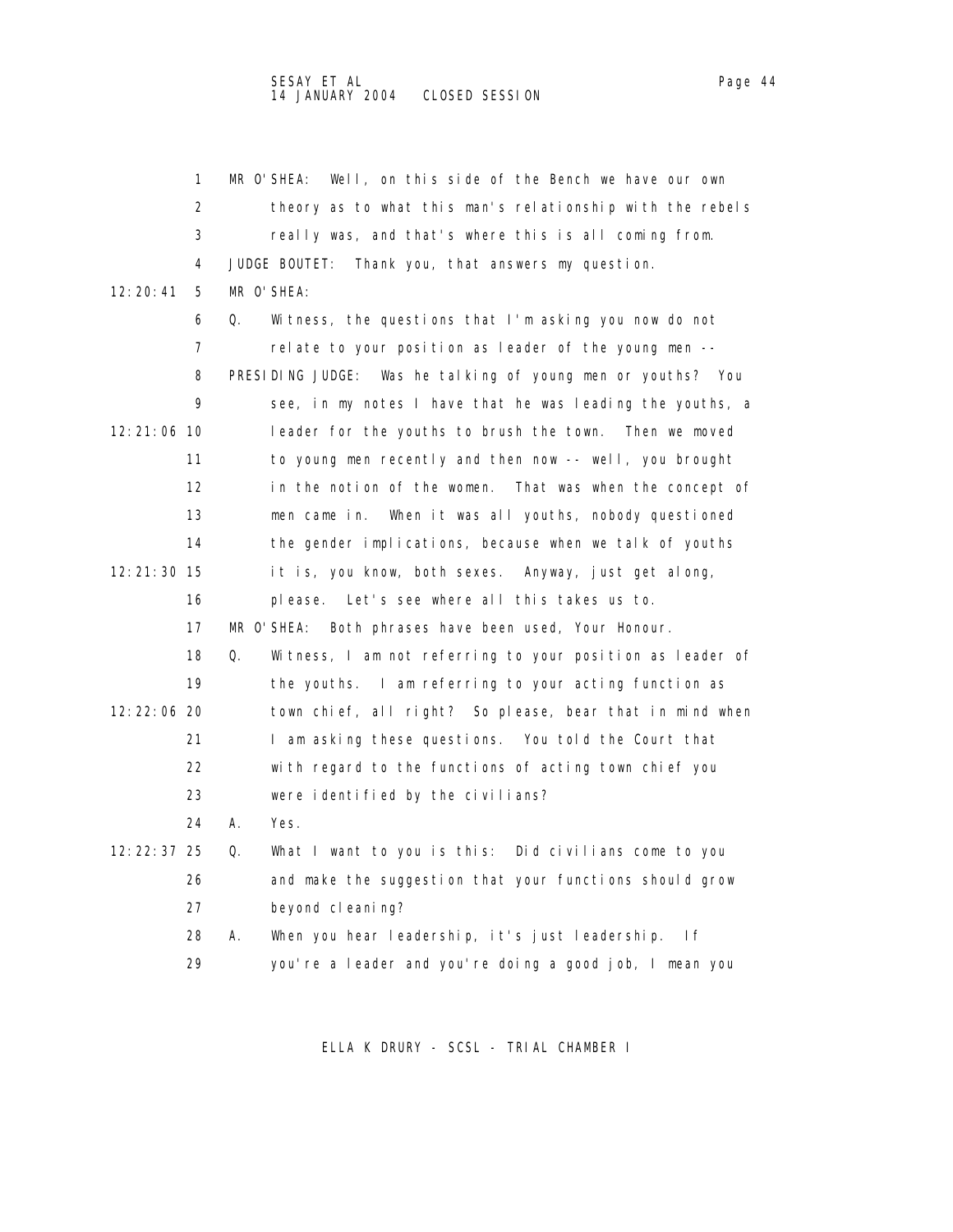MR O'SHEA: Well, on this side of the Bench we have our own theory as to what this man's relationship with the rebels really was, and that's where this is all coming from.

JUDGE BOUTET: Thank you, that answers my question.

MR O'SHEA:

Q. Witness, the questions that I'm asking you now do not relate to your position as leader of the young men --

PRESIDING JUDGE: Was he talking of young men or youths? You see, in my notes I have that he was leading the youths, a leader for the youths to brush the town. Then we moved to young men recently and then now -- well, you brought in the notion of the women. That was when the concept of men came in. When it was all youths, nobody questioned the gender implications, because when we talk of youths it is, you know, both sexes. Anyway, just get along, please. Let's see where all this takes us to.

MR O'SHEA: Both phrases have been used, Your Honour.

Q. Witness, I am not referring to your position as leader of the youths. I am referring to your acting function as town chief, all right? So please, bear that in mind when I am asking these questions. You told the Court that with regard to the functions of acting town chief you were identified by the civilians?

A. Yes.

Q. What I want to you is this: Did civilians come to you and make the suggestion that your functions should grow beyond cleaning?

A. When you hear leadership, it's just leadership. If you're a leader and you're doing a good job, I mean you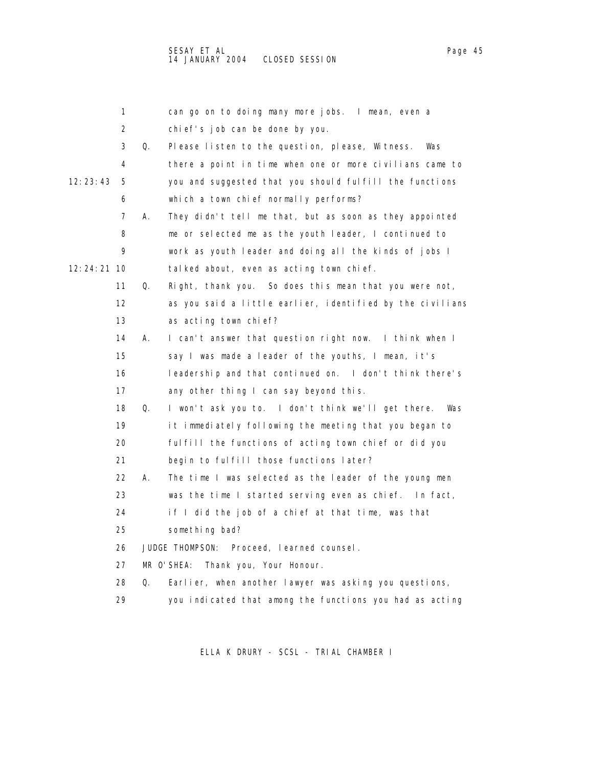can go on to doing many more jobs. I mean, even a chief's job can be done by you.

Q. Please listen to the question, please, Witness. Was there a point in time when one or more civilians came to you and suggested that you should fulfill the functions which a town chief normally performs?

A. They didn't tell me that, but as soon as they appointed me or selected me as the youth leader, I continued to work as youth leader and doing all the kinds of jobs I talked about, even as acting town chief.

Q. Right, thank you. So does this mean that you were not, as you said a little earlier, identified by the civilians as acting town chief?

A. I can't answer that question right now. I think when I say I was made a leader of the youths, I mean, it's leadership and that continued on. I don't think there's any other thing I can say beyond this.

Q. I won't ask you to. I don't think we'll get there. Was it immediately following the meeting that you began to fulfill the functions of acting town chief or did you begin to fulfill those functions later?

A. The time I was selected as the leader of the young men was the time I started serving even as chief. In fact, if I did the job of a chief at that time, was that something bad?

JUDGE THOMPSON: Proceed, learned counsel.

MR O'SHEA: Thank you, Your Honour.

Q. Earlier, when another lawyer was asking you questions, you indicated that among the functions you had as acting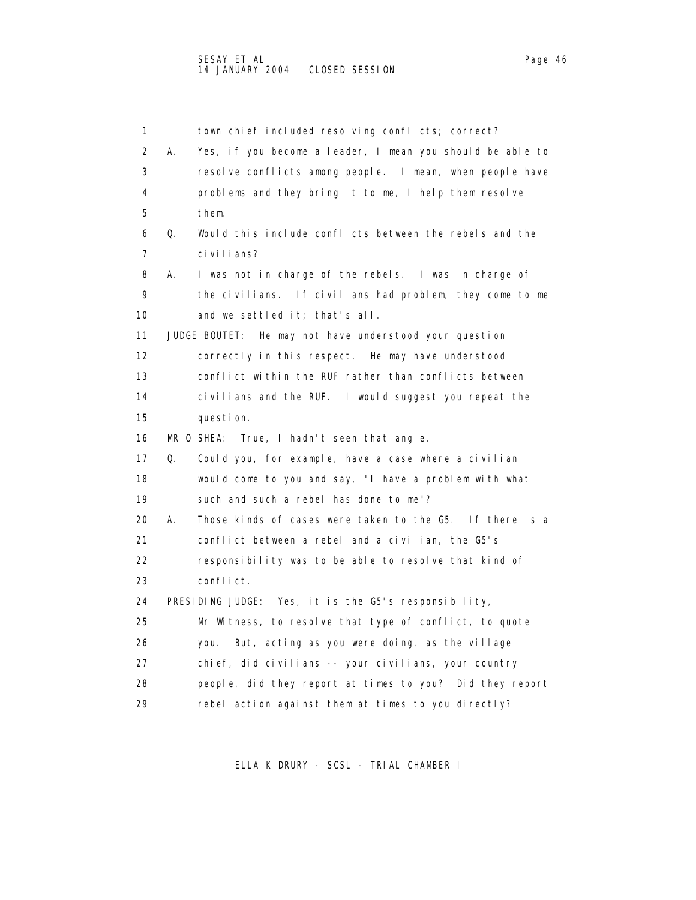1 town chief included resolving conflicts; correct?

2 A. Yes, if you become a leader, I mean you should be able to
3 resolve conflicts among people. I mean, when people have
4 problems and they bring it to me, I help them resolve
5 them.

6 Q. Would this include conflicts between the rebels and the
7 civilians?

8 A. I was not in charge of the rebels. I was in charge of
9 the civilians. If civilians had problem, they come to me
10 and we settled it; that's all.

11 JUDGE BOUTET: He may not have understood your question
12 correctly in this respect. He may have understood
13 conflict within the RUF rather than conflicts between
14 civilians and the RUF. I would suggest you repeat the
15 question.

16 MR O'SHEA: True, I hadn't seen that angle.

17 Q. Could you, for example, have a case where a civilian
18 would come to you and say, "I have a problem with what
19 such and such a rebel has done to me"?

20 A. Those kinds of cases were taken to the G5. If there is a
21 conflict between a rebel and a civilian, the G5's
22 responsibility was to be able to resolve that kind of
23 conflict.

24 PRESIDING JUDGE: Yes, it is the G5's responsibility,
25 Mr Witness, to resolve that type of conflict, to quote
26 you. But, acting as you were doing, as the village
27 chief, did civilians -- your civilians, your country
28 people, did they report at times to you? Did they report
29 rebel action against them at times to you directly?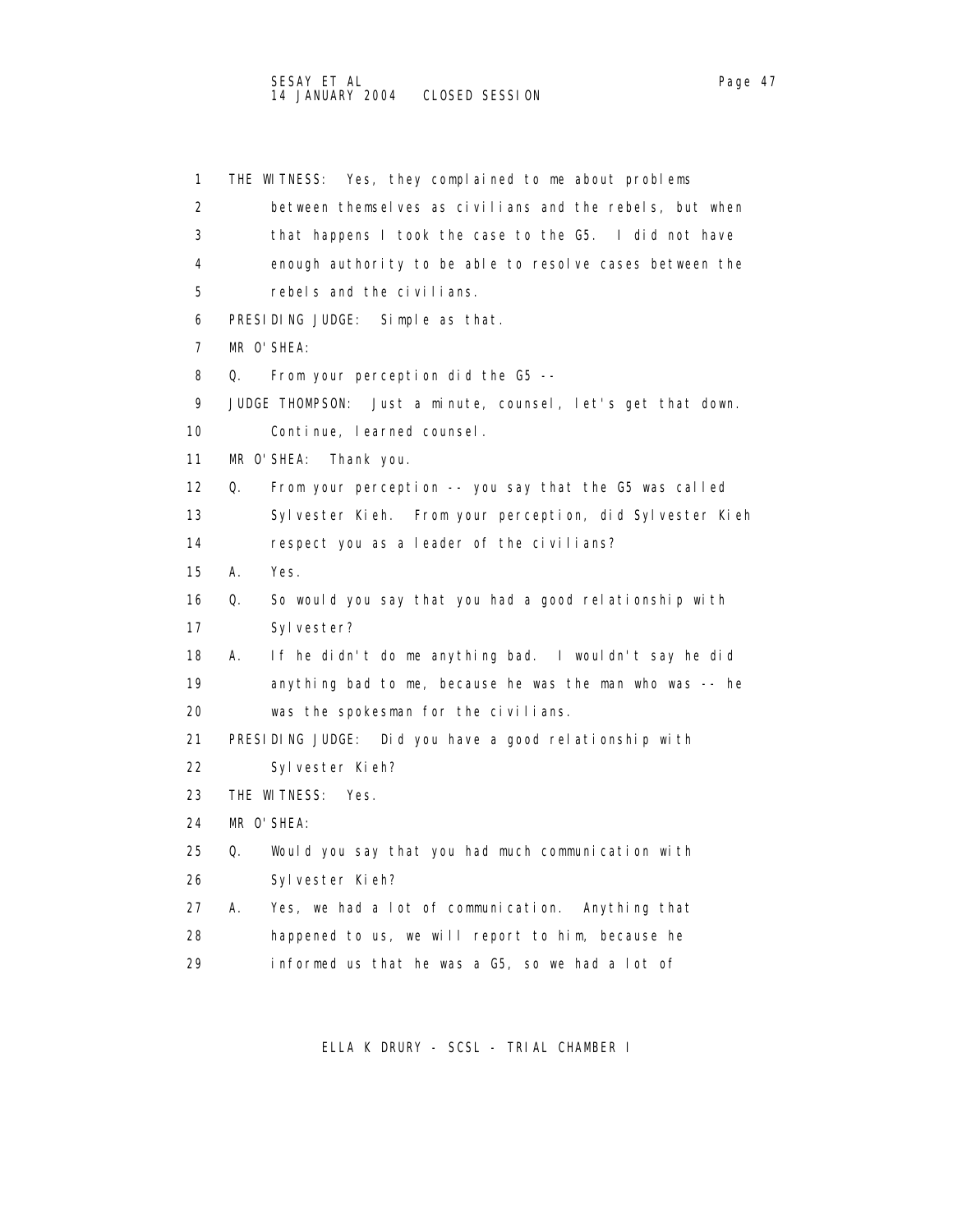1 THE WITNESS: Yes, they complained to me about problems
2 between themselves as civilians and the rebels, but when
3 that happens I took the case to the G5. I did not have
4 enough authority to be able to resolve cases between the
5 rebels and the civilians.
6 PRESIDING JUDGE: Simple as that.
7 MR O'SHEA:
8 Q. From your perception did the G5 --
9 JUDGE THOMPSON: Just a minute, counsel, let's get that down.
10 Continue, learned counsel.
11 MR O'SHEA: Thank you.
12 Q. From your perception -- you say that the G5 was called
13 Sylvester Kieh. From your perception, did Sylvester Kieh
14 respect you as a leader of the civilians?
15 A. Yes.
16 Q. So would you say that you had a good relationship with
17 Sylvester?
18 A. If he didn't do me anything bad. I wouldn't say he did
19 anything bad to me, because he was the man who was -- he
20 was the spokesman for the civilians.
21 PRESIDING JUDGE: Did you have a good relationship with
22 Sylvester Kieh?
23 THE WITNESS: Yes.
24 MR O'SHEA:
25 Q. Would you say that you had much communication with
26 Sylvester Kieh?
27 A. Yes, we had a lot of communication. Anything that
28 happened to us, we will report to him, because he
29 informed us that he was a G5, so we had a lot of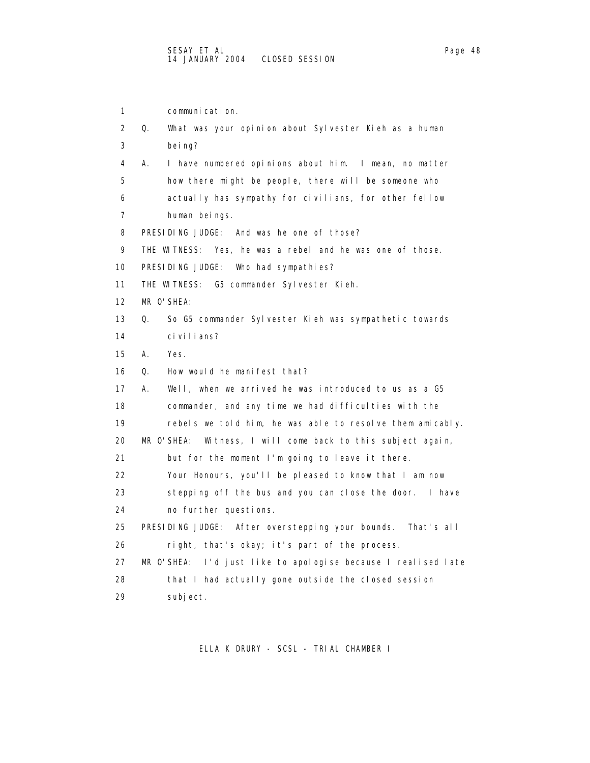1 communication.

2 Q. What was your opinion about Sylvester Kieh as a human

3 being?

4 A. I have numbered opinions about him. I mean, no matter

5 how there might be people, there will be someone who

6 actually has sympathy for civilians, for other fellow

7 human beings.

8 PRESIDING JUDGE: And was he one of those?

9 THE WITNESS: Yes, he was a rebel and he was one of those.

10 PRESIDING JUDGE: Who had sympathies?

11 THE WITNESS: G5 commander Sylvester Kieh.

12 MR O'SHEA:

13 Q. So G5 commander Sylvester Kieh was sympathetic towards

14 civilians?

15 A. Yes.

16 Q. How would he manifest that?

17 A. Well, when we arrived he was introduced to us as a G5

18 commander, and any time we had difficulties with the

19 rebels we told him, he was able to resolve them amicably.

20 MR O'SHEA: Witness, I will come back to this subject again,

21 but for the moment I'm going to leave it there.

22 Your Honours, you'll be pleased to know that I am now

23 stepping off the bus and you can close the door. I have

24 no further questions.

25 PRESIDING JUDGE: After overstepping your bounds. That's all

26 right, that's okay; it's part of the process.

27 MR O'SHEA: I'd just like to apologise because I realised late

28 that I had actually gone outside the closed session

29 subject.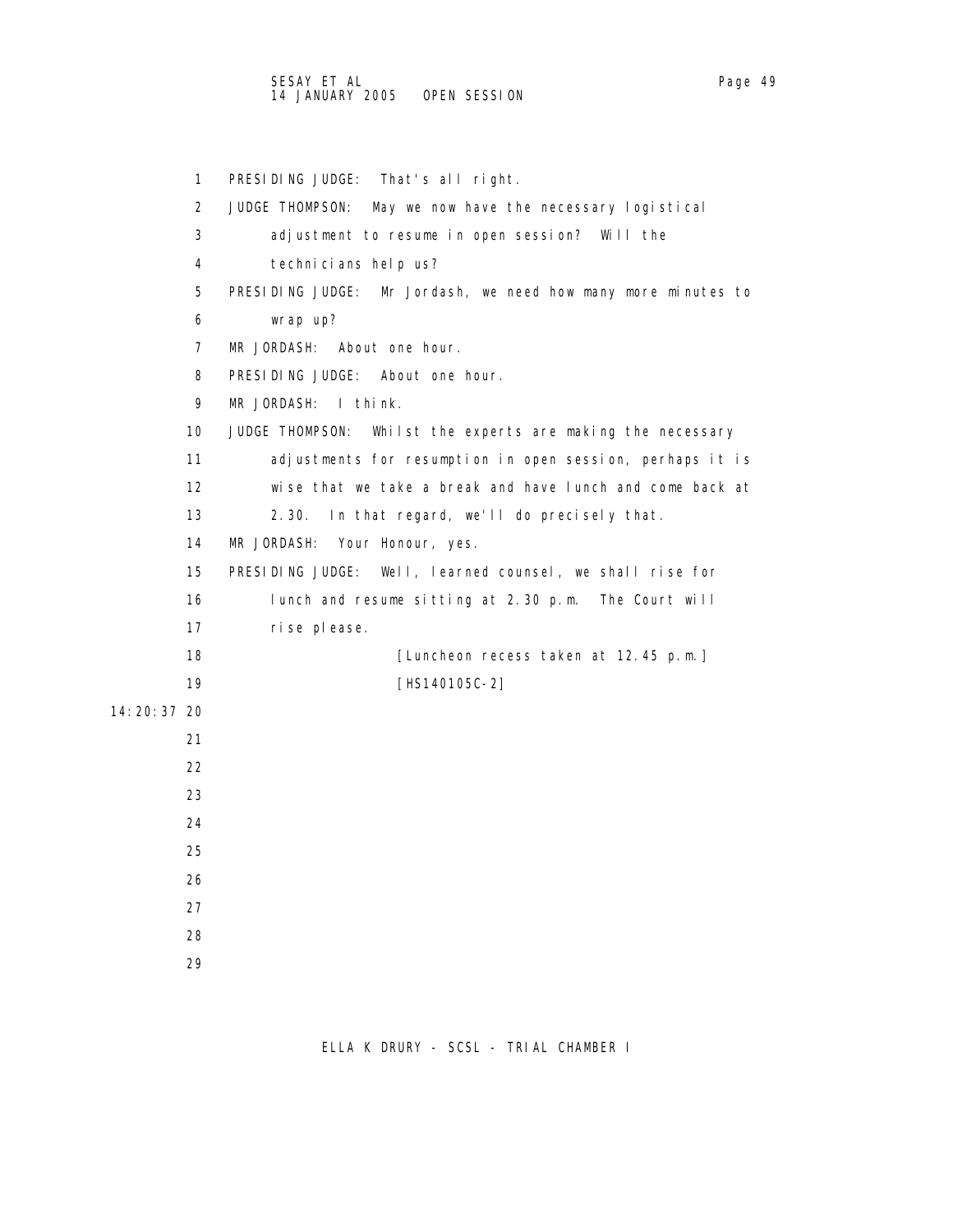1 PRESIDING JUDGE: That's all right.

2 JUDGE THOMPSON: May we now have the necessary logistical

3 adjustment to resume in open session? Will the

4 technicians help us?

5 PRESIDING JUDGE: Mr Jordash, we need how many more minutes to

6 wrap up?

7 MR JORDASH: About one hour.

8 PRESIDING JUDGE: About one hour.

9 MR JORDASH: I think.

10 JUDGE THOMPSON: Whilst the experts are making the necessary

11 adjustments for resumption in open session, perhaps it is

12 wise that we take a break and have lunch and come back at

13 2.30. In that regard, we'll do precisely that.

14 MR JORDASH: Your Honour, yes.

15 PRESIDING JUDGE: Well, learned counsel, we shall rise for

16 lunch and resume sitting at 2.30 p.m. The Court will

17 rise please.

18 [Luncheon recess taken at 12.45 p.m.]

19 [HS140105C-2]

14:20:37 20

21

22

23

24

25

26

27

28

29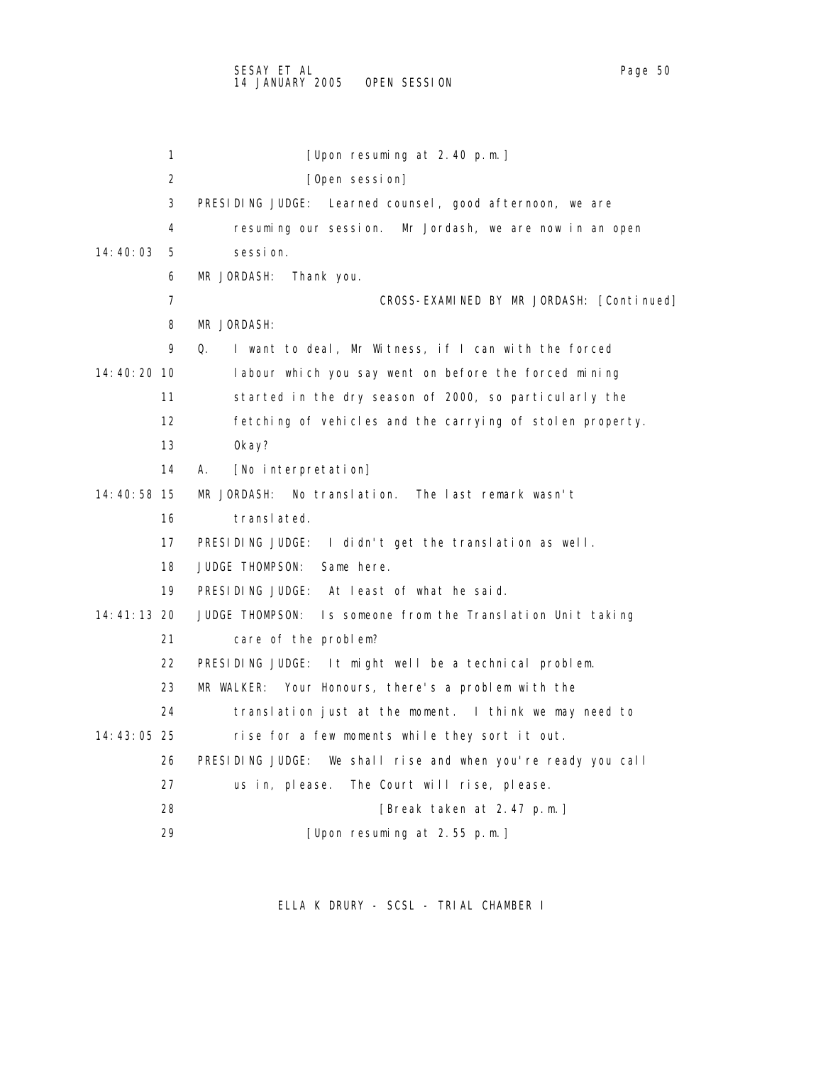1 [Upon resuming at 2.40 p.m.]

2 [Open session]

3 PRESIDING JUDGE: Learned counsel, good afternoon, we are

4 resuming our session. Mr Jordash, we are now in an open

14:40:03 5 session.

6 MR JORDASH: Thank you.

7 CROSS-EXAMINED BY MR JORDASH: [Continued]

8 MR JORDASH:

9 Q. I want to deal, Mr Witness, if I can with the forced

14:40:20 10 labour which you say went on before the forced mining

11 started in the dry season of 2000, so particularly the

12 fetching of vehicles and the carrying of stolen property.

13 Okay?

14 A. [No interpretation]

14:40:58 15 MR JORDASH: No translation. The last remark wasn't

16 translated.

17 PRESIDING JUDGE: I didn't get the translation as well.

18 JUDGE THOMPSON: Same here.

19 PRESIDING JUDGE: At least of what he said.

14:41:13 20 JUDGE THOMPSON: Is someone from the Translation Unit taking

21 care of the problem?

22 PRESIDING JUDGE: It might well be a technical problem.

23 MR WALKER: Your Honours, there's a problem with the

24 translation just at the moment. I think we may need to

14:43:05 25 rise for a few moments while they sort it out.

26 PRESIDING JUDGE: We shall rise and when you're ready you call

27 us in, please. The Court will rise, please.

28 [Break taken at 2.47 p.m.]

29 [Upon resuming at 2.55 p.m.]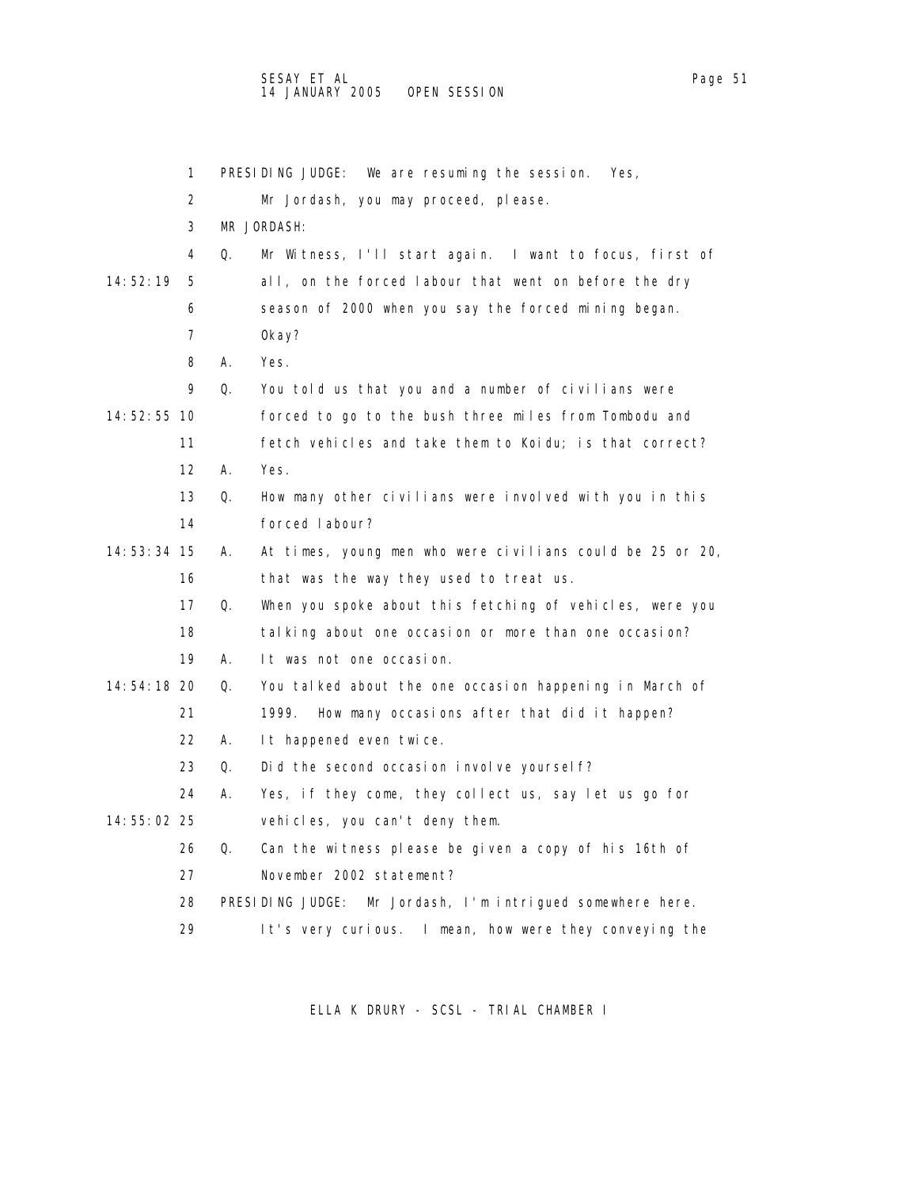PRESIDING JUDGE: We are resuming the session. Yes, Mr Jordash, you may proceed, please.

MR JORDASH:

Q. Mr Witness, I'll start again. I want to focus, first of all, on the forced labour that went on before the dry season of 2000 when you say the forced mining began. Okay?

A. Yes.

Q. You told us that you and a number of civilians were forced to go to the bush three miles from Tombodu and fetch vehicles and take them to Koidu; is that correct?

A. Yes.

Q. How many other civilians were involved with you in this forced labour?

A. At times, young men who were civilians could be 25 or 20, that was the way they used to treat us.

Q. When you spoke about this fetching of vehicles, were you talking about one occasion or more than one occasion?

A. It was not one occasion.

Q. You talked about the one occasion happening in March of 1999. How many occasions after that did it happen?

A. It happened even twice.

Q. Did the second occasion involve yourself?

A. Yes, if they come, they collect us, say let us go for vehicles, you can't deny them.

Q. Can the witness please be given a copy of his 16th of November 2002 statement?

PRESIDING JUDGE: Mr Jordash, I'm intrigued somewhere here. It's very curious. I mean, how were they conveying the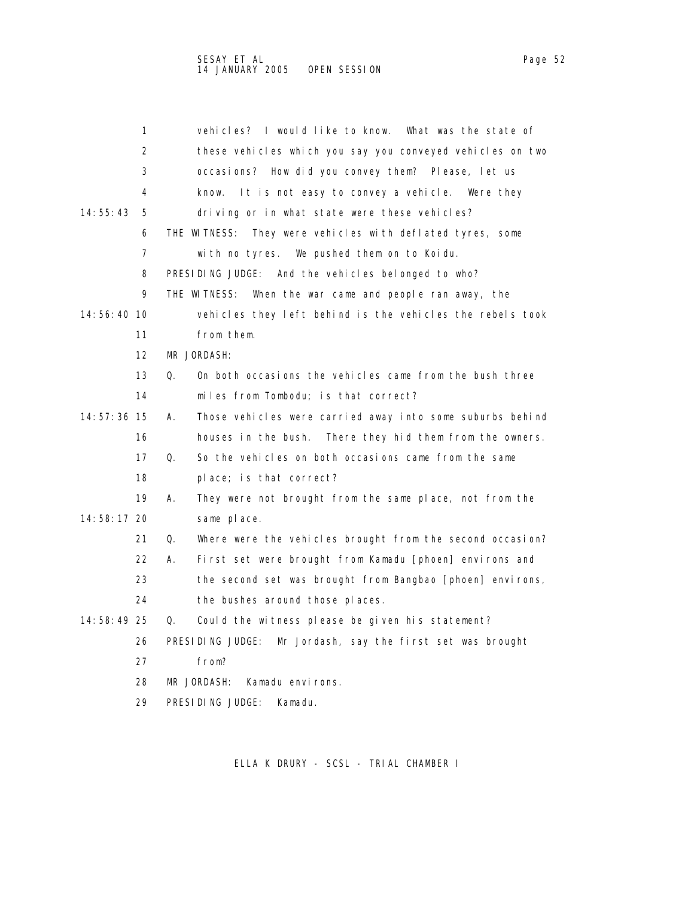vehicles? I would like to know. What was the state of these vehicles which you say you conveyed vehicles on two occasions? How did you convey them? Please, let us know. It is not easy to convey a vehicle. Were they driving or in what state were these vehicles?

THE WITNESS: They were vehicles with deflated tyres, some with no tyres. We pushed them on to Koidu.

PRESIDING JUDGE: And the vehicles belonged to who?

THE WITNESS: When the war came and people ran away, the vehicles they left behind is the vehicles the rebels took from them.

MR JORDASH:

Q. On both occasions the vehicles came from the bush three miles from Tombodu; is that correct?

A. Those vehicles were carried away into some suburbs behind houses in the bush. There they hid them from the owners.

Q. So the vehicles on both occasions came from the same place; is that correct?

A. They were not brought from the same place, not from the same place.

Q. Where were the vehicles brought from the second occasion?

A. First set were brought from Kamadu [phoen] environs and the second set was brought from Bangbao [phoen] environs, the bushes around those places.

Q. Could the witness please be given his statement?

PRESIDING JUDGE: Mr Jordash, say the first set was brought from?

MR JORDASH: Kamadu environs.

PRESIDING JUDGE: Kamadu.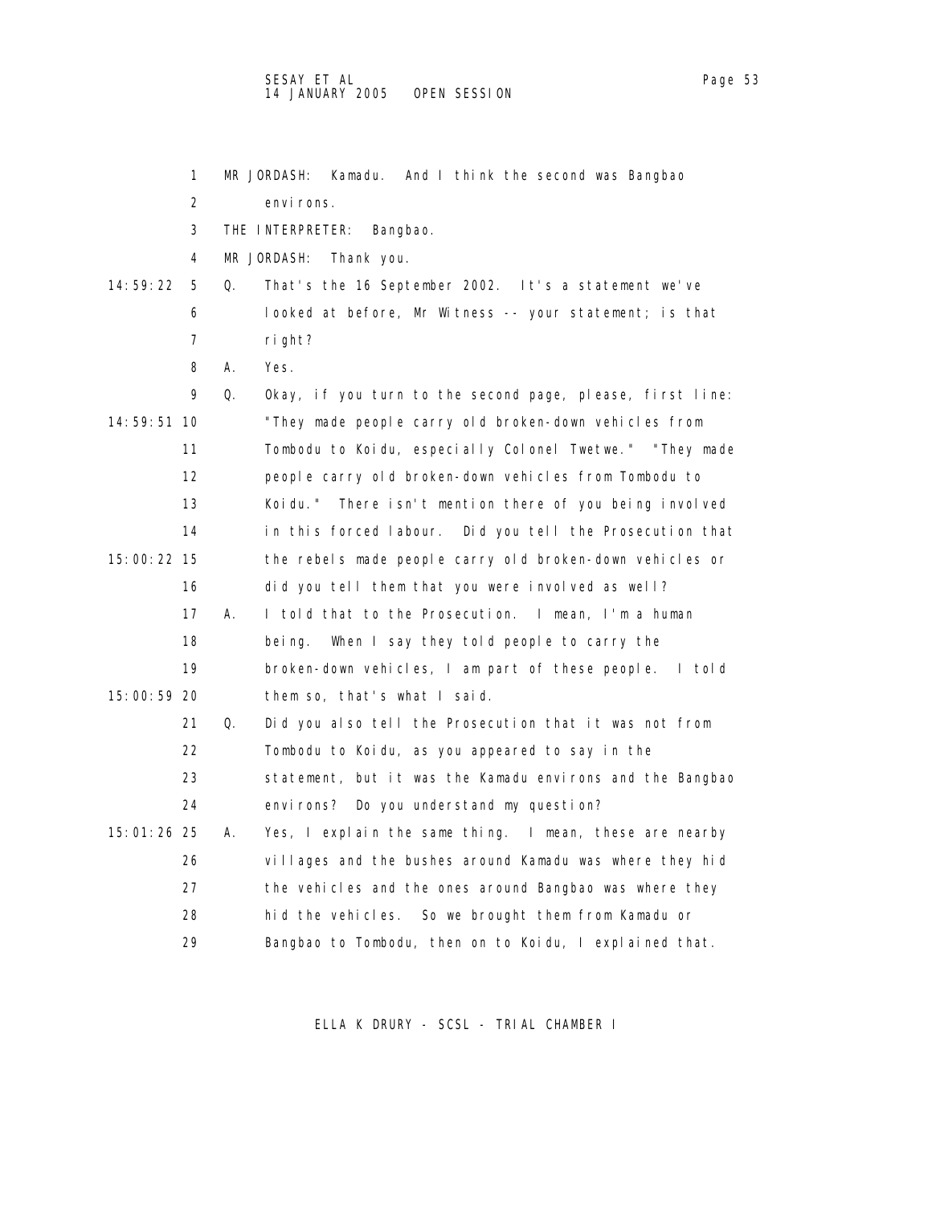MR JORDASH: Kamadu. And I think the second was Bangbao environs.

THE INTERPRETER: Bangbao.

MR JORDASH: Thank you.

Q. That's the 16 September 2002. It's a statement we've looked at before, Mr Witness -- your statement; is that right?

A. Yes.

Q. Okay, if you turn to the second page, please, first line: "They made people carry old broken-down vehicles from Tombodu to Koidu, especially Colonel Twetwe." "They made people carry old broken-down vehicles from Tombodu to Koidu." There isn't mention there of you being involved in this forced labour. Did you tell the Prosecution that the rebels made people carry old broken-down vehicles or did you tell them that you were involved as well?

A. I told that to the Prosecution. I mean, I'm a human being. When I say they told people to carry the broken-down vehicles, I am part of these people. I told them so, that's what I said.

Q. Did you also tell the Prosecution that it was not from Tombodu to Koidu, as you appeared to say in the statement, but it was the Kamadu environs and the Bangbao environs? Do you understand my question?

A. Yes, I explain the same thing. I mean, these are nearby villages and the bushes around Kamadu was where they hid the vehicles and the ones around Bangbao was where they hid the vehicles. So we brought them from Kamadu or Bangbao to Tombodu, then on to Koidu, I explained that.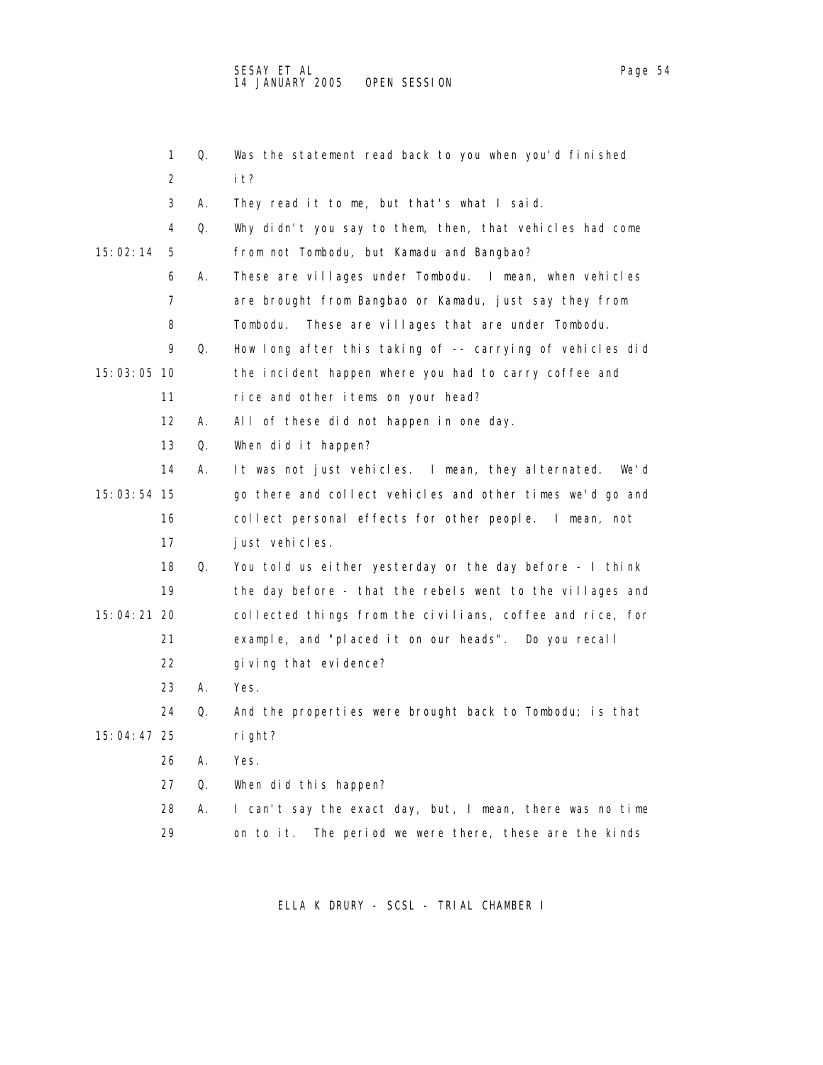1 Q. Was the statement read back to you when you'd finished
2 it?
3 A. They read it to me, but that's what I said.
4 Q. Why didn't you say to them, then, that vehicles had come
15:02:14 5 from not Tombodu, but Kamadu and Bangbao?
6 A. These are villages under Tombodu. I mean, when vehicles
7 are brought from Bangbao or Kamadu, just say they from
8 Tombodu. These are villages that are under Tombodu.
9 Q. How long after this taking of -- carrying of vehicles did
15:03:05 10 the incident happen where you had to carry coffee and
11 rice and other items on your head?
12 A. All of these did not happen in one day.
13 Q. When did it happen?
14 A. It was not just vehicles. I mean, they alternated. We'd
15:03:54 15 go there and collect vehicles and other times we'd go and
16 collect personal effects for other people. I mean, not
17 just vehicles.
18 Q. You told us either yesterday or the day before - I think
19 the day before - that the rebels went to the villages and
15:04:21 20 collected things from the civilians, coffee and rice, for
21 example, and "placed it on our heads". Do you recall
22 giving that evidence?
23 A. Yes.
24 Q. And the properties were brought back to Tombodu; is that
15:04:47 25 right?
26 A. Yes.
27 Q. When did this happen?
28 A. I can't say the exact day, but, I mean, there was no time
29 on to it. The period we were there, these are the kinds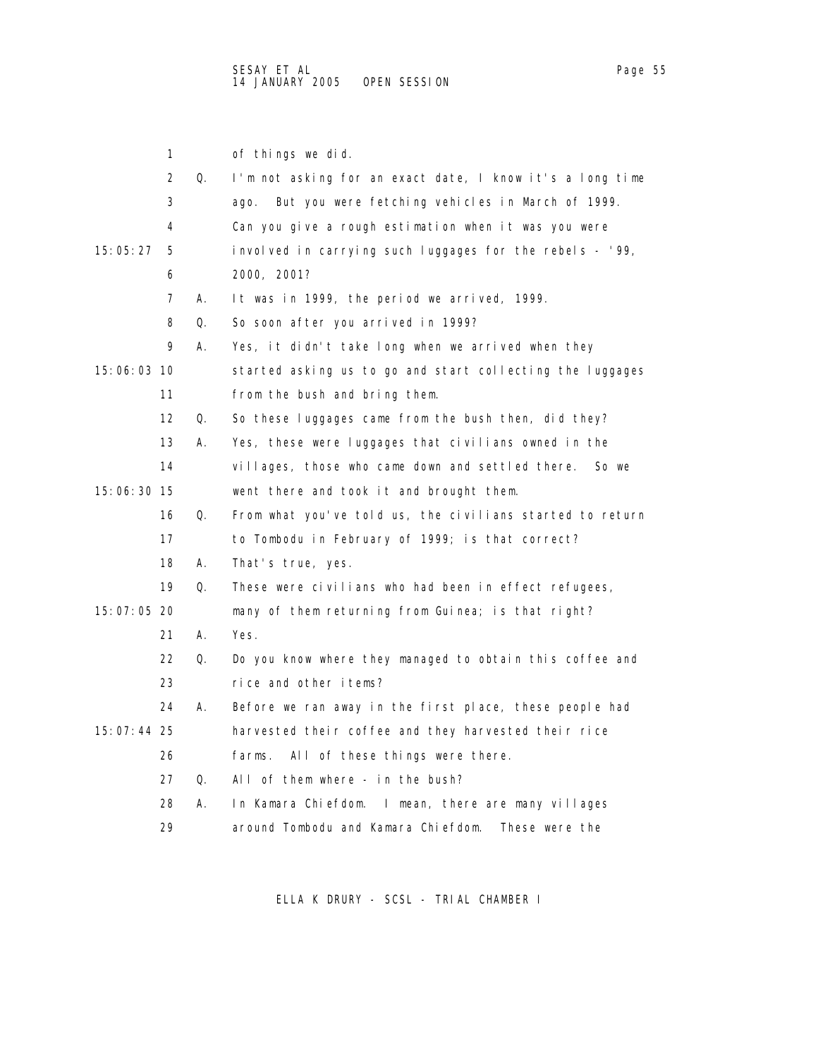of things we did.

Q. I'm not asking for an exact date, I know it's a long time ago. But you were fetching vehicles in March of 1999. Can you give a rough estimation when it was you were involved in carrying such luggages for the rebels - '99, 2000, 2001?

A. It was in 1999, the period we arrived, 1999.

Q. So soon after you arrived in 1999?

A. Yes, it didn't take long when we arrived when they started asking us to go and start collecting the luggages from the bush and bring them.

Q. So these luggages came from the bush then, did they?

A. Yes, these were luggages that civilians owned in the villages, those who came down and settled there. So we went there and took it and brought them.

Q. From what you've told us, the civilians started to return to Tombodu in February of 1999; is that correct?

A. That's true, yes.

Q. These were civilians who had been in effect refugees, many of them returning from Guinea; is that right?

A. Yes.

Q. Do you know where they managed to obtain this coffee and rice and other items?

A. Before we ran away in the first place, these people had harvested their coffee and they harvested their rice farms. All of these things were there.

Q. All of them where - in the bush?

A. In Kamara Chiefdom. I mean, there are many villages around Tombodu and Kamara Chiefdom. These were the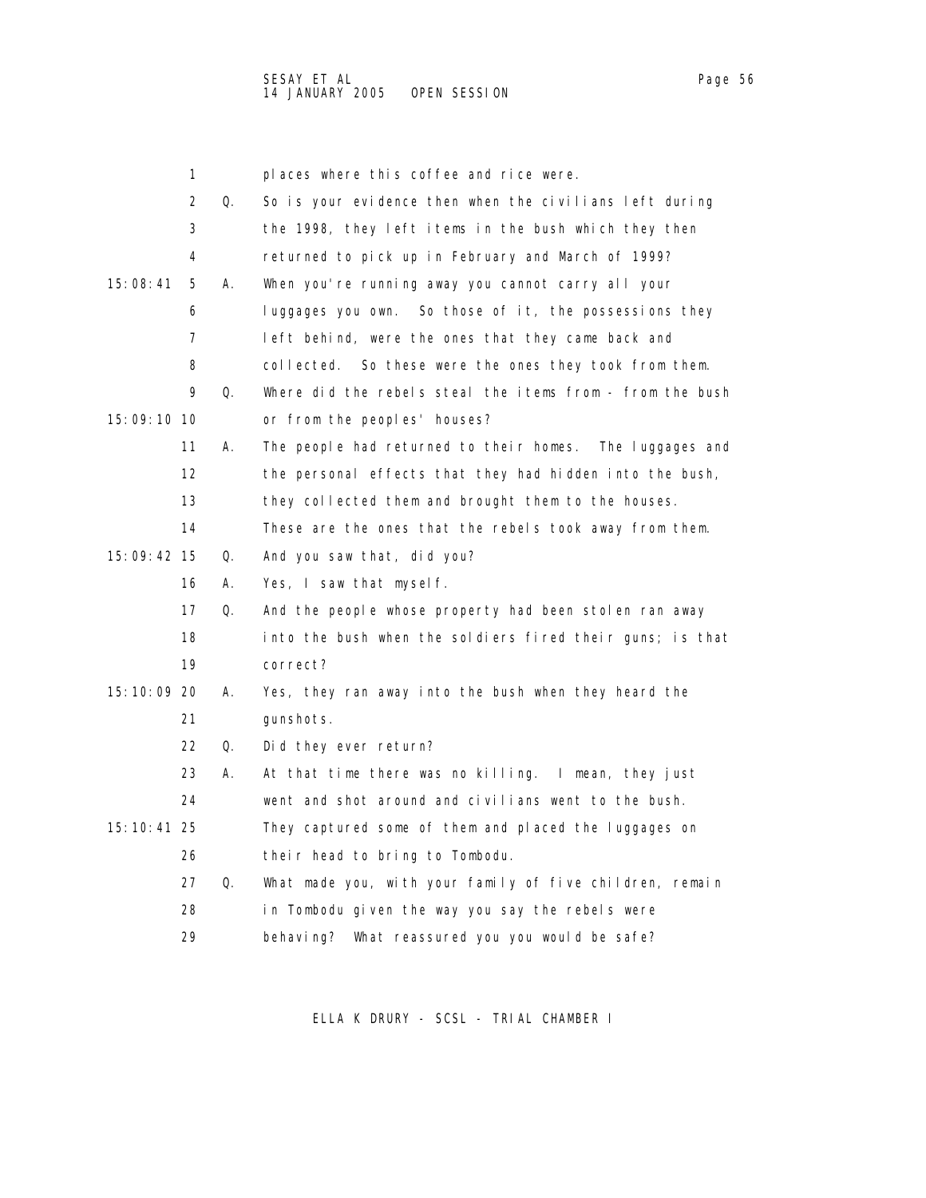places where this coffee and rice were.

Q. So is your evidence then when the civilians left during the 1998, they left items in the bush which they then returned to pick up in February and March of 1999?

15:08:41 A. When you're running away you cannot carry all your luggages you own. So those of it, the possessions they left behind, were the ones that they came back and collected. So these were the ones they took from them.

Q. Where did the rebels steal the items from - from the bush

15:09:10 or from the peoples' houses?

A. The people had returned to their homes. The luggages and the personal effects that they had hidden into the bush, they collected them and brought them to the houses. These are the ones that the rebels took away from them.

15:09:42 Q. And you saw that, did you?

A. Yes, I saw that myself.

Q. And the people whose property had been stolen ran away into the bush when the soldiers fired their guns; is that correct?

15:10:09 A. Yes, they ran away into the bush when they heard the gunshots.

Q. Did they ever return?

A. At that time there was no killing. I mean, they just went and shot around and civilians went to the bush.

15:10:41 They captured some of them and placed the luggages on their head to bring to Tombodu.

Q. What made you, with your family of five children, remain in Tombodu given the way you say the rebels were behaving? What reassured you you would be safe?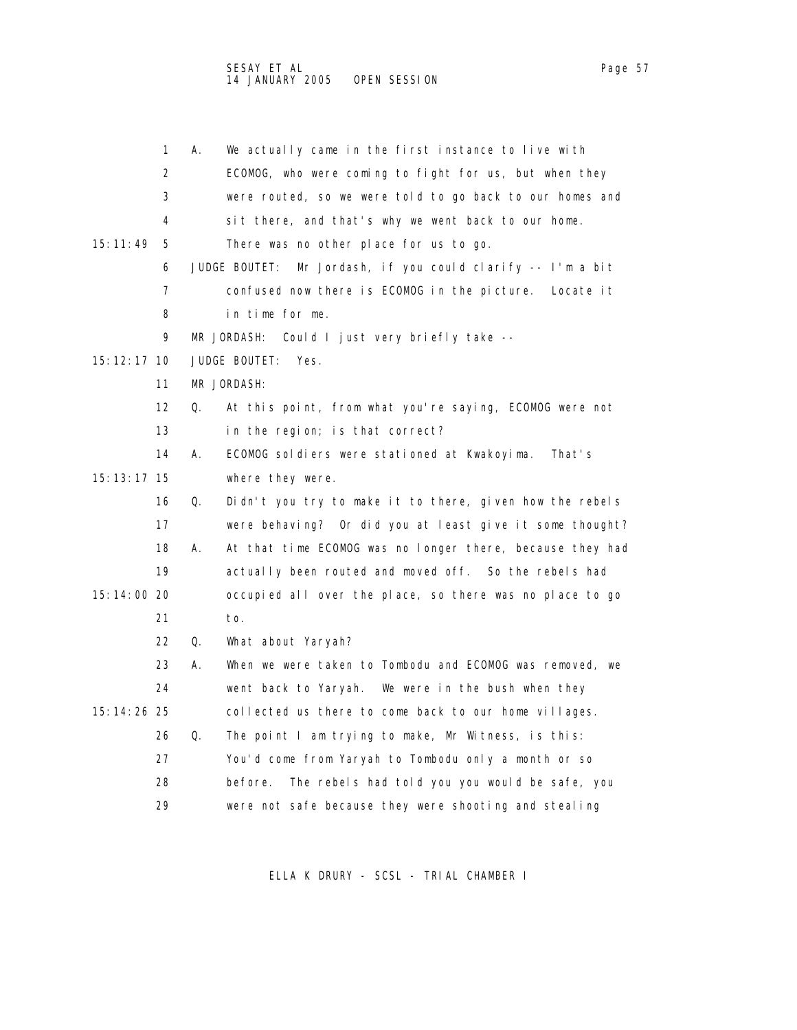1 A. We actually came in the first instance to live with
2 ECOMOG, who were coming to fight for us, but when they
3 were routed, so we were told to go back to our homes and
4 sit there, and that's why we went back to our home.
15:11:49 5 There was no other place for us to go.
6 JUDGE BOUTET: Mr Jordash, if you could clarify -- I'm a bit
7 confused now there is ECOMOG in the picture. Locate it
8 in time for me.
9 MR JORDASH: Could I just very briefly take --
15:12:17 10 JUDGE BOUTET: Yes.
11 MR JORDASH:
12 Q. At this point, from what you're saying, ECOMOG were not
13 in the region; is that correct?
14 A. ECOMOG soldiers were stationed at Kwakoyima. That's
15:13:17 15 where they were.
16 Q. Didn't you try to make it to there, given how the rebels
17 were behaving? Or did you at least give it some thought?
18 A. At that time ECOMOG was no longer there, because they had
19 actually been routed and moved off. So the rebels had
15:14:00 20 occupied all over the place, so there was no place to go
21 to.
22 Q. What about Yaryah?
23 A. When we were taken to Tombodu and ECOMOG was removed, we
24 went back to Yaryah. We were in the bush when they
15:14:26 25 collected us there to come back to our home villages.
26 Q. The point I am trying to make, Mr Witness, is this:
27 You'd come from Yaryah to Tombodu only a month or so
28 before. The rebels had told you you would be safe, you
29 were not safe because they were shooting and stealing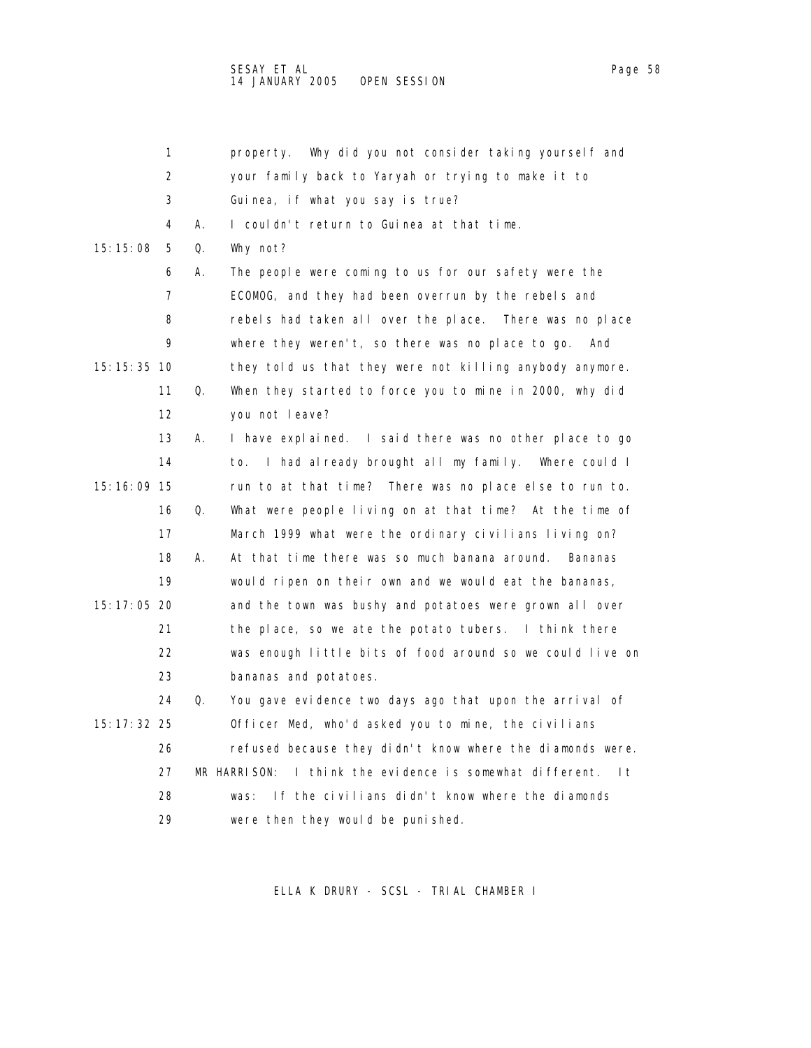property. Why did you not consider taking yourself and your family back to Yaryah or trying to make it to Guinea, if what you say is true?

A. I couldn't return to Guinea at that time.

Q. Why not?

A. The people were coming to us for our safety were the ECOMOG, and they had been overrun by the rebels and rebels had taken all over the place. There was no place where they weren't, so there was no place to go. And they told us that they were not killing anybody anymore.

Q. When they started to force you to mine in 2000, why did you not leave?

A. I have explained. I said there was no other place to go to. I had already brought all my family. Where could I run to at that time? There was no place else to run to.

Q. What were people living on at that time? At the time of March 1999 what were the ordinary civilians living on?

A. At that time there was so much banana around. Bananas would ripen on their own and we would eat the bananas, and the town was bushy and potatoes were grown all over the place, so we ate the potato tubers. I think there was enough little bits of food around so we could live on bananas and potatoes.

Q. You gave evidence two days ago that upon the arrival of Officer Med, who'd asked you to mine, the civilians refused because they didn't know where the diamonds were.

MR HARRISON: I think the evidence is somewhat different. It was: If the civilians didn't know where the diamonds were then they would be punished.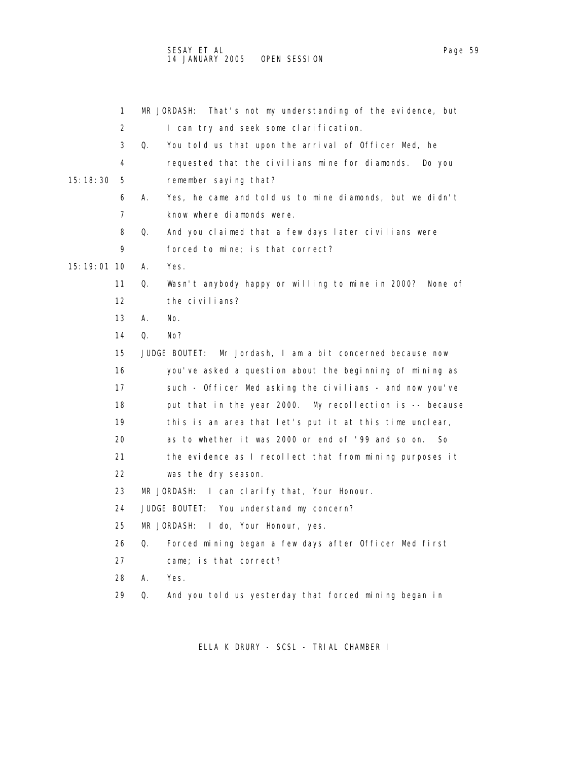1 MR JORDASH: That's not my understanding of the evidence, but
2 I can try and seek some clarification.
3 Q. You told us that upon the arrival of Officer Med, he
4 requested that the civilians mine for diamonds. Do you
15:18:30 5 remember saying that?
6 A. Yes, he came and told us to mine diamonds, but we didn't
7 know where diamonds were.
8 Q. And you claimed that a few days later civilians were
9 forced to mine; is that correct?
15:19:01 10 A. Yes.
11 Q. Wasn't anybody happy or willing to mine in 2000? None of
12 the civilians?
13 A. No.
14 Q. No?
15 JUDGE BOUTET: Mr Jordash, I am a bit concerned because now
16 you've asked a question about the beginning of mining as
17 such - Officer Med asking the civilians - and now you've
18 put that in the year 2000. My recollection is -- because
19 this is an area that let's put it at this time unclear,
20 as to whether it was 2000 or end of '99 and so on. So
21 the evidence as I recollect that from mining purposes it
22 was the dry season.
23 MR JORDASH: I can clarify that, Your Honour.
24 JUDGE BOUTET: You understand my concern?
25 MR JORDASH: I do, Your Honour, yes.
26 Q. Forced mining began a few days after Officer Med first
27 came; is that correct?
28 A. Yes.
29 Q. And you told us yesterday that forced mining began in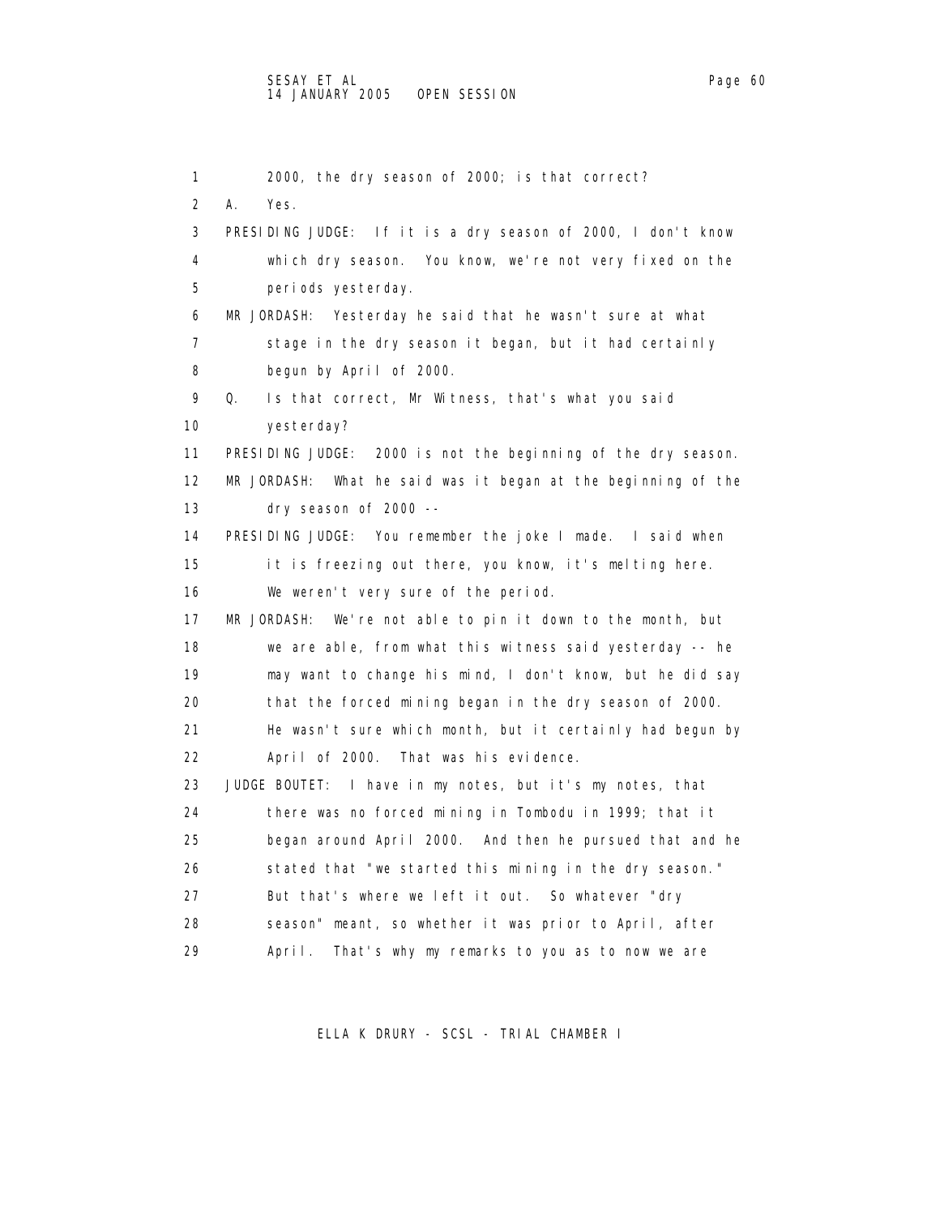2000, the dry season of 2000; is that correct?

A. Yes.

PRESIDING JUDGE: If it is a dry season of 2000, I don't know which dry season. You know, we're not very fixed on the periods yesterday.

MR JORDASH: Yesterday he said that he wasn't sure at what stage in the dry season it began, but it had certainly begun by April of 2000.

Q. Is that correct, Mr Witness, that's what you said yesterday?

PRESIDING JUDGE: 2000 is not the beginning of the dry season.

MR JORDASH: What he said was it began at the beginning of the dry season of 2000 --

PRESIDING JUDGE: You remember the joke I made. I said when it is freezing out there, you know, it's melting here. We weren't very sure of the period.

MR JORDASH: We're not able to pin it down to the month, but we are able, from what this witness said yesterday -- he may want to change his mind, I don't know, but he did say that the forced mining began in the dry season of 2000. He wasn't sure which month, but it certainly had begun by April of 2000. That was his evidence.

JUDGE BOUTET: I have in my notes, but it's my notes, that there was no forced mining in Tombodu in 1999; that it began around April 2000. And then he pursued that and he stated that "we started this mining in the dry season." But that's where we left it out. So whatever "dry season" meant, so whether it was prior to April, after April. That's why my remarks to you as to now we are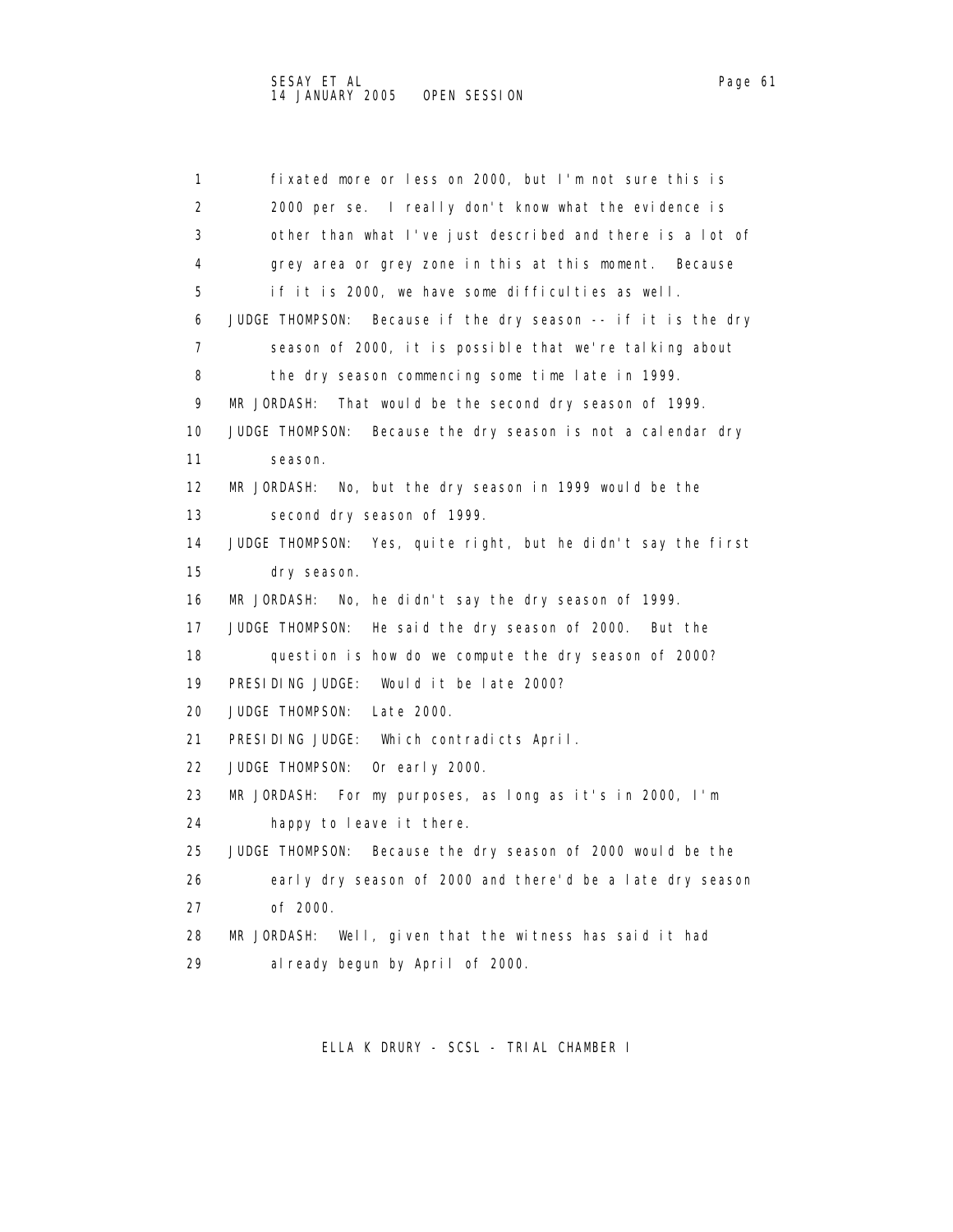1 fixated more or less on 2000, but I'm not sure this is
2 2000 per se. I really don't know what the evidence is
3 other than what I've just described and there is a lot of
4 grey area or grey zone in this at this moment. Because
5 if it is 2000, we have some difficulties as well.
6 JUDGE THOMPSON: Because if the dry season -- if it is the dry
7 season of 2000, it is possible that we're talking about
8 the dry season commencing some time late in 1999.
9 MR JORDASH: That would be the second dry season of 1999.
10 JUDGE THOMPSON: Because the dry season is not a calendar dry
11 season.
12 MR JORDASH: No, but the dry season in 1999 would be the
13 second dry season of 1999.
14 JUDGE THOMPSON: Yes, quite right, but he didn't say the first
15 dry season.
16 MR JORDASH: No, he didn't say the dry season of 1999.
17 JUDGE THOMPSON: He said the dry season of 2000. But the
18 question is how do we compute the dry season of 2000?
19 PRESIDING JUDGE: Would it be late 2000?
20 JUDGE THOMPSON: Late 2000.
21 PRESIDING JUDGE: Which contradicts April.
22 JUDGE THOMPSON: Or early 2000.
23 MR JORDASH: For my purposes, as long as it's in 2000, I'm
24 happy to leave it there.
25 JUDGE THOMPSON: Because the dry season of 2000 would be the
26 early dry season of 2000 and there'd be a late dry season
27 of 2000.
28 MR JORDASH: Well, given that the witness has said it had
29 already begun by April of 2000.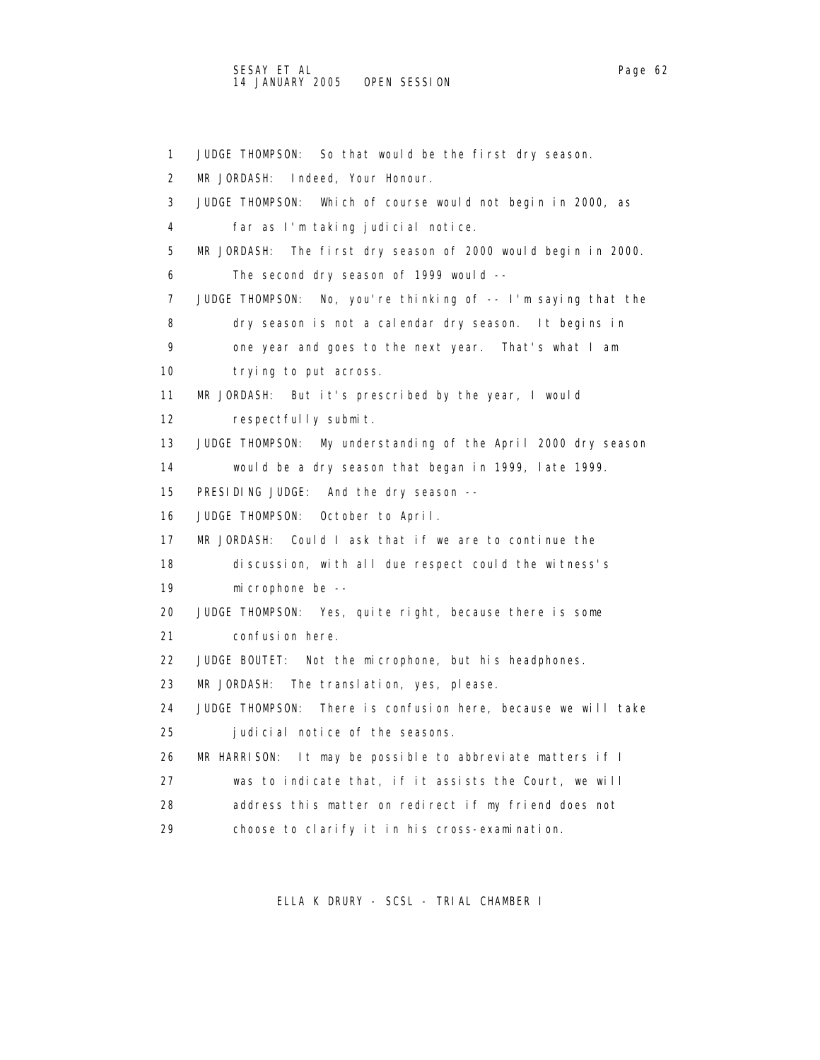1 JUDGE THOMPSON: So that would be the first dry season.

2 MR JORDASH: Indeed, Your Honour.

3 JUDGE THOMPSON: Which of course would not begin in 2000, as

4 far as I'm taking judicial notice.

5 MR JORDASH: The first dry season of 2000 would begin in 2000.

6 The second dry season of 1999 would --

7 JUDGE THOMPSON: No, you're thinking of -- I'm saying that the

8 dry season is not a calendar dry season. It begins in

9 one year and goes to the next year. That's what I am

10 trying to put across.

11 MR JORDASH: But it's prescribed by the year, I would

12 respectfully submit.

13 JUDGE THOMPSON: My understanding of the April 2000 dry season

14 would be a dry season that began in 1999, late 1999.

15 PRESIDING JUDGE: And the dry season --

16 JUDGE THOMPSON: October to April.

17 MR JORDASH: Could I ask that if we are to continue the

18 discussion, with all due respect could the witness's

19 microphone be --

20 JUDGE THOMPSON: Yes, quite right, because there is some

21 confusion here.

22 JUDGE BOUTET: Not the microphone, but his headphones.

23 MR JORDASH: The translation, yes, please.

24 JUDGE THOMPSON: There is confusion here, because we will take

25 judicial notice of the seasons.

26 MR HARRISON: It may be possible to abbreviate matters if I

27 was to indicate that, if it assists the Court, we will

28 address this matter on redirect if my friend does not

29 choose to clarify it in his cross-examination.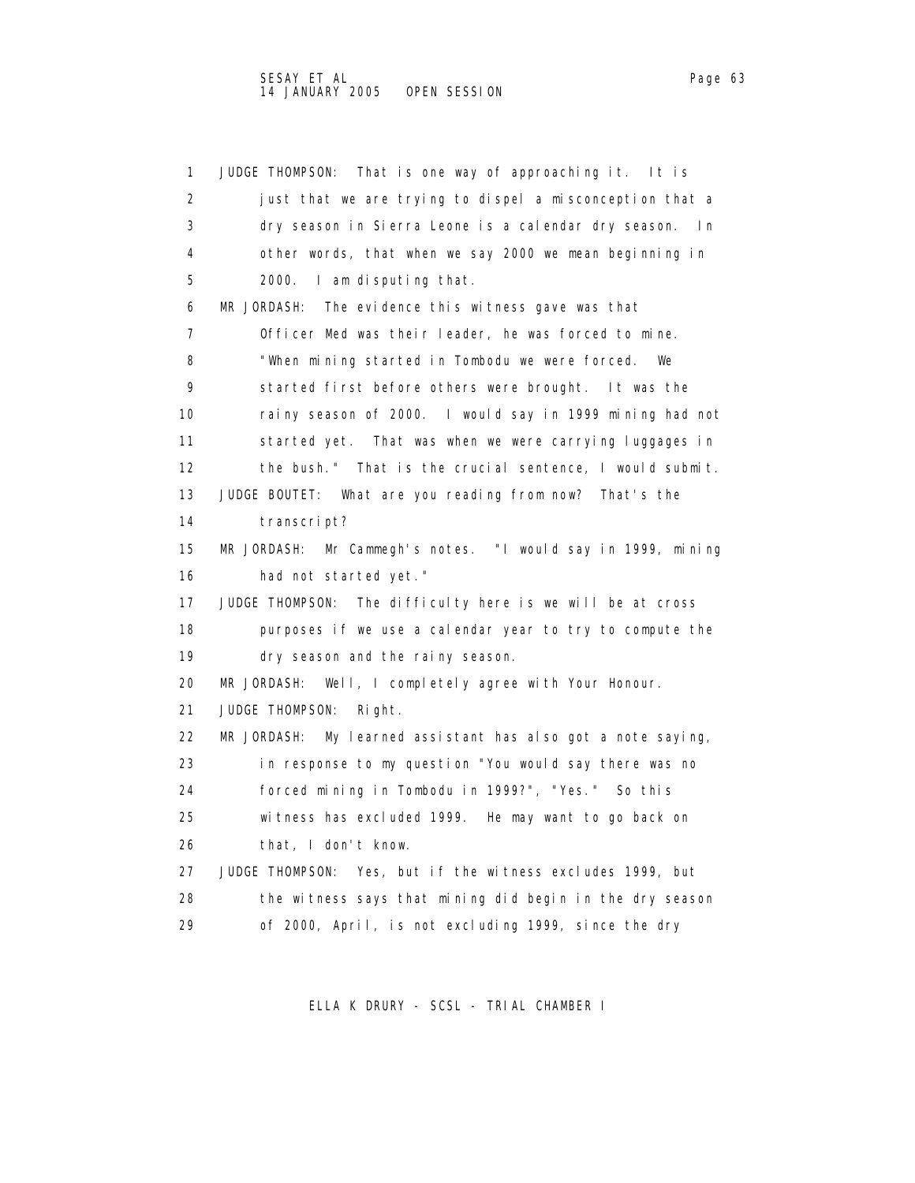1 JUDGE THOMPSON: That is one way of approaching it. It is
2 just that we are trying to dispel a misconception that a
3 dry season in Sierra Leone is a calendar dry season. In
4 other words, that when we say 2000 we mean beginning in
5 2000. I am disputing that.
6 MR JORDASH: The evidence this witness gave was that
7 Officer Med was their leader, he was forced to mine.
8 "When mining started in Tombodu we were forced. We
9 started first before others were brought. It was the
10 rainy season of 2000. I would say in 1999 mining had not
11 started yet. That was when we were carrying luggages in
12 the bush." That is the crucial sentence, I would submit.
13 JUDGE BOUTET: What are you reading from now? That's the
14 transcript?
15 MR JORDASH: Mr Cammegh's notes. "I would say in 1999, mining
16 had not started yet."
17 JUDGE THOMPSON: The difficulty here is we will be at cross
18 purposes if we use a calendar year to try to compute the
19 dry season and the rainy season.
20 MR JORDASH: Well, I completely agree with Your Honour.
21 JUDGE THOMPSON: Right.
22 MR JORDASH: My learned assistant has also got a note saying,
23 in response to my question "You would say there was no
24 forced mining in Tombodu in 1999?", "Yes." So this
25 witness has excluded 1999. He may want to go back on
26 that, I don't know.
27 JUDGE THOMPSON: Yes, but if the witness excludes 1999, but
28 the witness says that mining did begin in the dry season
29 of 2000, April, is not excluding 1999, since the dry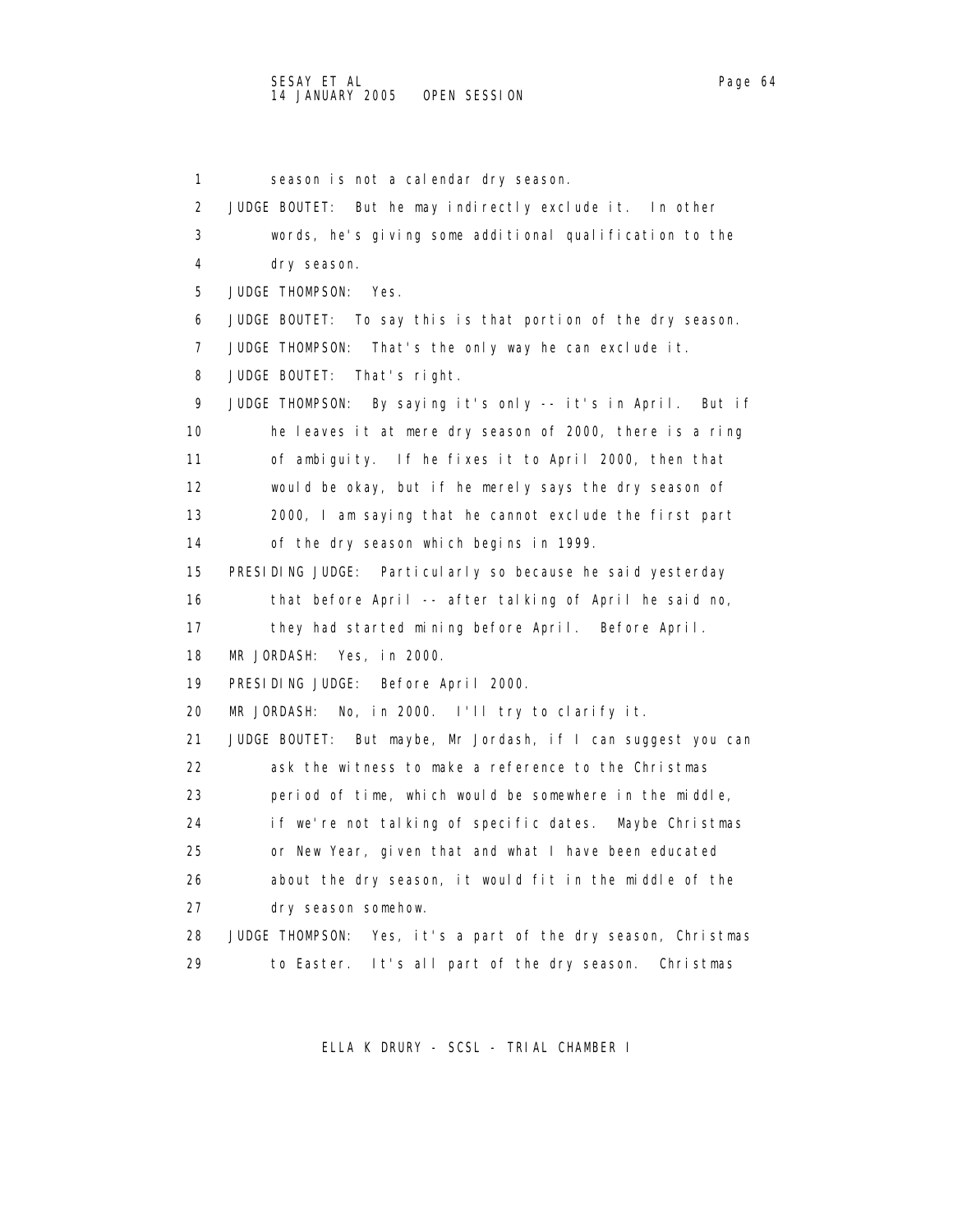1 season is not a calendar dry season.

2 JUDGE BOUTET: But he may indirectly exclude it. In other

3 words, he's giving some additional qualification to the

4 dry season.

5 JUDGE THOMPSON: Yes.

6 JUDGE BOUTET: To say this is that portion of the dry season.

7 JUDGE THOMPSON: That's the only way he can exclude it.

8 JUDGE BOUTET: That's right.

9 JUDGE THOMPSON: By saying it's only -- it's in April. But if

10 he leaves it at mere dry season of 2000, there is a ring

11 of ambiguity. If he fixes it to April 2000, then that

12 would be okay, but if he merely says the dry season of

13 2000, I am saying that he cannot exclude the first part

14 of the dry season which begins in 1999.

15 PRESIDING JUDGE: Particularly so because he said yesterday

16 that before April -- after talking of April he said no,

17 they had started mining before April. Before April.

18 MR JORDASH: Yes, in 2000.

19 PRESIDING JUDGE: Before April 2000.

20 MR JORDASH: No, in 2000. I'll try to clarify it.

21 JUDGE BOUTET: But maybe, Mr Jordash, if I can suggest you can

22 ask the witness to make a reference to the Christmas

23 period of time, which would be somewhere in the middle,

24 if we're not talking of specific dates. Maybe Christmas

25 or New Year, given that and what I have been educated

26 about the dry season, it would fit in the middle of the

27 dry season somehow.

28 JUDGE THOMPSON: Yes, it's a part of the dry season, Christmas

29 to Easter. It's all part of the dry season. Christmas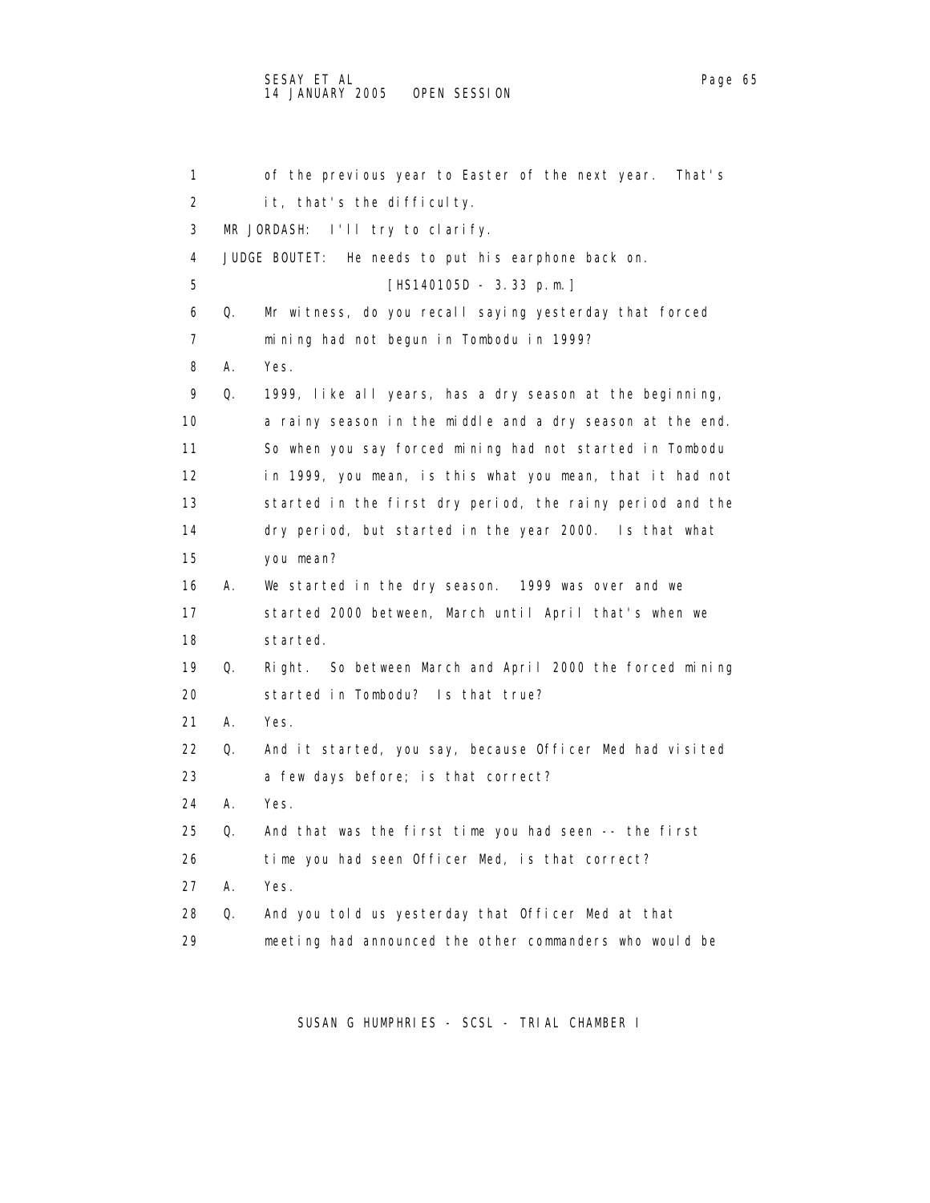1 of the previous year to Easter of the next year. That's
2 it, that's the difficulty.
3 MR JORDASH: I'll try to clarify.
4 JUDGE BOUTET: He needs to put his earphone back on.
5 [HS140105D - 3.33 p.m.]
6 Q. Mr witness, do you recall saying yesterday that forced
7 mining had not begun in Tombodu in 1999?
8 A. Yes.
9 Q. 1999, like all years, has a dry season at the beginning,
10 a rainy season in the middle and a dry season at the end.
11 So when you say forced mining had not started in Tombodu
12 in 1999, you mean, is this what you mean, that it had not
13 started in the first dry period, the rainy period and the
14 dry period, but started in the year 2000. Is that what
15 you mean?
16 A. We started in the dry season. 1999 was over and we
17 started 2000 between, March until April that's when we
18 started.
19 Q. Right. So between March and April 2000 the forced mining
20 started in Tombodu? Is that true?
21 A. Yes.
22 Q. And it started, you say, because Officer Med had visited
23 a few days before; is that correct?
24 A. Yes.
25 Q. And that was the first time you had seen -- the first
26 time you had seen Officer Med, is that correct?
27 A. Yes.
28 Q. And you told us yesterday that Officer Med at that
29 meeting had announced the other commanders who would be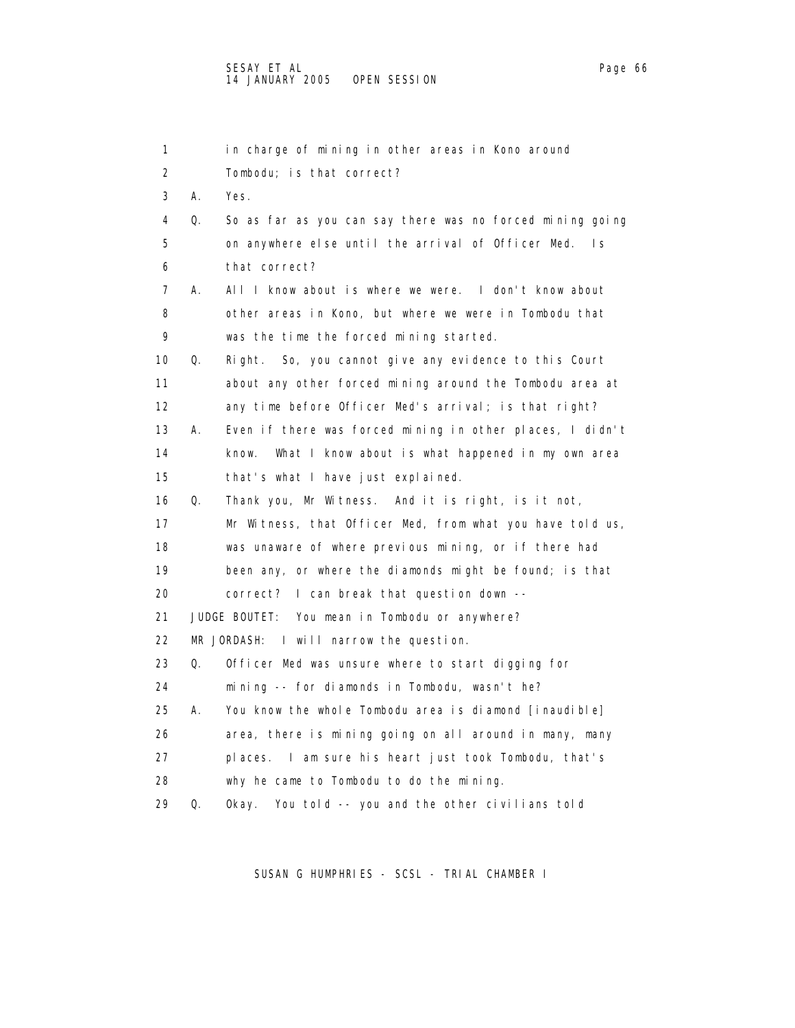1 in charge of mining in other areas in Kono around
2 Tombodu; is that correct?
3 A. Yes.
4 Q. So as far as you can say there was no forced mining going
5 on anywhere else until the arrival of Officer Med. Is
6 that correct?
7 A. All I know about is where we were. I don't know about
8 other areas in Kono, but where we were in Tombodu that
9 was the time the forced mining started.
10 Q. Right. So, you cannot give any evidence to this Court
11 about any other forced mining around the Tombodu area at
12 any time before Officer Med's arrival; is that right?
13 A. Even if there was forced mining in other places, I didn't
14 know. What I know about is what happened in my own area
15 that's what I have just explained.
16 Q. Thank you, Mr Witness. And it is right, is it not,
17 Mr Witness, that Officer Med, from what you have told us,
18 was unaware of where previous mining, or if there had
19 been any, or where the diamonds might be found; is that
20 correct? I can break that question down --
21 JUDGE BOUTET: You mean in Tombodu or anywhere?
22 MR JORDASH: I will narrow the question.
23 Q. Officer Med was unsure where to start digging for
24 mining -- for diamonds in Tombodu, wasn't he?
25 A. You know the whole Tombodu area is diamond [inaudible]
26 area, there is mining going on all around in many, many
27 places. I am sure his heart just took Tombodu, that's
28 why he came to Tombodu to do the mining.
29 Q. Okay. You told -- you and the other civilians told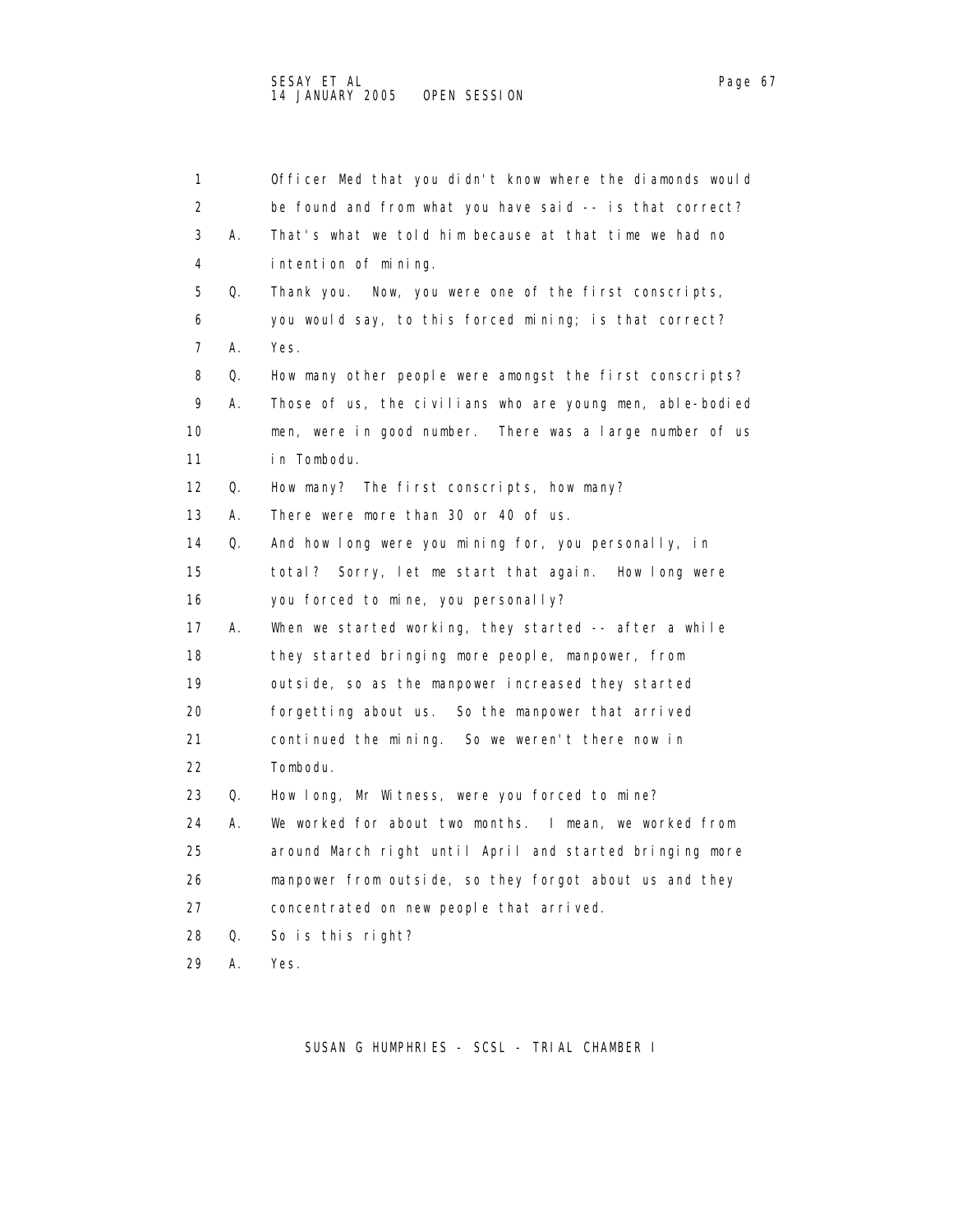1 Officer Med that you didn't know where the diamonds would
2 be found and from what you have said -- is that correct?
3 A. That's what we told him because at that time we had no
4 intention of mining.
5 Q. Thank you. Now, you were one of the first conscripts,
6 you would say, to this forced mining; is that correct?
7 A. Yes.
8 Q. How many other people were amongst the first conscripts?
9 A. Those of us, the civilians who are young men, able-bodied
10 men, were in good number. There was a large number of us
11 in Tombodu.
12 Q. How many? The first conscripts, how many?
13 A. There were more than 30 or 40 of us.
14 Q. And how long were you mining for, you personally, in
15 total? Sorry, let me start that again. How long were
16 you forced to mine, you personally?
17 A. When we started working, they started -- after a while
18 they started bringing more people, manpower, from
19 outside, so as the manpower increased they started
20 forgetting about us. So the manpower that arrived
21 continued the mining. So we weren't there now in
22 Tombodu.
23 Q. How long, Mr Witness, were you forced to mine?
24 A. We worked for about two months. I mean, we worked from
25 around March right until April and started bringing more
26 manpower from outside, so they forgot about us and they
27 concentrated on new people that arrived.
28 Q. So is this right?
29 A. Yes.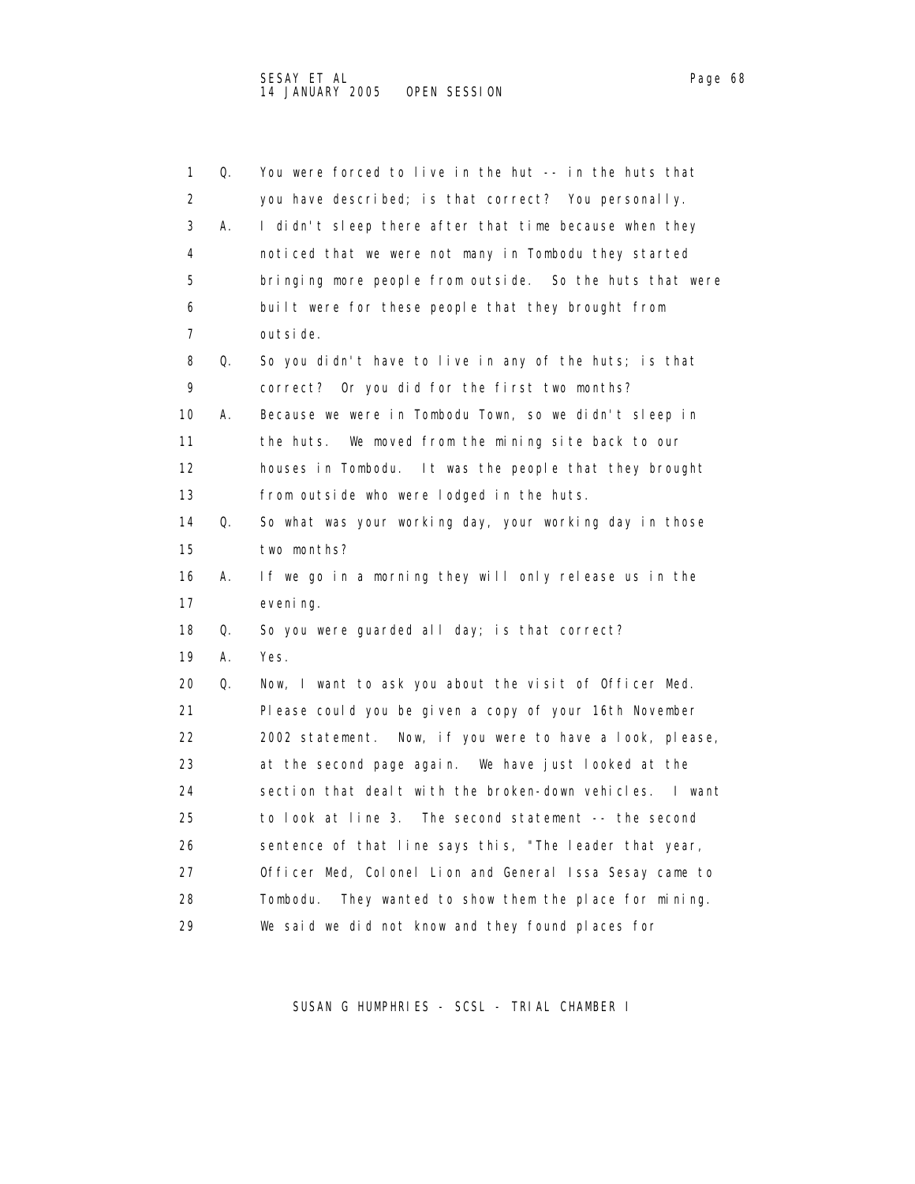1 Q. You were forced to live in the hut -- in the huts that
2 you have described; is that correct? You personally.
3 A. I didn't sleep there after that time because when they
4 noticed that we were not many in Tombodu they started
5 bringing more people from outside. So the huts that were
6 built were for these people that they brought from
7 outside.
8 Q. So you didn't have to live in any of the huts; is that
9 correct? Or you did for the first two months?
10 A. Because we were in Tombodu Town, so we didn't sleep in
11 the huts. We moved from the mining site back to our
12 houses in Tombodu. It was the people that they brought
13 from outside who were lodged in the huts.
14 Q. So what was your working day, your working day in those
15 two months?
16 A. If we go in a morning they will only release us in the
17 evening.
18 Q. So you were guarded all day; is that correct?
19 A. Yes.
20 Q. Now, I want to ask you about the visit of Officer Med.
21 Please could you be given a copy of your 16th November
22 2002 statement. Now, if you were to have a look, please,
23 at the second page again. We have just looked at the
24 section that dealt with the broken-down vehicles. I want
25 to look at line 3. The second statement -- the second
26 sentence of that line says this, "The leader that year,
27 Officer Med, Colonel Lion and General Issa Sesay came to
28 Tombodu. They wanted to show them the place for mining.
29 We said we did not know and they found places for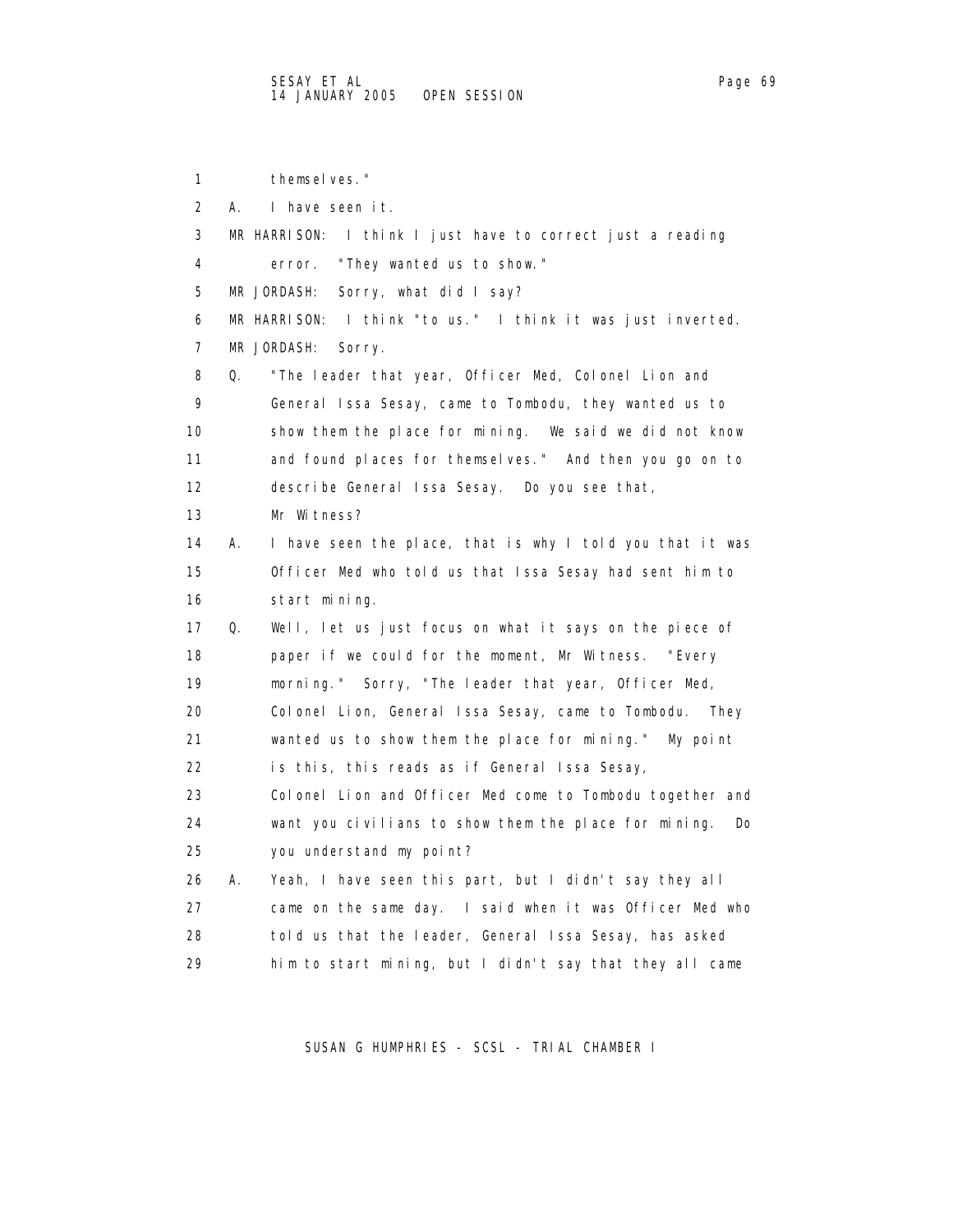1 themselves."

2 A. I have seen it.

3 MR HARRISON: I think I just have to correct just a reading

4 error. "They wanted us to show."

5 MR JORDASH: Sorry, what did I say?

6 MR HARRISON: I think "to us." I think it was just inverted.

7 MR JORDASH: Sorry.

8 Q. "The leader that year, Officer Med, Colonel Lion and

9 General Issa Sesay, came to Tombodu, they wanted us to

10 show them the place for mining. We said we did not know

11 and found places for themselves." And then you go on to

12 describe General Issa Sesay. Do you see that,

13 Mr Witness?

14 A. I have seen the place, that is why I told you that it was

15 Officer Med who told us that Issa Sesay had sent him to

16 start mining.

17 Q. Well, let us just focus on what it says on the piece of

18 paper if we could for the moment, Mr Witness. "Every

19 morning." Sorry, "The leader that year, Officer Med,

20 Colonel Lion, General Issa Sesay, came to Tombodu. They

21 wanted us to show them the place for mining." My point

22 is this, this reads as if General Issa Sesay,

23 Colonel Lion and Officer Med come to Tombodu together and

24 want you civilians to show them the place for mining. Do

25 you understand my point?

26 A. Yeah, I have seen this part, but I didn't say they all

27 came on the same day. I said when it was Officer Med who

28 told us that the leader, General Issa Sesay, has asked

29 him to start mining, but I didn't say that they all came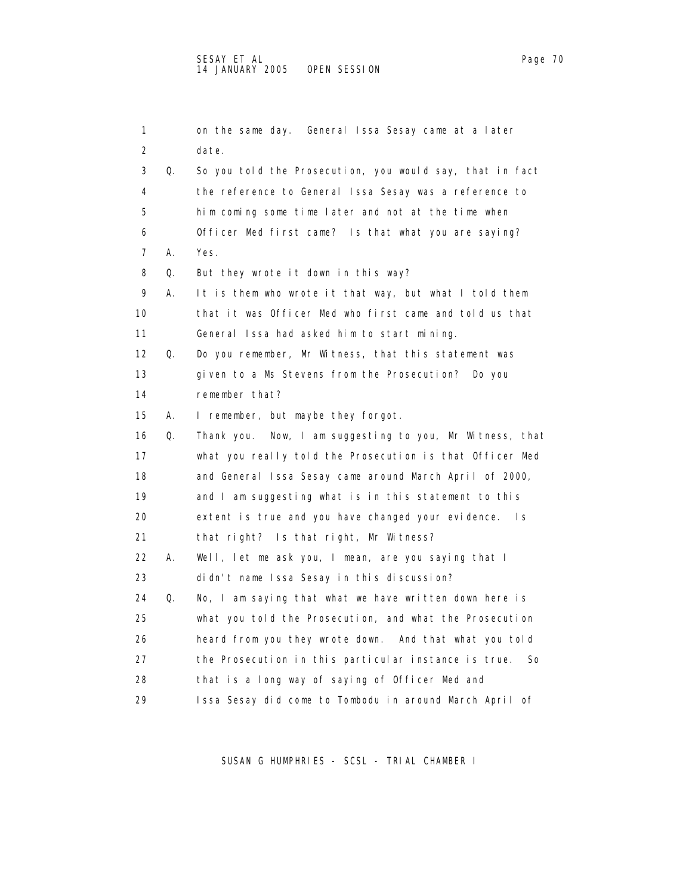1 on the same day. General Issa Sesay came at a later
2 date.
3 Q. So you told the Prosecution, you would say, that in fact
4 the reference to General Issa Sesay was a reference to
5 him coming some time later and not at the time when
6 Officer Med first came? Is that what you are saying?
7 A. Yes.
8 Q. But they wrote it down in this way?
9 A. It is them who wrote it that way, but what I told them
10 that it was Officer Med who first came and told us that
11 General Issa had asked him to start mining.
12 Q. Do you remember, Mr Witness, that this statement was
13 given to a Ms Stevens from the Prosecution? Do you
14 remember that?
15 A. I remember, but maybe they forgot.
16 Q. Thank you. Now, I am suggesting to you, Mr Witness, that
17 what you really told the Prosecution is that Officer Med
18 and General Issa Sesay came around March April of 2000,
19 and I am suggesting what is in this statement to this
20 extent is true and you have changed your evidence. Is
21 that right? Is that right, Mr Witness?
22 A. Well, let me ask you, I mean, are you saying that I
23 didn't name Issa Sesay in this discussion?
24 Q. No, I am saying that what we have written down here is
25 what you told the Prosecution, and what the Prosecution
26 heard from you they wrote down. And that what you told
27 the Prosecution in this particular instance is true. So
28 that is a long way of saying of Officer Med and
29 Issa Sesay did come to Tombodu in around March April of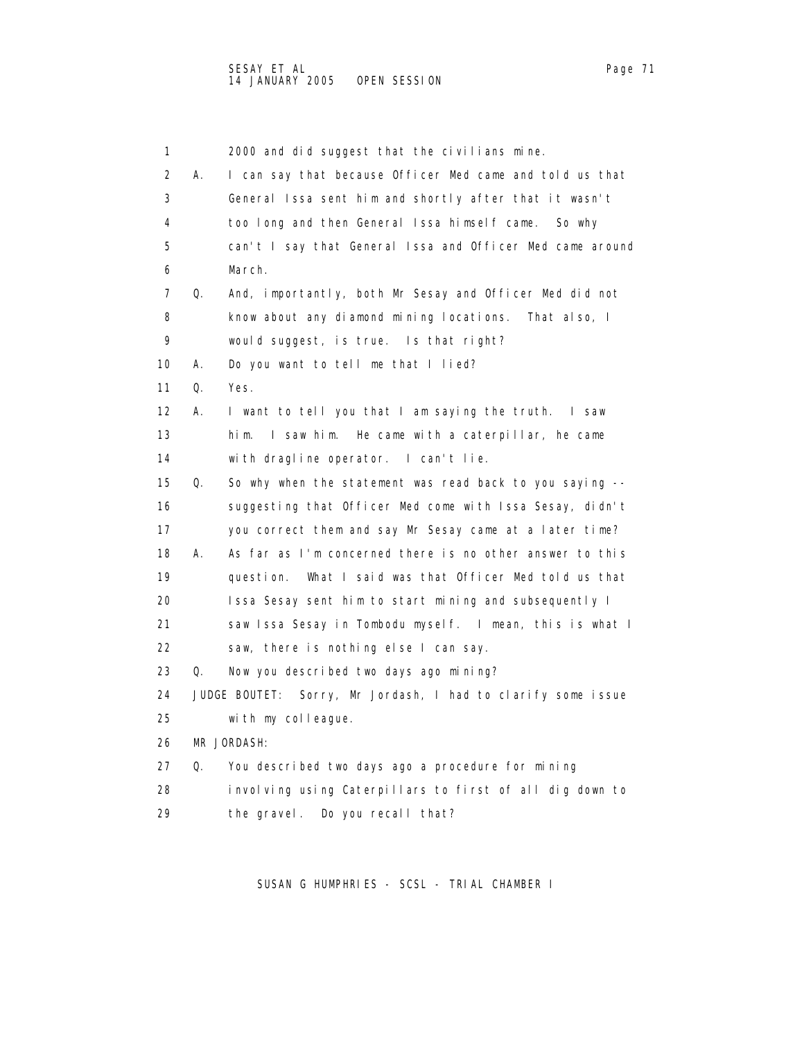2000 and did suggest that the civilians mine.

A. I can say that because Officer Med came and told us that General Issa sent him and shortly after that it wasn't too long and then General Issa himself came. So why can't I say that General Issa and Officer Med came around March.

Q. And, importantly, both Mr Sesay and Officer Med did not know about any diamond mining locations. That also, I would suggest, is true. Is that right?

A. Do you want to tell me that I lied?

Q. Yes.

A. I want to tell you that I am saying the truth. I saw him. I saw him. He came with a caterpillar, he came with dragline operator. I can't lie.

Q. So why when the statement was read back to you saying -- suggesting that Officer Med come with Issa Sesay, didn't you correct them and say Mr Sesay came at a later time?

A. As far as I'm concerned there is no other answer to this question. What I said was that Officer Med told us that Issa Sesay sent him to start mining and subsequently I saw Issa Sesay in Tombodu myself. I mean, this is what I saw, there is nothing else I can say.

Q. Now you described two days ago mining?

JUDGE BOUTET: Sorry, Mr Jordash, I had to clarify some issue with my colleague.

MR JORDASH:

Q. You described two days ago a procedure for mining involving using Caterpillars to first of all dig down to the gravel. Do you recall that?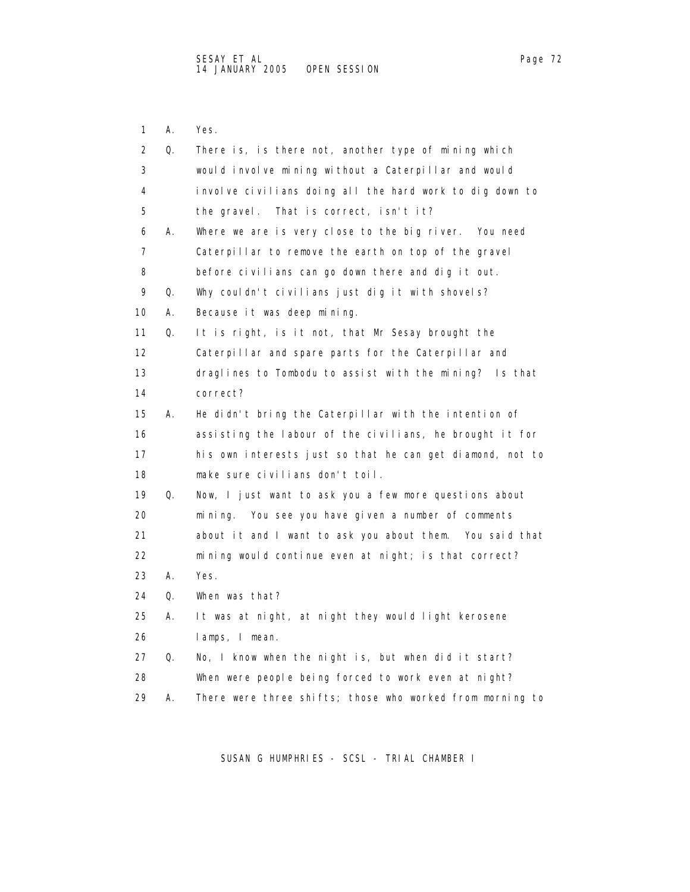1 A. Yes.
2 Q. There is, is there not, another type of mining which
3 would involve mining without a Caterpillar and would
4 involve civilians doing all the hard work to dig down to
5 the gravel. That is correct, isn't it?
6 A. Where we are is very close to the big river. You need
7 Caterpillar to remove the earth on top of the gravel
8 before civilians can go down there and dig it out.
9 Q. Why couldn't civilians just dig it with shovels?
10 A. Because it was deep mining.
11 Q. It is right, is it not, that Mr Sesay brought the
12 Caterpillar and spare parts for the Caterpillar and
13 draglines to Tombodu to assist with the mining? Is that
14 correct?
15 A. He didn't bring the Caterpillar with the intention of
16 assisting the labour of the civilians, he brought it for
17 his own interests just so that he can get diamond, not to
18 make sure civilians don't toil.
19 Q. Now, I just want to ask you a few more questions about
20 mining. You see you have given a number of comments
21 about it and I want to ask you about them. You said that
22 mining would continue even at night; is that correct?
23 A. Yes.
24 Q. When was that?
25 A. It was at night, at night they would light kerosene
26 lamps, I mean.
27 Q. No, I know when the night is, but when did it start?
28 When were people being forced to work even at night?
29 A. There were three shifts; those who worked from morning to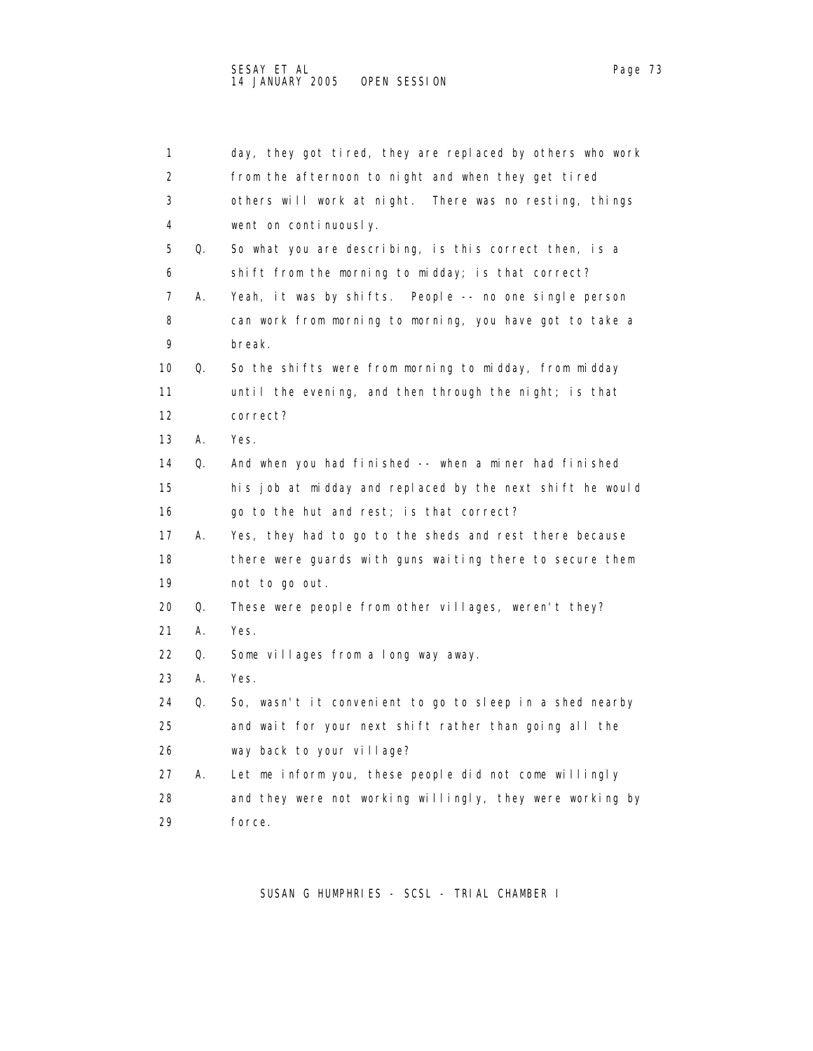1 day, they got tired, they are replaced by others who work
2 from the afternoon to night and when they get tired
3 others will work at night. There was no resting, things
4 went on continuously.

5 Q. So what you are describing, is this correct then, is a
6 shift from the morning to midday; is that correct?

7 A. Yeah, it was by shifts. People -- no one single person
8 can work from morning to morning, you have got to take a
9 break.

10 Q. So the shifts were from morning to midday, from midday
11 until the evening, and then through the night; is that
12 correct?

13 A. Yes.

14 Q. And when you had finished -- when a miner had finished
15 his job at midday and replaced by the next shift he would
16 go to the hut and rest; is that correct?

17 A. Yes, they had to go to the sheds and rest there because
18 there were guards with guns waiting there to secure them
19 not to go out.

20 Q. These were people from other villages, weren't they?

21 A. Yes.

22 Q. Some villages from a long way away.

23 A. Yes.

24 Q. So, wasn't it convenient to go to sleep in a shed nearby
25 and wait for your next shift rather than going all the
26 way back to your village?

27 A. Let me inform you, these people did not come willingly
28 and they were not working willingly, they were working by
29 force.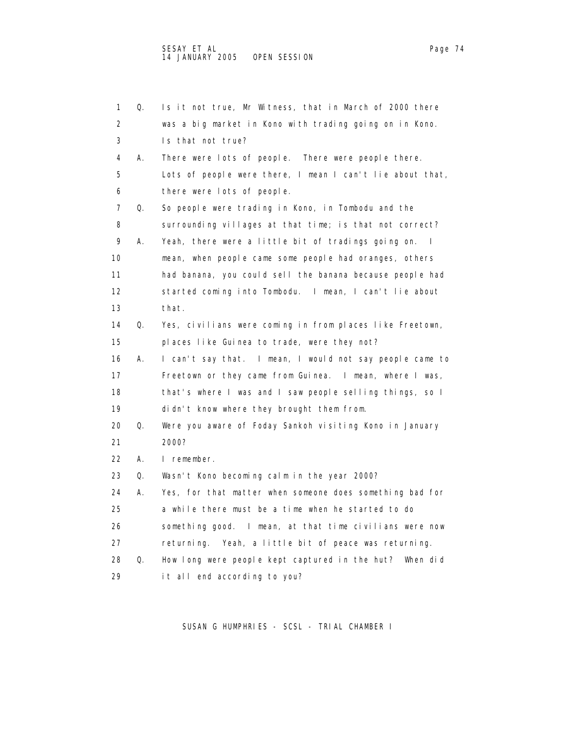1 Q. Is it not true, Mr Witness, that in March of 2000 there
2 was a big market in Kono with trading going on in Kono.
3 Is that not true?
4 A. There were lots of people. There were people there.
5 Lots of people were there, I mean I can't lie about that,
6 there were lots of people.
7 Q. So people were trading in Kono, in Tombodu and the
8 surrounding villages at that time; is that not correct?
9 A. Yeah, there were a little bit of tradings going on. I
10 mean, when people came some people had oranges, others
11 had banana, you could sell the banana because people had
12 started coming into Tombodu. I mean, I can't lie about
13 that.
14 Q. Yes, civilians were coming in from places like Freetown,
15 places like Guinea to trade, were they not?
16 A. I can't say that. I mean, I would not say people came to
17 Freetown or they came from Guinea. I mean, where I was,
18 that's where I was and I saw people selling things, so I
19 didn't know where they brought them from.
20 Q. Were you aware of Foday Sankoh visiting Kono in January
21 2000?
22 A. I remember.
23 Q. Wasn't Kono becoming calm in the year 2000?
24 A. Yes, for that matter when someone does something bad for
25 a while there must be a time when he started to do
26 something good. I mean, at that time civilians were now
27 returning. Yeah, a little bit of peace was returning.
28 Q. How long were people kept captured in the hut? When did
29 it all end according to you?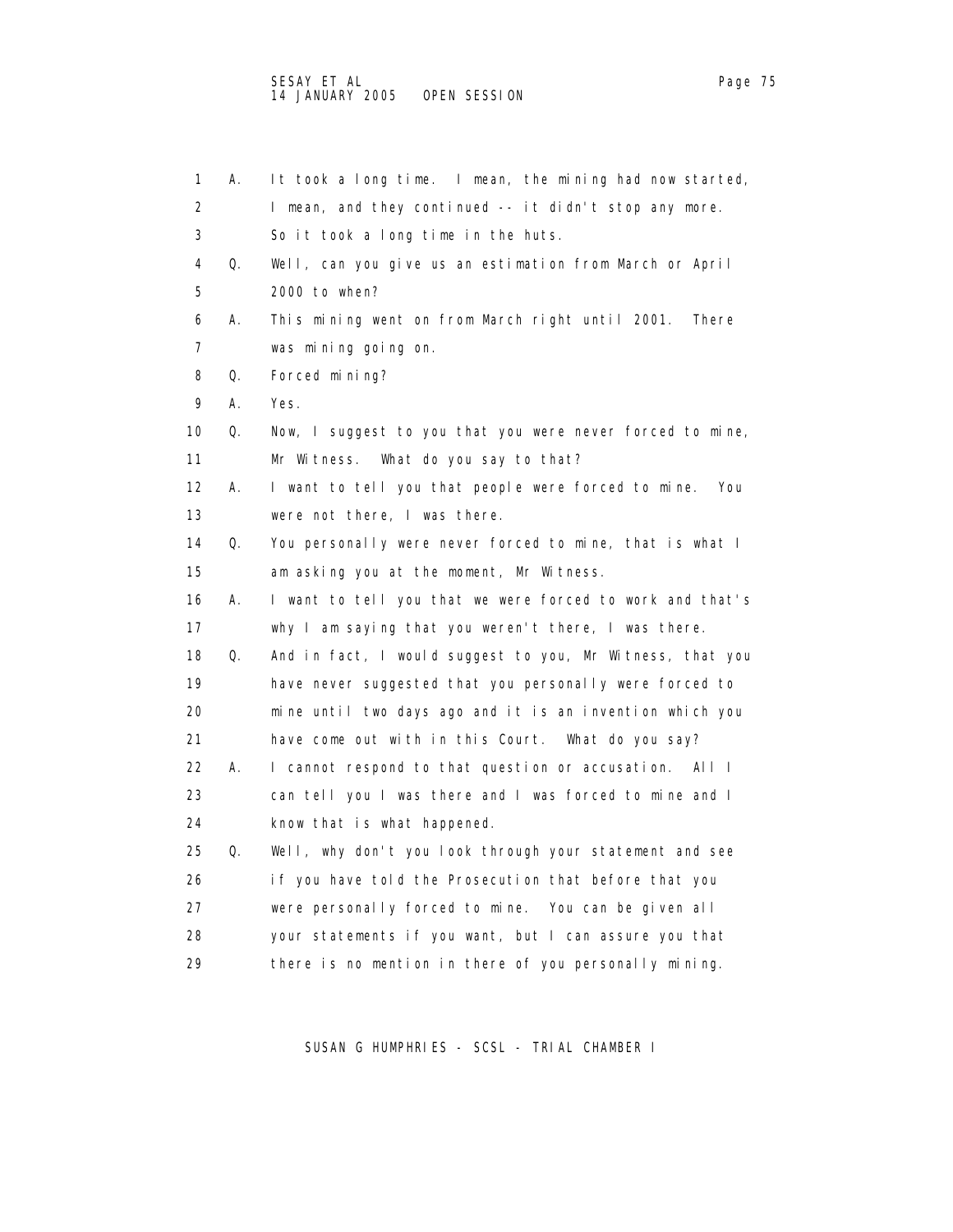1 A. It took a long time. I mean, the mining had now started,
2 I mean, and they continued -- it didn't stop any more.
3 So it took a long time in the huts.
4 Q. Well, can you give us an estimation from March or April
5 2000 to when?
6 A. This mining went on from March right until 2001. There
7 was mining going on.
8 Q. Forced mining?
9 A. Yes.
10 Q. Now, I suggest to you that you were never forced to mine,
11 Mr Witness. What do you say to that?
12 A. I want to tell you that people were forced to mine. You
13 were not there, I was there.
14 Q. You personally were never forced to mine, that is what I
15 am asking you at the moment, Mr Witness.
16 A. I want to tell you that we were forced to work and that's
17 why I am saying that you weren't there, I was there.
18 Q. And in fact, I would suggest to you, Mr Witness, that you
19 have never suggested that you personally were forced to
20 mine until two days ago and it is an invention which you
21 have come out with in this Court. What do you say?
22 A. I cannot respond to that question or accusation. All I
23 can tell you I was there and I was forced to mine and I
24 know that is what happened.
25 Q. Well, why don't you look through your statement and see
26 if you have told the Prosecution that before that you
27 were personally forced to mine. You can be given all
28 your statements if you want, but I can assure you that
29 there is no mention in there of you personally mining.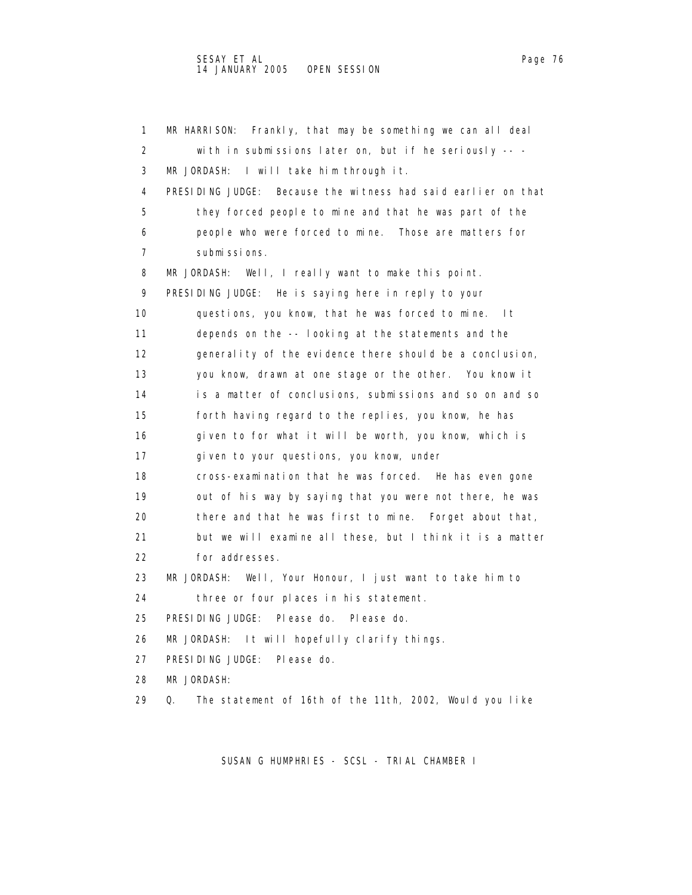1 MR HARRISON: Frankly, that may be something we can all deal
2 with in submissions later on, but if he seriously -- -
3 MR JORDASH: I will take him through it.
4 PRESIDING JUDGE: Because the witness had said earlier on that
5 they forced people to mine and that he was part of the
6 people who were forced to mine. Those are matters for
7 submissions.
8 MR JORDASH: Well, I really want to make this point.
9 PRESIDING JUDGE: He is saying here in reply to your
10 questions, you know, that he was forced to mine. It
11 depends on the -- looking at the statements and the
12 generality of the evidence there should be a conclusion,
13 you know, drawn at one stage or the other. You know it
14 is a matter of conclusions, submissions and so on and so
15 forth having regard to the replies, you know, he has
16 given to for what it will be worth, you know, which is
17 given to your questions, you know, under
18 cross-examination that he was forced. He has even gone
19 out of his way by saying that you were not there, he was
20 there and that he was first to mine. Forget about that,
21 but we will examine all these, but I think it is a matter
22 for addresses.
23 MR JORDASH: Well, Your Honour, I just want to take him to
24 three or four places in his statement.
25 PRESIDING JUDGE: Please do. Please do.
26 MR JORDASH: It will hopefully clarify things.
27 PRESIDING JUDGE: Please do.
28 MR JORDASH:
29 Q. The statement of 16th of the 11th, 2002, Would you like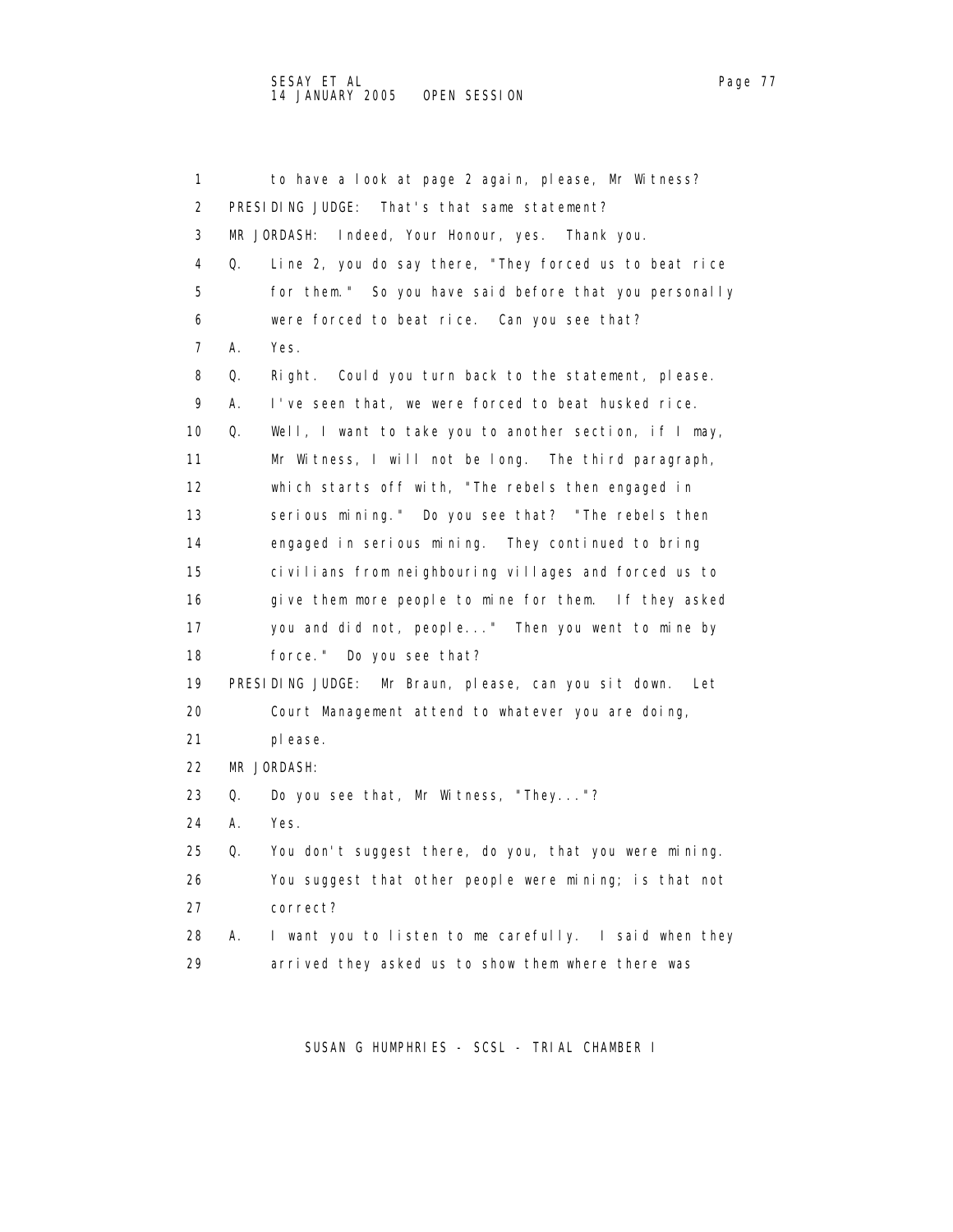1 to have a look at page 2 again, please, Mr Witness?

2 PRESIDING JUDGE: That's that same statement?

3 MR JORDASH: Indeed, Your Honour, yes. Thank you.

4 Q. Line 2, you do say there, "They forced us to beat rice

5 for them." So you have said before that you personally

6 were forced to beat rice. Can you see that?

7 A. Yes.

8 Q. Right. Could you turn back to the statement, please.

9 A. I've seen that, we were forced to beat husked rice.

10 Q. Well, I want to take you to another section, if I may,

11 Mr Witness, I will not be long. The third paragraph,

12 which starts off with, "The rebels then engaged in

13 serious mining." Do you see that? "The rebels then

14 engaged in serious mining. They continued to bring

15 civilians from neighbouring villages and forced us to

16 give them more people to mine for them. If they asked

17 you and did not, people..." Then you went to mine by

18 force." Do you see that?

19 PRESIDING JUDGE: Mr Braun, please, can you sit down. Let

20 Court Management attend to whatever you are doing,

21 please.

22 MR JORDASH:

23 Q. Do you see that, Mr Witness, "They..."?

24 A. Yes.

25 Q. You don't suggest there, do you, that you were mining.

26 You suggest that other people were mining; is that not

27 correct?

28 A. I want you to listen to me carefully. I said when they

29 arrived they asked us to show them where there was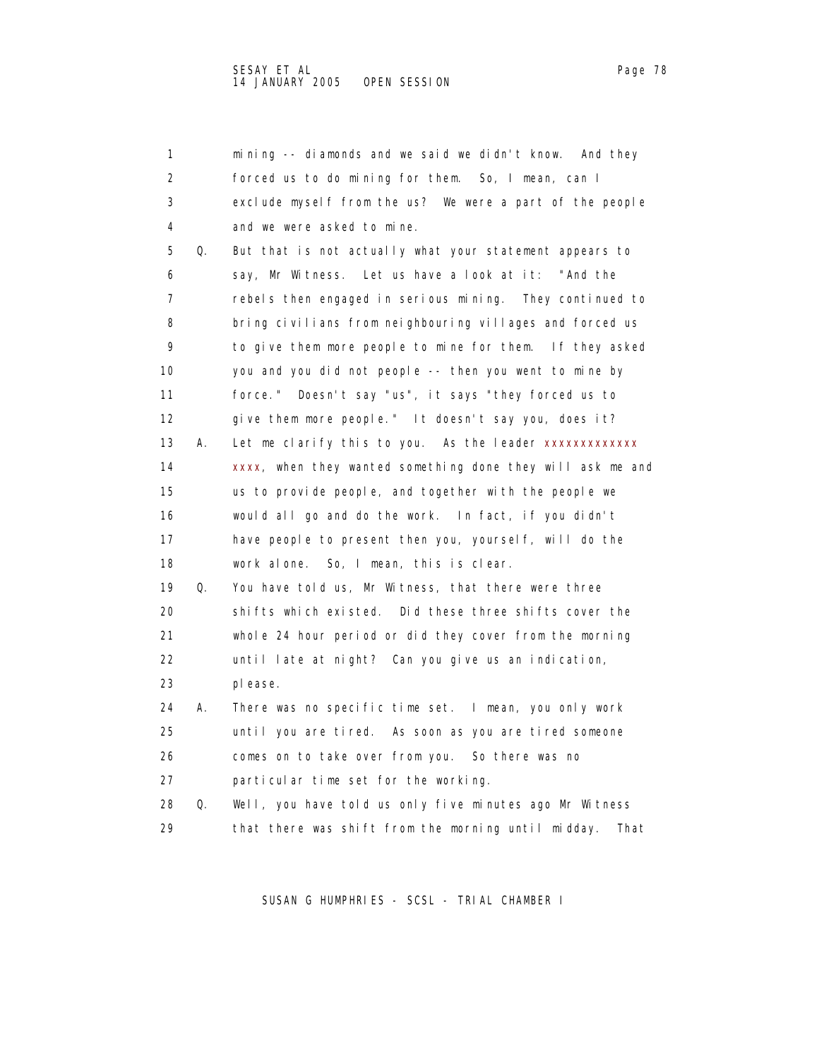1 mining -- diamonds and we said we didn't know. And they
2 forced us to do mining for them. So, I mean, can I
3 exclude myself from the us? We were a part of the people
4 and we were asked to mine.

5 Q. But that is not actually what your statement appears to
6 say, Mr Witness. Let us have a look at it: "And the
7 rebels then engaged in serious mining. They continued to
8 bring civilians from neighbouring villages and forced us
9 to give them more people to mine for them. If they asked
10 you and you did not people -- then you went to mine by
11 force." Doesn't say "us", it says "they forced us to
12 give them more people." It doesn't say you, does it?

13 A. Let me clarify this to you. As the leader xxxxxxxxxxxxx
14 xxxx, when they wanted something done they will ask me and
15 us to provide people, and together with the people we
16 would all go and do the work. In fact, if you didn't
17 have people to present then you, yourself, will do the
18 work alone. So, I mean, this is clear.

19 Q. You have told us, Mr Witness, that there were three
20 shifts which existed. Did these three shifts cover the
21 whole 24 hour period or did they cover from the morning
22 until late at night? Can you give us an indication,
23 please.

24 A. There was no specific time set. I mean, you only work
25 until you are tired. As soon as you are tired someone
26 comes on to take over from you. So there was no
27 particular time set for the working.

28 Q. Well, you have told us only five minutes ago Mr Witness
29 that there was shift from the morning until midday. That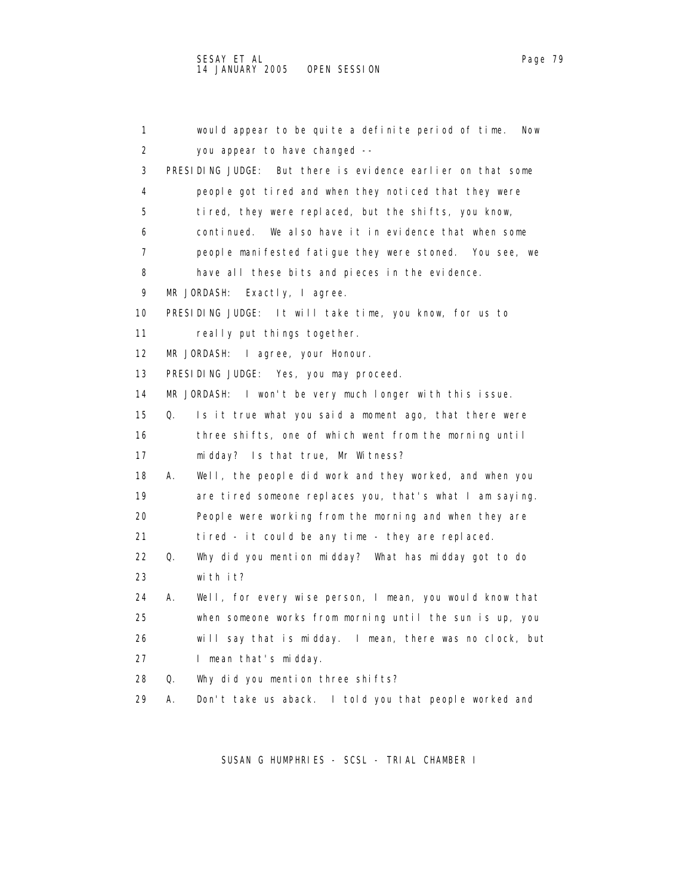would appear to be quite a definite period of time. Now you appear to have changed --

PRESIDING JUDGE: But there is evidence earlier on that some people got tired and when they noticed that they were tired, they were replaced, but the shifts, you know, continued. We also have it in evidence that when some people manifested fatigue they were stoned. You see, we have all these bits and pieces in the evidence.

MR JORDASH: Exactly, I agree.

PRESIDING JUDGE: It will take time, you know, for us to really put things together.

MR JORDASH: I agree, your Honour.

PRESIDING JUDGE: Yes, you may proceed.

MR JORDASH: I won't be very much longer with this issue.

Q. Is it true what you said a moment ago, that there were three shifts, one of which went from the morning until midday? Is that true, Mr Witness?

A. Well, the people did work and they worked, and when you are tired someone replaces you, that's what I am saying. People were working from the morning and when they are tired - it could be any time - they are replaced.

Q. Why did you mention midday? What has midday got to do with it?

A. Well, for every wise person, I mean, you would know that when someone works from morning until the sun is up, you will say that is midday. I mean, there was no clock, but I mean that's midday.

Q. Why did you mention three shifts?

A. Don't take us aback. I told you that people worked and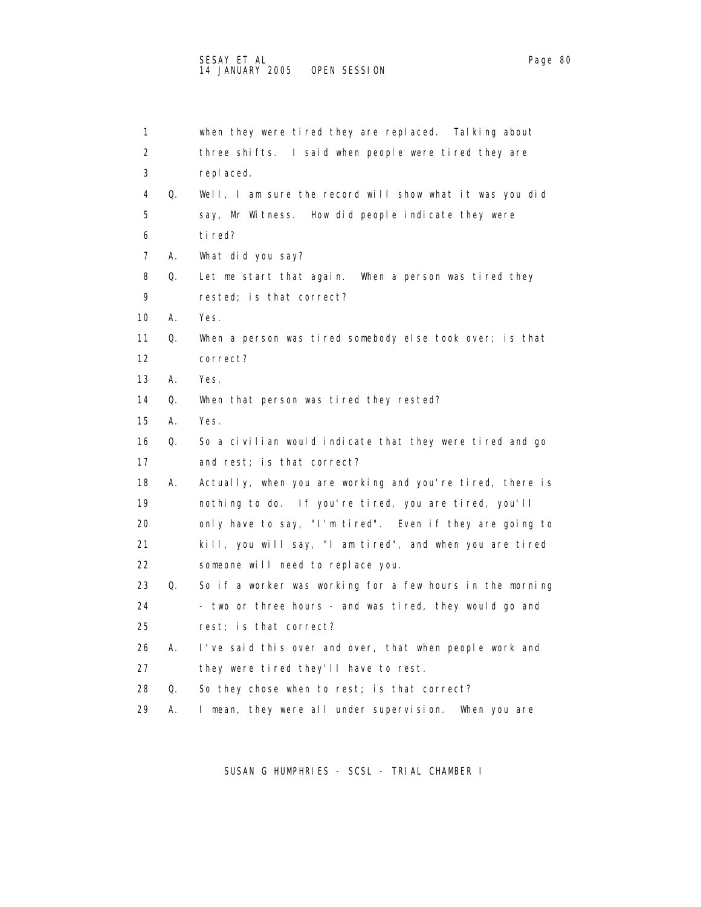1 when they were tired they are replaced. Talking about
2 three shifts. I said when people were tired they are
3 replaced.
4 Q. Well, I am sure the record will show what it was you did
5 say, Mr Witness. How did people indicate they were
6 tired?
7 A. What did you say?
8 Q. Let me start that again. When a person was tired they
9 rested; is that correct?
10 A. Yes.
11 Q. When a person was tired somebody else took over; is that
12 correct?
13 A. Yes.
14 Q. When that person was tired they rested?
15 A. Yes.
16 Q. So a civilian would indicate that they were tired and go
17 and rest; is that correct?
18 A. Actually, when you are working and you're tired, there is
19 nothing to do. If you're tired, you are tired, you'll
20 only have to say, "I'm tired". Even if they are going to
21 kill, you will say, "I am tired", and when you are tired
22 someone will need to replace you.
23 Q. So if a worker was working for a few hours in the morning
24 - two or three hours - and was tired, they would go and
25 rest; is that correct?
26 A. I've said this over and over, that when people work and
27 they were tired they'll have to rest.
28 Q. So they chose when to rest; is that correct?
29 A. I mean, they were all under supervision. When you are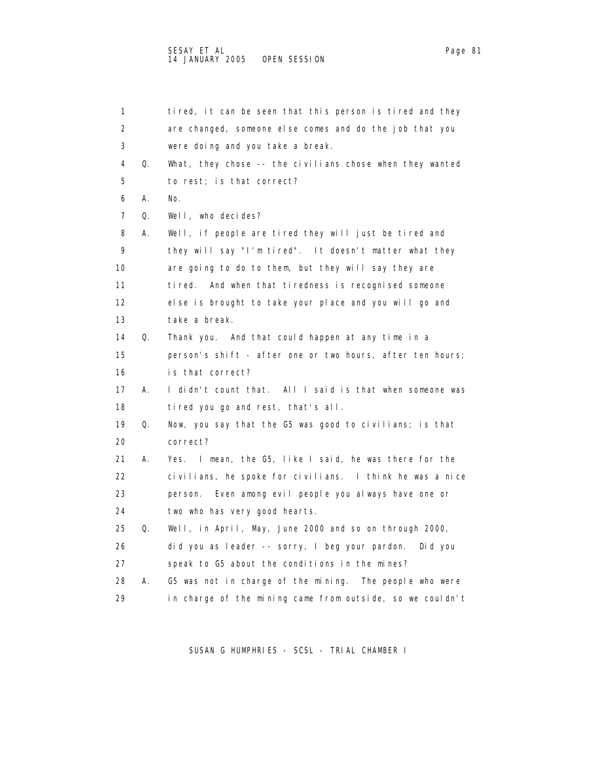1 tired, it can be seen that this person is tired and they
2 are changed, someone else comes and do the job that you
3 were doing and you take a break.

4 Q. What, they chose -- the civilians chose when they wanted
5 to rest; is that correct?

6 A. No.

7 Q. Well, who decides?

8 A. Well, if people are tired they will just be tired and
9 they will say "I'm tired". It doesn't matter what they
10 are going to do to them, but they will say they are
11 tired. And when that tiredness is recognised someone
12 else is brought to take your place and you will go and
13 take a break.

14 Q. Thank you. And that could happen at any time in a
15 person's shift - after one or two hours, after ten hours;
16 is that correct?

17 A. I didn't count that. All I said is that when someone was
18 tired you go and rest, that's all.

19 Q. Now, you say that the G5 was good to civilians; is that
20 correct?

21 A. Yes. I mean, the G5, like I said, he was there for the
22 civilians, he spoke for civilians. I think he was a nice
23 person. Even among evil people you always have one or
24 two who has very good hearts.

25 Q. Well, in April, May, June 2000 and so on through 2000,
26 did you as leader -- sorry, I beg your pardon. Did you
27 speak to G5 about the conditions in the mines?

28 A. G5 was not in charge of the mining. The people who were
29 in charge of the mining came from outside, so we couldn't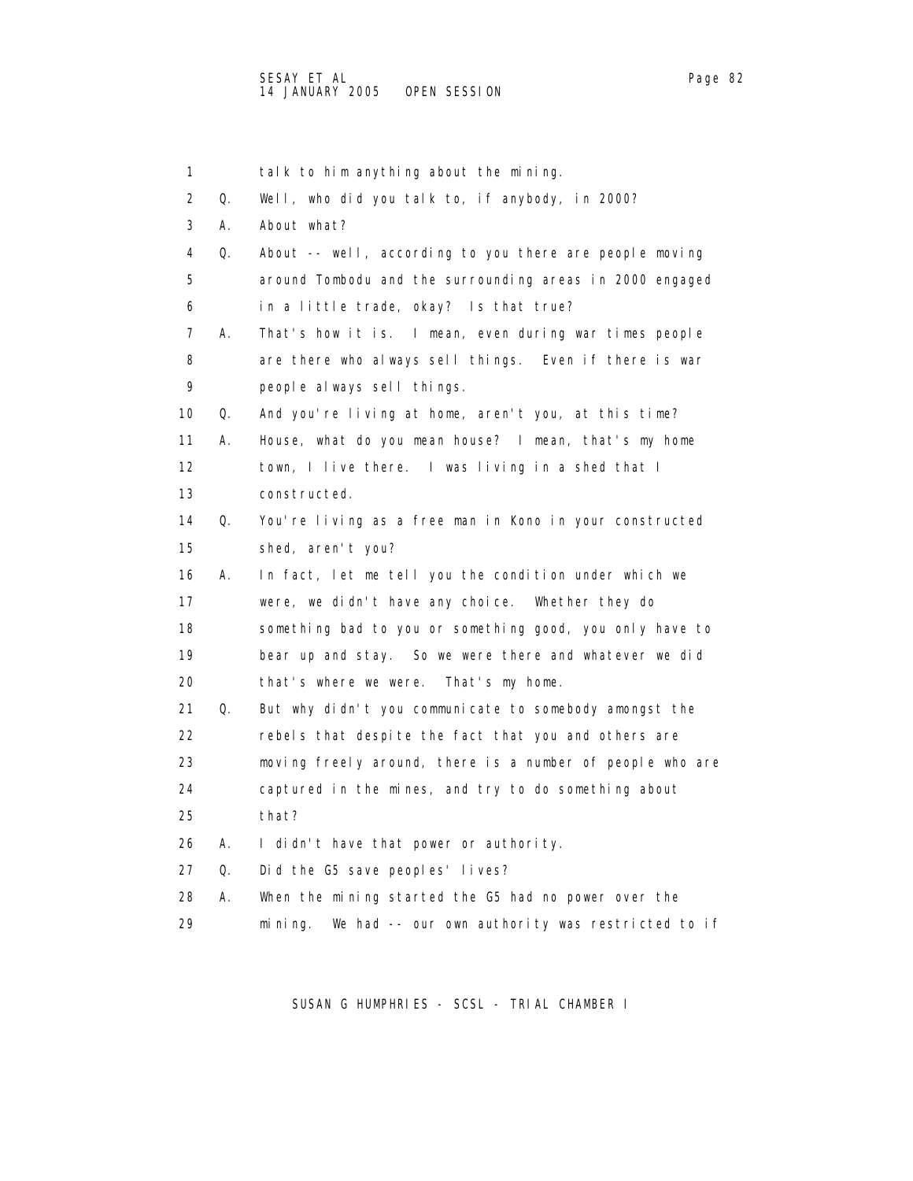1 talk to him anything about the mining.

2 Q. Well, who did you talk to, if anybody, in 2000?

3 A. About what?

4 Q. About -- well, according to you there are people moving

5 around Tombodu and the surrounding areas in 2000 engaged

6 in a little trade, okay? Is that true?

7 A. That's how it is. I mean, even during war times people

8 are there who always sell things. Even if there is war

9 people always sell things.

10 Q. And you're living at home, aren't you, at this time?

11 A. House, what do you mean house? I mean, that's my home

12 town, I live there. I was living in a shed that I

13 constructed.

14 Q. You're living as a free man in Kono in your constructed

15 shed, aren't you?

16 A. In fact, let me tell you the condition under which we

17 were, we didn't have any choice. Whether they do

18 something bad to you or something good, you only have to

19 bear up and stay. So we were there and whatever we did

20 that's where we were. That's my home.

21 Q. But why didn't you communicate to somebody amongst the

22 rebels that despite the fact that you and others are

23 moving freely around, there is a number of people who are

24 captured in the mines, and try to do something about

25 that?

26 A. I didn't have that power or authority.

27 Q. Did the G5 save peoples' lives?

28 A. When the mining started the G5 had no power over the

29 mining. We had -- our own authority was restricted to if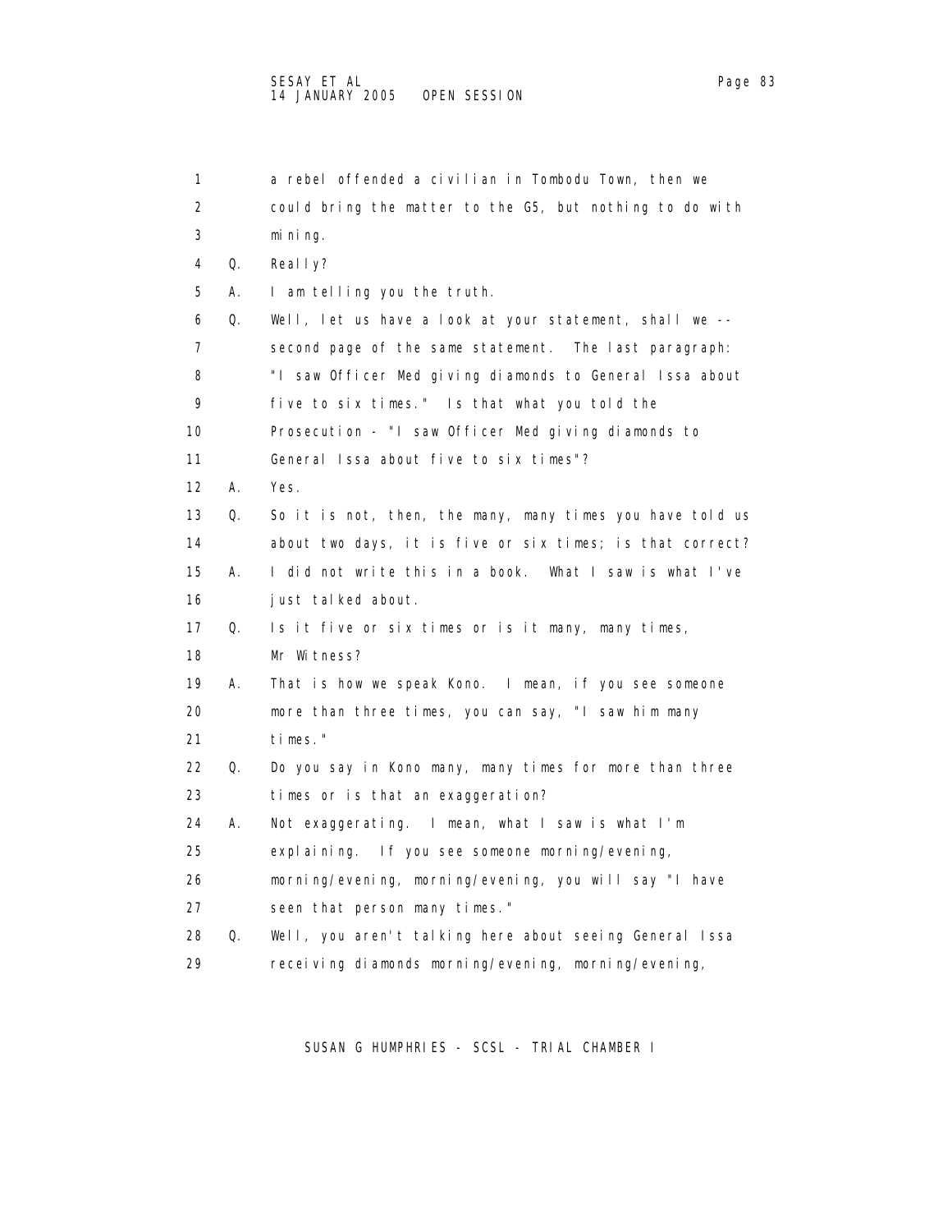1 a rebel offended a civilian in Tombodu Town, then we
2 could bring the matter to the G5, but nothing to do with
3 mining.
4 Q. Really?
5 A. I am telling you the truth.
6 Q. Well, let us have a look at your statement, shall we --
7 second page of the same statement. The last paragraph:
8 "I saw Officer Med giving diamonds to General Issa about
9 five to six times." Is that what you told the
10 Prosecution - "I saw Officer Med giving diamonds to
11 General Issa about five to six times"?
12 A. Yes.
13 Q. So it is not, then, the many, many times you have told us
14 about two days, it is five or six times; is that correct?
15 A. I did not write this in a book. What I saw is what I've
16 just talked about.
17 Q. Is it five or six times or is it many, many times,
18 Mr Witness?
19 A. That is how we speak Kono. I mean, if you see someone
20 more than three times, you can say, "I saw him many
21 times."
22 Q. Do you say in Kono many, many times for more than three
23 times or is that an exaggeration?
24 A. Not exaggerating. I mean, what I saw is what I'm
25 explaining. If you see someone morning/evening,
26 morning/evening, morning/evening, you will say "I have
27 seen that person many times."
28 Q. Well, you aren't talking here about seeing General Issa
29 receiving diamonds morning/evening, morning/evening,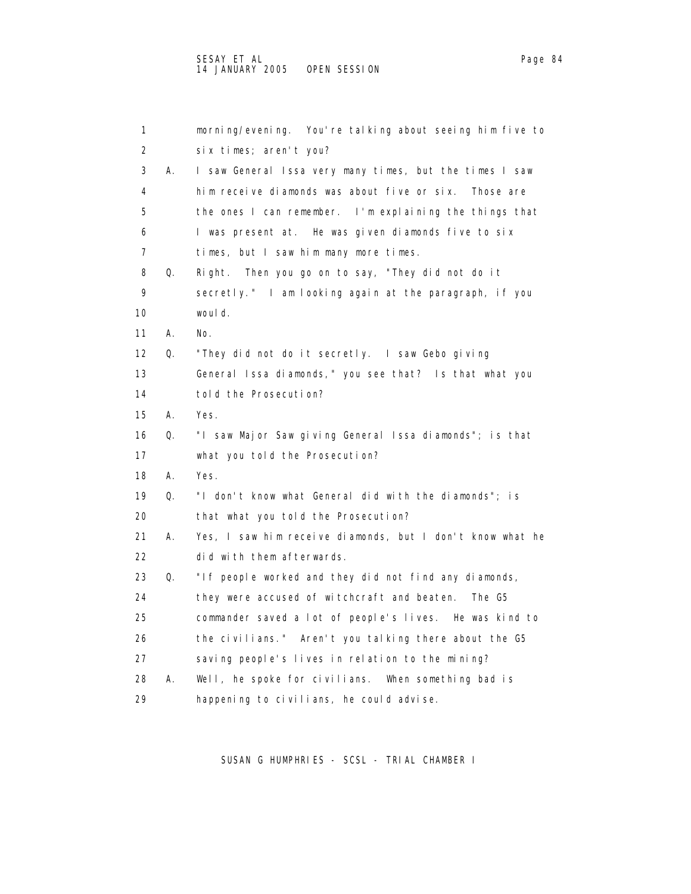1 morning/evening. You're talking about seeing him five to
2 six times; aren't you?
3 A. I saw General Issa very many times, but the times I saw
4 him receive diamonds was about five or six. Those are
5 the ones I can remember. I'm explaining the things that
6 I was present at. He was given diamonds five to six
7 times, but I saw him many more times.
8 Q. Right. Then you go on to say, "They did not do it
9 secretly." I am looking again at the paragraph, if you
10 would.
11 A. No.
12 Q. "They did not do it secretly. I saw Gebo giving
13 General Issa diamonds," you see that? Is that what you
14 told the Prosecution?
15 A. Yes.
16 Q. "I saw Major Saw giving General Issa diamonds"; is that
17 what you told the Prosecution?
18 A. Yes.
19 Q. "I don't know what General did with the diamonds"; is
20 that what you told the Prosecution?
21 A. Yes, I saw him receive diamonds, but I don't know what he
22 did with them afterwards.
23 Q. "If people worked and they did not find any diamonds,
24 they were accused of witchcraft and beaten. The G5
25 commander saved a lot of people's lives. He was kind to
26 the civilians." Aren't you talking there about the G5
27 saving people's lives in relation to the mining?
28 A. Well, he spoke for civilians. When something bad is
29 happening to civilians, he could advise.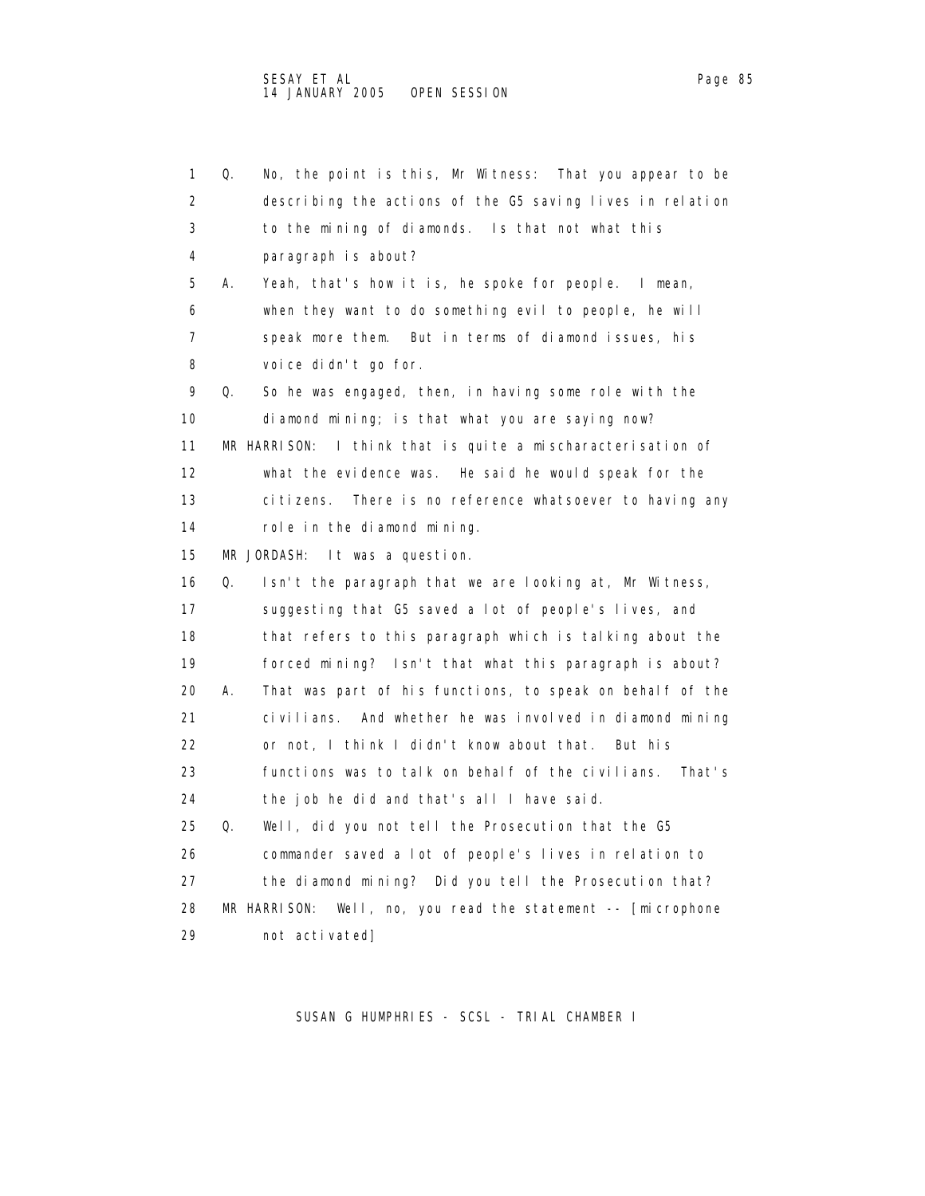1 Q. No, the point is this, Mr Witness: That you appear to be
2 describing the actions of the G5 saving lives in relation
3 to the mining of diamonds. Is that not what this
4 paragraph is about?
5 A. Yeah, that's how it is, he spoke for people. I mean,
6 when they want to do something evil to people, he will
7 speak more them. But in terms of diamond issues, his
8 voice didn't go for.
9 Q. So he was engaged, then, in having some role with the
10 diamond mining; is that what you are saying now?
11 MR HARRISON: I think that is quite a mischaracterisation of
12 what the evidence was. He said he would speak for the
13 citizens. There is no reference whatsoever to having any
14 role in the diamond mining.
15 MR JORDASH: It was a question.
16 Q. Isn't the paragraph that we are looking at, Mr Witness,
17 suggesting that G5 saved a lot of people's lives, and
18 that refers to this paragraph which is talking about the
19 forced mining? Isn't that what this paragraph is about?
20 A. That was part of his functions, to speak on behalf of the
21 civilians. And whether he was involved in diamond mining
22 or not, I think I didn't know about that. But his
23 functions was to talk on behalf of the civilians. That's
24 the job he did and that's all I have said.
25 Q. Well, did you not tell the Prosecution that the G5
26 commander saved a lot of people's lives in relation to
27 the diamond mining? Did you tell the Prosecution that?
28 MR HARRISON: Well, no, you read the statement -- [microphone
29 not activated]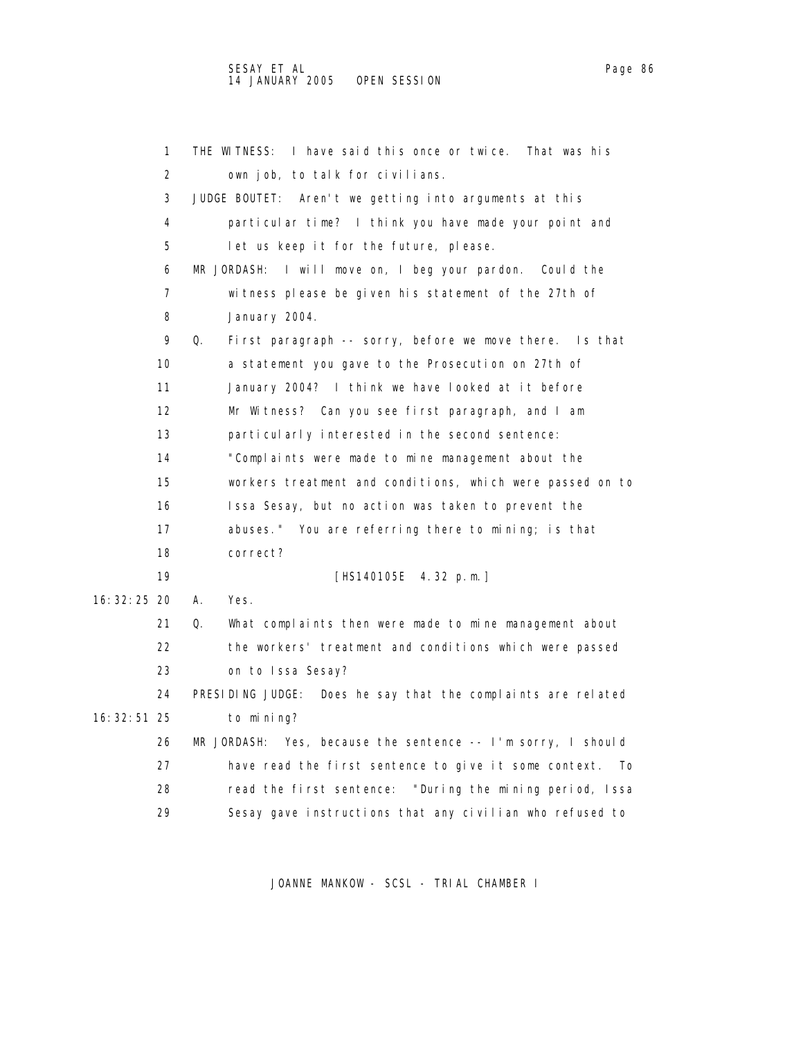1 THE WITNESS: I have said this once or twice. That was his own job, to talk for civilians.

3 JUDGE BOUTET: Aren't we getting into arguments at this particular time? I think you have made your point and let us keep it for the future, please.

6 MR JORDASH: I will move on, I beg your pardon. Could the witness please be given his statement of the 27th of January 2004.

9 Q. First paragraph -- sorry, before we move there. Is that a statement you gave to the Prosecution on 27th of January 2004? I think we have looked at it before Mr Witness? Can you see first paragraph, and I am particularly interested in the second sentence: "Complaints were made to mine management about the workers treatment and conditions, which were passed on to Issa Sesay, but no action was taken to prevent the abuses." You are referring there to mining; is that correct?

19 [HS140105E 4.32 p.m.]

16:32:25 20 A. Yes.

21 Q. What complaints then were made to mine management about the workers' treatment and conditions which were passed on to Issa Sesay?

24 PRESIDING JUDGE: Does he say that the complaints are related

16:32:51 25 to mining?

26 MR JORDASH: Yes, because the sentence -- I'm sorry, I should have read the first sentence to give it some context. To read the first sentence: "During the mining period, Issa Sesay gave instructions that any civilian who refused to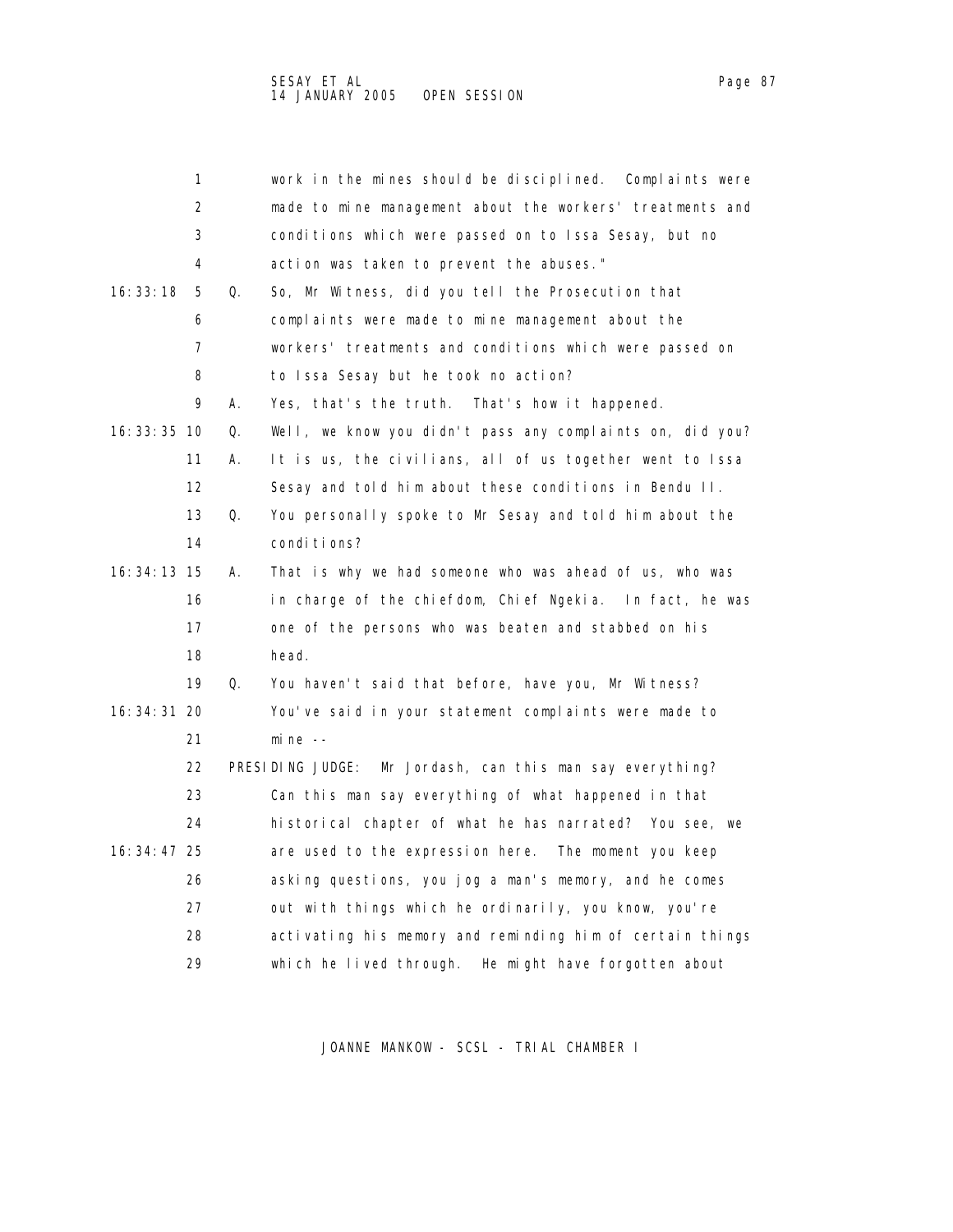work in the mines should be disciplined. Complaints were made to mine management about the workers' treatments and conditions which were passed on to Issa Sesay, but no action was taken to prevent the abuses."

16:33:18 Q. So, Mr Witness, did you tell the Prosecution that complaints were made to mine management about the workers' treatments and conditions which were passed on to Issa Sesay but he took no action?

A. Yes, that's the truth. That's how it happened.

16:33:35 Q. Well, we know you didn't pass any complaints on, did you?

A. It is us, the civilians, all of us together went to Issa Sesay and told him about these conditions in Bendu II.

Q. You personally spoke to Mr Sesay and told him about the conditions?

16:34:13 A. That is why we had someone who was ahead of us, who was in charge of the chiefdom, Chief Ngekia. In fact, he was one of the persons who was beaten and stabbed on his head.

Q. You haven't said that before, have you, Mr Witness?

16:34:31 You've said in your statement complaints were made to mine --

PRESIDING JUDGE: Mr Jordash, can this man say everything? Can this man say everything of what happened in that historical chapter of what he has narrated? You see, we

16:34:47 are used to the expression here. The moment you keep asking questions, you jog a man's memory, and he comes out with things which he ordinarily, you know, you're activating his memory and reminding him of certain things which he lived through. He might have forgotten about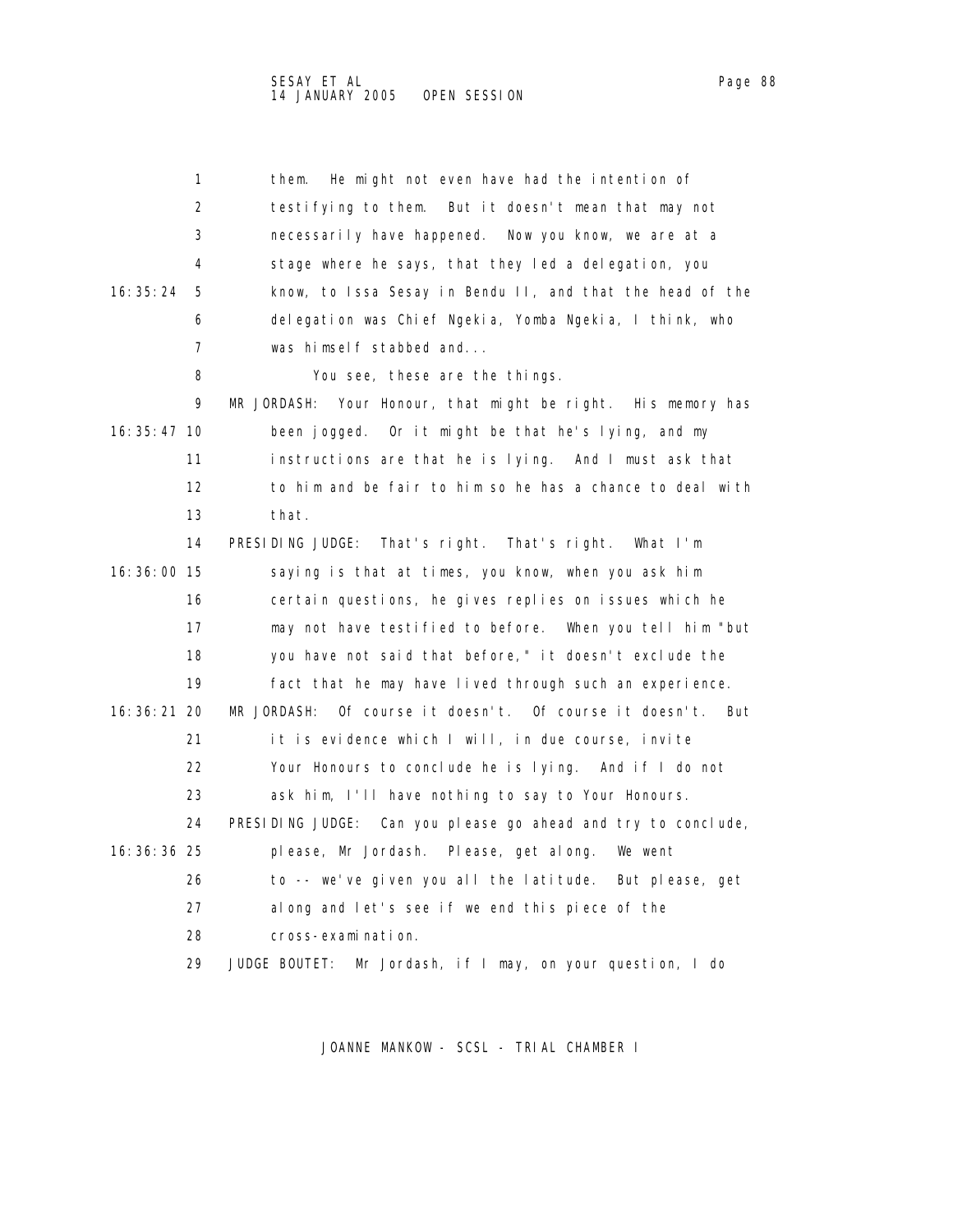them. He might not even have had the intention of testifying to them. But it doesn't mean that may not necessarily have happened. Now you know, we are at a stage where he says, that they led a delegation, you know, to Issa Sesay in Bendu II, and that the head of the delegation was Chief Ngekia, Yomba Ngekia, I think, who was himself stabbed and...

You see, these are the things.

MR JORDASH: Your Honour, that might be right. His memory has been jogged. Or it might be that he's lying, and my instructions are that he is lying. And I must ask that to him and be fair to him so he has a chance to deal with that.

PRESIDING JUDGE: That's right. That's right. What I'm saying is that at times, you know, when you ask him certain questions, he gives replies on issues which he may not have testified to before. When you tell him "but you have not said that before," it doesn't exclude the fact that he may have lived through such an experience.

MR JORDASH: Of course it doesn't. Of course it doesn't. But it is evidence which I will, in due course, invite Your Honours to conclude he is lying. And if I do not ask him, I'll have nothing to say to Your Honours.

PRESIDING JUDGE: Can you please go ahead and try to conclude, please, Mr Jordash. Please, get along. We went to -- we've given you all the latitude. But please, get along and let's see if we end this piece of the cross-examination.

JUDGE BOUTET: Mr Jordash, if I may, on your question, I do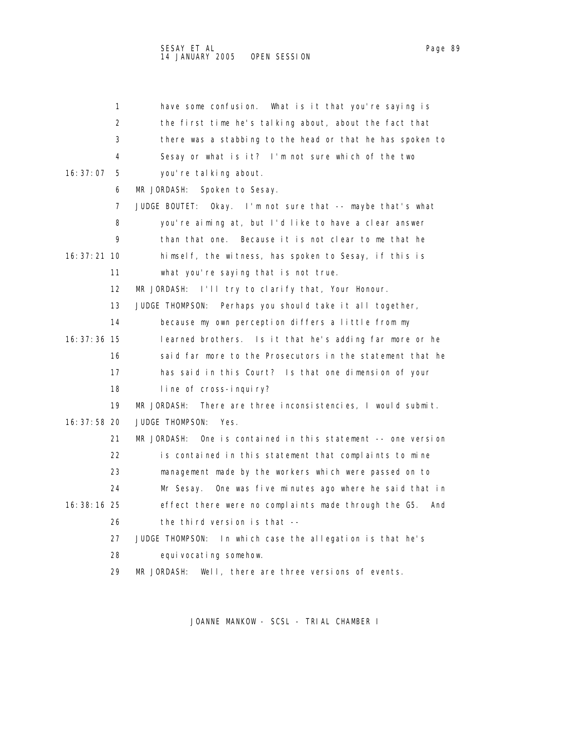have some confusion. What is it that you're saying is the first time he's talking about, about the fact that there was a stabbing to the head or that he has spoken to Sesay or what is it? I'm not sure which of the two you're talking about.

MR JORDASH: Spoken to Sesay.

JUDGE BOUTET: Okay. I'm not sure that -- maybe that's what you're aiming at, but I'd like to have a clear answer than that one. Because it is not clear to me that he himself, the witness, has spoken to Sesay, if this is what you're saying that is not true.

MR JORDASH: I'll try to clarify that, Your Honour.

JUDGE THOMPSON: Perhaps you should take it all together, because my own perception differs a little from my learned brothers. Is it that he's adding far more or he said far more to the Prosecutors in the statement that he has said in this Court? Is that one dimension of your line of cross-inquiry?

MR JORDASH: There are three inconsistencies, I would submit.

JUDGE THOMPSON: Yes.

MR JORDASH: One is contained in this statement -- one version is contained in this statement that complaints to mine management made by the workers which were passed on to Mr Sesay. One was five minutes ago where he said that in effect there were no complaints made through the G5. And the third version is that --

JUDGE THOMPSON: In which case the allegation is that he's equivocating somehow.

MR JORDASH: Well, there are three versions of events.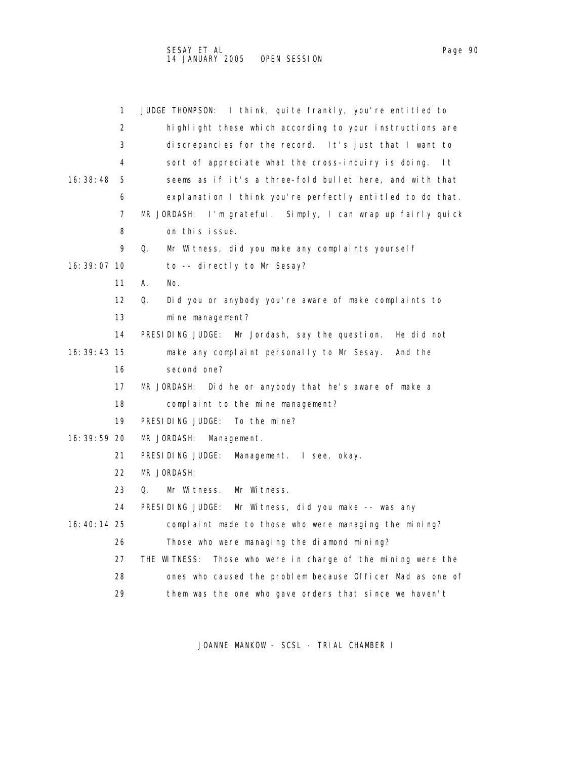JUDGE THOMPSON: I think, quite frankly, you're entitled to highlight these which according to your instructions are discrepancies for the record. It's just that I want to sort of appreciate what the cross-inquiry is doing. It seems as if it's a three-fold bullet here, and with that explanation I think you're perfectly entitled to do that.

MR JORDASH: I'm grateful. Simply, I can wrap up fairly quick on this issue.

Q. Mr Witness, did you make any complaints yourself to -- directly to Mr Sesay?

A. No.

Q. Did you or anybody you're aware of make complaints to mine management?

PRESIDING JUDGE: Mr Jordash, say the question. He did not make any complaint personally to Mr Sesay. And the second one?

MR JORDASH: Did he or anybody that he's aware of make a complaint to the mine management?

PRESIDING JUDGE: To the mine?

MR JORDASH: Management.

PRESIDING JUDGE: Management. I see, okay.

MR JORDASH:

Q. Mr Witness. Mr Witness.

PRESIDING JUDGE: Mr Witness, did you make -- was any complaint made to those who were managing the mining? Those who were managing the diamond mining?

THE WITNESS: Those who were in charge of the mining were the ones who caused the problem because Officer Mad as one of them was the one who gave orders that since we haven't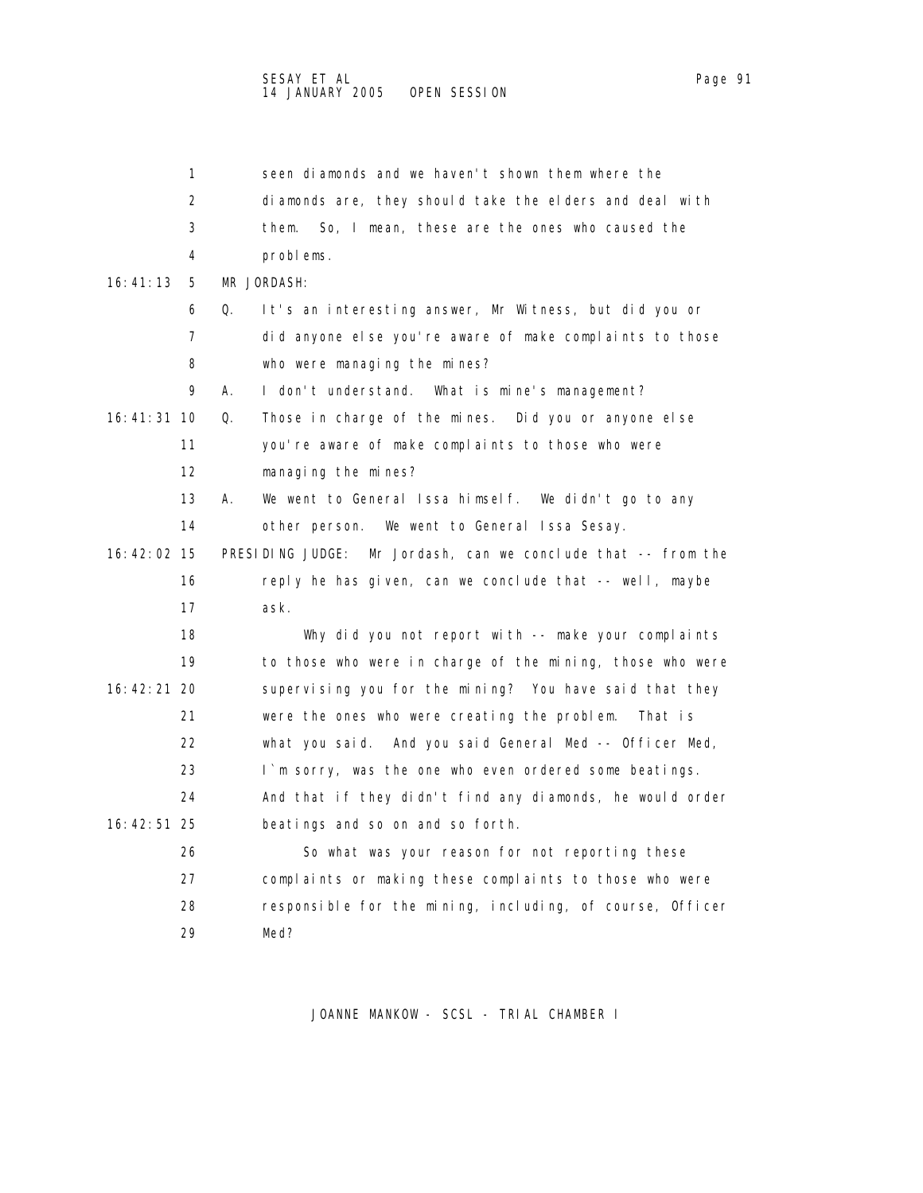1 seen diamonds and we haven't shown them where the
2 diamonds are, they should take the elders and deal with
3 them. So, I mean, these are the ones who caused the
4 problems.

16:41:13 5 MR JORDASH:

6 Q. It's an interesting answer, Mr Witness, but did you or
7 did anyone else you're aware of make complaints to those
8 who were managing the mines?

9 A. I don't understand. What is mine's management?

16:41:31 10 Q. Those in charge of the mines. Did you or anyone else
11 you're aware of make complaints to those who were
12 managing the mines?

13 A. We went to General Issa himself. We didn't go to any
14 other person. We went to General Issa Sesay.

16:42:02 15 PRESIDING JUDGE: Mr Jordash, can we conclude that -- from the
16 reply he has given, can we conclude that -- well, maybe
17 ask.

18 Why did you not report with -- make your complaints
19 to those who were in charge of the mining, those who were

16:42:21 20 supervising you for the mining? You have said that they
21 were the ones who were creating the problem. That is
22 what you said. And you said General Med -- Officer Med,
23 I`m sorry, was the one who even ordered some beatings.
24 And that if they didn't find any diamonds, he would order

16:42:51 25 beatings and so on and so forth.

26 So what was your reason for not reporting these
27 complaints or making these complaints to those who were
28 responsible for the mining, including, of course, Officer
29 Med?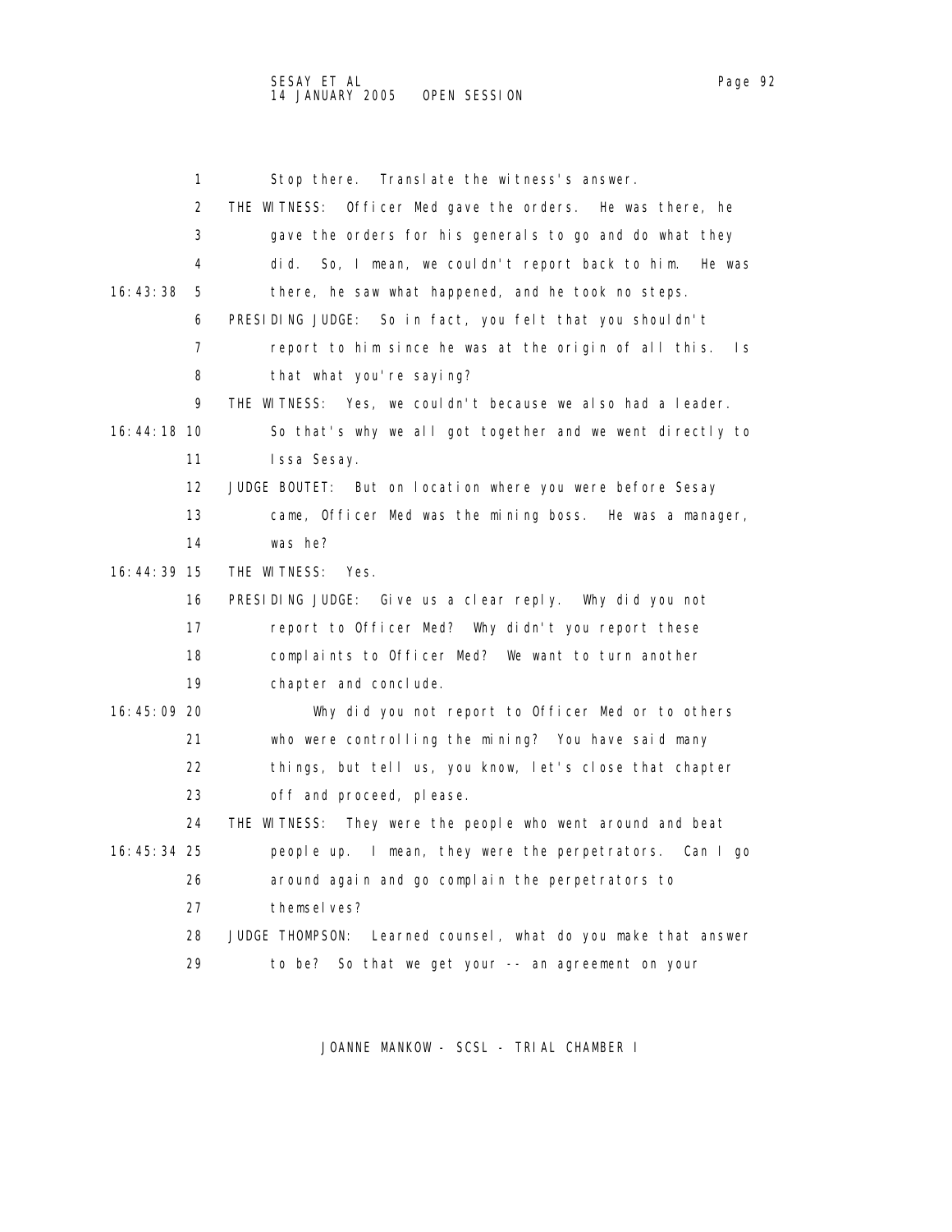Stop there. Translate the witness's answer.

THE WITNESS: Officer Med gave the orders. He was there, he gave the orders for his generals to go and do what they did. So, I mean, we couldn't report back to him. He was there, he saw what happened, and he took no steps.

PRESIDING JUDGE: So in fact, you felt that you shouldn't report to him since he was at the origin of all this. Is that what you're saying?

THE WITNESS: Yes, we couldn't because we also had a leader. So that's why we all got together and we went directly to Issa Sesay.

JUDGE BOUTET: But on location where you were before Sesay came, Officer Med was the mining boss. He was a manager, was he?

THE WITNESS: Yes.

PRESIDING JUDGE: Give us a clear reply. Why did you not report to Officer Med? Why didn't you report these complaints to Officer Med? We want to turn another chapter and conclude.

Why did you not report to Officer Med or to others who were controlling the mining? You have said many things, but tell us, you know, let's close that chapter off and proceed, please.

THE WITNESS: They were the people who went around and beat people up. I mean, they were the perpetrators. Can I go around again and go complain the perpetrators to themselves?

JUDGE THOMPSON: Learned counsel, what do you make that answer to be? So that we get your -- an agreement on your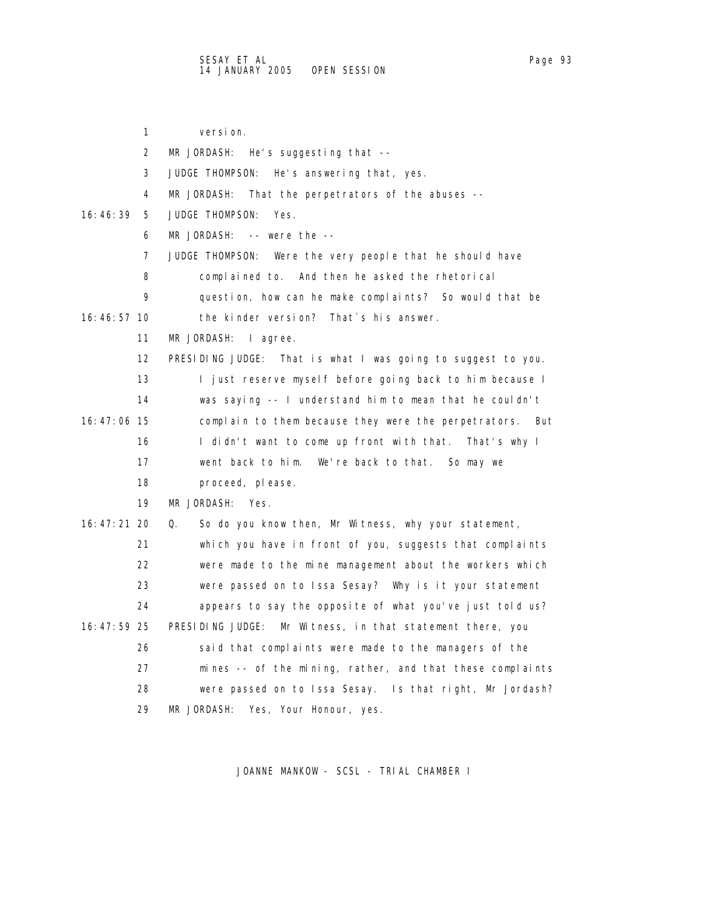version.

MR JORDASH: He's suggesting that --

JUDGE THOMPSON: He's answering that, yes.

MR JORDASH: That the perpetrators of the abuses --

JUDGE THOMPSON: Yes.

MR JORDASH: -- were the --

JUDGE THOMPSON: Were the very people that he should have complained to. And then he asked the rhetorical question, how can he make complaints? So would that be the kinder version? That`s his answer.

MR JORDASH: I agree.

PRESIDING JUDGE: That is what I was going to suggest to you. I just reserve myself before going back to him because I was saying -- I understand him to mean that he couldn't complain to them because they were the perpetrators. But I didn't want to come up front with that. That's why I went back to him. We're back to that. So may we proceed, please.

MR JORDASH: Yes.

Q. So do you know then, Mr Witness, why your statement, which you have in front of you, suggests that complaints were made to the mine management about the workers which were passed on to Issa Sesay? Why is it your statement appears to say the opposite of what you've just told us?

PRESIDING JUDGE: Mr Witness, in that statement there, you said that complaints were made to the managers of the mines -- of the mining, rather, and that these complaints were passed on to Issa Sesay. Is that right, Mr Jordash?

MR JORDASH: Yes, Your Honour, yes.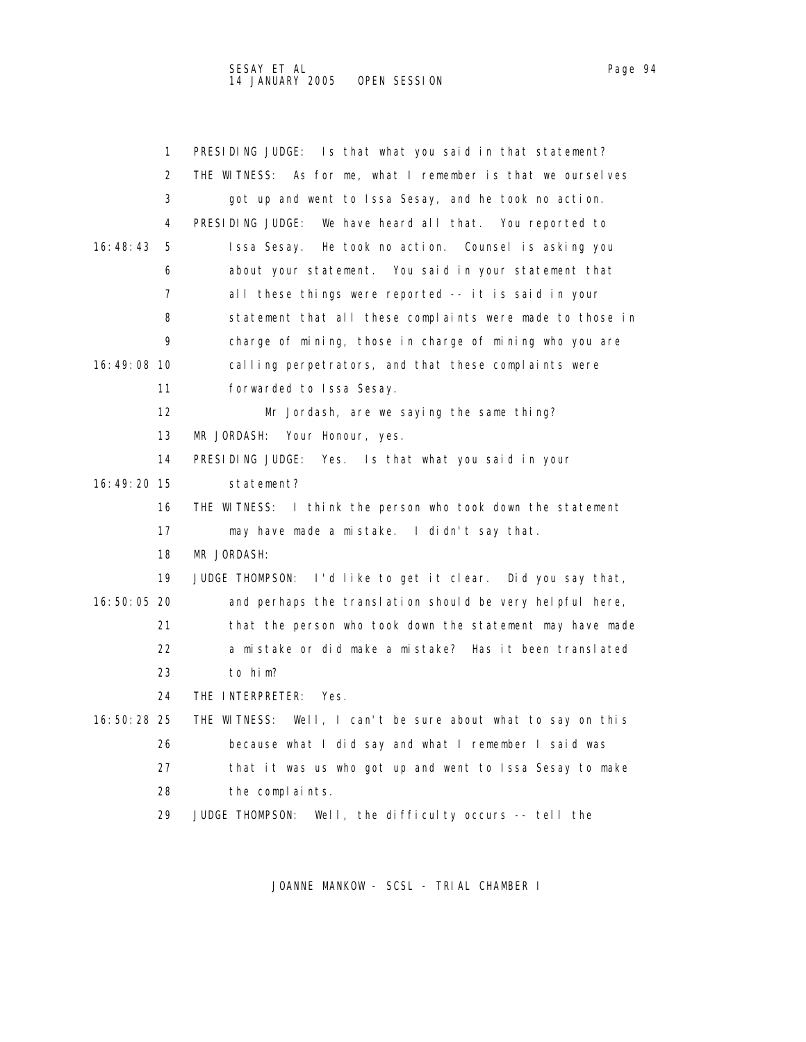1 PRESIDING JUDGE: Is that what you said in that statement?

2 THE WITNESS: As for me, what I remember is that we ourselves

3 got up and went to Issa Sesay, and he took no action.

4 PRESIDING JUDGE: We have heard all that. You reported to

16:48:43 5 Issa Sesay. He took no action. Counsel is asking you

6 about your statement. You said in your statement that

7 all these things were reported -- it is said in your

8 statement that all these complaints were made to those in

9 charge of mining, those in charge of mining who you are

16:49:08 10 calling perpetrators, and that these complaints were

11 forwarded to Issa Sesay.

12 Mr Jordash, are we saying the same thing?

13 MR JORDASH: Your Honour, yes.

14 PRESIDING JUDGE: Yes. Is that what you said in your

16:49:20 15 statement?

16 THE WITNESS: I think the person who took down the statement

17 may have made a mistake. I didn't say that.

18 MR JORDASH:

19 JUDGE THOMPSON: I'd like to get it clear. Did you say that,

16:50:05 20 and perhaps the translation should be very helpful here,

21 that the person who took down the statement may have made

22 a mistake or did make a mistake? Has it been translated

23 to him?

24 THE INTERPRETER: Yes.

16:50:28 25 THE WITNESS: Well, I can't be sure about what to say on this

26 because what I did say and what I remember I said was

27 that it was us who got up and went to Issa Sesay to make

28 the complaints.

29 JUDGE THOMPSON: Well, the difficulty occurs -- tell the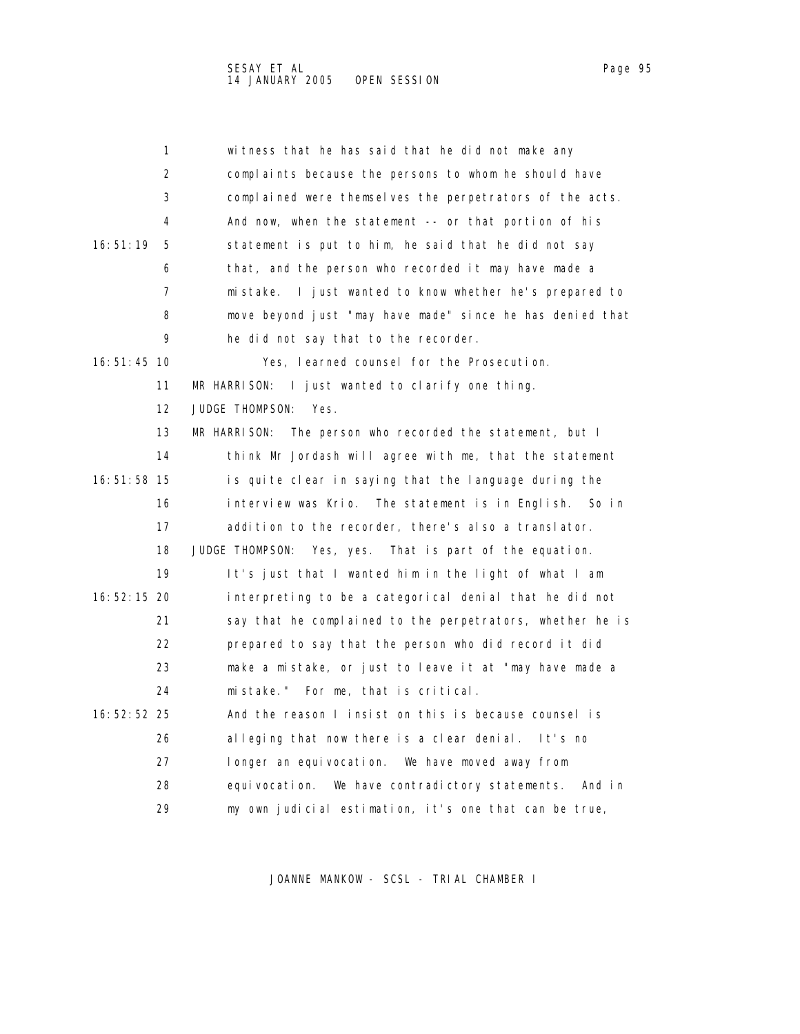witness that he has said that he did not make any complaints because the persons to whom he should have complained were themselves the perpetrators of the acts. And now, when the statement -- or that portion of his statement is put to him, he said that he did not say that, and the person who recorded it may have made a mistake. I just wanted to know whether he's prepared to move beyond just "may have made" since he has denied that he did not say that to the recorder.

Yes, learned counsel for the Prosecution.

MR HARRISON: I just wanted to clarify one thing.

JUDGE THOMPSON: Yes.

MR HARRISON: The person who recorded the statement, but I think Mr Jordash will agree with me, that the statement is quite clear in saying that the language during the interview was Krio. The statement is in English. So in addition to the recorder, there's also a translator.

JUDGE THOMPSON: Yes, yes. That is part of the equation. It's just that I wanted him in the light of what I am interpreting to be a categorical denial that he did not say that he complained to the perpetrators, whether he is prepared to say that the person who did record it did make a mistake, or just to leave it at "may have made a mistake." For me, that is critical.

And the reason I insist on this is because counsel is alleging that now there is a clear denial. It's no longer an equivocation. We have moved away from equivocation. We have contradictory statements. And in my own judicial estimation, it's one that can be true,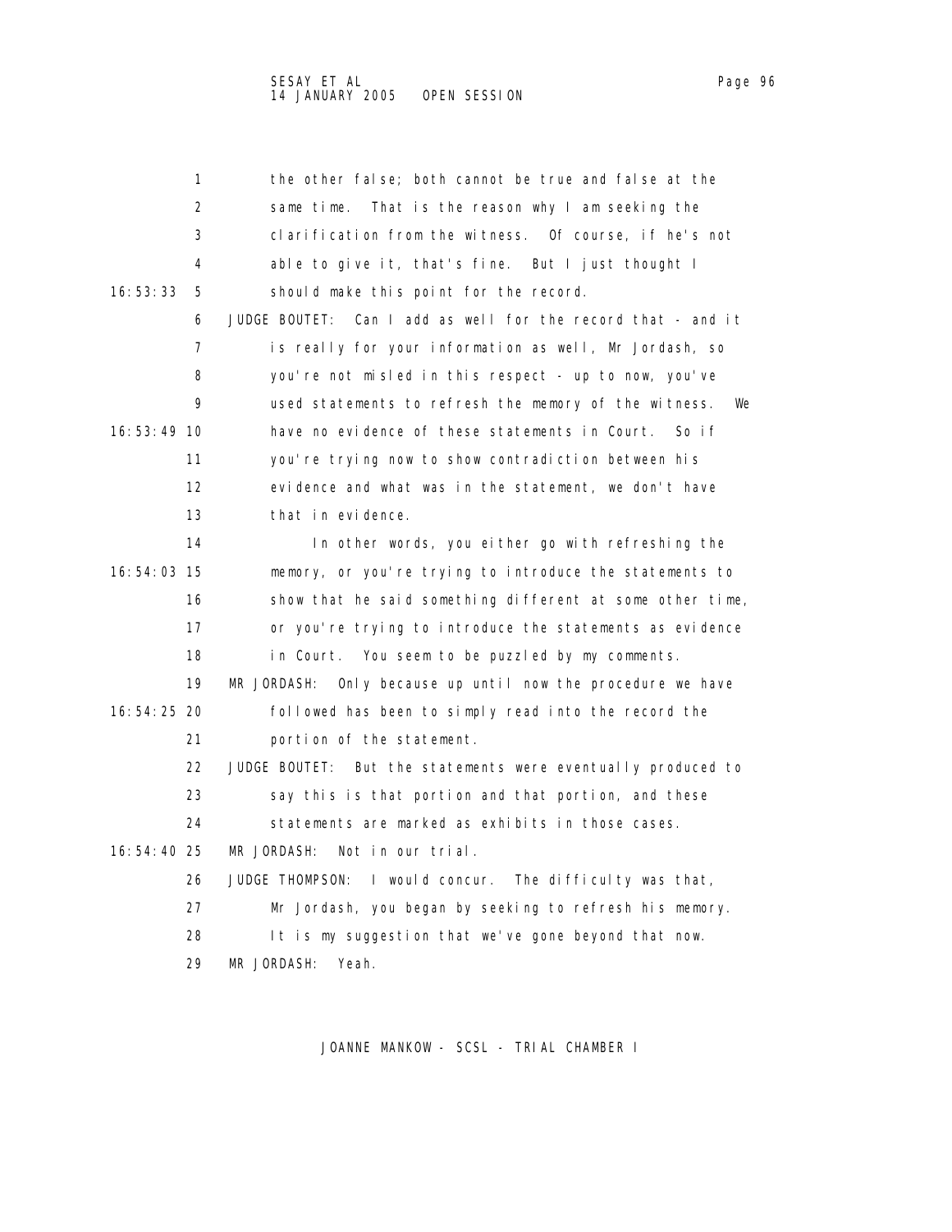1 the other false; both cannot be true and false at the
2 same time. That is the reason why I am seeking the
3 clarification from the witness. Of course, if he's not
4 able to give it, that's fine. But I just thought I
16:53:33 5 should make this point for the record.
6 JUDGE BOUTET: Can I add as well for the record that - and it
7 is really for your information as well, Mr Jordash, so
8 you're not misled in this respect - up to now, you've
9 used statements to refresh the memory of the witness. We
16:53:49 10 have no evidence of these statements in Court. So if
11 you're trying now to show contradiction between his
12 evidence and what was in the statement, we don't have
13 that in evidence.
14 In other words, you either go with refreshing the
16:54:03 15 memory, or you're trying to introduce the statements to
16 show that he said something different at some other time,
17 or you're trying to introduce the statements as evidence
18 in Court. You seem to be puzzled by my comments.
19 MR JORDASH: Only because up until now the procedure we have
16:54:25 20 followed has been to simply read into the record the
21 portion of the statement.
22 JUDGE BOUTET: But the statements were eventually produced to
23 say this is that portion and that portion, and these
24 statements are marked as exhibits in those cases.
16:54:40 25 MR JORDASH: Not in our trial.
26 JUDGE THOMPSON: I would concur. The difficulty was that,
27 Mr Jordash, you began by seeking to refresh his memory.
28 It is my suggestion that we've gone beyond that now.
29 MR JORDASH: Yeah.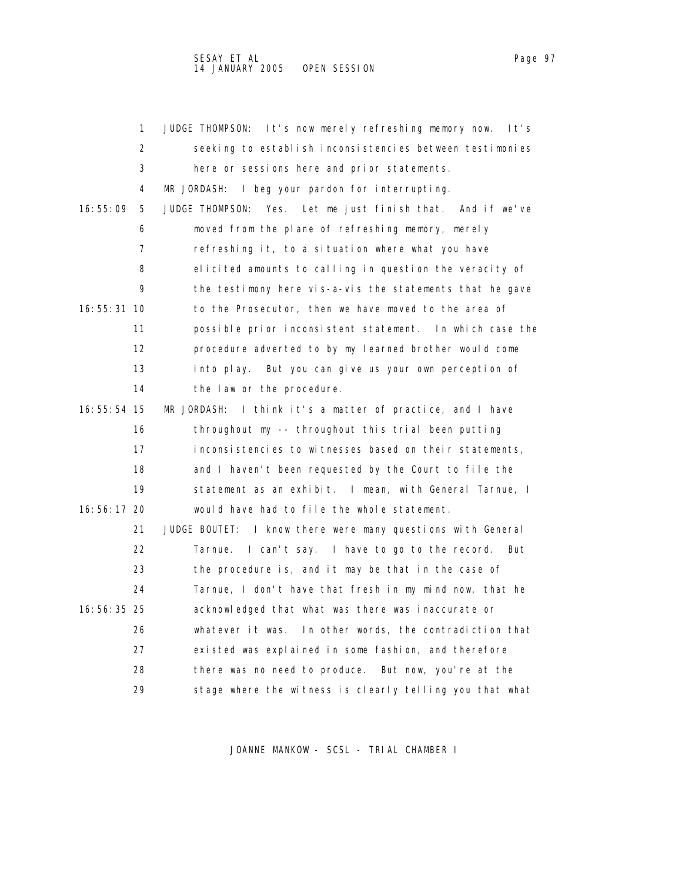1 JUDGE THOMPSON: It's now merely refreshing memory now. It's
2 seeking to establish inconsistencies between testimonies
3 here or sessions here and prior statements.
4 MR JORDASH: I beg your pardon for interrupting.
16:55:09 5 JUDGE THOMPSON: Yes. Let me just finish that. And if we've
6 moved from the plane of refreshing memory, merely
7 refreshing it, to a situation where what you have
8 elicited amounts to calling in question the veracity of
9 the testimony here vis-a-vis the statements that he gave
16:55:31 10 to the Prosecutor, then we have moved to the area of
11 possible prior inconsistent statement. In which case the
12 procedure adverted to by my learned brother would come
13 into play. But you can give us your own perception of
14 the law or the procedure.
16:55:54 15 MR JORDASH: I think it's a matter of practice, and I have
16 throughout my -- throughout this trial been putting
17 inconsistencies to witnesses based on their statements,
18 and I haven't been requested by the Court to file the
19 statement as an exhibit. I mean, with General Tarnue, I
16:56:17 20 would have had to file the whole statement.
21 JUDGE BOUTET: I know there were many questions with General
22 Tarnue. I can't say. I have to go to the record. But
23 the procedure is, and it may be that in the case of
24 Tarnue, I don't have that fresh in my mind now, that he
16:56:35 25 acknowledged that what was there was inaccurate or
26 whatever it was. In other words, the contradiction that
27 existed was explained in some fashion, and therefore
28 there was no need to produce. But now, you're at the
29 stage where the witness is clearly telling you that what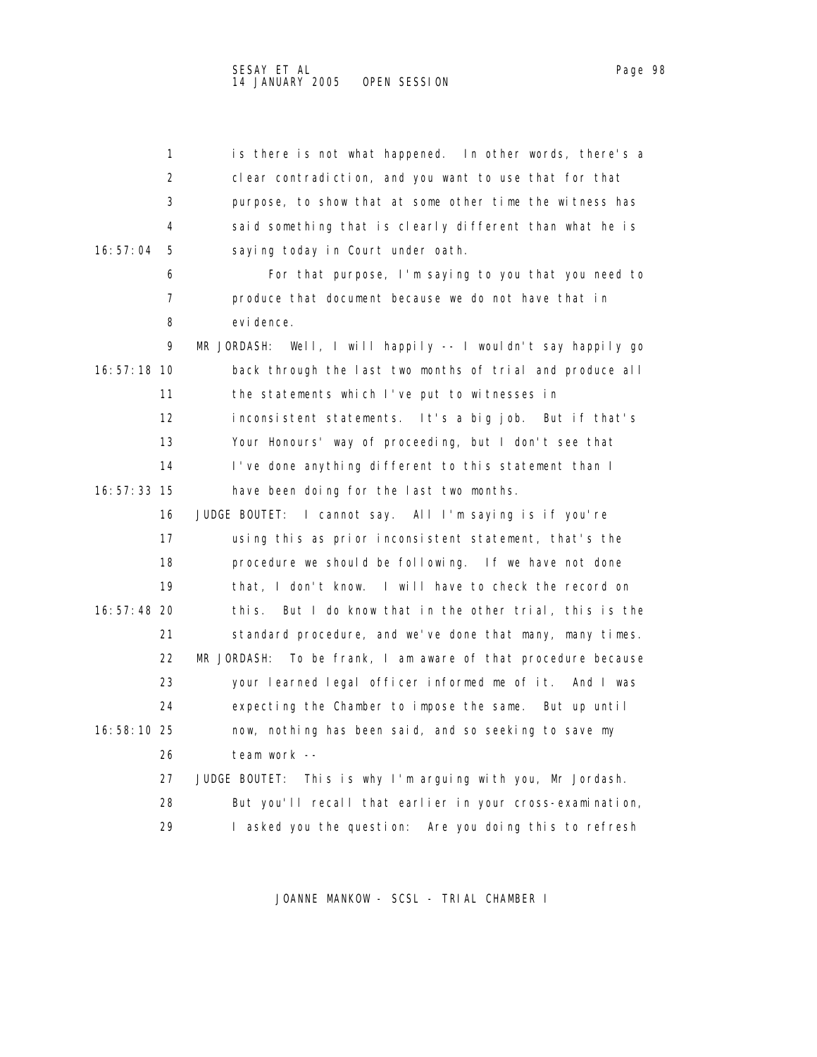is there is not what happened. In other words, there's a clear contradiction, and you want to use that for that purpose, to show that at some other time the witness has said something that is clearly different than what he is saying today in Court under oath.

For that purpose, I'm saying to you that you need to produce that document because we do not have that in evidence.

MR JORDASH: Well, I will happily -- I wouldn't say happily go back through the last two months of trial and produce all the statements which I've put to witnesses in inconsistent statements. It's a big job. But if that's Your Honours' way of proceeding, but I don't see that I've done anything different to this statement than I have been doing for the last two months.

JUDGE BOUTET: I cannot say. All I'm saying is if you're using this as prior inconsistent statement, that's the procedure we should be following. If we have not done that, I don't know. I will have to check the record on this. But I do know that in the other trial, this is the standard procedure, and we've done that many, many times.

MR JORDASH: To be frank, I am aware of that procedure because your learned legal officer informed me of it. And I was expecting the Chamber to impose the same. But up until now, nothing has been said, and so seeking to save my team work --

JUDGE BOUTET: This is why I'm arguing with you, Mr Jordash. But you'll recall that earlier in your cross-examination, I asked you the question: Are you doing this to refresh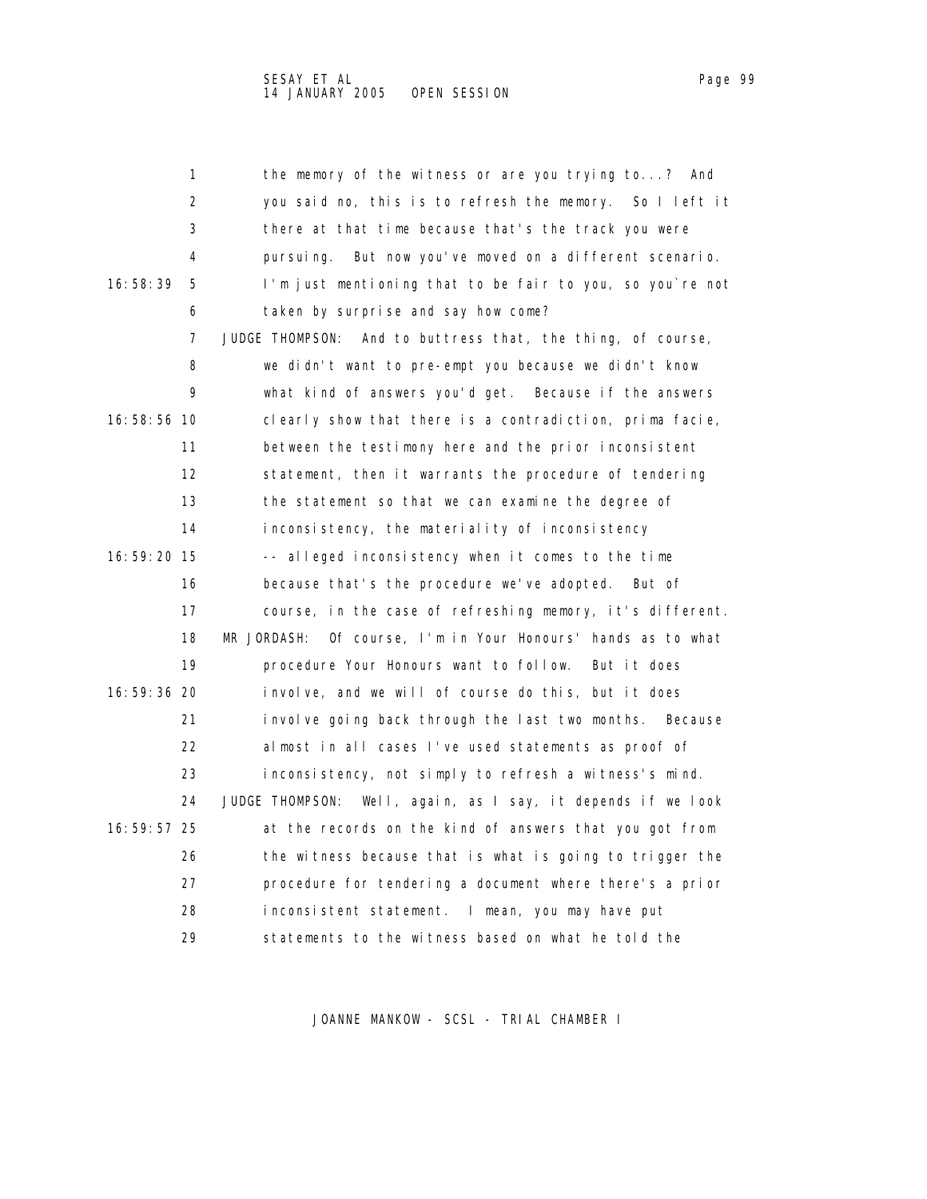the memory of the witness or are you trying to...? And you said no, this is to refresh the memory. So I left it there at that time because that's the track you were pursuing. But now you've moved on a different scenario. I'm just mentioning that to be fair to you, so you`re not taken by surprise and say how come?

JUDGE THOMPSON: And to buttress that, the thing, of course, we didn't want to pre-empt you because we didn't know what kind of answers you'd get. Because if the answers clearly show that there is a contradiction, prima facie, between the testimony here and the prior inconsistent statement, then it warrants the procedure of tendering the statement so that we can examine the degree of inconsistency, the materiality of inconsistency -- alleged inconsistency when it comes to the time because that's the procedure we've adopted. But of course, in the case of refreshing memory, it's different.

MR JORDASH: Of course, I'm in Your Honours' hands as to what procedure Your Honours want to follow. But it does involve, and we will of course do this, but it does involve going back through the last two months. Because almost in all cases I've used statements as proof of inconsistency, not simply to refresh a witness's mind.

JUDGE THOMPSON: Well, again, as I say, it depends if we look at the records on the kind of answers that you got from the witness because that is what is going to trigger the procedure for tendering a document where there's a prior inconsistent statement. I mean, you may have put statements to the witness based on what he told the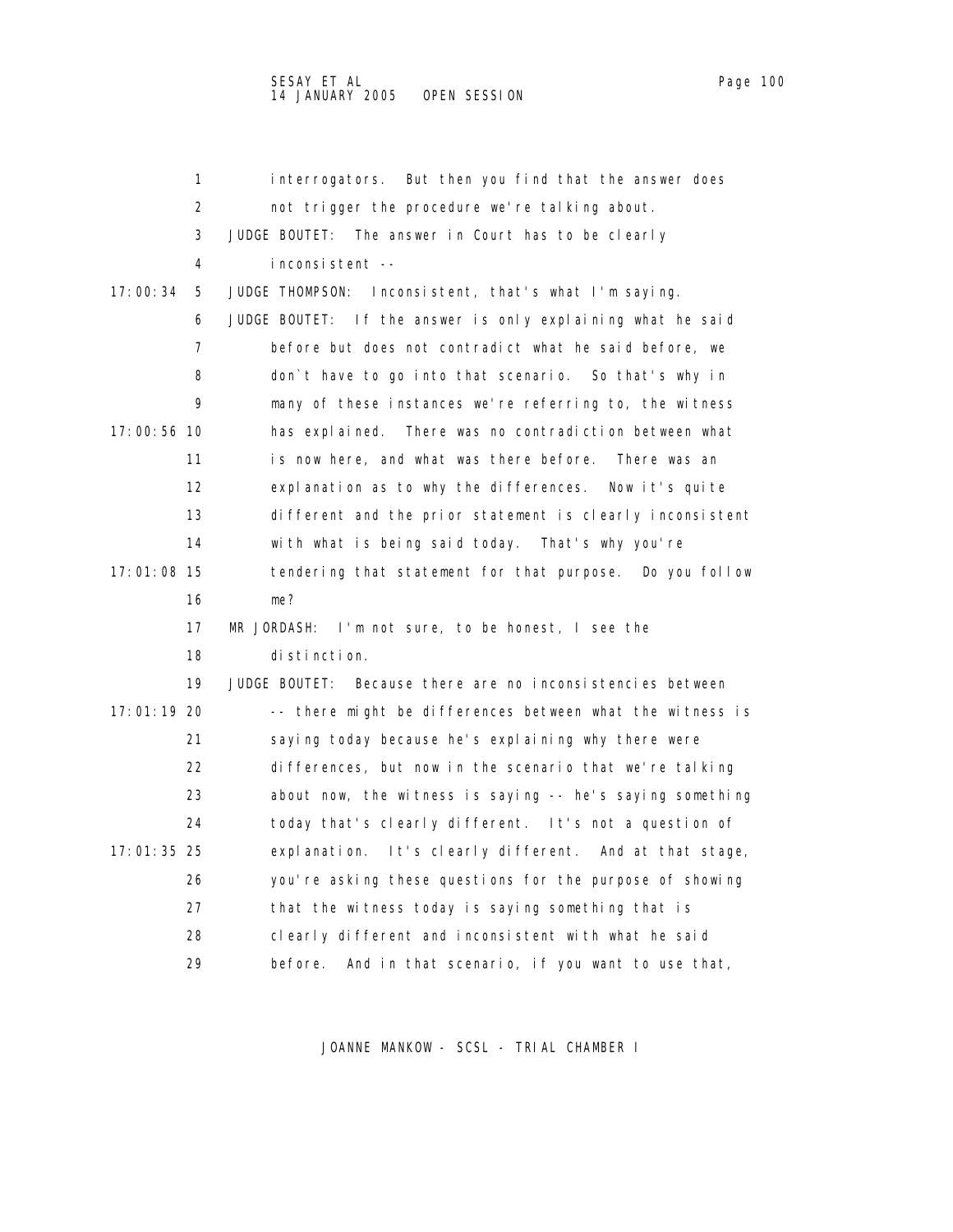1 interrogators. But then you find that the answer does
2 not trigger the procedure we're talking about.
3 JUDGE BOUTET: The answer in Court has to be clearly
4 inconsistent --
17:00:34 5 JUDGE THOMPSON: Inconsistent, that's what I'm saying.
6 JUDGE BOUTET: If the answer is only explaining what he said
7 before but does not contradict what he said before, we
8 don`t have to go into that scenario. So that's why in
9 many of these instances we're referring to, the witness
17:00:56 10 has explained. There was no contradiction between what
11 is now here, and what was there before. There was an
12 explanation as to why the differences. Now it's quite
13 different and the prior statement is clearly inconsistent
14 with what is being said today. That's why you're
17:01:08 15 tendering that statement for that purpose. Do you follow
16 me?
17 MR JORDASH: I'm not sure, to be honest, I see the
18 distinction.
19 JUDGE BOUTET: Because there are no inconsistencies between
17:01:19 20 -- there might be differences between what the witness is
21 saying today because he's explaining why there were
22 differences, but now in the scenario that we're talking
23 about now, the witness is saying -- he's saying something
24 today that's clearly different. It's not a question of
17:01:35 25 explanation. It's clearly different. And at that stage,
26 you're asking these questions for the purpose of showing
27 that the witness today is saying something that is
28 clearly different and inconsistent with what he said
29 before. And in that scenario, if you want to use that,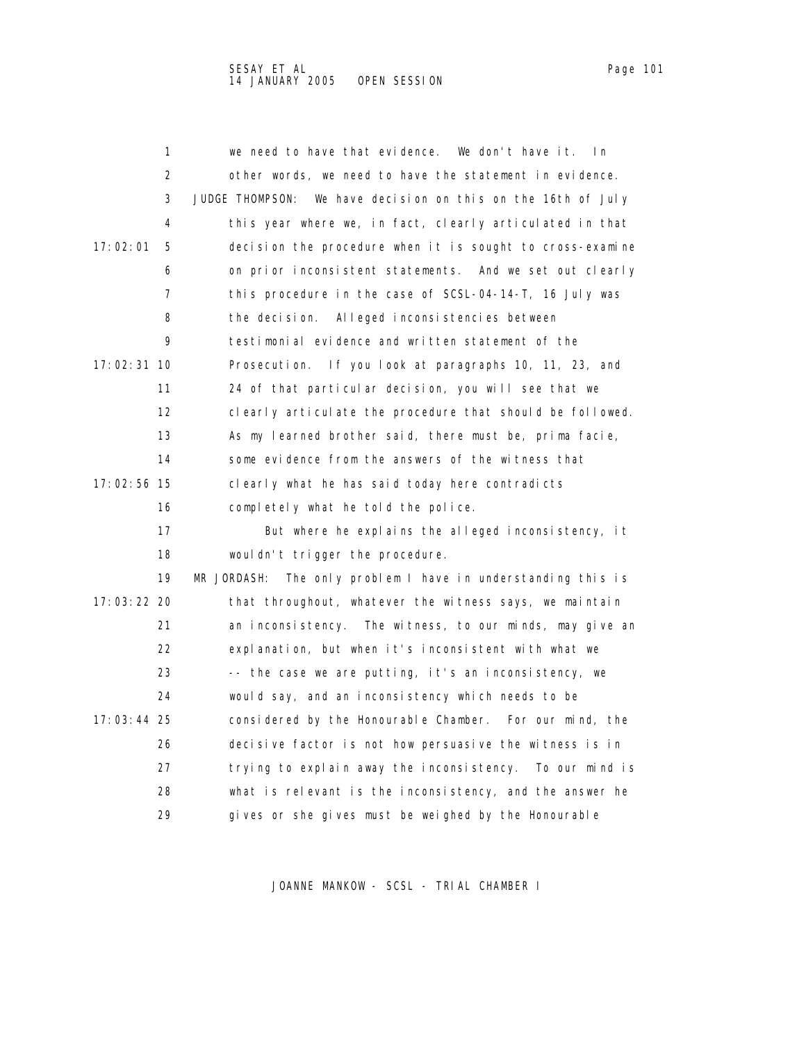we need to have that evidence. We don't have it. In other words, we need to have the statement in evidence.

JUDGE THOMPSON: We have decision on this on the 16th of July this year where we, in fact, clearly articulated in that decision the procedure when it is sought to cross-examine on prior inconsistent statements. And we set out clearly this procedure in the case of SCSL-04-14-T, 16 July was the decision. Alleged inconsistencies between testimonial evidence and written statement of the Prosecution. If you look at paragraphs 10, 11, 23, and 24 of that particular decision, you will see that we clearly articulate the procedure that should be followed. As my learned brother said, there must be, prima facie, some evidence from the answers of the witness that clearly what he has said today here contradicts completely what he told the police.

But where he explains the alleged inconsistency, it wouldn't trigger the procedure.

MR JORDASH: The only problem I have in understanding this is that throughout, whatever the witness says, we maintain an inconsistency. The witness, to our minds, may give an explanation, but when it's inconsistent with what we -- the case we are putting, it's an inconsistency, we would say, and an inconsistency which needs to be considered by the Honourable Chamber. For our mind, the decisive factor is not how persuasive the witness is in trying to explain away the inconsistency. To our mind is what is relevant is the inconsistency, and the answer he gives or she gives must be weighed by the Honourable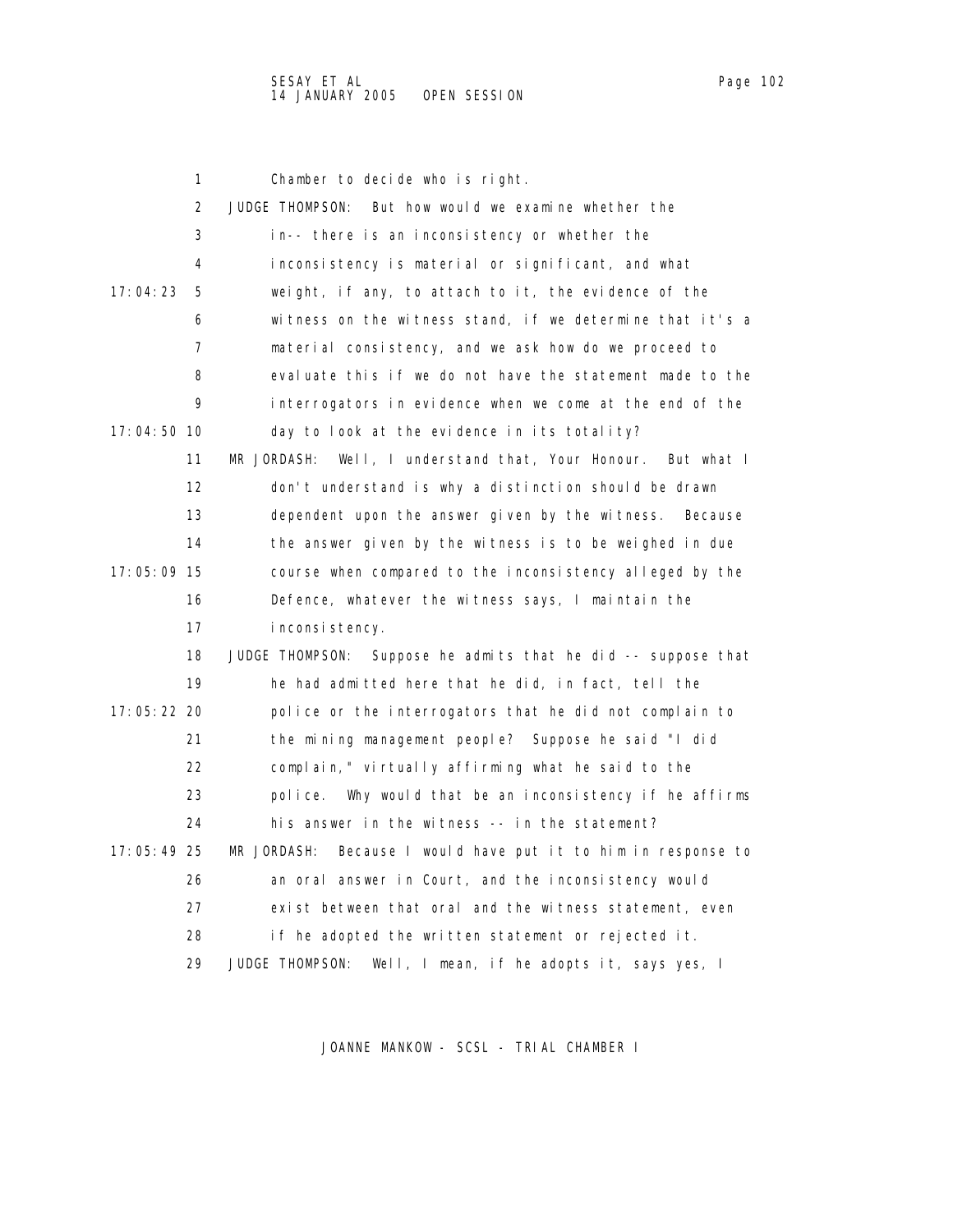Chamber to decide who is right.

JUDGE THOMPSON: But how would we examine whether the in-- there is an inconsistency or whether the inconsistency is material or significant, and what weight, if any, to attach to it, the evidence of the witness on the witness stand, if we determine that it's a material consistency, and we ask how do we proceed to evaluate this if we do not have the statement made to the interrogators in evidence when we come at the end of the day to look at the evidence in its totality?

MR JORDASH: Well, I understand that, Your Honour. But what I don't understand is why a distinction should be drawn dependent upon the answer given by the witness. Because the answer given by the witness is to be weighed in due course when compared to the inconsistency alleged by the Defence, whatever the witness says, I maintain the inconsistency.

JUDGE THOMPSON: Suppose he admits that he did -- suppose that he had admitted here that he did, in fact, tell the police or the interrogators that he did not complain to the mining management people? Suppose he said "I did complain," virtually affirming what he said to the police. Why would that be an inconsistency if he affirms his answer in the witness -- in the statement?

MR JORDASH: Because I would have put it to him in response to an oral answer in Court, and the inconsistency would exist between that oral and the witness statement, even if he adopted the written statement or rejected it.

JUDGE THOMPSON: Well, I mean, if he adopts it, says yes, I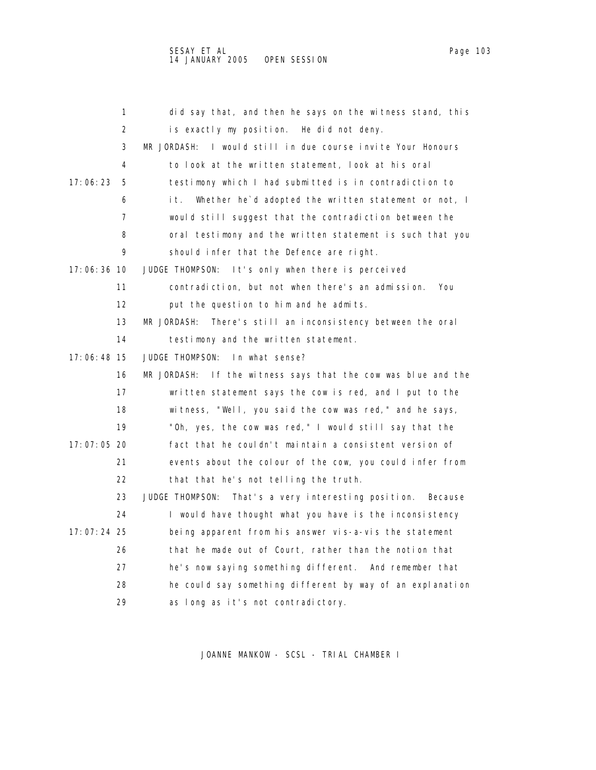did say that, and then he says on the witness stand, this is exactly my position. He did not deny.

MR JORDASH: I would still in due course invite Your Honours to look at the written statement, look at his oral testimony which I had submitted is in contradiction to it. Whether he`d adopted the written statement or not, I would still suggest that the contradiction between the oral testimony and the written statement is such that you should infer that the Defence are right.

JUDGE THOMPSON: It's only when there is perceived contradiction, but not when there's an admission. You put the question to him and he admits.

MR JORDASH: There's still an inconsistency between the oral testimony and the written statement.

JUDGE THOMPSON: In what sense?

MR JORDASH: If the witness says that the cow was blue and the written statement says the cow is red, and I put to the witness, "Well, you said the cow was red," and he says, "Oh, yes, the cow was red," I would still say that the fact that he couldn't maintain a consistent version of events about the colour of the cow, you could infer from that that he's not telling the truth.

JUDGE THOMPSON: That's a very interesting position. Because I would have thought what you have is the inconsistency being apparent from his answer vis-a-vis the statement that he made out of Court, rather than the notion that he's now saying something different. And remember that he could say something different by way of an explanation as long as it's not contradictory.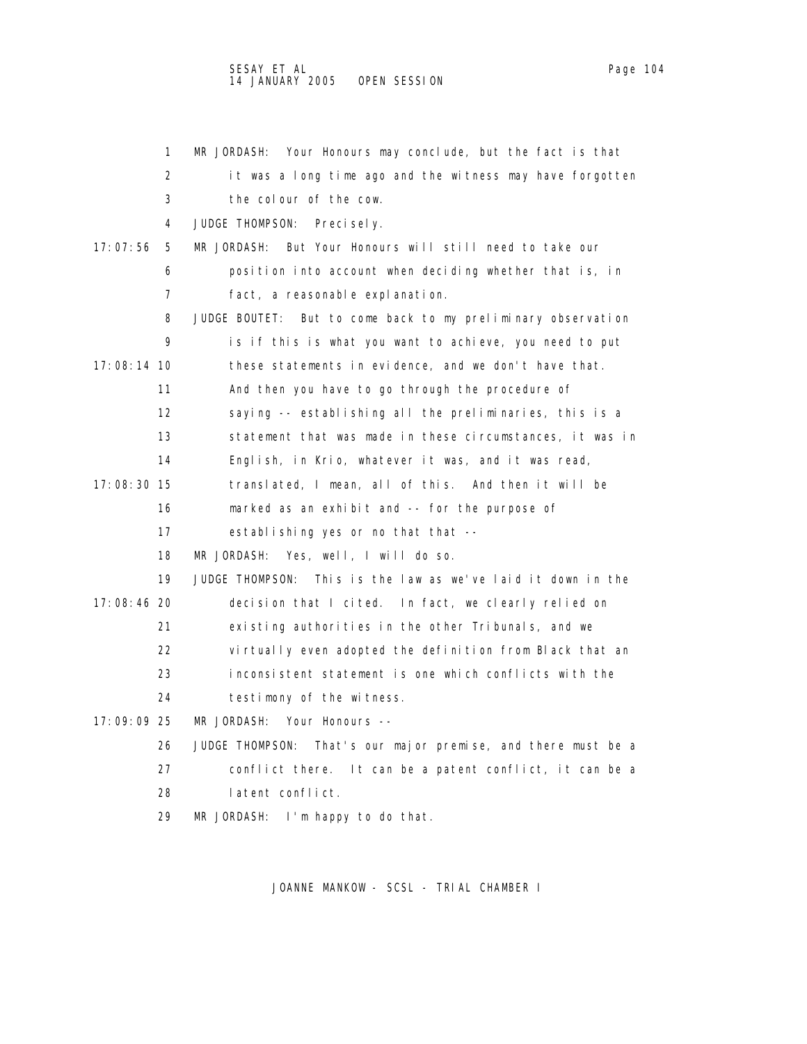1 MR JORDASH: Your Honours may conclude, but the fact is that
2 it was a long time ago and the witness may have forgotten
3 the colour of the cow.
4 JUDGE THOMPSON: Precisely.
17:07:56 5 MR JORDASH: But Your Honours will still need to take our
6 position into account when deciding whether that is, in
7 fact, a reasonable explanation.
8 JUDGE BOUTET: But to come back to my preliminary observation
9 is if this is what you want to achieve, you need to put
17:08:14 10 these statements in evidence, and we don't have that.
11 And then you have to go through the procedure of
12 saying -- establishing all the preliminaries, this is a
13 statement that was made in these circumstances, it was in
14 English, in Krio, whatever it was, and it was read,
17:08:30 15 translated, I mean, all of this. And then it will be
16 marked as an exhibit and -- for the purpose of
17 establishing yes or no that that --
18 MR JORDASH: Yes, well, I will do so.
19 JUDGE THOMPSON: This is the law as we've laid it down in the
17:08:46 20 decision that I cited. In fact, we clearly relied on
21 existing authorities in the other Tribunals, and we
22 virtually even adopted the definition from Black that an
23 inconsistent statement is one which conflicts with the
24 testimony of the witness.
17:09:09 25 MR JORDASH: Your Honours --
26 JUDGE THOMPSON: That's our major premise, and there must be a
27 conflict there. It can be a patent conflict, it can be a
28 latent conflict.
29 MR JORDASH: I'm happy to do that.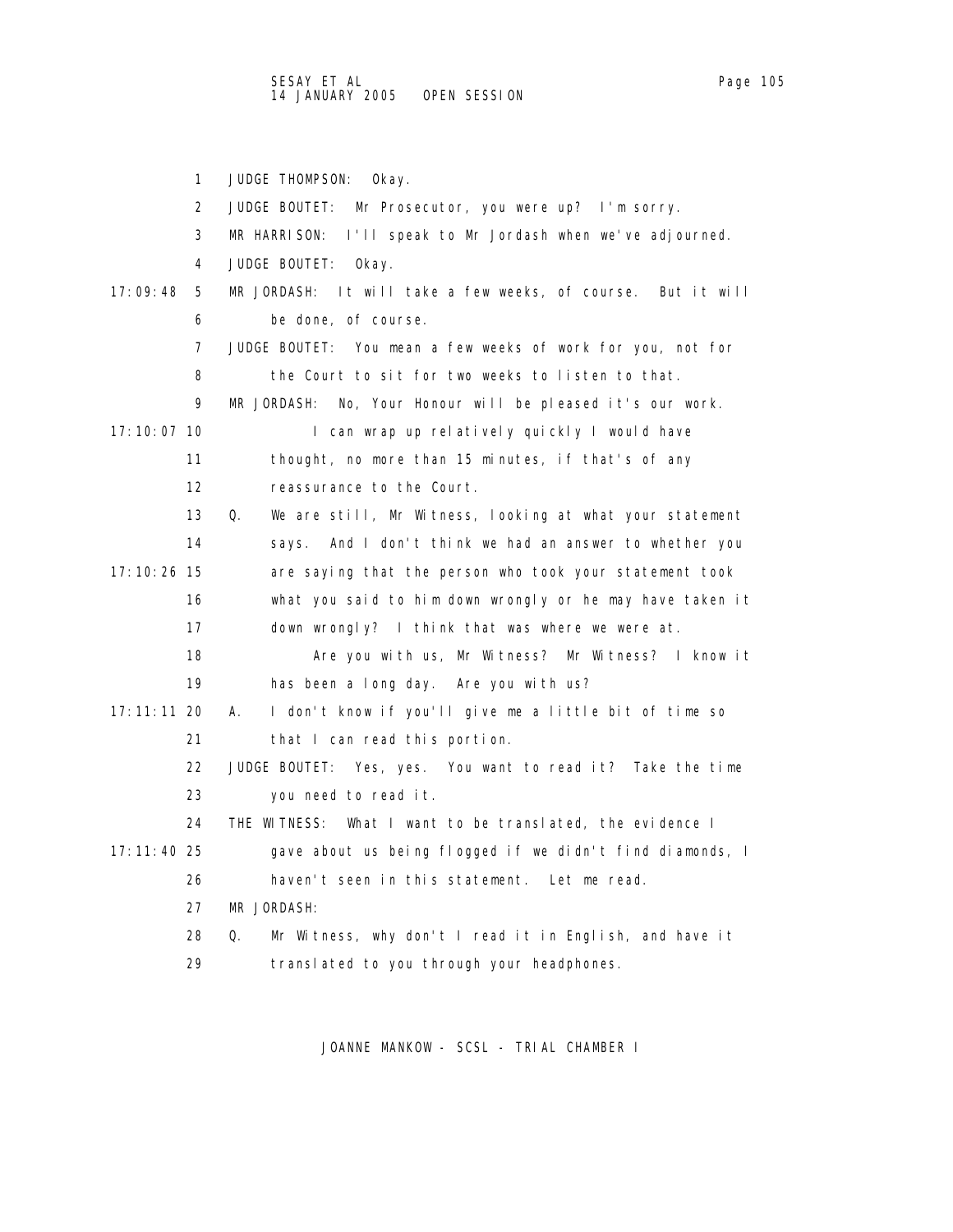1 JUDGE THOMPSON: Okay.

2 JUDGE BOUTET: Mr Prosecutor, you were up? I'm sorry.

3 MR HARRISON: I'll speak to Mr Jordash when we've adjourned.

4 JUDGE BOUTET: Okay.

17:09:48 5 MR JORDASH: It will take a few weeks, of course. But it will

6 be done, of course.

7 JUDGE BOUTET: You mean a few weeks of work for you, not for

8 the Court to sit for two weeks to listen to that.

9 MR JORDASH: No, Your Honour will be pleased it's our work.

17:10:07 10 I can wrap up relatively quickly I would have

11 thought, no more than 15 minutes, if that's of any

12 reassurance to the Court.

13 Q. We are still, Mr Witness, looking at what your statement

14 says. And I don't think we had an answer to whether you

17:10:26 15 are saying that the person who took your statement took

16 what you said to him down wrongly or he may have taken it

17 down wrongly? I think that was where we were at.

18 Are you with us, Mr Witness? Mr Witness? I know it

19 has been a long day. Are you with us?

17:11:11 20 A. I don't know if you'll give me a little bit of time so

21 that I can read this portion.

22 JUDGE BOUTET: Yes, yes. You want to read it? Take the time

23 you need to read it.

24 THE WITNESS: What I want to be translated, the evidence I

17:11:40 25 gave about us being flogged if we didn't find diamonds, I

26 haven't seen in this statement. Let me read.

27 MR JORDASH:

28 Q. Mr Witness, why don't I read it in English, and have it

29 translated to you through your headphones.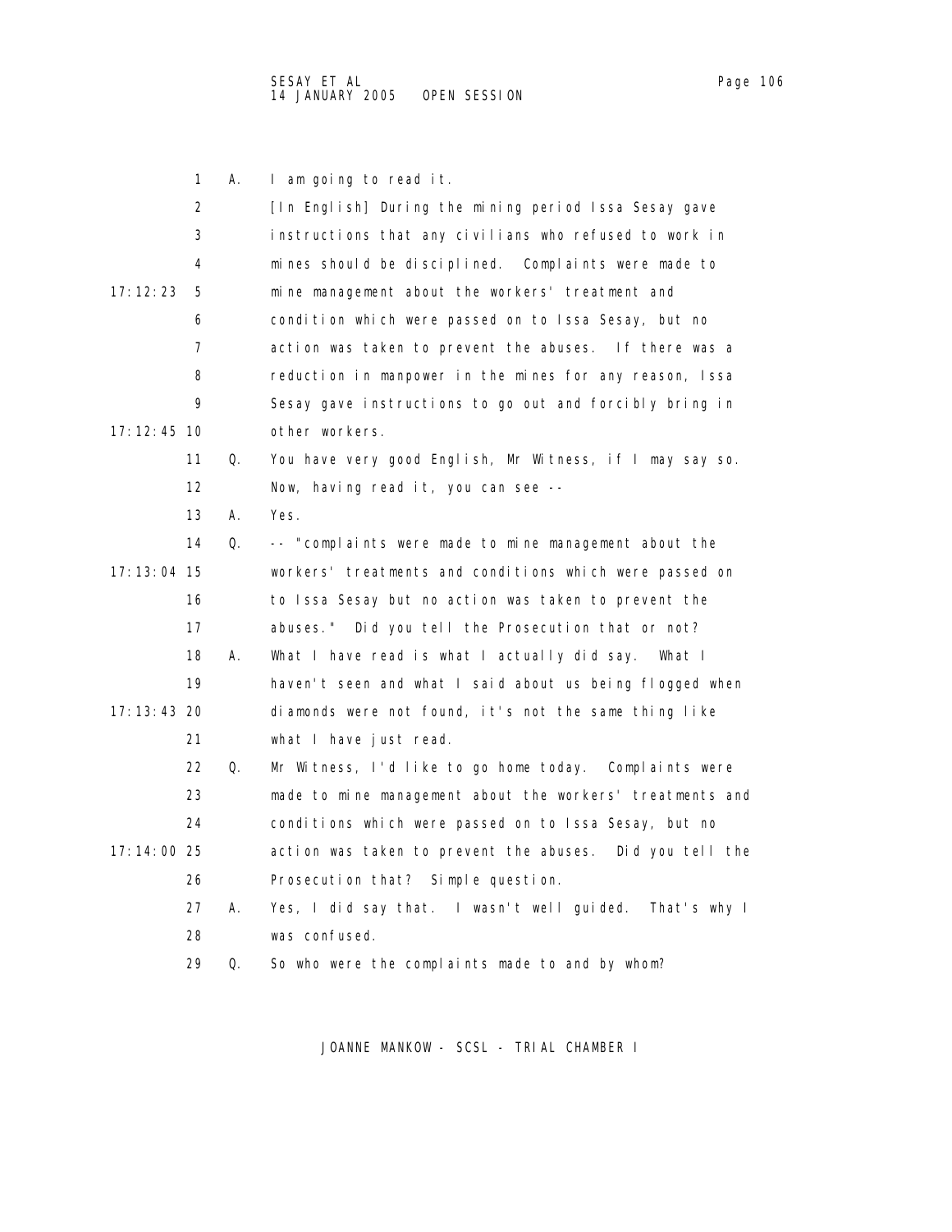A. I am going to read it.

[In English] During the mining period Issa Sesay gave instructions that any civilians who refused to work in mines should be disciplined. Complaints were made to mine management about the workers' treatment and condition which were passed on to Issa Sesay, but no action was taken to prevent the abuses. If there was a reduction in manpower in the mines for any reason, Issa Sesay gave instructions to go out and forcibly bring in other workers.

Q. You have very good English, Mr Witness, if I may say so. Now, having read it, you can see --

A. Yes.

Q. -- "complaints were made to mine management about the workers' treatments and conditions which were passed on to Issa Sesay but no action was taken to prevent the abuses." Did you tell the Prosecution that or not?

A. What I have read is what I actually did say. What I haven't seen and what I said about us being flogged when diamonds were not found, it's not the same thing like what I have just read.

Q. Mr Witness, I'd like to go home today. Complaints were made to mine management about the workers' treatments and conditions which were passed on to Issa Sesay, but no action was taken to prevent the abuses. Did you tell the Prosecution that? Simple question.

A. Yes, I did say that. I wasn't well guided. That's why I was confused.

Q. So who were the complaints made to and by whom?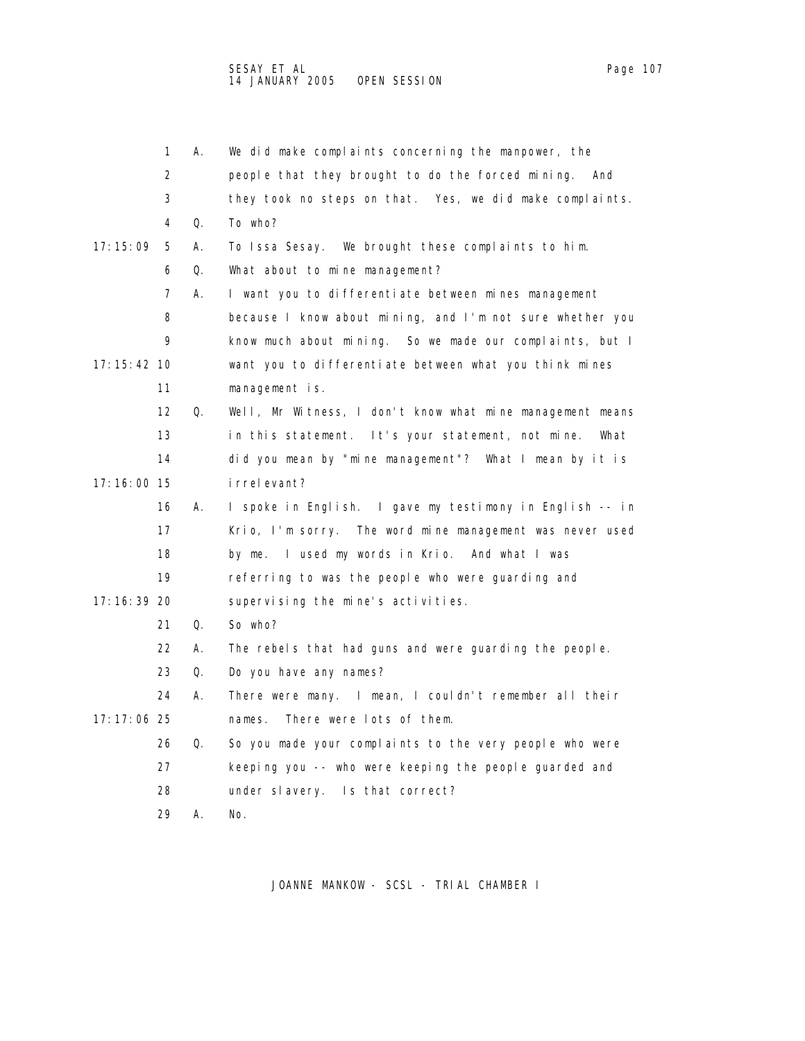1 A. We did make complaints concerning the manpower, the
2 people that they brought to do the forced mining. And
3 they took no steps on that. Yes, we did make complaints.
4 Q. To who?
17:15:09 5 A. To Issa Sesay. We brought these complaints to him.
6 Q. What about to mine management?
7 A. I want you to differentiate between mines management
8 because I know about mining, and I'm not sure whether you
9 know much about mining. So we made our complaints, but I
17:15:42 10 want you to differentiate between what you think mines
11 management is.
12 Q. Well, Mr Witness, I don't know what mine management means
13 in this statement. It's your statement, not mine. What
14 did you mean by "mine management"? What I mean by it is
17:16:00 15 irrelevant?
16 A. I spoke in English. I gave my testimony in English -- in
17 Krio, I'm sorry. The word mine management was never used
18 by me. I used my words in Krio. And what I was
19 referring to was the people who were guarding and
17:16:39 20 supervising the mine's activities.
21 Q. So who?
22 A. The rebels that had guns and were guarding the people.
23 Q. Do you have any names?
24 A. There were many. I mean, I couldn't remember all their
17:17:06 25 names. There were lots of them.
26 Q. So you made your complaints to the very people who were
27 keeping you -- who were keeping the people guarded and
28 under slavery. Is that correct?
29 A. No.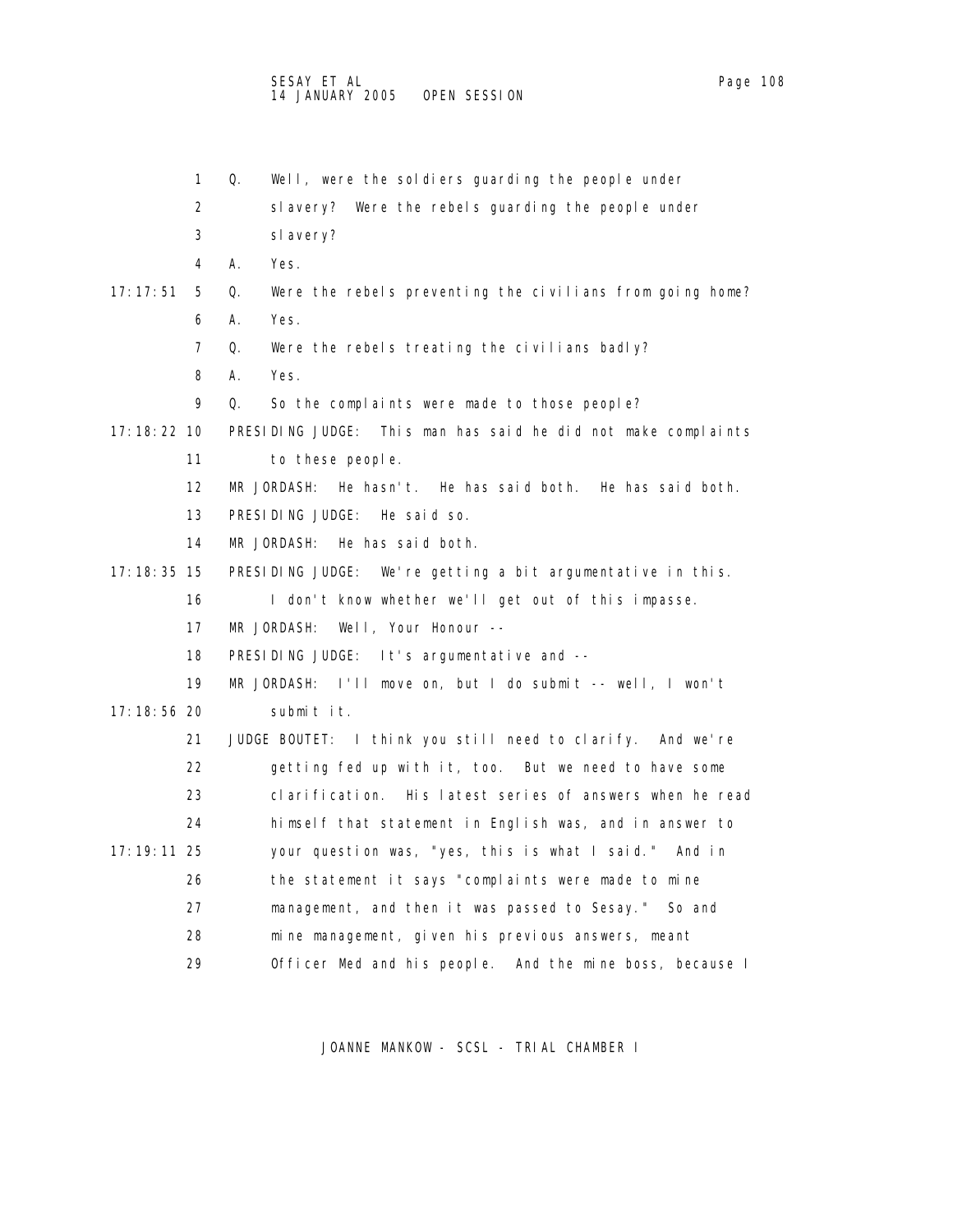1 Q. Well, were the soldiers guarding the people under
2 slavery? Were the rebels guarding the people under
3 slavery?
4 A. Yes.

17:17:51 5 Q. Were the rebels preventing the civilians from going home?
6 A. Yes.
7 Q. Were the rebels treating the civilians badly?
8 A. Yes.
9 Q. So the complaints were made to those people?

17:18:22 10 PRESIDING JUDGE: This man has said he did not make complaints
11 to these people.
12 MR JORDASH: He hasn't. He has said both. He has said both.
13 PRESIDING JUDGE: He said so.
14 MR JORDASH: He has said both.

17:18:35 15 PRESIDING JUDGE: We're getting a bit argumentative in this.
16 I don't know whether we'll get out of this impasse.
17 MR JORDASH: Well, Your Honour --
18 PRESIDING JUDGE: It's argumentative and --
19 MR JORDASH: I'll move on, but I do submit -- well, I won't

17:18:56 20 submit it.
21 JUDGE BOUTET: I think you still need to clarify. And we're
22 getting fed up with it, too. But we need to have some
23 clarification. His latest series of answers when he read
24 himself that statement in English was, and in answer to

17:19:11 25 your question was, "yes, this is what I said." And in
26 the statement it says "complaints were made to mine
27 management, and then it was passed to Sesay." So and
28 mine management, given his previous answers, meant
29 Officer Med and his people. And the mine boss, because I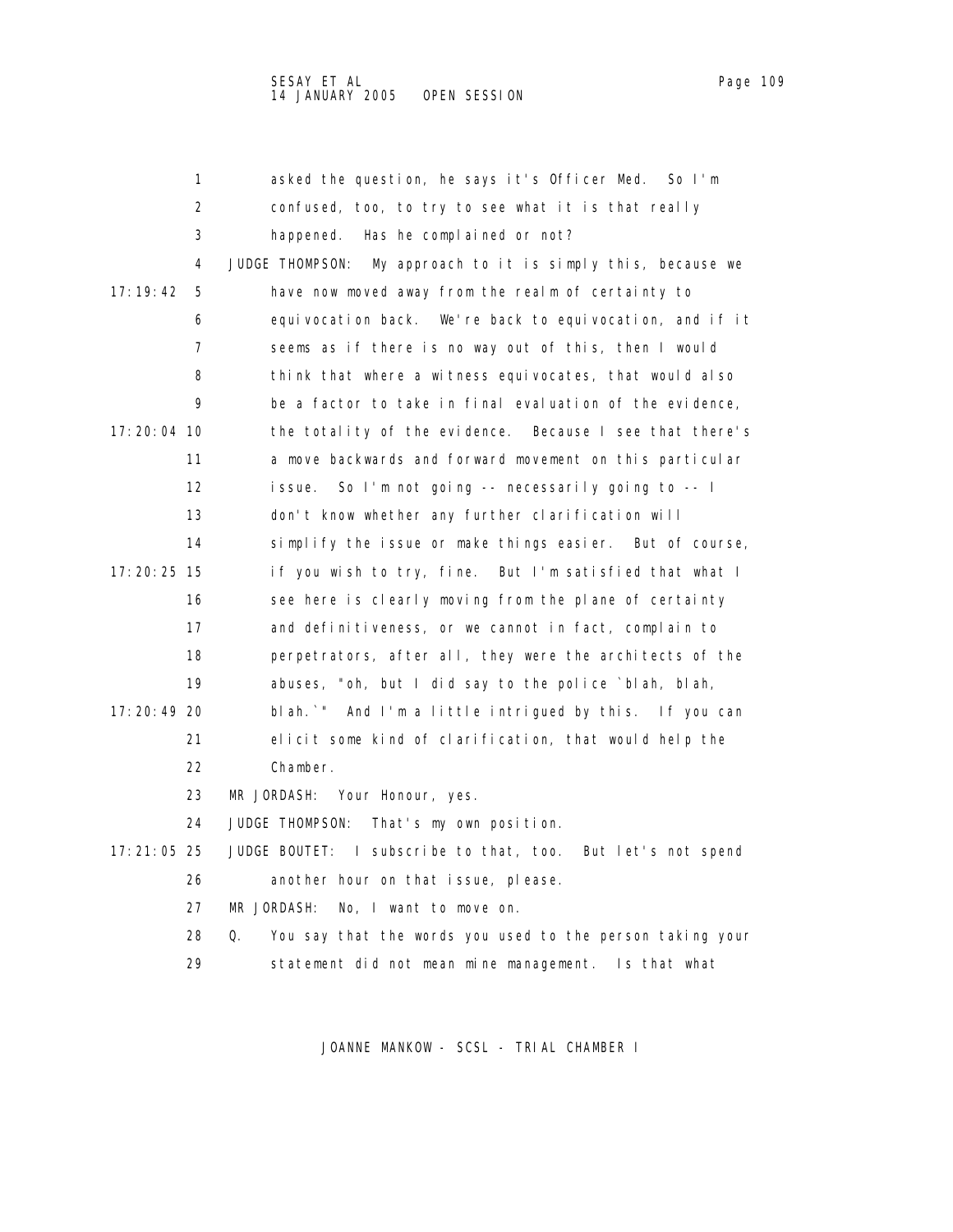asked the question, he says it's Officer Med. So I'm confused, too, to try to see what it is that really happened. Has he complained or not?

JUDGE THOMPSON: My approach to it is simply this, because we have now moved away from the realm of certainty to equivocation back. We're back to equivocation, and if it seems as if there is no way out of this, then I would think that where a witness equivocates, that would also be a factor to take in final evaluation of the evidence, the totality of the evidence. Because I see that there's a move backwards and forward movement on this particular issue. So I'm not going -- necessarily going to -- I don't know whether any further clarification will simplify the issue or make things easier. But of course, if you wish to try, fine. But I'm satisfied that what I see here is clearly moving from the plane of certainty and definitiveness, or we cannot in fact, complain to perpetrators, after all, they were the architects of the abuses, "oh, but I did say to the police `blah, blah, blah.`" And I'm a little intrigued by this. If you can elicit some kind of clarification, that would help the Chamber.

MR JORDASH: Your Honour, yes.

JUDGE THOMPSON: That's my own position.

JUDGE BOUTET: I subscribe to that, too. But let's not spend another hour on that issue, please.

MR JORDASH: No, I want to move on.

Q. You say that the words you used to the person taking your statement did not mean mine management. Is that what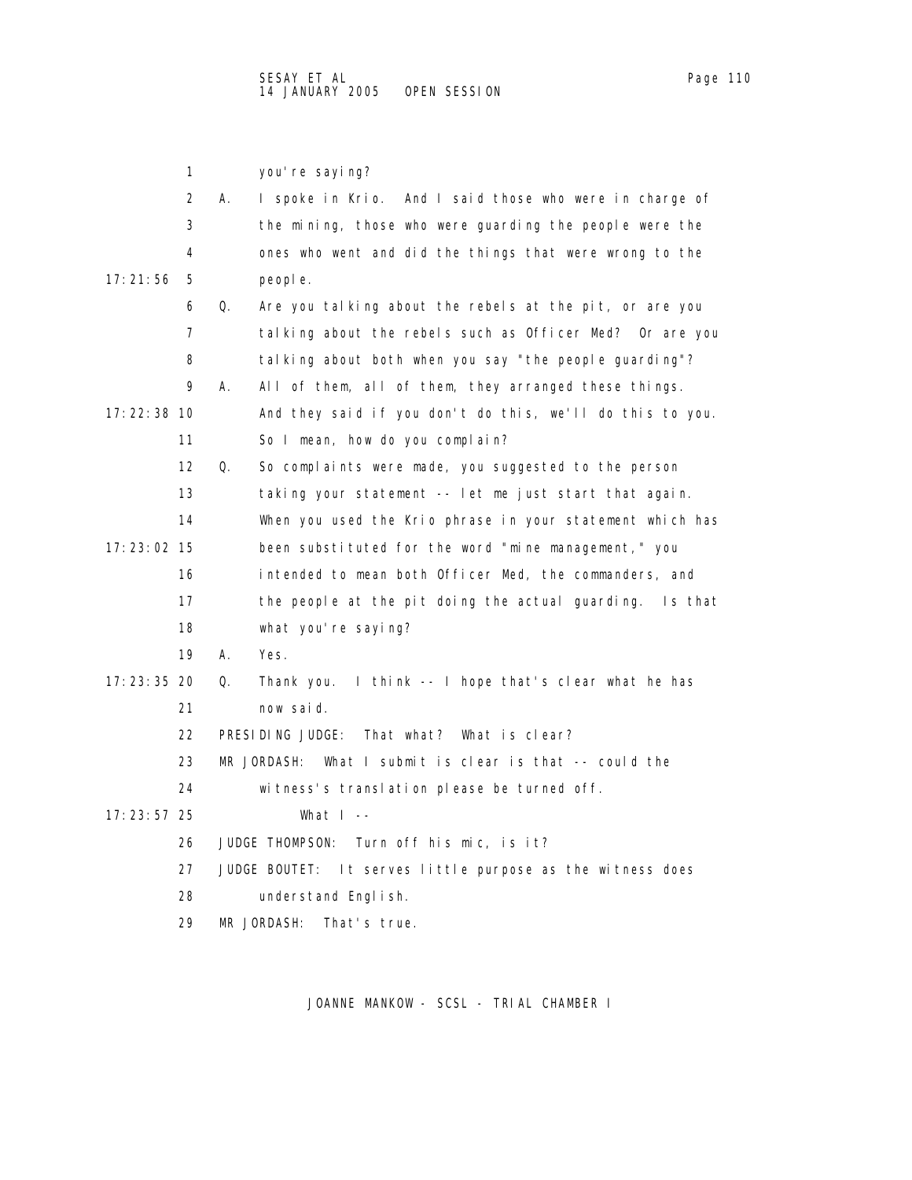1 you're saying?

2 A. I spoke in Krio. And I said those who were in charge of

3 the mining, those who were guarding the people were the

4 ones who went and did the things that were wrong to the

17:21:56 5 people.

6 Q. Are you talking about the rebels at the pit, or are you

7 talking about the rebels such as Officer Med? Or are you

8 talking about both when you say "the people guarding"?

9 A. All of them, all of them, they arranged these things.

17:22:38 10 And they said if you don't do this, we'll do this to you.

11 So I mean, how do you complain?

12 Q. So complaints were made, you suggested to the person

13 taking your statement -- let me just start that again.

14 When you used the Krio phrase in your statement which has

17:23:02 15 been substituted for the word "mine management," you

16 intended to mean both Officer Med, the commanders, and

17 the people at the pit doing the actual guarding. Is that

18 what you're saying?

19 A. Yes.

17:23:35 20 Q. Thank you. I think -- I hope that's clear what he has

21 now said.

22 PRESIDING JUDGE: That what? What is clear?

23 MR JORDASH: What I submit is clear is that -- could the

24 witness's translation please be turned off.

17:23:57 25 What I --

26 JUDGE THOMPSON: Turn off his mic, is it?

27 JUDGE BOUTET: It serves little purpose as the witness does

28 understand English.

29 MR JORDASH: That's true.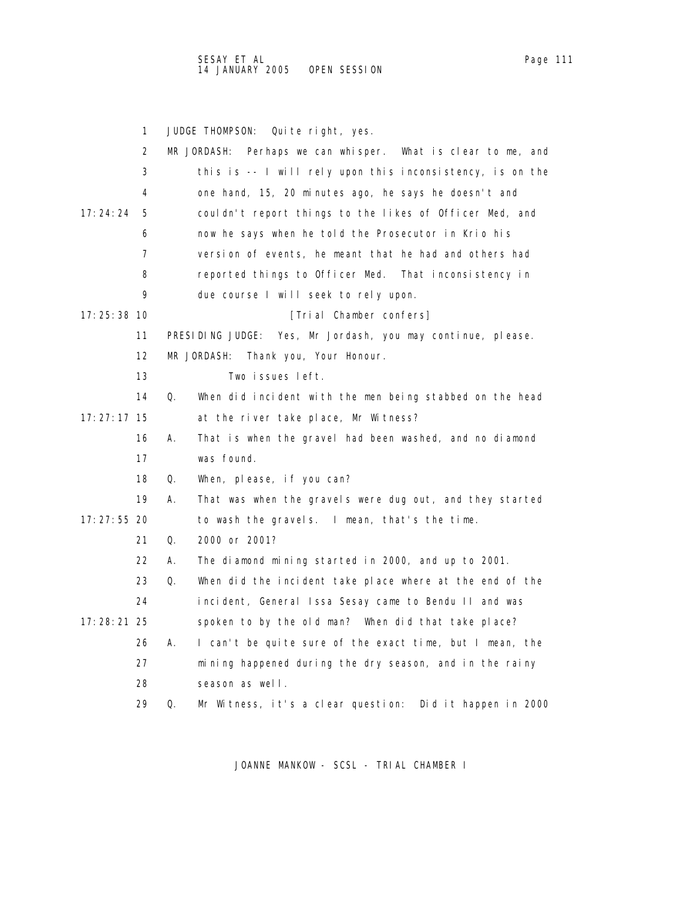1 JUDGE THOMPSON: Quite right, yes.

2 MR JORDASH: Perhaps we can whisper. What is clear to me, and

3 this is -- I will rely upon this inconsistency, is on the

4 one hand, 15, 20 minutes ago, he says he doesn't and

17:24:24 5 couldn't report things to the likes of Officer Med, and

6 now he says when he told the Prosecutor in Krio his

7 version of events, he meant that he had and others had

8 reported things to Officer Med. That inconsistency in

9 due course I will seek to rely upon.

17:25:38 10 [Trial Chamber confers]

11 PRESIDING JUDGE: Yes, Mr Jordash, you may continue, please.

12 MR JORDASH: Thank you, Your Honour.

13 Two issues left.

14 Q. When did incident with the men being stabbed on the head

17:27:17 15 at the river take place, Mr Witness?

16 A. That is when the gravel had been washed, and no diamond

17 was found.

18 Q. When, please, if you can?

19 A. That was when the gravels were dug out, and they started

17:27:55 20 to wash the gravels. I mean, that's the time.

21 Q. 2000 or 2001?

22 A. The diamond mining started in 2000, and up to 2001.

23 Q. When did the incident take place where at the end of the

24 incident, General Issa Sesay came to Bendu II and was

17:28:21 25 spoken to by the old man? When did that take place?

26 A. I can't be quite sure of the exact time, but I mean, the

27 mining happened during the dry season, and in the rainy

28 season as well.

29 Q. Mr Witness, it's a clear question: Did it happen in 2000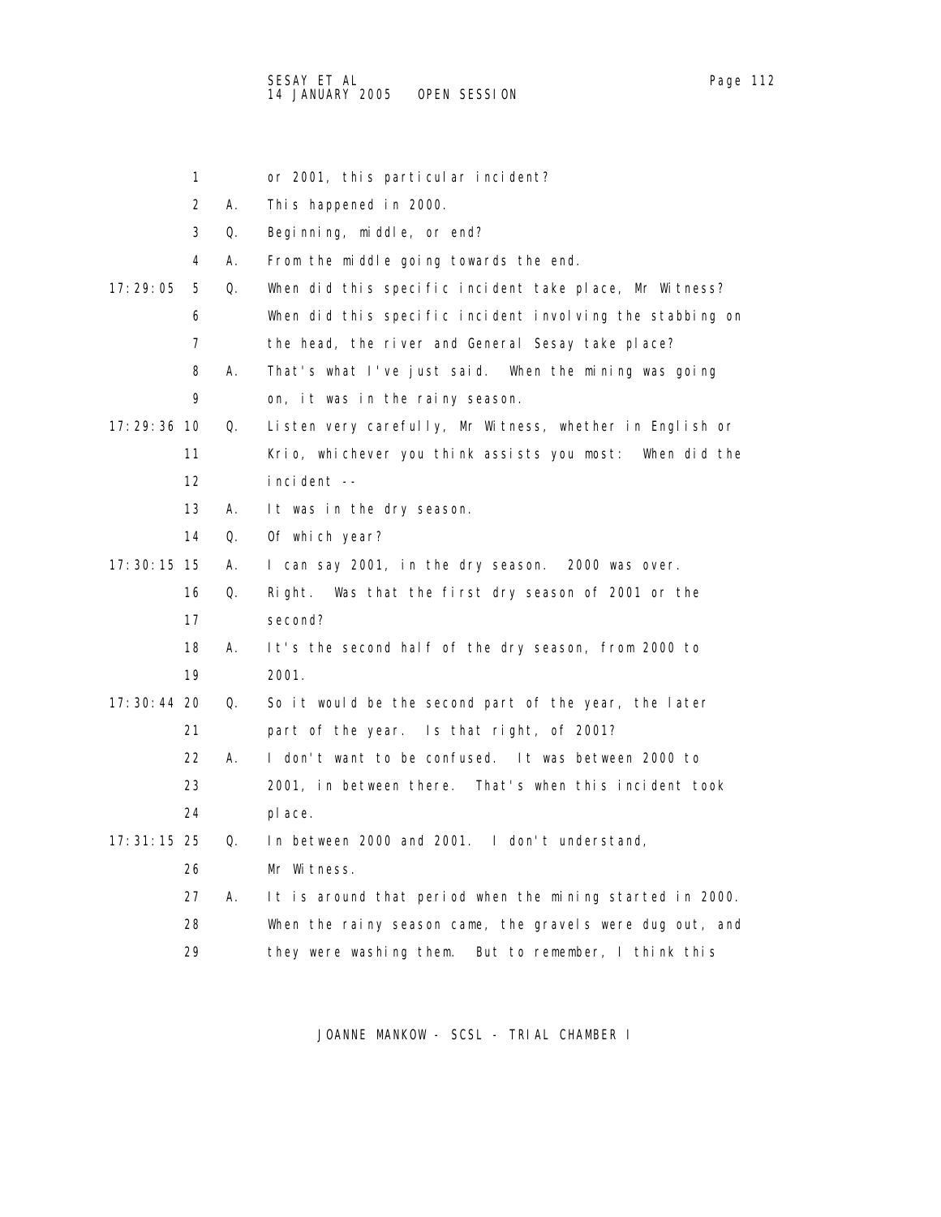1 or 2001, this particular incident?

2 A. This happened in 2000.

3 Q. Beginning, middle, or end?

4 A. From the middle going towards the end.

17:29:05 5 Q. When did this specific incident take place, Mr Witness?

6 When did this specific incident involving the stabbing on

7 the head, the river and General Sesay take place?

8 A. That's what I've just said. When the mining was going

9 on, it was in the rainy season.

17:29:36 10 Q. Listen very carefully, Mr Witness, whether in English or

11 Krio, whichever you think assists you most: When did the

12 incident --

13 A. It was in the dry season.

14 Q. Of which year?

17:30:15 15 A. I can say 2001, in the dry season. 2000 was over.

16 Q. Right. Was that the first dry season of 2001 or the

17 second?

18 A. It's the second half of the dry season, from 2000 to

19 2001.

17:30:44 20 Q. So it would be the second part of the year, the later

21 part of the year. Is that right, of 2001?

22 A. I don't want to be confused. It was between 2000 to

23 2001, in between there. That's when this incident took

24 place.

17:31:15 25 Q. In between 2000 and 2001. I don't understand,

26 Mr Witness.

27 A. It is around that period when the mining started in 2000.

28 When the rainy season came, the gravels were dug out, and

29 they were washing them. But to remember, I think this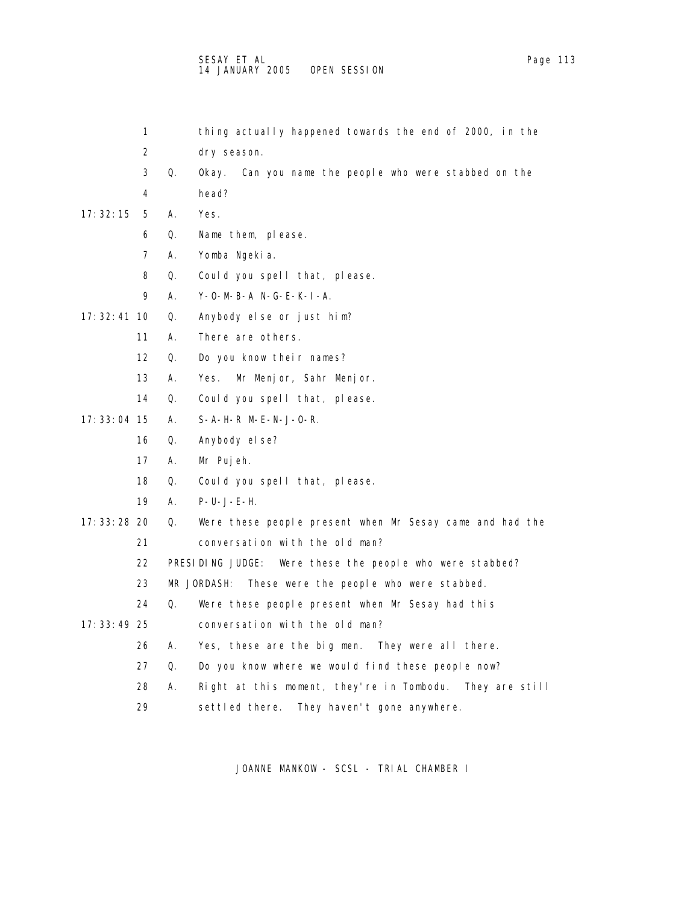1 thing actually happened towards the end of 2000, in the
2 dry season.
3 Q. Okay. Can you name the people who were stabbed on the
4 head?
17:32:15 5 A. Yes.
6 Q. Name them, please.
7 A. Yomba Ngekia.
8 Q. Could you spell that, please.
9 A. Y-O-M-B-A N-G-E-K-I-A.
17:32:41 10 Q. Anybody else or just him?
11 A. There are others.
12 Q. Do you know their names?
13 A. Yes. Mr Menjor, Sahr Menjor.
14 Q. Could you spell that, please.
17:33:04 15 A. S-A-H-R M-E-N-J-O-R.
16 Q. Anybody else?
17 A. Mr Pujeh.
18 Q. Could you spell that, please.
19 A. P-U-J-E-H.
17:33:28 20 Q. Were these people present when Mr Sesay came and had the
21 conversation with the old man?
22 PRESIDING JUDGE: Were these the people who were stabbed?
23 MR JORDASH: These were the people who were stabbed.
24 Q. Were these people present when Mr Sesay had this
17:33:49 25 conversation with the old man?
26 A. Yes, these are the big men. They were all there.
27 Q. Do you know where we would find these people now?
28 A. Right at this moment, they're in Tombodu. They are still
29 settled there. They haven't gone anywhere.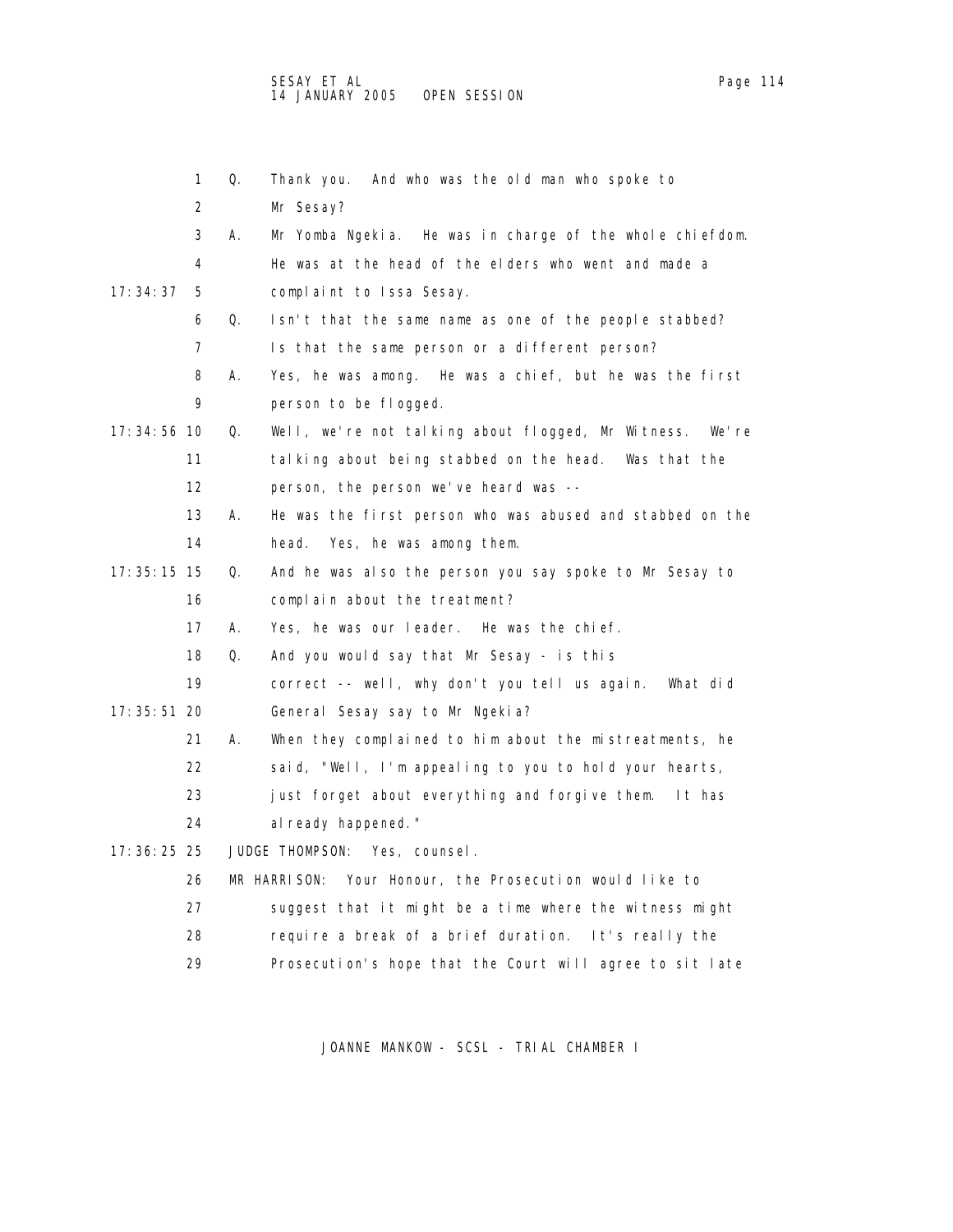1 Q. Thank you. And who was the old man who spoke to
2 Mr Sesay?
3 A. Mr Yomba Ngekia. He was in charge of the whole chiefdom.
4 He was at the head of the elders who went and made a
17:34:37 5 complaint to Issa Sesay.
6 Q. Isn't that the same name as one of the people stabbed?
7 Is that the same person or a different person?
8 A. Yes, he was among. He was a chief, but he was the first
9 person to be flogged.
17:34:56 10 Q. Well, we're not talking about flogged, Mr Witness. We're
11 talking about being stabbed on the head. Was that the
12 person, the person we've heard was --
13 A. He was the first person who was abused and stabbed on the
14 head. Yes, he was among them.
17:35:15 15 Q. And he was also the person you say spoke to Mr Sesay to
16 complain about the treatment?
17 A. Yes, he was our leader. He was the chief.
18 Q. And you would say that Mr Sesay - is this
19 correct -- well, why don't you tell us again. What did
17:35:51 20 General Sesay say to Mr Ngekia?
21 A. When they complained to him about the mistreatments, he
22 said, "Well, I'm appealing to you to hold your hearts,
23 just forget about everything and forgive them. It has
24 already happened."
17:36:25 25 JUDGE THOMPSON: Yes, counsel.
26 MR HARRISON: Your Honour, the Prosecution would like to
27 suggest that it might be a time where the witness might
28 require a break of a brief duration. It's really the
29 Prosecution's hope that the Court will agree to sit late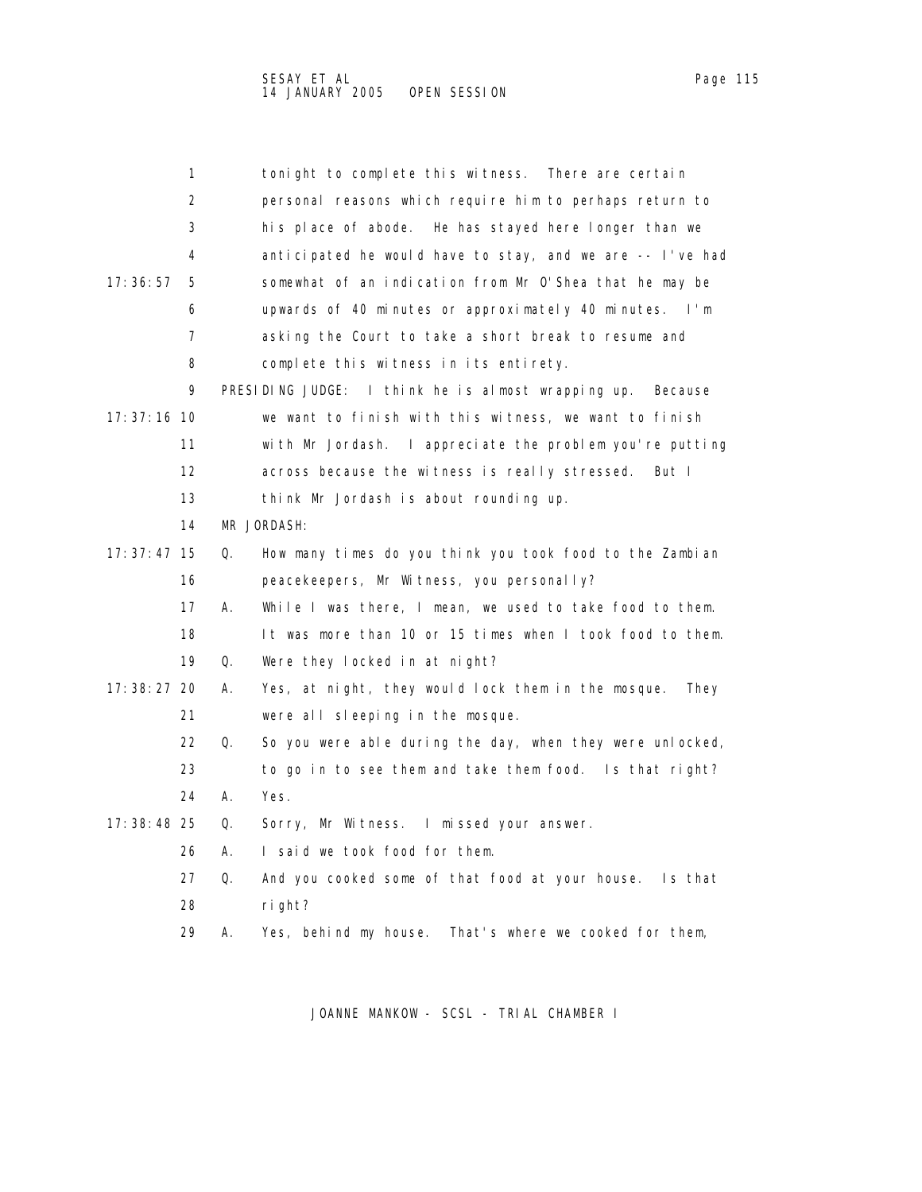1 tonight to complete this witness. There are certain
2 personal reasons which require him to perhaps return to
3 his place of abode. He has stayed here longer than we
4 anticipated he would have to stay, and we are -- I've had
17:36:57 5 somewhat of an indication from Mr O'Shea that he may be
6 upwards of 40 minutes or approximately 40 minutes. I'm
7 asking the Court to take a short break to resume and
8 complete this witness in its entirety.
9 PRESIDING JUDGE: I think he is almost wrapping up. Because
17:37:16 10 we want to finish with this witness, we want to finish
11 with Mr Jordash. I appreciate the problem you're putting
12 across because the witness is really stressed. But I
13 think Mr Jordash is about rounding up.
14 MR JORDASH:
17:37:47 15 Q. How many times do you think you took food to the Zambian
16 peacekeepers, Mr Witness, you personally?
17 A. While I was there, I mean, we used to take food to them.
18 It was more than 10 or 15 times when I took food to them.
19 Q. Were they locked in at night?
17:38:27 20 A. Yes, at night, they would lock them in the mosque. They
21 were all sleeping in the mosque.
22 Q. So you were able during the day, when they were unlocked,
23 to go in to see them and take them food. Is that right?
24 A. Yes.
17:38:48 25 Q. Sorry, Mr Witness. I missed your answer.
26 A. I said we took food for them.
27 Q. And you cooked some of that food at your house. Is that
28 right?
29 A. Yes, behind my house. That's where we cooked for them,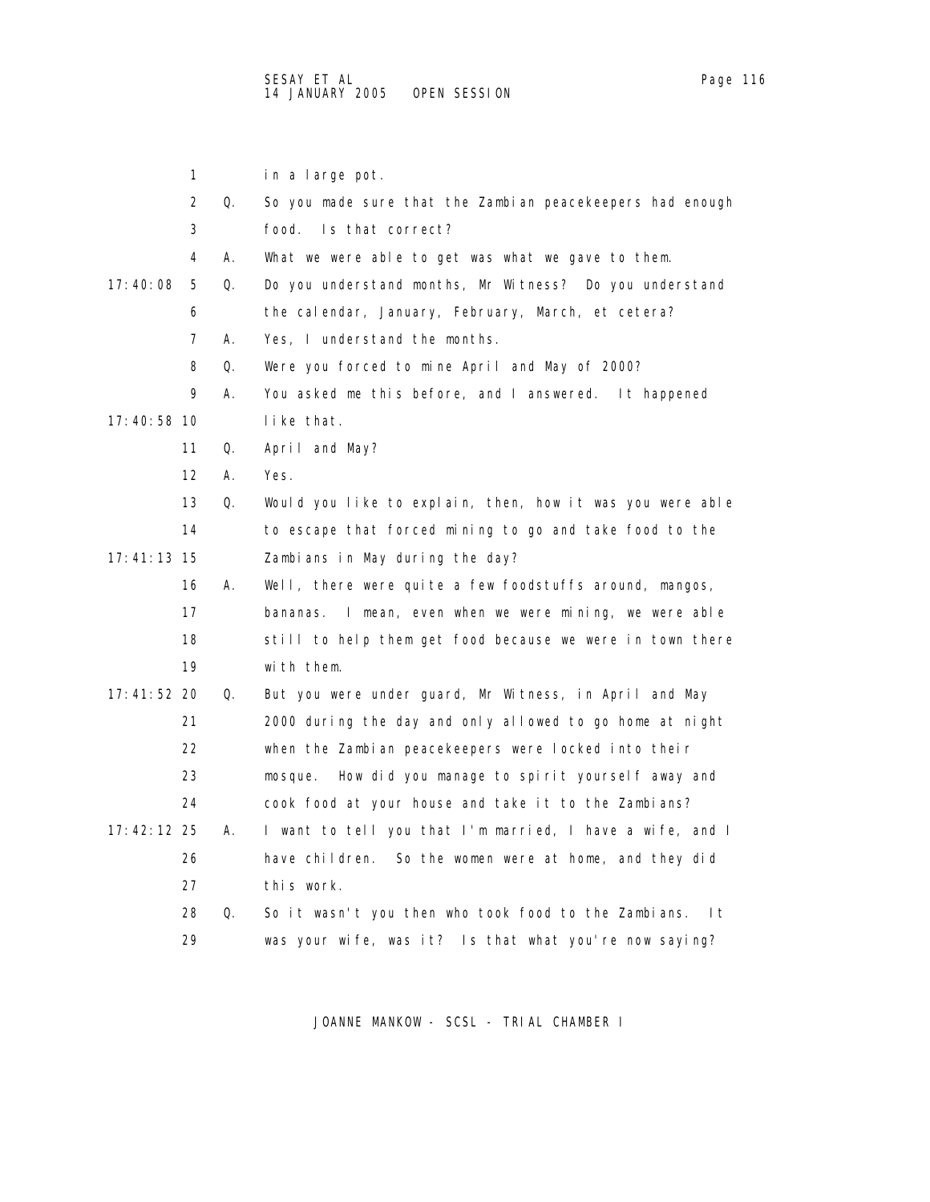1 in a large pot.

2 Q. So you made sure that the Zambian peacekeepers had enough

3 food. Is that correct?

4 A. What we were able to get was what we gave to them.

17:40:08 5 Q. Do you understand months, Mr Witness? Do you understand

6 the calendar, January, February, March, et cetera?

7 A. Yes, I understand the months.

8 Q. Were you forced to mine April and May of 2000?

9 A. You asked me this before, and I answered. It happened

17:40:58 10 like that.

11 Q. April and May?

12 A. Yes.

13 Q. Would you like to explain, then, how it was you were able

14 to escape that forced mining to go and take food to the

17:41:13 15 Zambians in May during the day?

16 A. Well, there were quite a few foodstuffs around, mangos,

17 bananas. I mean, even when we were mining, we were able

18 still to help them get food because we were in town there

19 with them.

17:41:52 20 Q. But you were under guard, Mr Witness, in April and May

21 2000 during the day and only allowed to go home at night

22 when the Zambian peacekeepers were locked into their

23 mosque. How did you manage to spirit yourself away and

24 cook food at your house and take it to the Zambians?

17:42:12 25 A. I want to tell you that I'm married, I have a wife, and I

26 have children. So the women were at home, and they did

27 this work.

28 Q. So it wasn't you then who took food to the Zambians. It

29 was your wife, was it? Is that what you're now saying?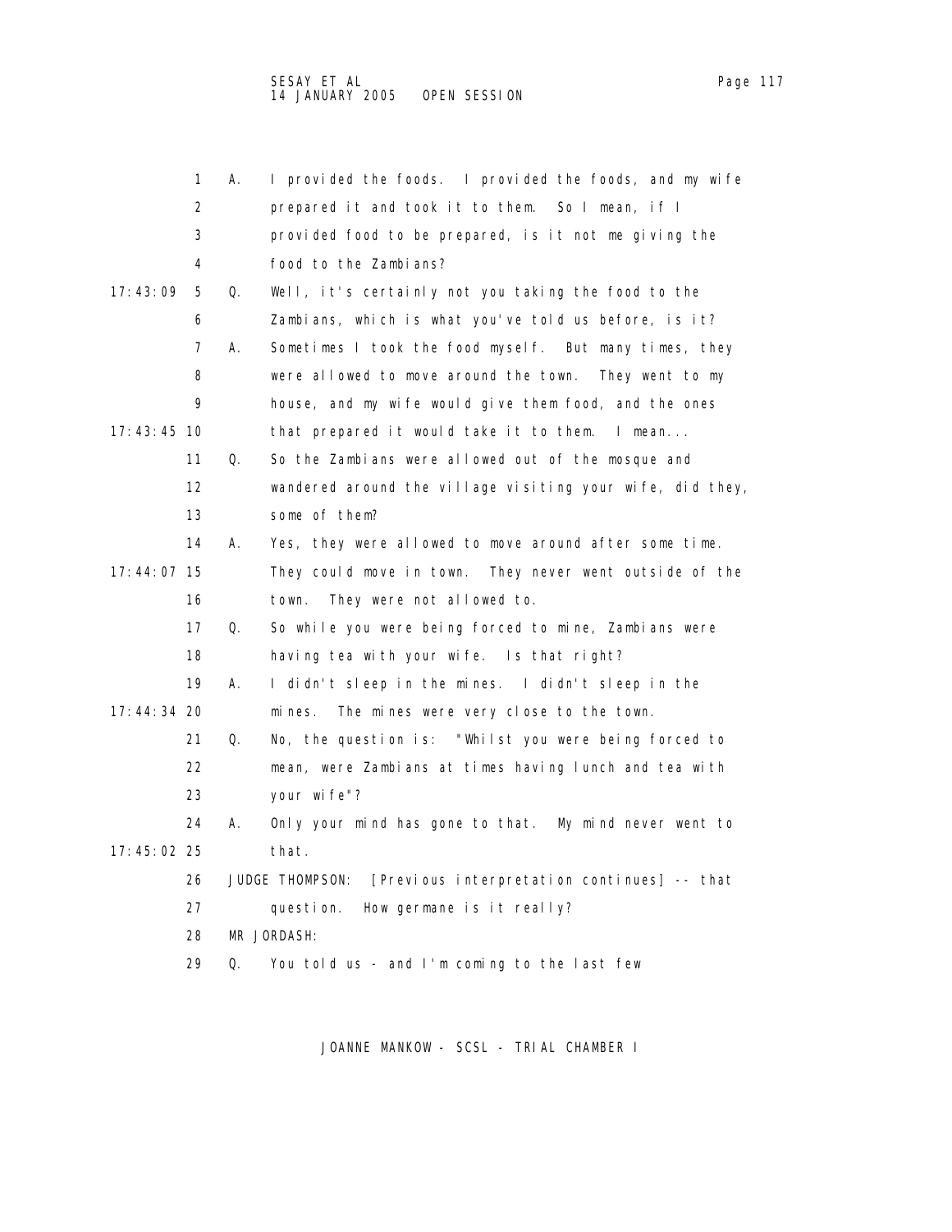1 A. I provided the foods. I provided the foods, and my wife
2 prepared it and took it to them. So I mean, if I
3 provided food to be prepared, is it not me giving the
4 food to the Zambians?

17:43:09 5 Q. Well, it's certainly not you taking the food to the
6 Zambians, which is what you've told us before, is it?
7 A. Sometimes I took the food myself. But many times, they
8 were allowed to move around the town. They went to my
9 house, and my wife would give them food, and the ones

17:43:45 10 that prepared it would take it to them. I mean...
11 Q. So the Zambians were allowed out of the mosque and
12 wandered around the village visiting your wife, did they,
13 some of them?
14 A. Yes, they were allowed to move around after some time.

17:44:07 15 They could move in town. They never went outside of the
16 town. They were not allowed to.
17 Q. So while you were being forced to mine, Zambians were
18 having tea with your wife. Is that right?
19 A. I didn't sleep in the mines. I didn't sleep in the

17:44:34 20 mines. The mines were very close to the town.
21 Q. No, the question is: "Whilst you were being forced to
22 mean, were Zambians at times having lunch and tea with
23 your wife"?
24 A. Only your mind has gone to that. My mind never went to

17:45:02 25 that.
26 JUDGE THOMPSON: [Previous interpretation continues] -- that
27 question. How germane is it really?
28 MR JORDASH:
29 Q. You told us - and I'm coming to the last few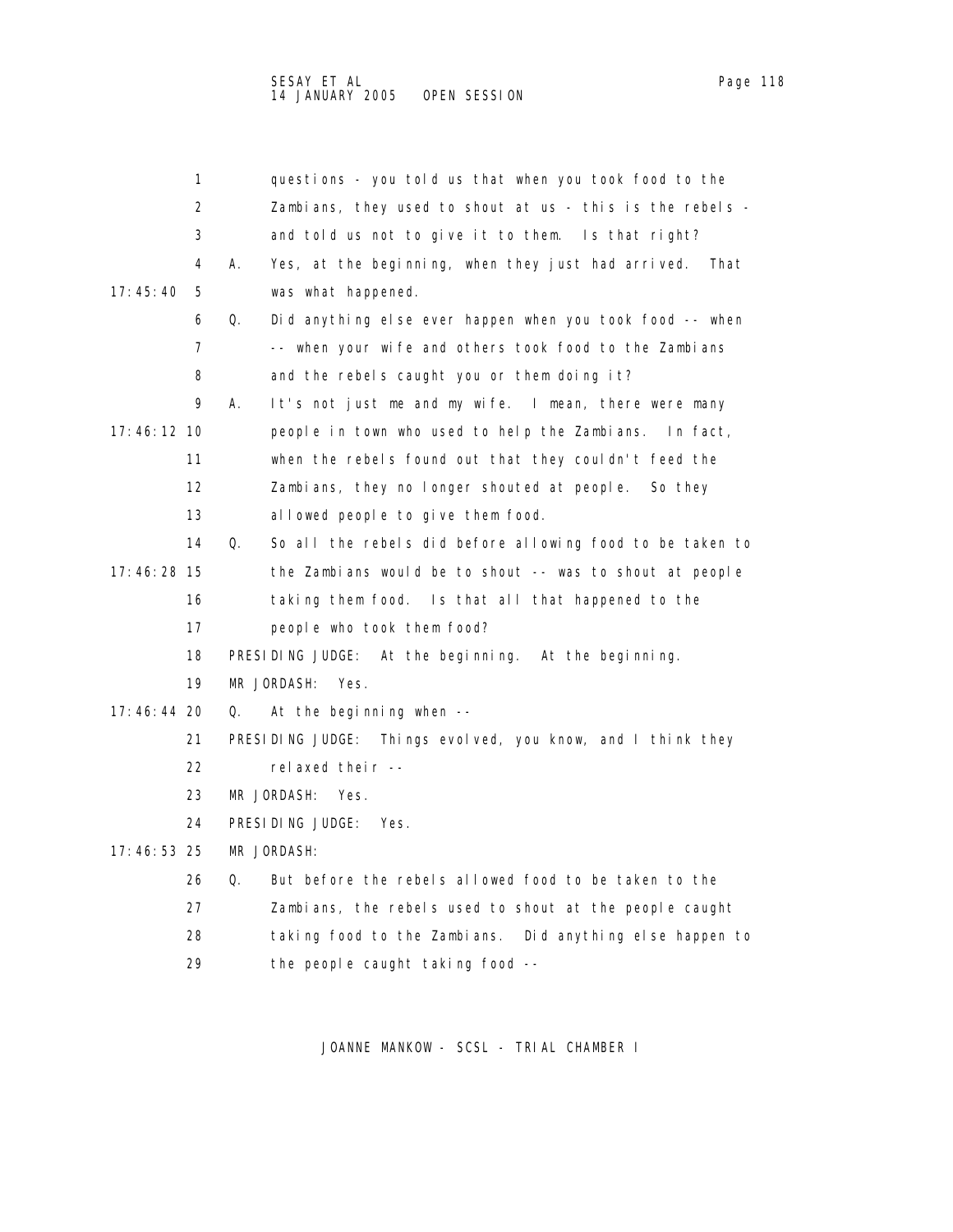questions - you told us that when you took food to the Zambians, they used to shout at us - this is the rebels - and told us not to give it to them. Is that right?

A. Yes, at the beginning, when they just had arrived. That was what happened.

Q. Did anything else ever happen when you took food -- when -- when your wife and others took food to the Zambians and the rebels caught you or them doing it?

A. It's not just me and my wife. I mean, there were many people in town who used to help the Zambians. In fact, when the rebels found out that they couldn't feed the Zambians, they no longer shouted at people. So they allowed people to give them food.

Q. So all the rebels did before allowing food to be taken to the Zambians would be to shout -- was to shout at people taking them food. Is that all that happened to the people who took them food?

PRESIDING JUDGE: At the beginning. At the beginning.

MR JORDASH: Yes.

Q. At the beginning when --

PRESIDING JUDGE: Things evolved, you know, and I think they relaxed their --

MR JORDASH: Yes.

PRESIDING JUDGE: Yes.

MR JORDASH:

Q. But before the rebels allowed food to be taken to the Zambians, the rebels used to shout at the people caught taking food to the Zambians. Did anything else happen to the people caught taking food --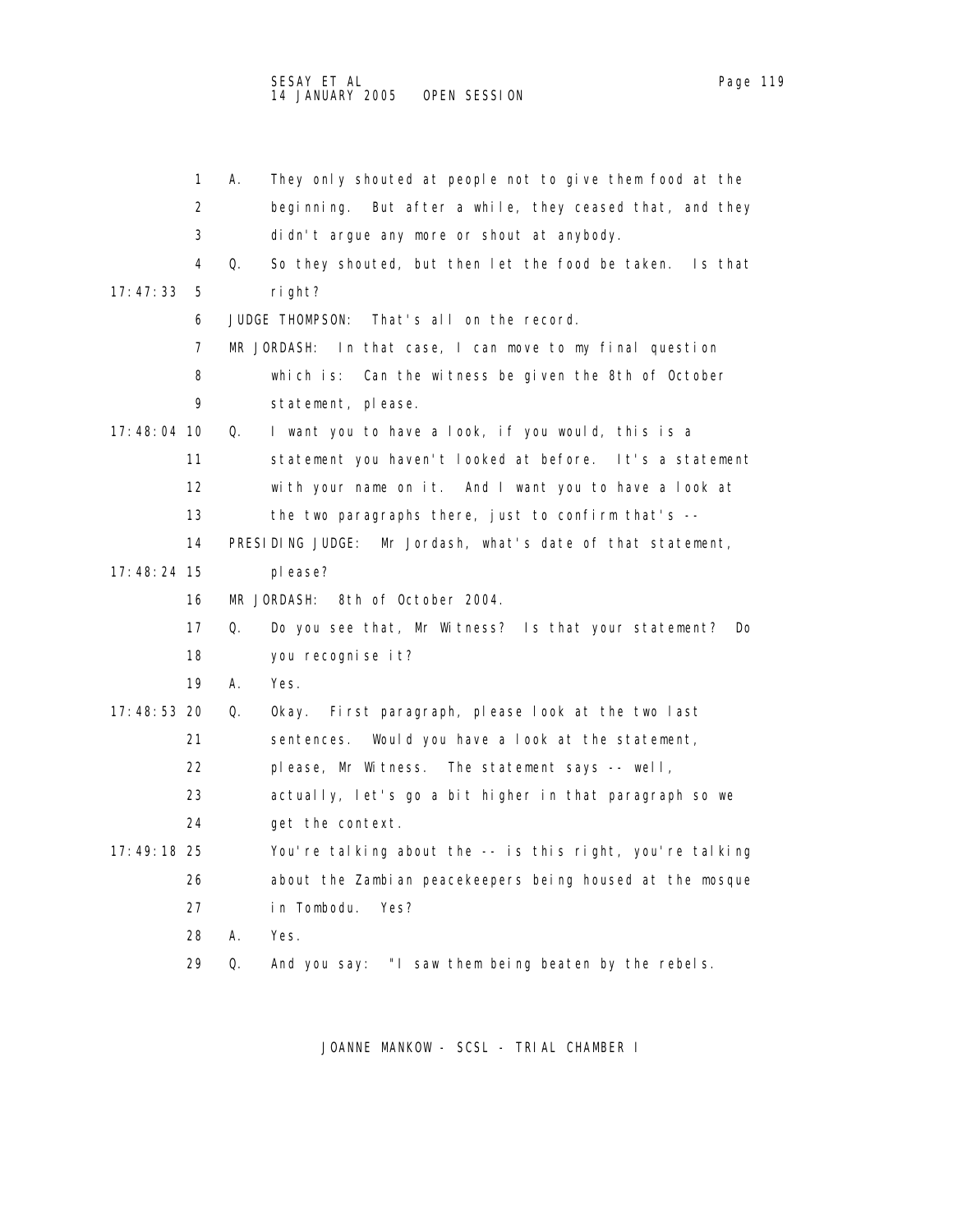1 A. They only shouted at people not to give them food at the
2 beginning. But after a while, they ceased that, and they
3 didn't argue any more or shout at anybody.
4 Q. So they shouted, but then let the food be taken. Is that
17:47:33 5 right?
6 JUDGE THOMPSON: That's all on the record.
7 MR JORDASH: In that case, I can move to my final question
8 which is: Can the witness be given the 8th of October
9 statement, please.
17:48:04 10 Q. I want you to have a look, if you would, this is a
11 statement you haven't looked at before. It's a statement
12 with your name on it. And I want you to have a look at
13 the two paragraphs there, just to confirm that's --
14 PRESIDING JUDGE: Mr Jordash, what's date of that statement,
17:48:24 15 please?
16 MR JORDASH: 8th of October 2004.
17 Q. Do you see that, Mr Witness? Is that your statement? Do
18 you recognise it?
19 A. Yes.
17:48:53 20 Q. Okay. First paragraph, please look at the two last
21 sentences. Would you have a look at the statement,
22 please, Mr Witness. The statement says -- well,
23 actually, let's go a bit higher in that paragraph so we
24 get the context.
17:49:18 25 You're talking about the -- is this right, you're talking
26 about the Zambian peacekeepers being housed at the mosque
27 in Tombodu. Yes?
28 A. Yes.
29 Q. And you say: "I saw them being beaten by the rebels.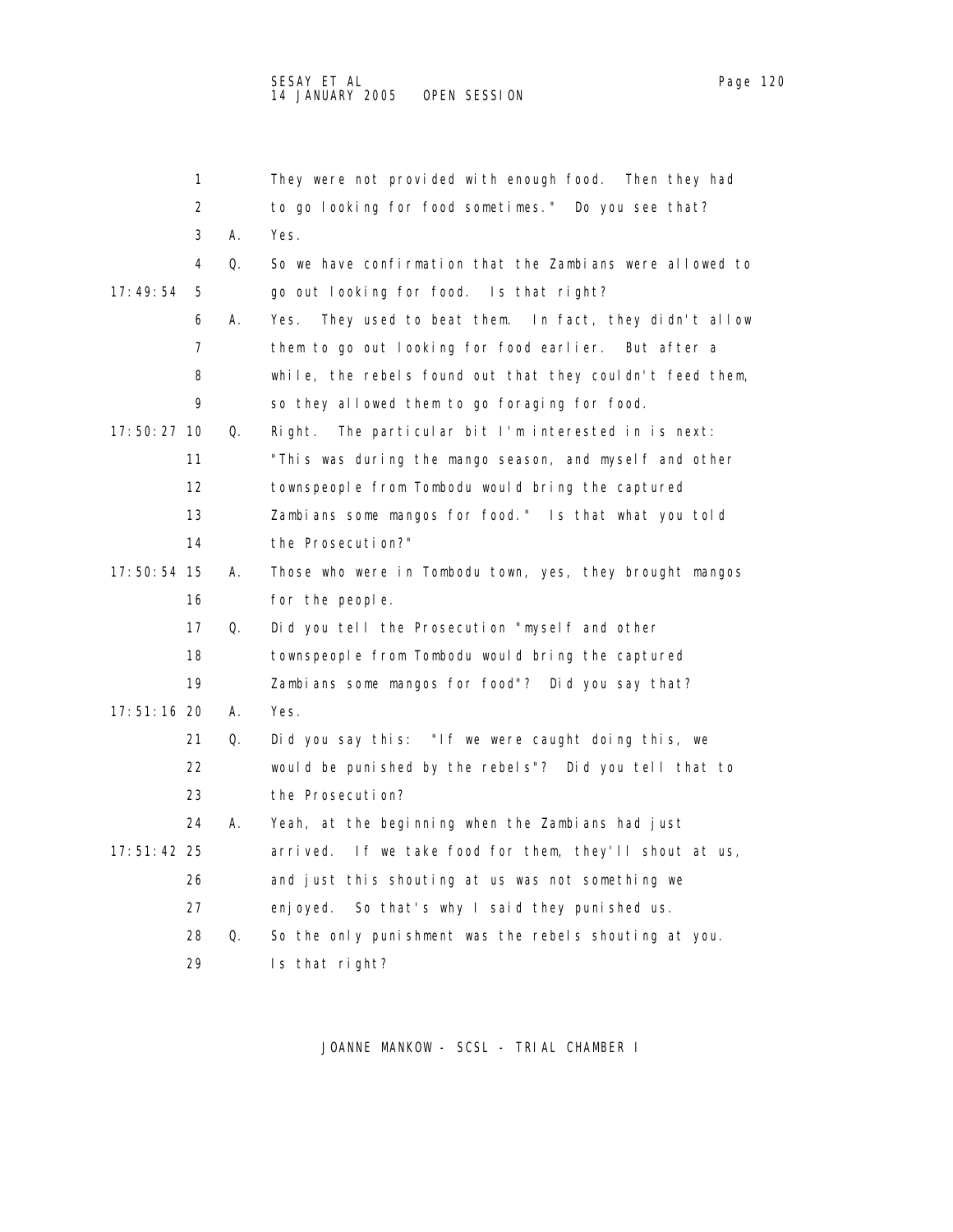1 They were not provided with enough food. Then they had
2 to go looking for food sometimes." Do you see that?
3 A. Yes.
4 Q. So we have confirmation that the Zambians were allowed to
17:49:54 5 go out looking for food. Is that right?
6 A. Yes. They used to beat them. In fact, they didn't allow
7 them to go out looking for food earlier. But after a
8 while, the rebels found out that they couldn't feed them,
9 so they allowed them to go foraging for food.
17:50:27 10 Q. Right. The particular bit I'm interested in is next:
11 "This was during the mango season, and myself and other
12 townspeople from Tombodu would bring the captured
13 Zambians some mangos for food." Is that what you told
14 the Prosecution?"
17:50:54 15 A. Those who were in Tombodu town, yes, they brought mangos
16 for the people.
17 Q. Did you tell the Prosecution "myself and other
18 townspeople from Tombodu would bring the captured
19 Zambians some mangos for food"? Did you say that?
17:51:16 20 A. Yes.
21 Q. Did you say this: "If we were caught doing this, we
22 would be punished by the rebels"? Did you tell that to
23 the Prosecution?
24 A. Yeah, at the beginning when the Zambians had just
17:51:42 25 arrived. If we take food for them, they'll shout at us,
26 and just this shouting at us was not something we
27 enjoyed. So that's why I said they punished us.
28 Q. So the only punishment was the rebels shouting at you.
29 Is that right?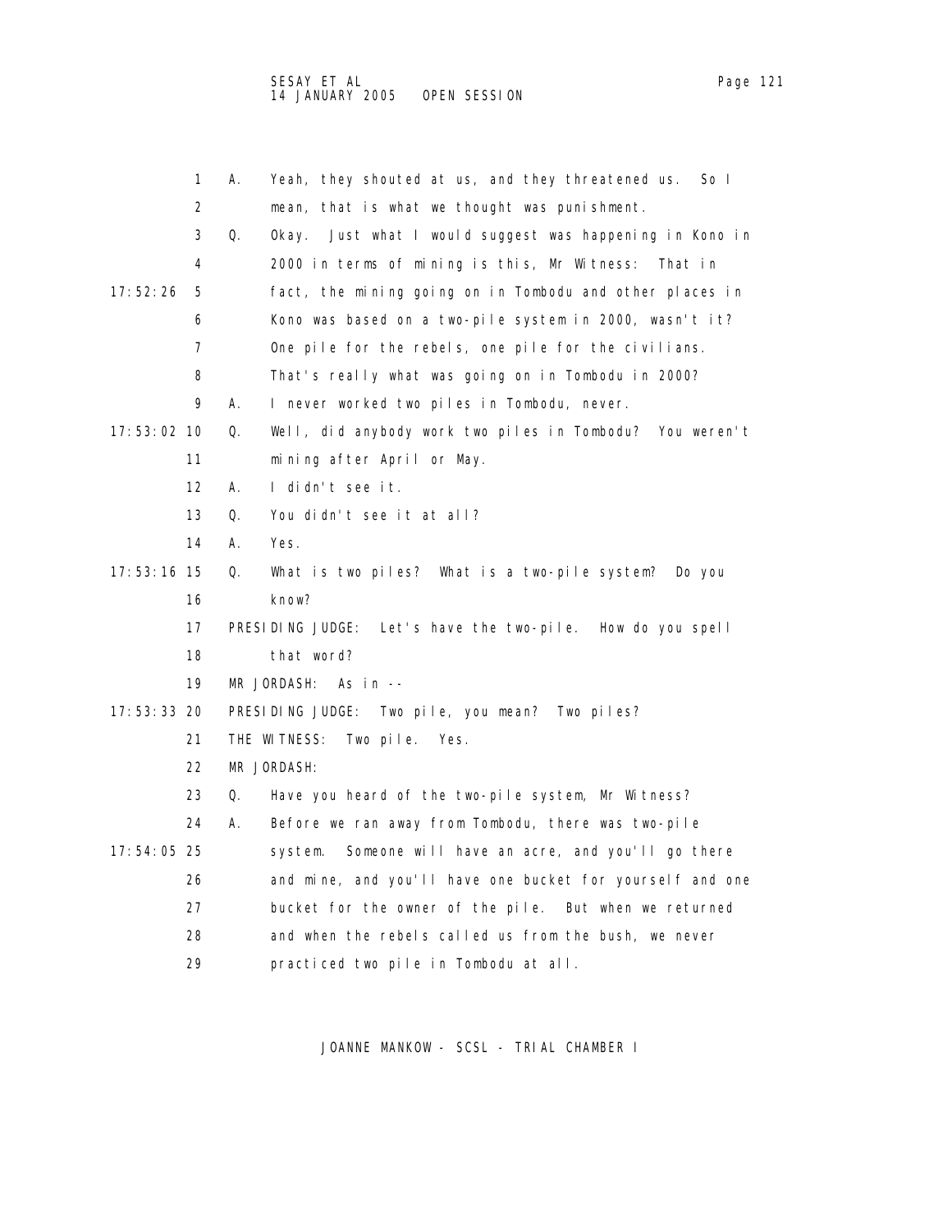1 A. Yeah, they shouted at us, and they threatened us. So I
2 mean, that is what we thought was punishment.
3 Q. Okay. Just what I would suggest was happening in Kono in
4 2000 in terms of mining is this, Mr Witness: That in
17:52:26 5 fact, the mining going on in Tombodu and other places in
6 Kono was based on a two-pile system in 2000, wasn't it?
7 One pile for the rebels, one pile for the civilians.
8 That's really what was going on in Tombodu in 2000?
9 A. I never worked two piles in Tombodu, never.
17:53:02 10 Q. Well, did anybody work two piles in Tombodu? You weren't
11 mining after April or May.
12 A. I didn't see it.
13 Q. You didn't see it at all?
14 A. Yes.
17:53:16 15 Q. What is two piles? What is a two-pile system? Do you
16 know?
17 PRESIDING JUDGE: Let's have the two-pile. How do you spell
18 that word?
19 MR JORDASH: As in --
17:53:33 20 PRESIDING JUDGE: Two pile, you mean? Two piles?
21 THE WITNESS: Two pile. Yes.
22 MR JORDASH:
23 Q. Have you heard of the two-pile system, Mr Witness?
24 A. Before we ran away from Tombodu, there was two-pile
17:54:05 25 system. Someone will have an acre, and you'll go there
26 and mine, and you'll have one bucket for yourself and one
27 bucket for the owner of the pile. But when we returned
28 and when the rebels called us from the bush, we never
29 practiced two pile in Tombodu at all.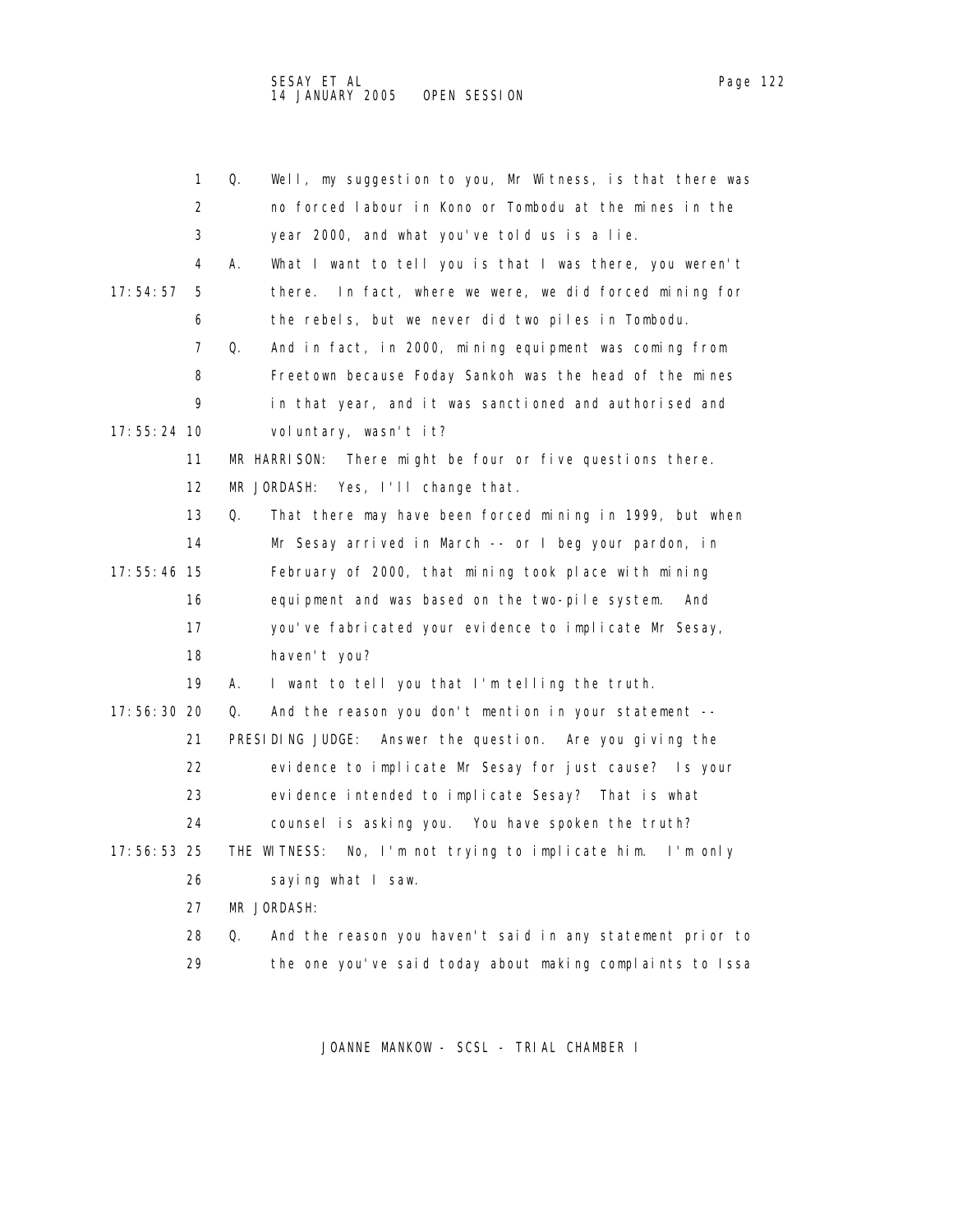Q. Well, my suggestion to you, Mr Witness, is that there was no forced labour in Kono or Tombodu at the mines in the year 2000, and what you've told us is a lie.

A. What I want to tell you is that I was there, you weren't there. In fact, where we were, we did forced mining for the rebels, but we never did two piles in Tombodu.

Q. And in fact, in 2000, mining equipment was coming from Freetown because Foday Sankoh was the head of the mines in that year, and it was sanctioned and authorised and voluntary, wasn't it?

MR HARRISON: There might be four or five questions there.

MR JORDASH: Yes, I'll change that.

Q. That there may have been forced mining in 1999, but when Mr Sesay arrived in March -- or I beg your pardon, in February of 2000, that mining took place with mining equipment and was based on the two-pile system. And you've fabricated your evidence to implicate Mr Sesay, haven't you?

A. I want to tell you that I'm telling the truth.

Q. And the reason you don't mention in your statement --

PRESIDING JUDGE: Answer the question. Are you giving the evidence to implicate Mr Sesay for just cause? Is your evidence intended to implicate Sesay? That is what counsel is asking you. You have spoken the truth?

THE WITNESS: No, I'm not trying to implicate him. I'm only saying what I saw.

MR JORDASH:

Q. And the reason you haven't said in any statement prior to the one you've said today about making complaints to Issa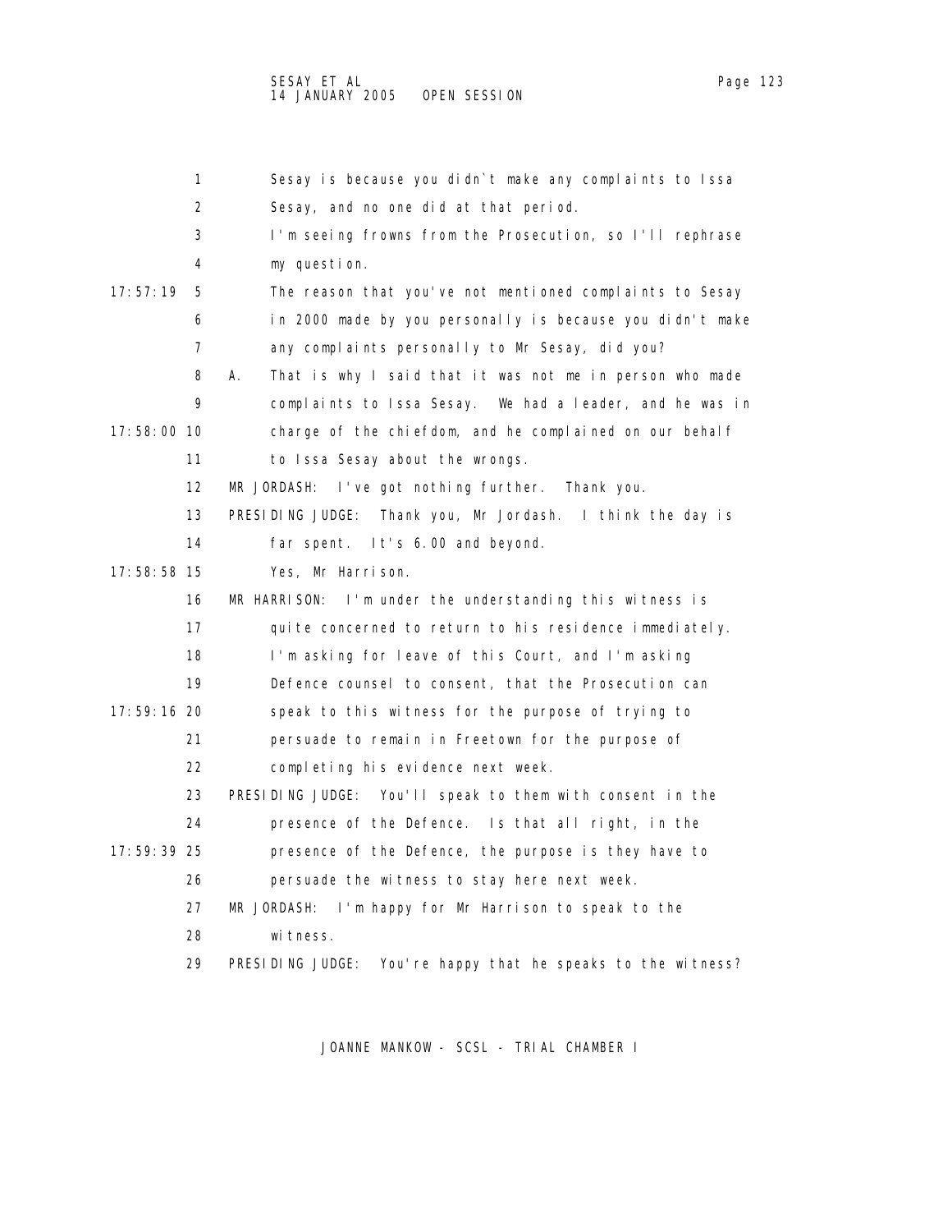Sesay is because you didn`t make any complaints to Issa Sesay, and no one did at that period.

I'm seeing frowns from the Prosecution, so I'll rephrase my question.

The reason that you've not mentioned complaints to Sesay in 2000 made by you personally is because you didn't make any complaints personally to Mr Sesay, did you?

A. That is why I said that it was not me in person who made complaints to Issa Sesay. We had a leader, and he was in charge of the chiefdom, and he complained on our behalf to Issa Sesay about the wrongs.

MR JORDASH: I've got nothing further. Thank you.

PRESIDING JUDGE: Thank you, Mr Jordash. I think the day is far spent. It's 6.00 and beyond.

Yes, Mr Harrison.

MR HARRISON: I'm under the understanding this witness is quite concerned to return to his residence immediately. I'm asking for leave of this Court, and I'm asking Defence counsel to consent, that the Prosecution can speak to this witness for the purpose of trying to persuade to remain in Freetown for the purpose of completing his evidence next week.

PRESIDING JUDGE: You'll speak to them with consent in the presence of the Defence. Is that all right, in the presence of the Defence, the purpose is they have to persuade the witness to stay here next week.

MR JORDASH: I'm happy for Mr Harrison to speak to the witness.

PRESIDING JUDGE: You're happy that he speaks to the witness?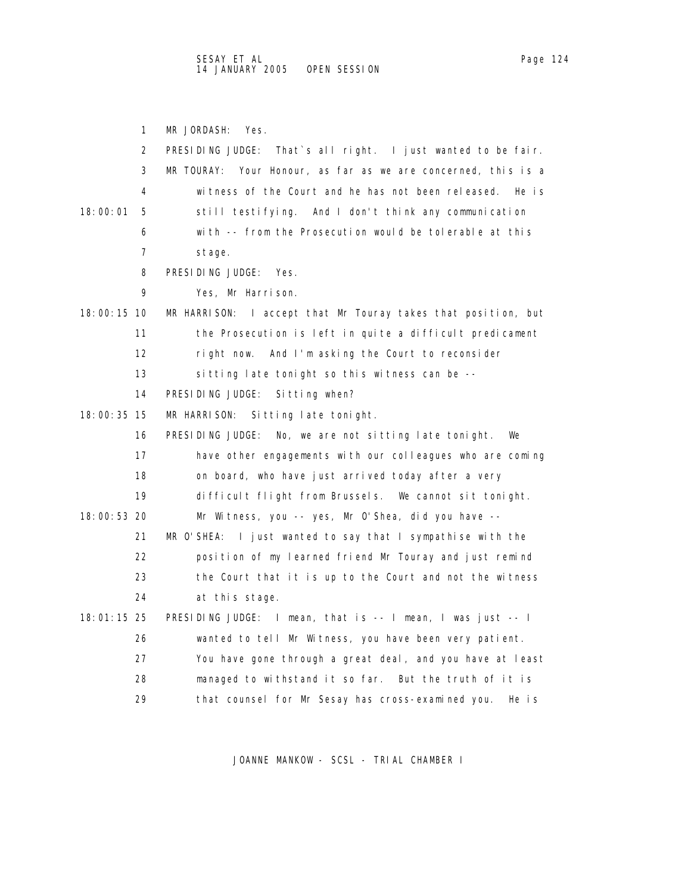1 MR JORDASH: Yes.

2 PRESIDING JUDGE: That`s all right. I just wanted to be fair.

3 MR TOURAY: Your Honour, as far as we are concerned, this is a

4 witness of the Court and he has not been released. He is

18:00:01 5 still testifying. And I don't think any communication

6 with -- from the Prosecution would be tolerable at this

7 stage.

8 PRESIDING JUDGE: Yes.

9 Yes, Mr Harrison.

18:00:15 10 MR HARRISON: I accept that Mr Touray takes that position, but

11 the Prosecution is left in quite a difficult predicament

12 right now. And I'm asking the Court to reconsider

13 sitting late tonight so this witness can be --

14 PRESIDING JUDGE: Sitting when?

18:00:35 15 MR HARRISON: Sitting late tonight.

16 PRESIDING JUDGE: No, we are not sitting late tonight. We

17 have other engagements with our colleagues who are coming

18 on board, who have just arrived today after a very

19 difficult flight from Brussels. We cannot sit tonight.

18:00:53 20 Mr Witness, you -- yes, Mr O'Shea, did you have --

21 MR O'SHEA: I just wanted to say that I sympathise with the

22 position of my learned friend Mr Touray and just remind

23 the Court that it is up to the Court and not the witness

24 at this stage.

18:01:15 25 PRESIDING JUDGE: I mean, that is -- I mean, I was just -- I

26 wanted to tell Mr Witness, you have been very patient.

27 You have gone through a great deal, and you have at least

28 managed to withstand it so far. But the truth of it is

29 that counsel for Mr Sesay has cross-examined you. He is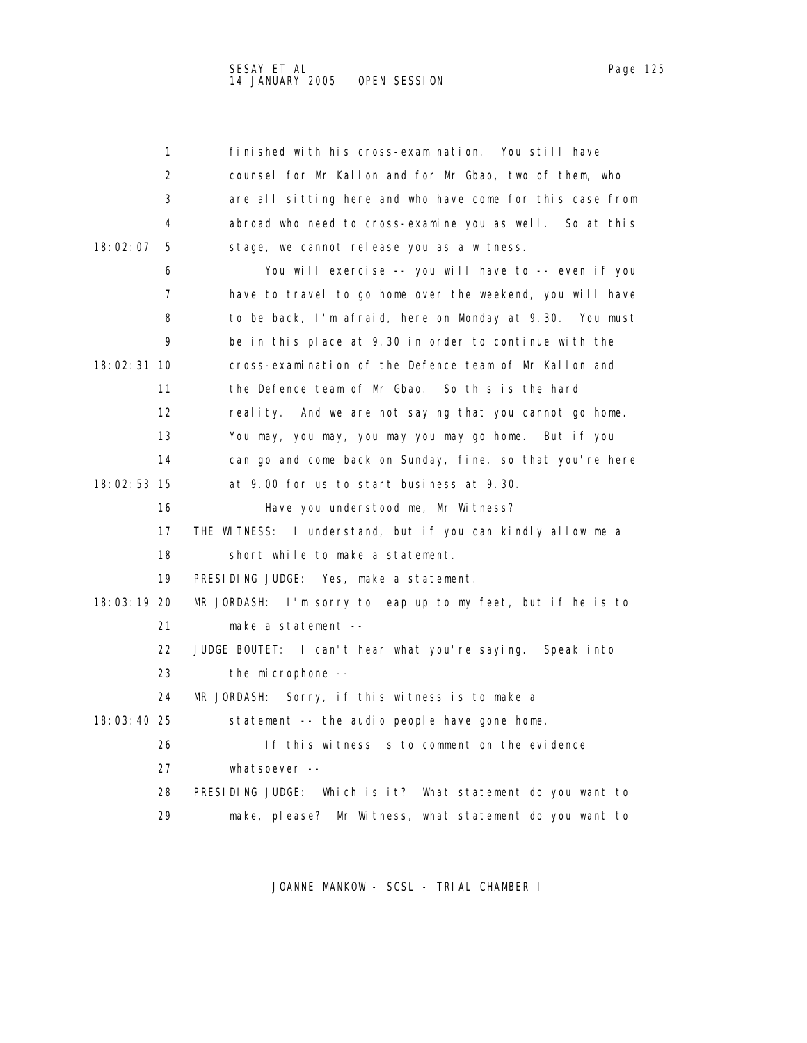finished with his cross-examination. You still have counsel for Mr Kallon and for Mr Gbao, two of them, who are all sitting here and who have come for this case from abroad who need to cross-examine you as well. So at this stage, we cannot release you as a witness.

You will exercise -- you will have to -- even if you have to travel to go home over the weekend, you will have to be back, I'm afraid, here on Monday at 9.30. You must be in this place at 9.30 in order to continue with the cross-examination of the Defence team of Mr Kallon and the Defence team of Mr Gbao. So this is the hard reality. And we are not saying that you cannot go home. You may, you may, you may you may go home. But if you can go and come back on Sunday, fine, so that you're here at 9.00 for us to start business at 9.30.

Have you understood me, Mr Witness?

THE WITNESS: I understand, but if you can kindly allow me a short while to make a statement.

PRESIDING JUDGE: Yes, make a statement.

MR JORDASH: I'm sorry to leap up to my feet, but if he is to make a statement --

JUDGE BOUTET: I can't hear what you're saying. Speak into the microphone --

MR JORDASH: Sorry, if this witness is to make a statement -- the audio people have gone home.

If this witness is to comment on the evidence whatsoever --

PRESIDING JUDGE: Which is it? What statement do you want to make, please? Mr Witness, what statement do you want to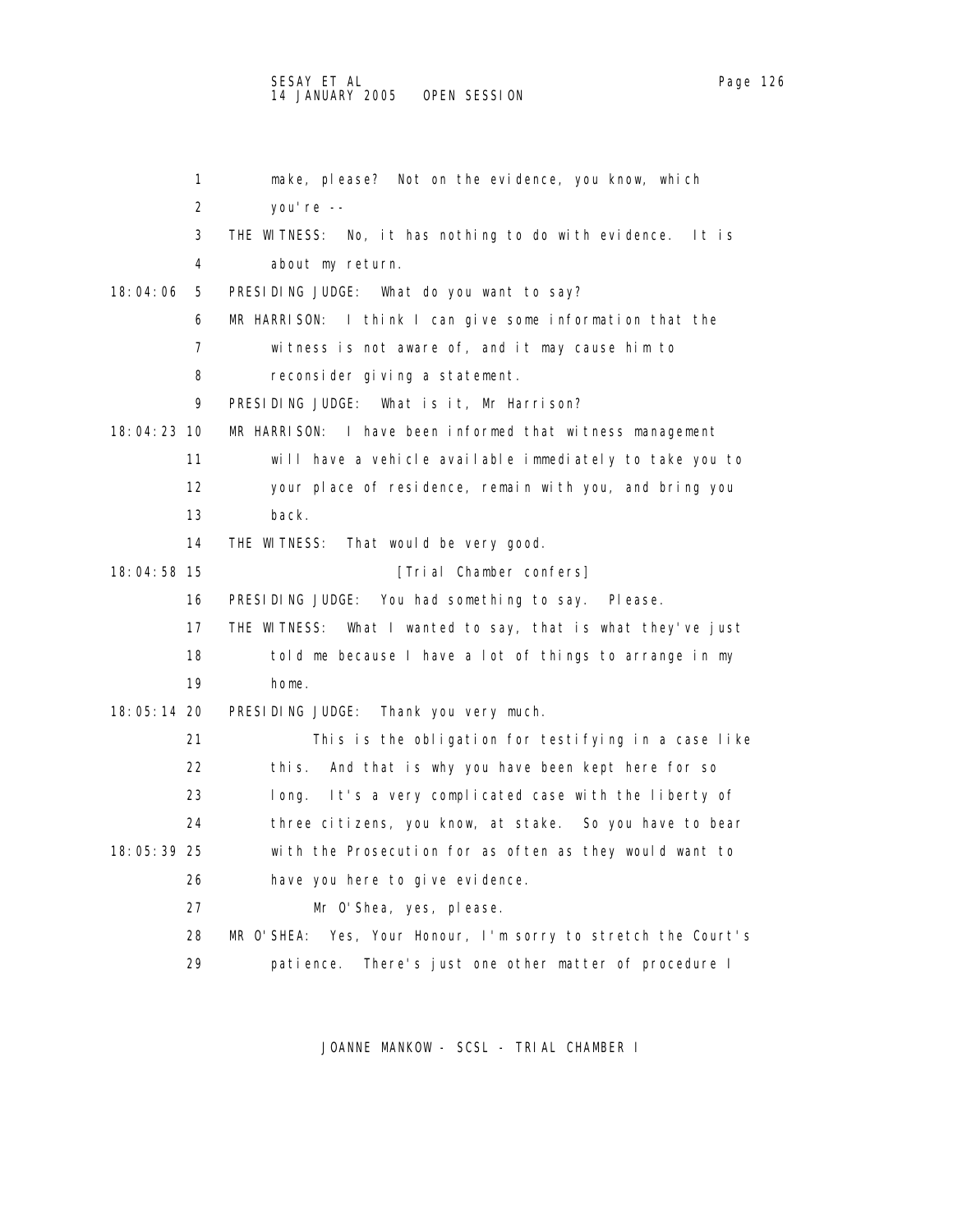make, please? Not on the evidence, you know, which you're --

THE WITNESS: No, it has nothing to do with evidence. It is about my return.

PRESIDING JUDGE: What do you want to say?

MR HARRISON: I think I can give some information that the witness is not aware of, and it may cause him to reconsider giving a statement.

PRESIDING JUDGE: What is it, Mr Harrison?

MR HARRISON: I have been informed that witness management will have a vehicle available immediately to take you to your place of residence, remain with you, and bring you back.

THE WITNESS: That would be very good.

[Trial Chamber confers]

PRESIDING JUDGE: You had something to say. Please.

THE WITNESS: What I wanted to say, that is what they've just told me because I have a lot of things to arrange in my home.

PRESIDING JUDGE: Thank you very much.

This is the obligation for testifying in a case like this. And that is why you have been kept here for so long. It's a very complicated case with the liberty of three citizens, you know, at stake. So you have to bear with the Prosecution for as often as they would want to have you here to give evidence.

Mr O'Shea, yes, please.

MR O'SHEA: Yes, Your Honour, I'm sorry to stretch the Court's patience. There's just one other matter of procedure I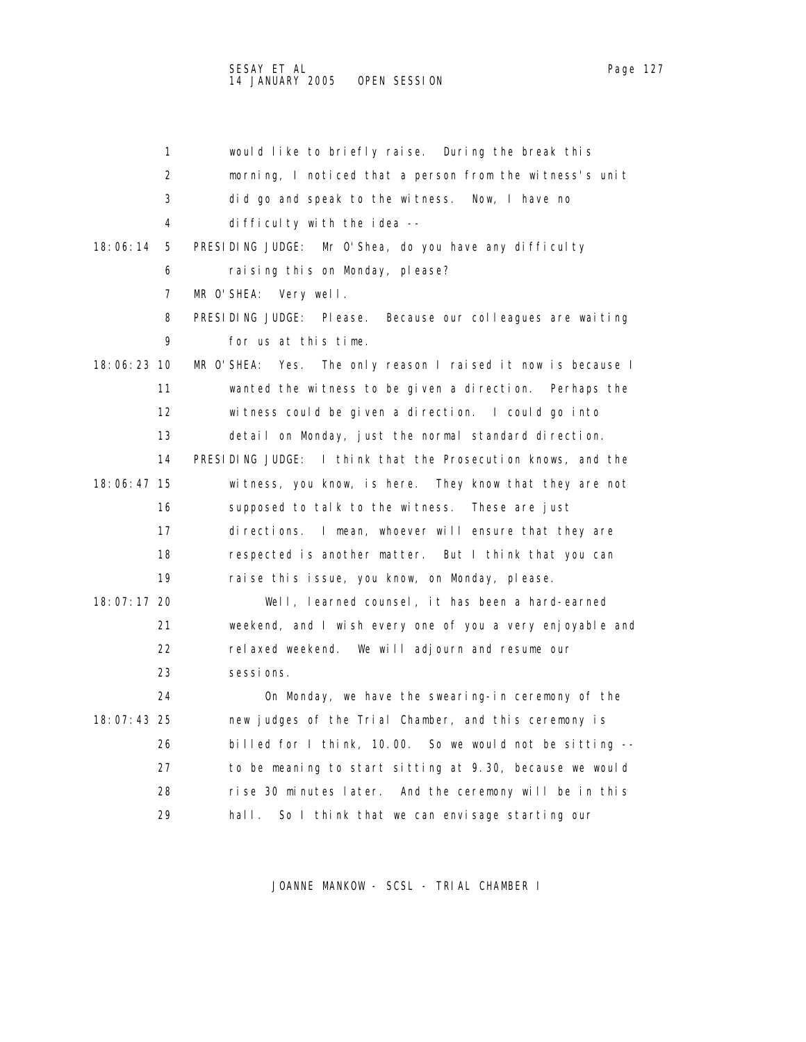would like to briefly raise. During the break this morning, I noticed that a person from the witness's unit did go and speak to the witness. Now, I have no difficulty with the idea --

PRESIDING JUDGE: Mr O'Shea, do you have any difficulty raising this on Monday, please?

MR O'SHEA: Very well.

PRESIDING JUDGE: Please. Because our colleagues are waiting for us at this time.

MR O'SHEA: Yes. The only reason I raised it now is because I wanted the witness to be given a direction. Perhaps the witness could be given a direction. I could go into detail on Monday, just the normal standard direction.

PRESIDING JUDGE: I think that the Prosecution knows, and the witness, you know, is here. They know that they are not supposed to talk to the witness. These are just directions. I mean, whoever will ensure that they are respected is another matter. But I think that you can raise this issue, you know, on Monday, please.

Well, learned counsel, it has been a hard-earned weekend, and I wish every one of you a very enjoyable and relaxed weekend. We will adjourn and resume our sessions.

On Monday, we have the swearing-in ceremony of the new judges of the Trial Chamber, and this ceremony is billed for I think, 10.00. So we would not be sitting -- to be meaning to start sitting at 9.30, because we would rise 30 minutes later. And the ceremony will be in this hall. So I think that we can envisage starting our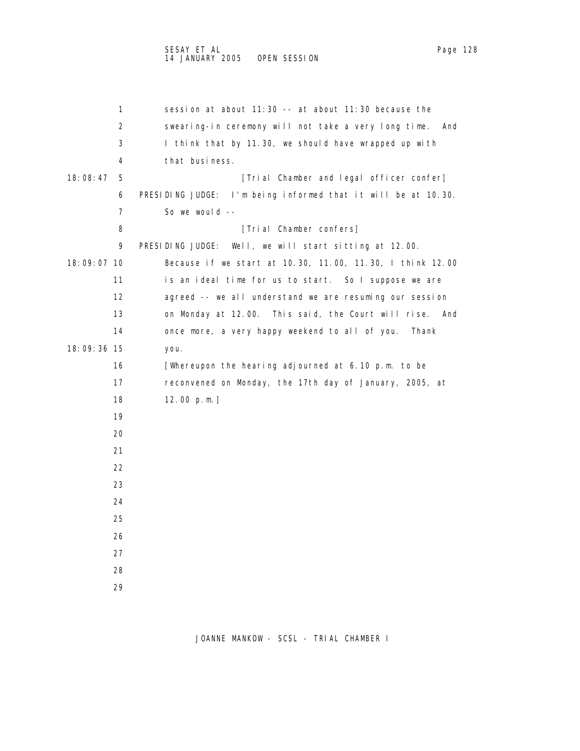session at about 11:30 -- at about 11:30 because the swearing-in ceremony will not take a very long time. And I think that by 11.30, we should have wrapped up with that business.

[Trial Chamber and legal officer confer]

PRESIDING JUDGE: I'm being informed that it will be at 10.30. So we would --

[Trial Chamber confers]

PRESIDING JUDGE: Well, we will start sitting at 12.00. Because if we start at 10.30, 11.00, 11.30, I think 12.00 is an ideal time for us to start. So I suppose we are agreed -- we all understand we are resuming our session on Monday at 12.00. This said, the Court will rise. And once more, a very happy weekend to all of you. Thank you.

[Whereupon the hearing adjourned at 6.10 p.m. to be reconvened on Monday, the 17th day of January, 2005, at 12.00 p.m.]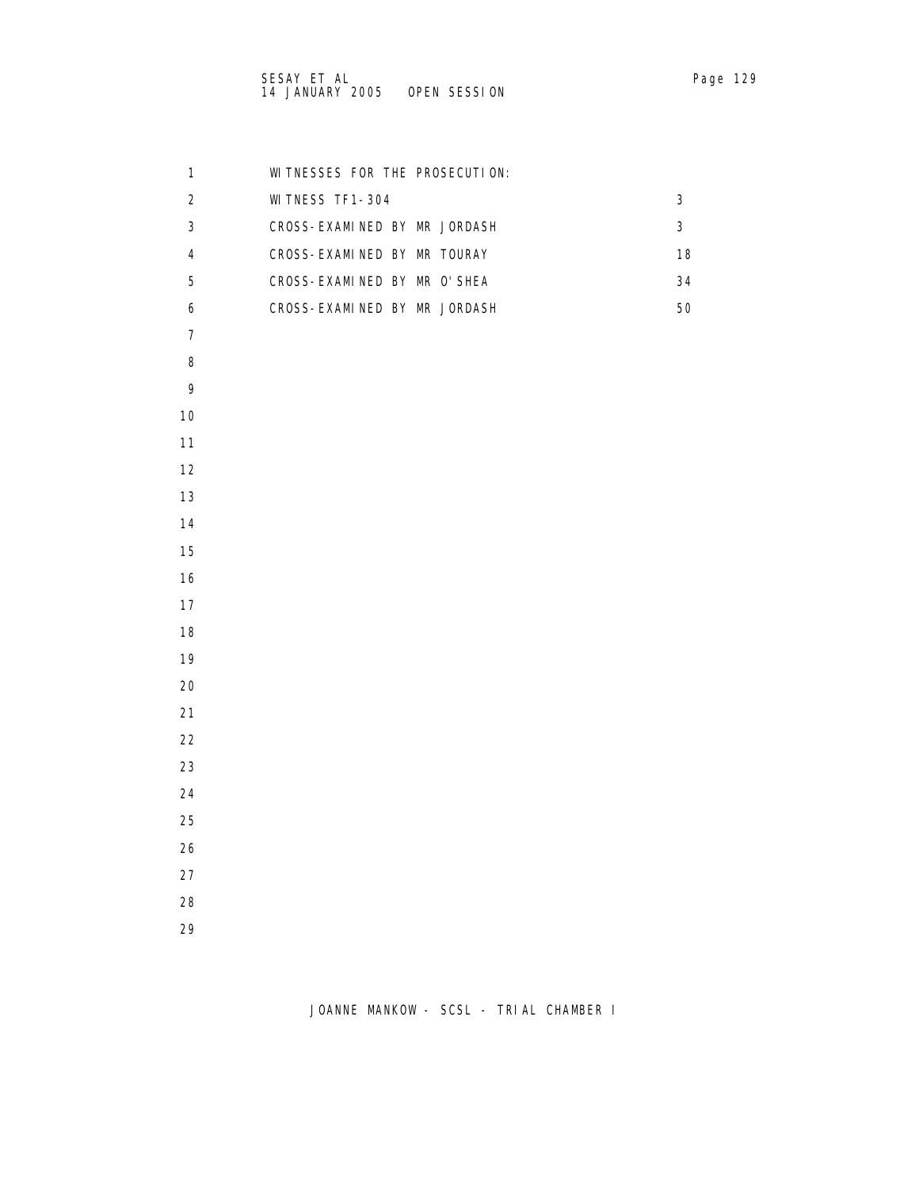WITNESSES FOR THE PROSECUTION:

| | |
|---|---|
| WITNESS TF1-304 | 3 |
| CROSS-EXAMINED BY MR JORDASH | 3 |
| CROSS-EXAMINED BY MR TOURAY | 18 |
| CROSS-EXAMINED BY MR O'SHEA | 34 |
| CROSS-EXAMINED BY MR JORDASH | 50 |